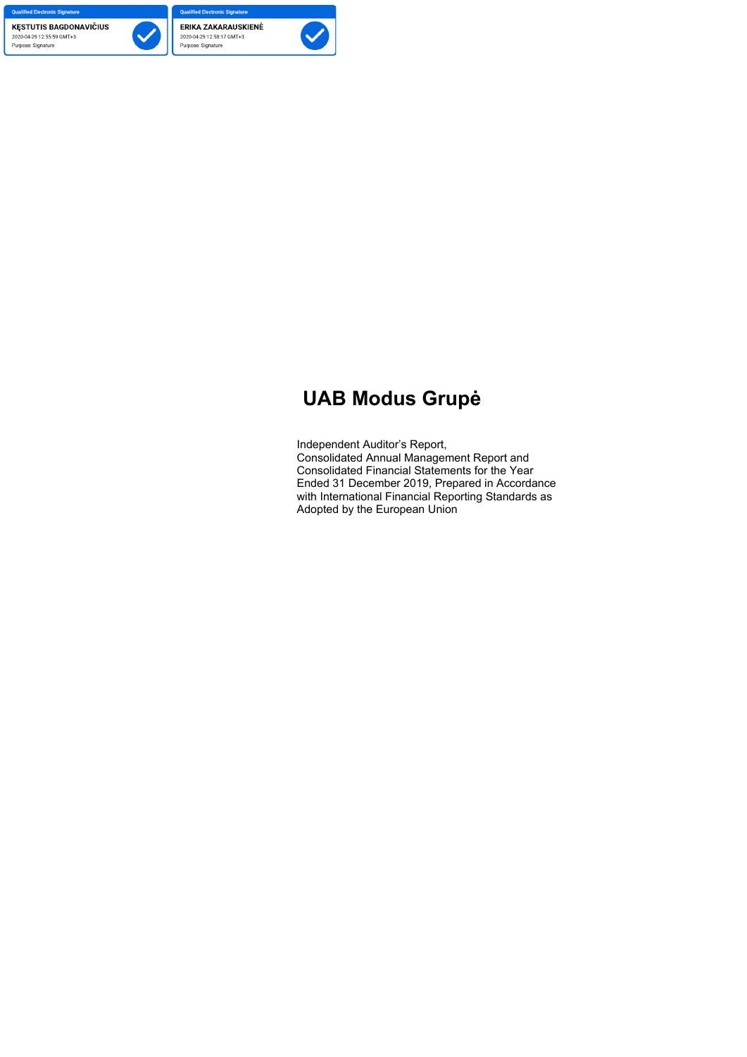Qualified Electronic Signature

**KĘSTUTIS BAGDONAVIČIUS**
2020-04-29 12:55:59 GMT+3
Purpose: Signature

Qualified Electronic Signature

**ERIKA ZAKARAUSKIENĖ**
2020-04-29 12:58:17 GMT+3
Purpose: Signature

# UAB Modus Grupė

Independent Auditor's Report,
Consolidated Annual Management Report and
Consolidated Financial Statements for the Year
Ended 31 December 2019, Prepared in Accordance
with International Financial Reporting Standards as
Adopted by the European Union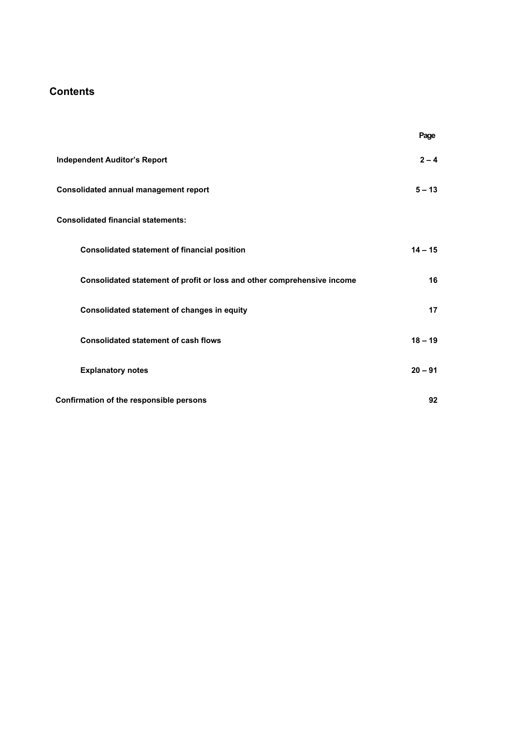# Contents

| | Page |
|---|---|
| **Independent Auditor's Report** | **2 – 4** |
| **Consolidated annual management report** | **5 – 13** |
| **Consolidated financial statements:** | |
| **Consolidated statement of financial position** | **14 – 15** |
| **Consolidated statement of profit or loss and other comprehensive income** | **16** |
| **Consolidated statement of changes in equity** | **17** |
| **Consolidated statement of cash flows** | **18 – 19** |
| **Explanatory notes** | **20 – 91** |
| **Confirmation of the responsible persons** | **92** |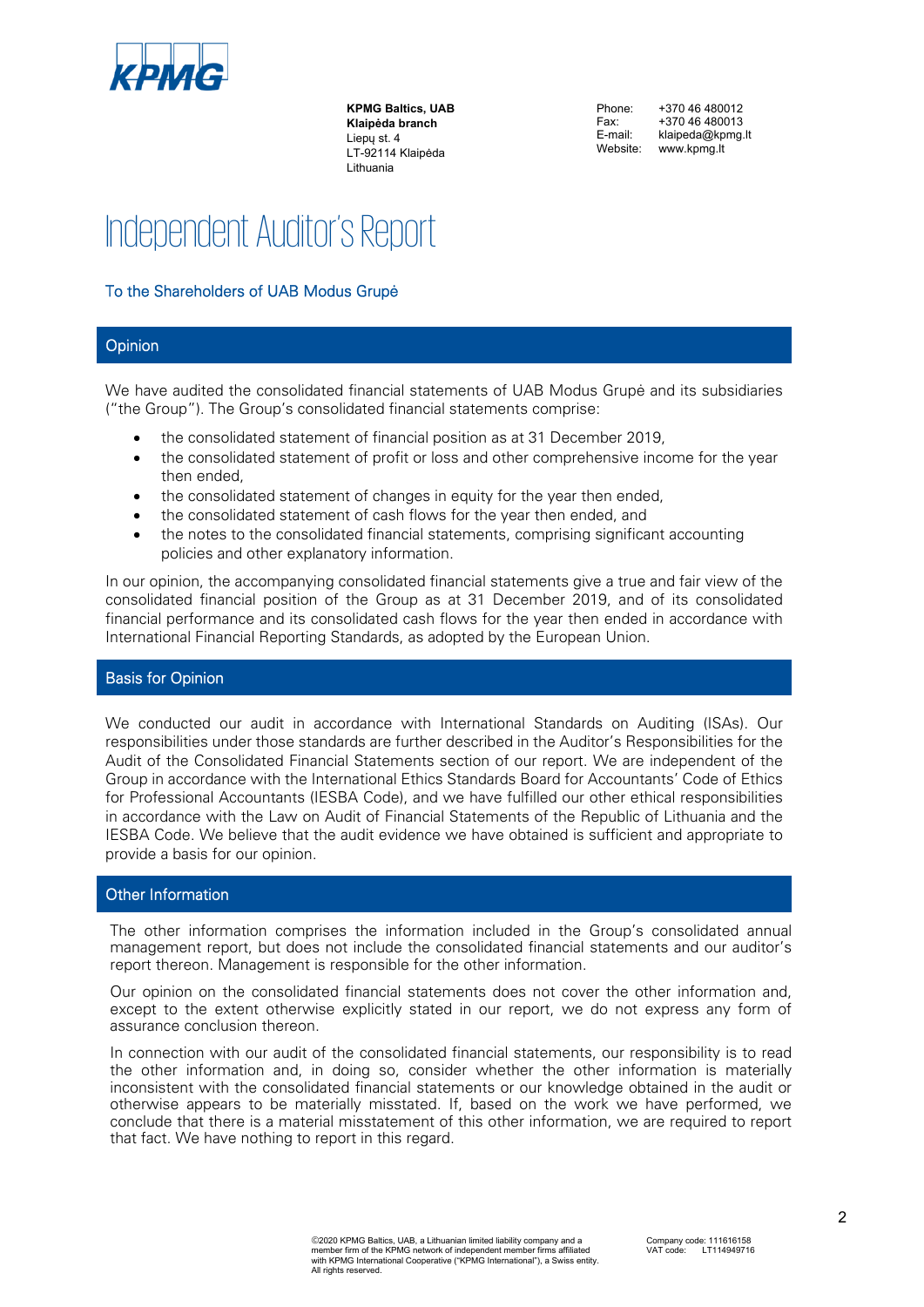KPMG

**KPMG Baltics, UAB**
**Klaipėda branch**
Liepų st. 4
LT-92114 Klaipėda
Lithuania

Phone: +370 46 480012
Fax: +370 46 480013
E-mail: klaipeda@kpmg.lt
Website: www.kpmg.lt

# Independent Auditor's Report

## To the Shareholders of UAB Modus Grupė

## Opinion

We have audited the consolidated financial statements of UAB Modus Grupė and its subsidiaries ("the Group"). The Group's consolidated financial statements comprise:

- the consolidated statement of financial position as at 31 December 2019,
- the consolidated statement of profit or loss and other comprehensive income for the year then ended,
- the consolidated statement of changes in equity for the year then ended,
- the consolidated statement of cash flows for the year then ended, and
- the notes to the consolidated financial statements, comprising significant accounting policies and other explanatory information.

In our opinion, the accompanying consolidated financial statements give a true and fair view of the consolidated financial position of the Group as at 31 December 2019, and of its consolidated financial performance and its consolidated cash flows for the year then ended in accordance with International Financial Reporting Standards, as adopted by the European Union.

## Basis for Opinion

We conducted our audit in accordance with International Standards on Auditing (ISAs). Our responsibilities under those standards are further described in the Auditor's Responsibilities for the Audit of the Consolidated Financial Statements section of our report. We are independent of the Group in accordance with the International Ethics Standards Board for Accountants' Code of Ethics for Professional Accountants (IESBA Code), and we have fulfilled our other ethical responsibilities in accordance with the Law on Audit of Financial Statements of the Republic of Lithuania and the IESBA Code. We believe that the audit evidence we have obtained is sufficient and appropriate to provide a basis for our opinion.

## Other Information

The other information comprises the information included in the Group's consolidated annual management report, but does not include the consolidated financial statements and our auditor's report thereon. Management is responsible for the other information.

Our opinion on the consolidated financial statements does not cover the other information and, except to the extent otherwise explicitly stated in our report, we do not express any form of assurance conclusion thereon.

In connection with our audit of the consolidated financial statements, our responsibility is to read the other information and, in doing so, consider whether the other information is materially inconsistent with the consolidated financial statements or our knowledge obtained in the audit or otherwise appears to be materially misstated. If, based on the work we have performed, we conclude that there is a material misstatement of this other information, we are required to report that fact. We have nothing to report in this regard.

©2020 KPMG Baltics, UAB, a Lithuanian limited liability company and a member firm of the KPMG network of independent member firms affiliated with KPMG International Cooperative ("KPMG International"), a Swiss entity. All rights reserved.

Company code: 111616158
VAT code: LT114949716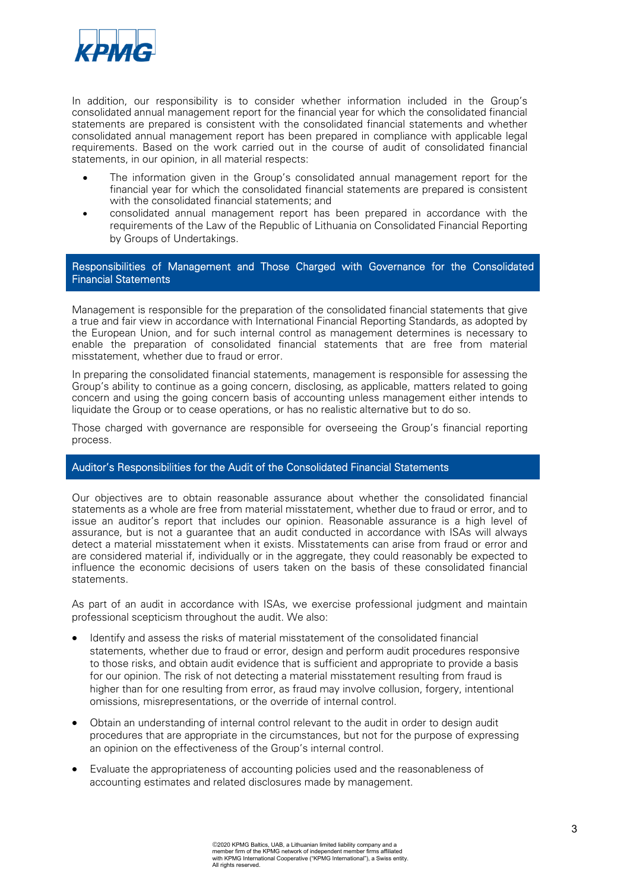In addition, our responsibility is to consider whether information included in the Group's consolidated annual management report for the financial year for which the consolidated financial statements are prepared is consistent with the consolidated financial statements and whether consolidated annual management report has been prepared in compliance with applicable legal requirements. Based on the work carried out in the course of audit of consolidated financial statements, in our opinion, in all material respects:

- The information given in the Group's consolidated annual management report for the financial year for which the consolidated financial statements are prepared is consistent with the consolidated financial statements; and
- consolidated annual management report has been prepared in accordance with the requirements of the Law of the Republic of Lithuania on Consolidated Financial Reporting by Groups of Undertakings.

## Responsibilities of Management and Those Charged with Governance for the Consolidated Financial Statements

Management is responsible for the preparation of the consolidated financial statements that give a true and fair view in accordance with International Financial Reporting Standards, as adopted by the European Union, and for such internal control as management determines is necessary to enable the preparation of consolidated financial statements that are free from material misstatement, whether due to fraud or error.

In preparing the consolidated financial statements, management is responsible for assessing the Group's ability to continue as a going concern, disclosing, as applicable, matters related to going concern and using the going concern basis of accounting unless management either intends to liquidate the Group or to cease operations, or has no realistic alternative but to do so.

Those charged with governance are responsible for overseeing the Group's financial reporting process.

## Auditor's Responsibilities for the Audit of the Consolidated Financial Statements

Our objectives are to obtain reasonable assurance about whether the consolidated financial statements as a whole are free from material misstatement, whether due to fraud or error, and to issue an auditor's report that includes our opinion. Reasonable assurance is a high level of assurance, but is not a guarantee that an audit conducted in accordance with ISAs will always detect a material misstatement when it exists. Misstatements can arise from fraud or error and are considered material if, individually or in the aggregate, they could reasonably be expected to influence the economic decisions of users taken on the basis of these consolidated financial statements.

As part of an audit in accordance with ISAs, we exercise professional judgment and maintain professional scepticism throughout the audit. We also:

- Identify and assess the risks of material misstatement of the consolidated financial statements, whether due to fraud or error, design and perform audit procedures responsive to those risks, and obtain audit evidence that is sufficient and appropriate to provide a basis for our opinion. The risk of not detecting a material misstatement resulting from fraud is higher than for one resulting from error, as fraud may involve collusion, forgery, intentional omissions, misrepresentations, or the override of internal control.
- Obtain an understanding of internal control relevant to the audit in order to design audit procedures that are appropriate in the circumstances, but not for the purpose of expressing an opinion on the effectiveness of the Group's internal control.
- Evaluate the appropriateness of accounting policies used and the reasonableness of accounting estimates and related disclosures made by management.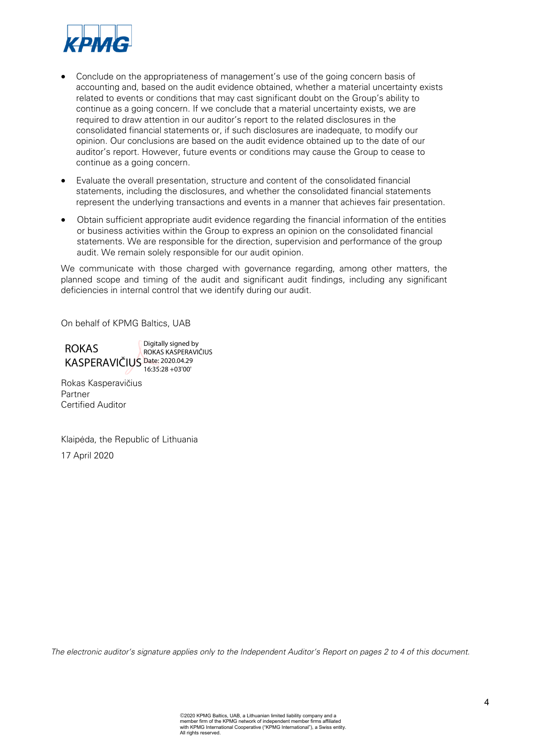- Conclude on the appropriateness of management's use of the going concern basis of accounting and, based on the audit evidence obtained, whether a material uncertainty exists related to events or conditions that may cast significant doubt on the Group's ability to continue as a going concern. If we conclude that a material uncertainty exists, we are required to draw attention in our auditor's report to the related disclosures in the consolidated financial statements or, if such disclosures are inadequate, to modify our opinion. Our conclusions are based on the audit evidence obtained up to the date of our auditor's report. However, future events or conditions may cause the Group to cease to continue as a going concern.
- Evaluate the overall presentation, structure and content of the consolidated financial statements, including the disclosures, and whether the consolidated financial statements represent the underlying transactions and events in a manner that achieves fair presentation.
- Obtain sufficient appropriate audit evidence regarding the financial information of the entities or business activities within the Group to express an opinion on the consolidated financial statements. We are responsible for the direction, supervision and performance of the group audit. We remain solely responsible for our audit opinion.

We communicate with those charged with governance regarding, among other matters, the planned scope and timing of the audit and significant audit findings, including any significant deficiencies in internal control that we identify during our audit.

On behalf of KPMG Baltics, UAB

ROKAS KASPERAVIČIUS Digitally signed by ROKAS KASPERAVIČIUS Date: 2020.04.29 16:35:28 +03'00'

Rokas Kasperavičius
Partner
Certified Auditor

Klaipėda, the Republic of Lithuania

17 April 2020

*The electronic auditor's signature applies only to the Independent Auditor's Report on pages 2 to 4 of this document.*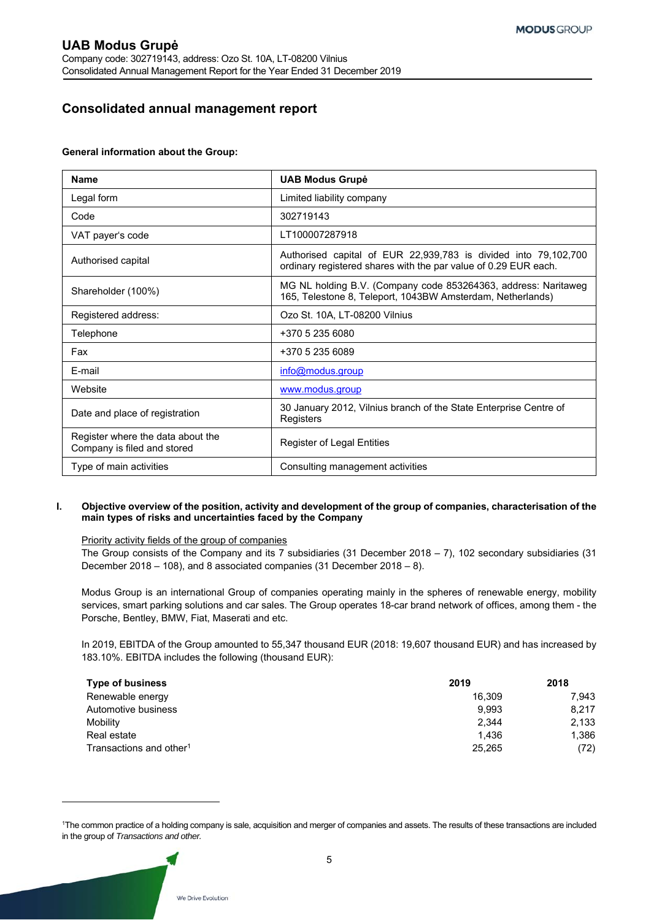# UAB Modus Grupė

Company code: 302719143, address: Ozo St. 10A, LT-08200 Vilnius
Consolidated Annual Management Report for the Year Ended 31 December 2019

## Consolidated annual management report

**General information about the Group:**

| **Name** | **UAB Modus Grupė** |
|---|---|
| Legal form | Limited liability company |
| Code | 302719143 |
| VAT payer's code | LT100007287918 |
| Authorised capital | Authorised capital of EUR 22,939,783 is divided into 79,102,700 ordinary registered shares with the par value of 0.29 EUR each. |
| Shareholder (100%) | MG NL holding B.V. (Company code 853264363, address: Naritaweg 165, Telestone 8, Teleport, 1043BW Amsterdam, Netherlands) |
| Registered address: | Ozo St. 10A, LT-08200 Vilnius |
| Telephone | +370 5 235 6080 |
| Fax | +370 5 235 6089 |
| E-mail | info@modus.group |
| Website | www.modus.group |
| Date and place of registration | 30 January 2012, Vilnius branch of the State Enterprise Centre of Registers |
| Register where the data about the Company is filed and stored | Register of Legal Entities |
| Type of main activities | Consulting management activities |

### I. Objective overview of the position, activity and development of the group of companies, characterisation of the main types of risks and uncertainties faced by the Company

Priority activity fields of the group of companies

The Group consists of the Company and its 7 subsidiaries (31 December 2018 – 7), 102 secondary subsidiaries (31 December 2018 – 108), and 8 associated companies (31 December 2018 – 8).

Modus Group is an international Group of companies operating mainly in the spheres of renewable energy, mobility services, smart parking solutions and car sales. The Group operates 18-car brand network of offices, among them - the Porsche, Bentley, BMW, Fiat, Maserati and etc.

In 2019, EBITDA of the Group amounted to 55,347 thousand EUR (2018: 19,607 thousand EUR) and has increased by 183.10%. EBITDA includes the following (thousand EUR):

| **Type of business** | **2019** | **2018** |
|---|---|---|
| Renewable energy | 16,309 | 7,943 |
| Automotive business | 9,993 | 8,217 |
| Mobility | 2,344 | 2,133 |
| Real estate | 1,436 | 1,386 |
| Transactions and other[1] | 25,265 | (72) |

[1]The common practice of a holding company is sale, acquisition and merger of companies and assets. The results of these transactions are included in the group of *Transactions and other.*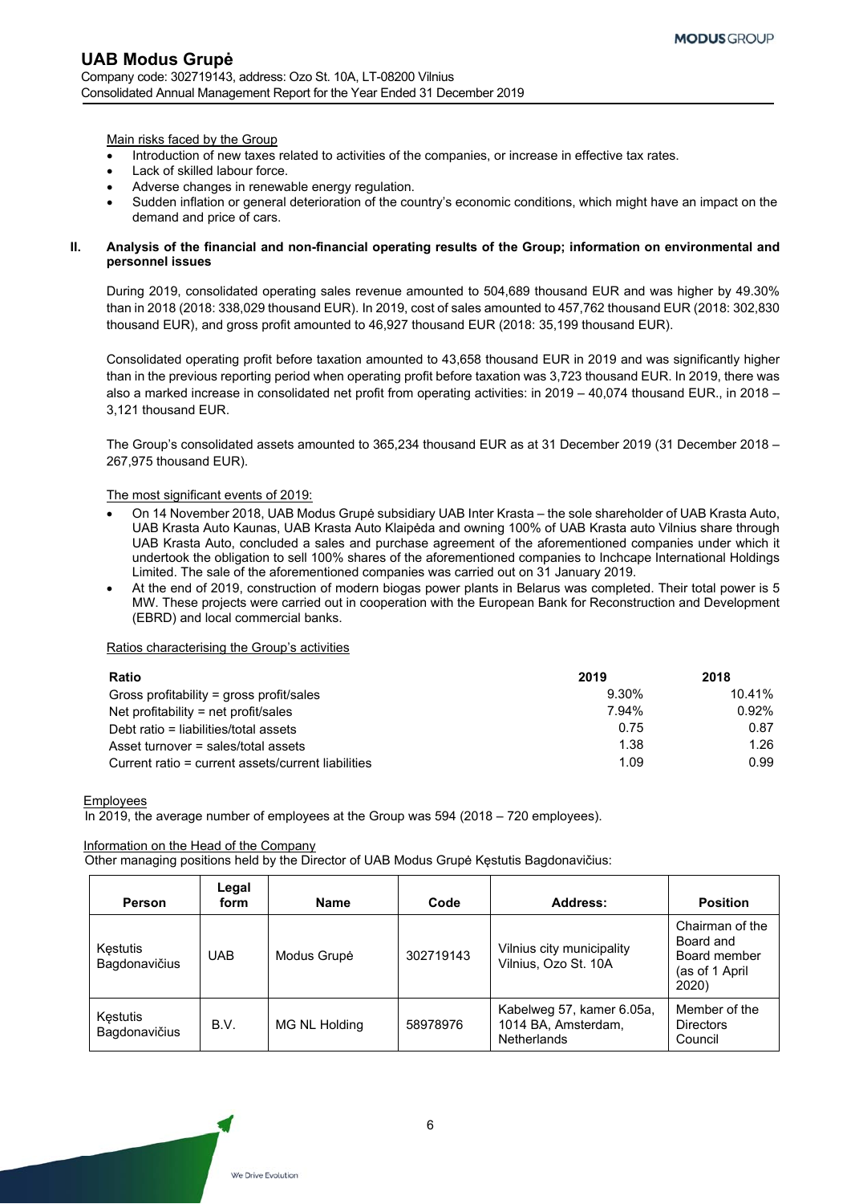Main risks faced by the Group

- Introduction of new taxes related to activities of the companies, or increase in effective tax rates.
- Lack of skilled labour force.
- Adverse changes in renewable energy regulation.
- Sudden inflation or general deterioration of the country's economic conditions, which might have an impact on the demand and price of cars.

## II. Analysis of the financial and non-financial operating results of the Group; information on environmental and personnel issues

During 2019, consolidated operating sales revenue amounted to 504,689 thousand EUR and was higher by 49.30% than in 2018 (2018: 338,029 thousand EUR). In 2019, cost of sales amounted to 457,762 thousand EUR (2018: 302,830 thousand EUR), and gross profit amounted to 46,927 thousand EUR (2018: 35,199 thousand EUR).

Consolidated operating profit before taxation amounted to 43,658 thousand EUR in 2019 and was significantly higher than in the previous reporting period when operating profit before taxation was 3,723 thousand EUR. In 2019, there was also a marked increase in consolidated net profit from operating activities: in 2019 – 40,074 thousand EUR., in 2018 – 3,121 thousand EUR.

The Group's consolidated assets amounted to 365,234 thousand EUR as at 31 December 2019 (31 December 2018 – 267,975 thousand EUR).

The most significant events of 2019:

- On 14 November 2018, UAB Modus Grupė subsidiary UAB Inter Krasta – the sole shareholder of UAB Krasta Auto, UAB Krasta Auto Kaunas, UAB Krasta Auto Klaipėda and owning 100% of UAB Krasta auto Vilnius share through UAB Krasta Auto, concluded a sales and purchase agreement of the aforementioned companies under which it undertook the obligation to sell 100% shares of the aforementioned companies to Inchcape International Holdings Limited. The sale of the aforementioned companies was carried out on 31 January 2019.
- At the end of 2019, construction of modern biogas power plants in Belarus was completed. Their total power is 5 MW. These projects were carried out in cooperation with the European Bank for Reconstruction and Development (EBRD) and local commercial banks.

Ratios characterising the Group's activities

| Ratio | 2019 | 2018 |
|---|---|---|
| Gross profitability = gross profit/sales | 9.30% | 10.41% |
| Net profitability = net profit/sales | 7.94% | 0.92% |
| Debt ratio = liabilities/total assets | 0.75 | 0.87 |
| Asset turnover = sales/total assets | 1.38 | 1.26 |
| Current ratio = current assets/current liabilities | 1.09 | 0.99 |

Employees

In 2019, the average number of employees at the Group was 594 (2018 – 720 employees).

Information on the Head of the Company

Other managing positions held by the Director of UAB Modus Grupė Kęstutis Bagdonavičius:

| Person | Legal form | Name | Code | Address: | Position |
|---|---|---|---|---|---|
| Kęstutis Bagdonavičius | UAB | Modus Grupė | 302719143 | Vilnius city municipality Vilnius, Ozo St. 10A | Chairman of the Board and Board member (as of 1 April 2020) |
| Kęstutis Bagdonavičius | B.V. | MG NL Holding | 58978976 | Kabelweg 57, kamer 6.05a, 1014 BA, Amsterdam, Netherlands | Member of the Directors Council |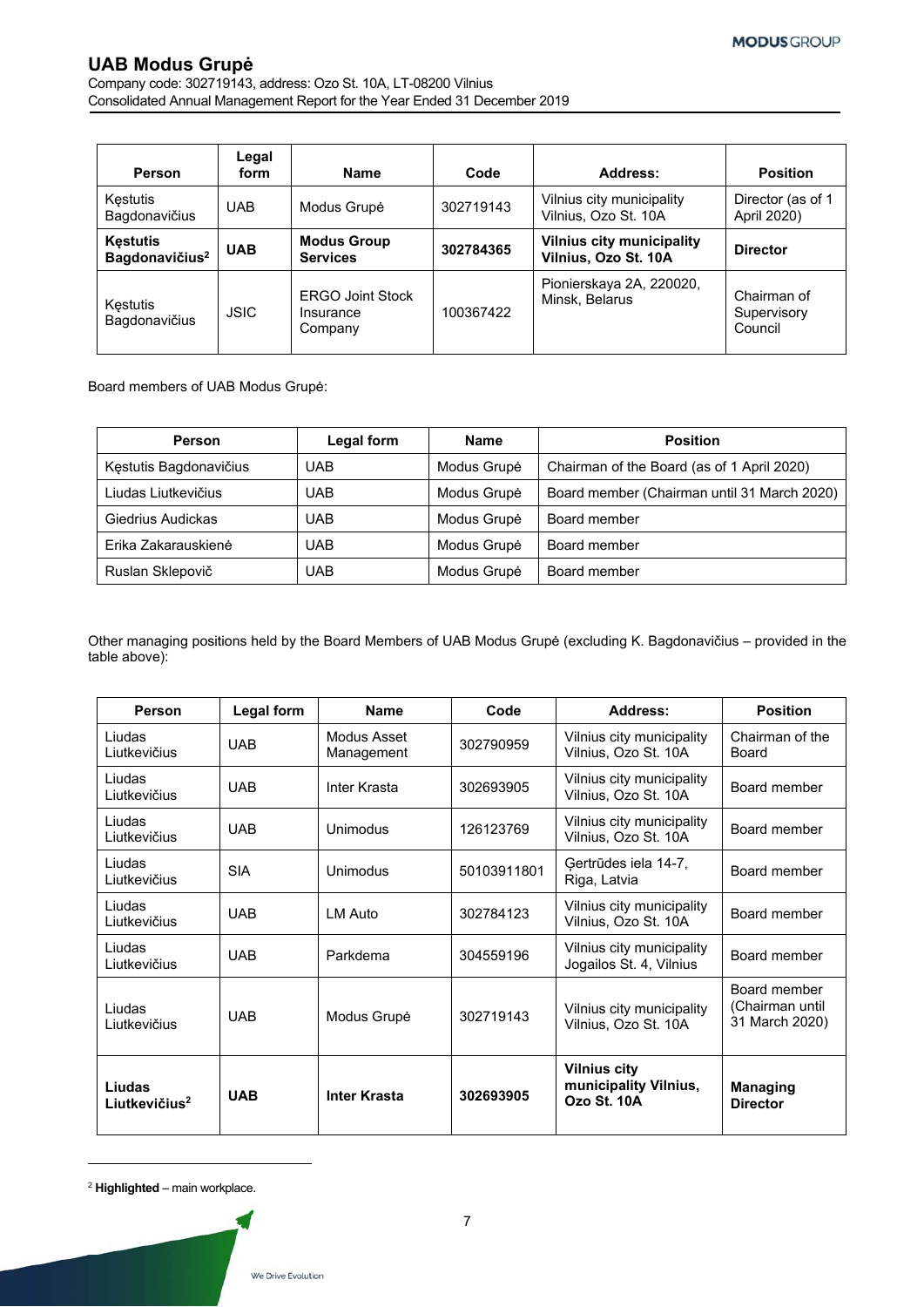| Person | Legal form | Name | Code | Address: | Position |
|---|---|---|---|---|---|
| Kęstutis Bagdonavičius | UAB | Modus Grupė | 302719143 | Vilnius city municipality Vilnius, Ozo St. 10A | Director (as of 1 April 2020) |
| **Kęstutis Bagdonavičius**[2] | **UAB** | **Modus Group Services** | **302784365** | **Vilnius city municipality Vilnius, Ozo St. 10A** | **Director** |
| Kęstutis Bagdonavičius | JSIC | ERGO Joint Stock Insurance Company | 100367422 | Pionierskaya 2A, 220020, Minsk, Belarus | Chairman of Supervisory Council |

Board members of UAB Modus Grupė:

| Person | Legal form | Name | Position |
|---|---|---|---|
| Kęstutis Bagdonavičius | UAB | Modus Grupė | Chairman of the Board (as of 1 April 2020) |
| Liudas Liutkevičius | UAB | Modus Grupė | Board member (Chairman until 31 March 2020) |
| Giedrius Audickas | UAB | Modus Grupė | Board member |
| Erika Zakarauskienė | UAB | Modus Grupė | Board member |
| Ruslan Sklepovič | UAB | Modus Grupė | Board member |

Other managing positions held by the Board Members of UAB Modus Grupė (excluding K. Bagdonavičius – provided in the table above):

| Person | Legal form | Name | Code | Address: | Position |
|---|---|---|---|---|---|
| Liudas Liutkevičius | UAB | Modus Asset Management | 302790959 | Vilnius city municipality Vilnius, Ozo St. 10A | Chairman of the Board |
| Liudas Liutkevičius | UAB | Inter Krasta | 302693905 | Vilnius city municipality Vilnius, Ozo St. 10A | Board member |
| Liudas Liutkevičius | UAB | Unimodus | 126123769 | Vilnius city municipality Vilnius, Ozo St. 10A | Board member |
| Liudas Liutkevičius | SIA | Unimodus | 50103911801 | Ģertrūdes iela 14-7, Riga, Latvia | Board member |
| Liudas Liutkevičius | UAB | LM Auto | 302784123 | Vilnius city municipality Vilnius, Ozo St. 10A | Board member |
| Liudas Liutkevičius | UAB | Parkdema | 304559196 | Vilnius city municipality Jogailos St. 4, Vilnius | Board member |
| Liudas Liutkevičius | UAB | Modus Grupė | 302719143 | Vilnius city municipality Vilnius, Ozo St. 10A | Board member (Chairman until 31 March 2020) |
| **Liudas Liutkevičius**[2] | **UAB** | **Inter Krasta** | **302693905** | **Vilnius city municipality Vilnius, Ozo St. 10A** | **Managing Director** |

[2] **Highlighted** – main workplace.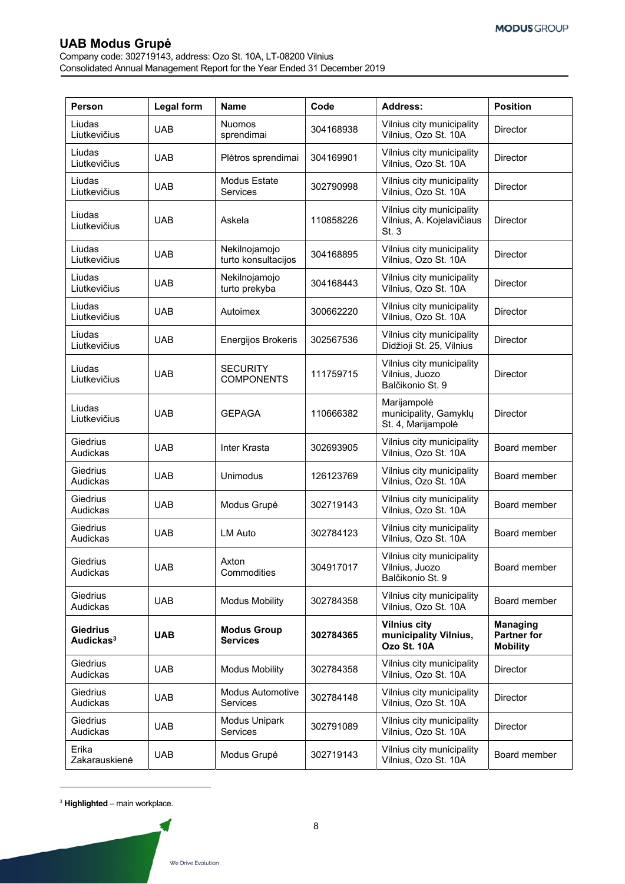| Person | Legal form | Name | Code | Address: | Position |
|---|---|---|---|---|---|
| Liudas Liutkevičius | UAB | Nuomos sprendimai | 304168938 | Vilnius city municipality Vilnius, Ozo St. 10A | Director |
| Liudas Liutkevičius | UAB | Plėtros sprendimai | 304169901 | Vilnius city municipality Vilnius, Ozo St. 10A | Director |
| Liudas Liutkevičius | UAB | Modus Estate Services | 302790998 | Vilnius city municipality Vilnius, Ozo St. 10A | Director |
| Liudas Liutkevičius | UAB | Askela | 110858226 | Vilnius city municipality Vilnius, A. Kojelavičiaus St. 3 | Director |
| Liudas Liutkevičius | UAB | Nekilnojamojo turto konsultacijos | 304168895 | Vilnius city municipality Vilnius, Ozo St. 10A | Director |
| Liudas Liutkevičius | UAB | Nekilnojamojo turto prekyba | 304168443 | Vilnius city municipality Vilnius, Ozo St. 10A | Director |
| Liudas Liutkevičius | UAB | Autoimex | 300662220 | Vilnius city municipality Vilnius, Ozo St. 10A | Director |
| Liudas Liutkevičius | UAB | Energijos Brokeris | 302567536 | Vilnius city municipality Didžioji St. 25, Vilnius | Director |
| Liudas Liutkevičius | UAB | SECURITY COMPONENTS | 111759715 | Vilnius city municipality Vilnius, Juozo Balčikonio St. 9 | Director |
| Liudas Liutkevičius | UAB | GEPAGA | 110666382 | Marijampolė municipality, Gamyklų St. 4, Marijampolė | Director |
| Giedrius Audickas | UAB | Inter Krasta | 302693905 | Vilnius city municipality Vilnius, Ozo St. 10A | Board member |
| Giedrius Audickas | UAB | Unimodus | 126123769 | Vilnius city municipality Vilnius, Ozo St. 10A | Board member |
| Giedrius Audickas | UAB | Modus Grupė | 302719143 | Vilnius city municipality Vilnius, Ozo St. 10A | Board member |
| Giedrius Audickas | UAB | LM Auto | 302784123 | Vilnius city municipality Vilnius, Ozo St. 10A | Board member |
| Giedrius Audickas | UAB | Axton Commodities | 304917017 | Vilnius city municipality Vilnius, Juozo Balčikonio St. 9 | Board member |
| Giedrius Audickas | UAB | Modus Mobility | 302784358 | Vilnius city municipality Vilnius, Ozo St. 10A | Board member |
| **Giedrius Audickas[3]** | **UAB** | **Modus Group Services** | **302784365** | **Vilnius city municipality Vilnius, Ozo St. 10A** | **Managing Partner for Mobility** |
| Giedrius Audickas | UAB | Modus Mobility | 302784358 | Vilnius city municipality Vilnius, Ozo St. 10A | Director |
| Giedrius Audickas | UAB | Modus Automotive Services | 302784148 | Vilnius city municipality Vilnius, Ozo St. 10A | Director |
| Giedrius Audickas | UAB | Modus Unipark Services | 302791089 | Vilnius city municipality Vilnius, Ozo St. 10A | Director |
| Erika Zakarauskienė | UAB | Modus Grupė | 302719143 | Vilnius city municipality Vilnius, Ozo St. 10A | Board member |

[3] **Highlighted** – main workplace.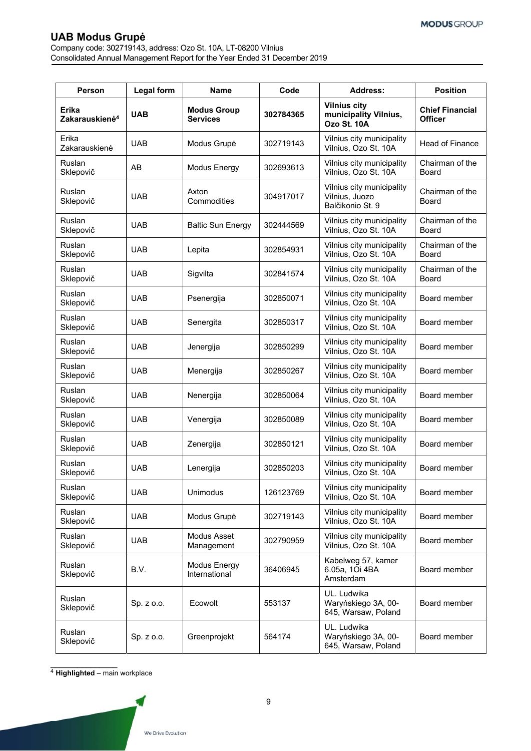| Person | Legal form | Name | Code | Address: | Position |
|---|---|---|---|---|---|
| **Erika Zakarauskienė**[4] | **UAB** | **Modus Group Services** | **302784365** | **Vilnius city municipality Vilnius, Ozo St. 10A** | **Chief Financial Officer** |
| Erika Zakarauskienė | UAB | Modus Grupė | 302719143 | Vilnius city municipality Vilnius, Ozo St. 10A | Head of Finance |
| Ruslan Sklepovič | AB | Modus Energy | 302693613 | Vilnius city municipality Vilnius, Ozo St. 10A | Chairman of the Board |
| Ruslan Sklepovič | UAB | Axton Commodities | 304917017 | Vilnius city municipality Vilnius, Juozo Balčikonio St. 9 | Chairman of the Board |
| Ruslan Sklepovič | UAB | Baltic Sun Energy | 302444569 | Vilnius city municipality Vilnius, Ozo St. 10A | Chairman of the Board |
| Ruslan Sklepovič | UAB | Lepita | 302854931 | Vilnius city municipality Vilnius, Ozo St. 10A | Chairman of the Board |
| Ruslan Sklepovič | UAB | Sigvilta | 302841574 | Vilnius city municipality Vilnius, Ozo St. 10A | Chairman of the Board |
| Ruslan Sklepovič | UAB | Psenergija | 302850071 | Vilnius city municipality Vilnius, Ozo St. 10A | Board member |
| Ruslan Sklepovič | UAB | Senergita | 302850317 | Vilnius city municipality Vilnius, Ozo St. 10A | Board member |
| Ruslan Sklepovič | UAB | Jenergija | 302850299 | Vilnius city municipality Vilnius, Ozo St. 10A | Board member |
| Ruslan Sklepovič | UAB | Menergija | 302850267 | Vilnius city municipality Vilnius, Ozo St. 10A | Board member |
| Ruslan Sklepovič | UAB | Nenergija | 302850064 | Vilnius city municipality Vilnius, Ozo St. 10A | Board member |
| Ruslan Sklepovič | UAB | Venergija | 302850089 | Vilnius city municipality Vilnius, Ozo St. 10A | Board member |
| Ruslan Sklepovič | UAB | Zenergija | 302850121 | Vilnius city municipality Vilnius, Ozo St. 10A | Board member |
| Ruslan Sklepovič | UAB | Lenergija | 302850203 | Vilnius city municipality Vilnius, Ozo St. 10A | Board member |
| Ruslan Sklepovič | UAB | Unimodus | 126123769 | Vilnius city municipality Vilnius, Ozo St. 10A | Board member |
| Ruslan Sklepovič | UAB | Modus Grupė | 302719143 | Vilnius city municipality Vilnius, Ozo St. 10A | Board member |
| Ruslan Sklepovič | UAB | Modus Asset Management | 302790959 | Vilnius city municipality Vilnius, Ozo St. 10A | Board member |
| Ruslan Sklepovič | B.V. | Modus Energy International | 36406945 | Kabelweg 57, kamer 6.05a, 1Oi 4BA Amsterdam | Board member |
| Ruslan Sklepovič | Sp. z o.o. | Ecowolt | 553137 | UL. Ludwika Waryńskiego 3A, 00-645, Warsaw, Poland | Board member |
| Ruslan Sklepovič | Sp. z o.o. | Greenprojekt | 564174 | UL. Ludwika Waryńskiego 3A, 00-645, Warsaw, Poland | Board member |

[4] **Highlighted** – main workplace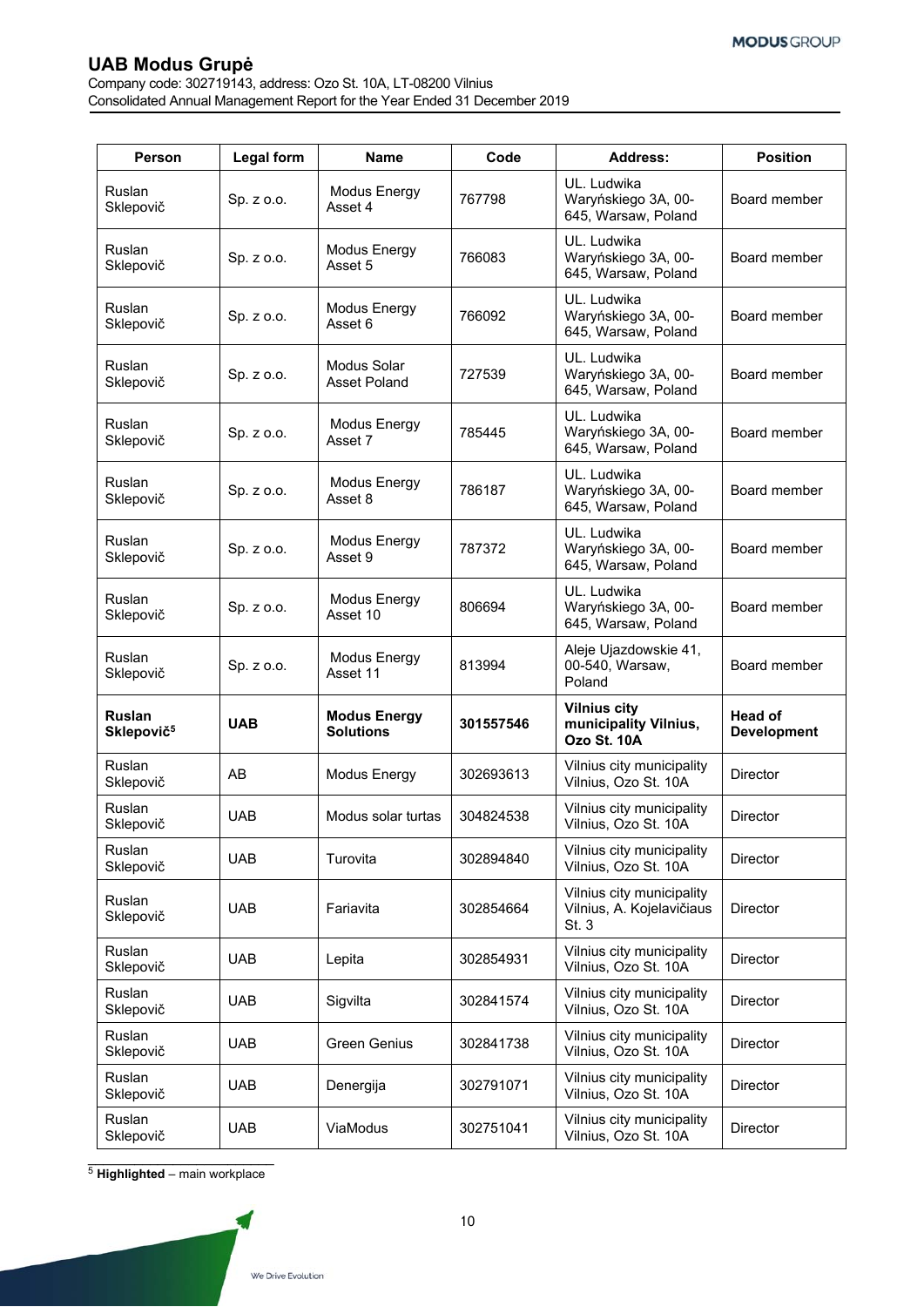| Person | Legal form | Name | Code | Address: | Position |
|---|---|---|---|---|---|
| Ruslan Sklepovič | Sp. z o.o. | Modus Energy Asset 4 | 767798 | UL. Ludwika Waryńskiego 3A, 00-645, Warsaw, Poland | Board member |
| Ruslan Sklepovič | Sp. z o.o. | Modus Energy Asset 5 | 766083 | UL. Ludwika Waryńskiego 3A, 00-645, Warsaw, Poland | Board member |
| Ruslan Sklepovič | Sp. z o.o. | Modus Energy Asset 6 | 766092 | UL. Ludwika Waryńskiego 3A, 00-645, Warsaw, Poland | Board member |
| Ruslan Sklepovič | Sp. z o.o. | Modus Solar Asset Poland | 727539 | UL. Ludwika Waryńskiego 3A, 00-645, Warsaw, Poland | Board member |
| Ruslan Sklepovič | Sp. z o.o. | Modus Energy Asset 7 | 785445 | UL. Ludwika Waryńskiego 3A, 00-645, Warsaw, Poland | Board member |
| Ruslan Sklepovič | Sp. z o.o. | Modus Energy Asset 8 | 786187 | UL. Ludwika Waryńskiego 3A, 00-645, Warsaw, Poland | Board member |
| Ruslan Sklepovič | Sp. z o.o. | Modus Energy Asset 9 | 787372 | UL. Ludwika Waryńskiego 3A, 00-645, Warsaw, Poland | Board member |
| Ruslan Sklepovič | Sp. z o.o. | Modus Energy Asset 10 | 806694 | UL. Ludwika Waryńskiego 3A, 00-645, Warsaw, Poland | Board member |
| Ruslan Sklepovič | Sp. z o.o. | Modus Energy Asset 11 | 813994 | Aleje Ujazdowskie 41, 00-540, Warsaw, Poland | Board member |
| **Ruslan Sklepovič[5]** | **UAB** | **Modus Energy Solutions** | **301557546** | **Vilnius city municipality Vilnius, Ozo St. 10A** | **Head of Development** |
| Ruslan Sklepovič | AB | Modus Energy | 302693613 | Vilnius city municipality Vilnius, Ozo St. 10A | Director |
| Ruslan Sklepovič | UAB | Modus solar turtas | 304824538 | Vilnius city municipality Vilnius, Ozo St. 10A | Director |
| Ruslan Sklepovič | UAB | Turovita | 302894840 | Vilnius city municipality Vilnius, Ozo St. 10A | Director |
| Ruslan Sklepovič | UAB | Fariavita | 302854664 | Vilnius city municipality Vilnius, A. Kojelavičiaus St. 3 | Director |
| Ruslan Sklepovič | UAB | Lepita | 302854931 | Vilnius city municipality Vilnius, Ozo St. 10A | Director |
| Ruslan Sklepovič | UAB | Sigvilta | 302841574 | Vilnius city municipality Vilnius, Ozo St. 10A | Director |
| Ruslan Sklepovič | UAB | Green Genius | 302841738 | Vilnius city municipality Vilnius, Ozo St. 10A | Director |
| Ruslan Sklepovič | UAB | Denergija | 302791071 | Vilnius city municipality Vilnius, Ozo St. 10A | Director |
| Ruslan Sklepovič | UAB | ViaModus | 302751041 | Vilnius city municipality Vilnius, Ozo St. 10A | Director |

[5] **Highlighted** – main workplace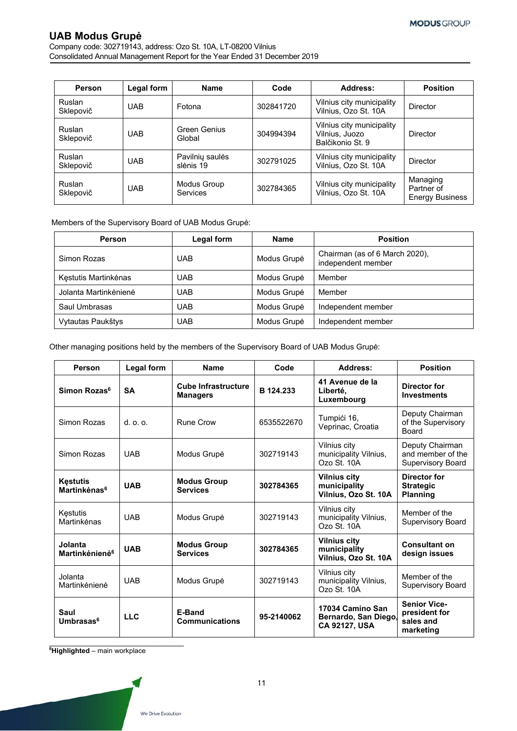| Person | Legal form | Name | Code | Address: | Position |
|---|---|---|---|---|---|
| Ruslan Sklepovič | UAB | Fotona | 302841720 | Vilnius city municipality Vilnius, Ozo St. 10A | Director |
| Ruslan Sklepovič | UAB | Green Genius Global | 304994394 | Vilnius city municipality Vilnius, Juozo Balčikonio St. 9 | Director |
| Ruslan Sklepovič | UAB | Pavilnių saulės slėnis 19 | 302791025 | Vilnius city municipality Vilnius, Ozo St. 10A | Director |
| Ruslan Sklepovič | UAB | Modus Group Services | 302784365 | Vilnius city municipality Vilnius, Ozo St. 10A | Managing Partner of Energy Business |

Members of the Supervisory Board of UAB Modus Grupė:

| Person | Legal form | Name | Position |
|---|---|---|---|
| Simon Rozas | UAB | Modus Grupė | Chairman (as of 6 March 2020), independent member |
| Kęstutis Martinkėnas | UAB | Modus Grupė | Member |
| Jolanta Martinkėnienė | UAB | Modus Grupė | Member |
| Saul Umbrasas | UAB | Modus Grupė | Independent member |
| Vytautas Paukštys | UAB | Modus Grupė | Independent member |

Other managing positions held by the members of the Supervisory Board of UAB Modus Grupė:

| Person | Legal form | Name | Code | Address: | Position |
|---|---|---|---|---|---|
| **Simon Rozas[6]** | **SA** | **Cube Infrastructure Managers** | **B 124.233** | **41 Avenue de la Liberté, Luxembourg** | **Director for Investments** |
| Simon Rozas | d. o. o. | Rune Crow | 6535522670 | Tumpići 16, Veprinac, Croatia | Deputy Chairman of the Supervisory Board |
| Simon Rozas | UAB | Modus Grupė | 302719143 | Vilnius city municipality Vilnius, Ozo St. 10A | Deputy Chairman and member of the Supervisory Board |
| **Kęstutis Martinkėnas[6]** | **UAB** | **Modus Group Services** | **302784365** | **Vilnius city municipality Vilnius, Ozo St. 10A** | **Director for Strategic Planning** |
| Kęstutis Martinkėnas | UAB | Modus Grupė | 302719143 | Vilnius city municipality Vilnius, Ozo St. 10A | Member of the Supervisory Board |
| **Jolanta Martinkėnienė[6]** | **UAB** | **Modus Group Services** | **302784365** | **Vilnius city municipality Vilnius, Ozo St. 10A** | **Consultant on design issues** |
| Jolanta Martinkėnienė | UAB | Modus Grupė | 302719143 | Vilnius city municipality Vilnius, Ozo St. 10A | Member of the Supervisory Board |
| **Saul Umbrasas[6]** | **LLC** | **E-Band Communications** | **95-2140062** | **17034 Camino San Bernardo, San Diego, CA 92127, USA** | **Senior Vice-president for sales and marketing** |

[6]**Highlighted** – main workplace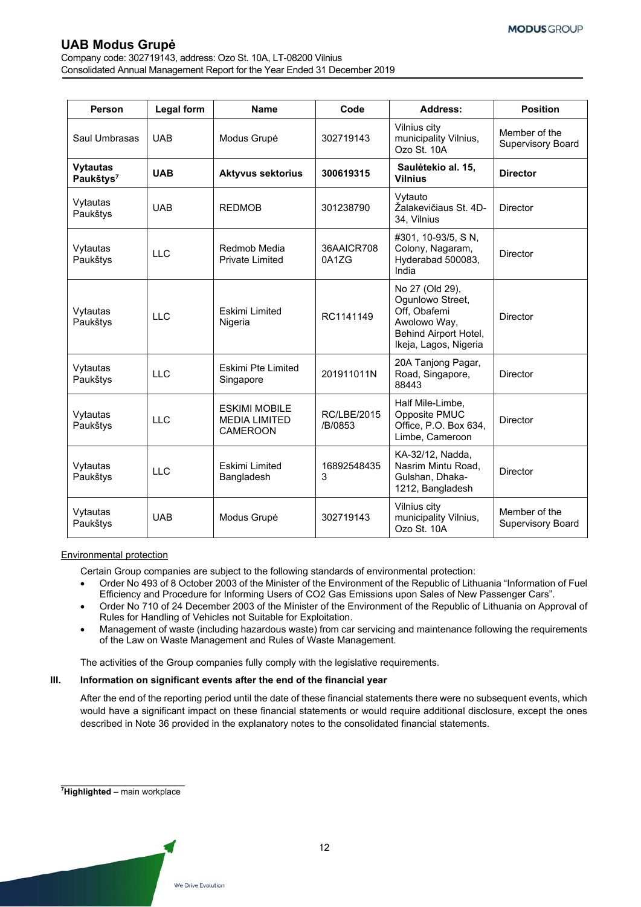| Person | Legal form | Name | Code | Address: | Position |
|---|---|---|---|---|---|
| Saul Umbrasas | UAB | Modus Grupė | 302719143 | Vilnius city municipality Vilnius, Ozo St. 10A | Member of the Supervisory Board |
| **Vytautas Paukštys**[7] | **UAB** | **Aktyvus sektorius** | **300619315** | **Saulėtekio al. 15, Vilnius** | **Director** |
| Vytautas Paukštys | UAB | REDMOB | 301238790 | Vytauto Žalakevičiaus St. 4D-34, Vilnius | Director |
| Vytautas Paukštys | LLC | Redmob Media Private Limited | 36AAICR7080A1ZG | #301, 10-93/5, S N, Colony, Nagaram, Hyderabad 500083, India | Director |
| Vytautas Paukštys | LLC | Eskimi Limited Nigeria | RC1141149 | No 27 (Old 29), Ogunlowo Street, Off, Obafemi Awolowo Way, Behind Airport Hotel, Ikeja, Lagos, Nigeria | Director |
| Vytautas Paukštys | LLC | Eskimi Pte Limited Singapore | 201911011N | 20A Tanjong Pagar, Road, Singapore, 88443 | Director |
| Vytautas Paukštys | LLC | ESKIMI MOBILE MEDIA LIMITED CAMEROON | RC/LBE/2015/B/0853 | Half Mile-Limbe, Opposite PMUC Office, P.O. Box 634, Limbe, Cameroon | Director |
| Vytautas Paukštys | LLC | Eskimi Limited Bangladesh | 168925484353 | KA-32/12, Nadda, Nasrim Mintu Road, Gulshan, Dhaka-1212, Bangladesh | Director |
| Vytautas Paukštys | UAB | Modus Grupė | 302719143 | Vilnius city municipality Vilnius, Ozo St. 10A | Member of the Supervisory Board |

Environmental protection

Certain Group companies are subject to the following standards of environmental protection:

- Order No 493 of 8 October 2003 of the Minister of the Environment of the Republic of Lithuania "Information of Fuel Efficiency and Procedure for Informing Users of CO2 Gas Emissions upon Sales of New Passenger Cars".
- Order No 710 of 24 December 2003 of the Minister of the Environment of the Republic of Lithuania on Approval of Rules for Handling of Vehicles not Suitable for Exploitation.
- Management of waste (including hazardous waste) from car servicing and maintenance following the requirements of the Law on Waste Management and Rules of Waste Management.

The activities of the Group companies fully comply with the legislative requirements.

## III. Information on significant events after the end of the financial year

After the end of the reporting period until the date of these financial statements there were no subsequent events, which would have a significant impact on these financial statements or would require additional disclosure, except the ones described in Note 36 provided in the explanatory notes to the consolidated financial statements.

[7] **Highlighted** – main workplace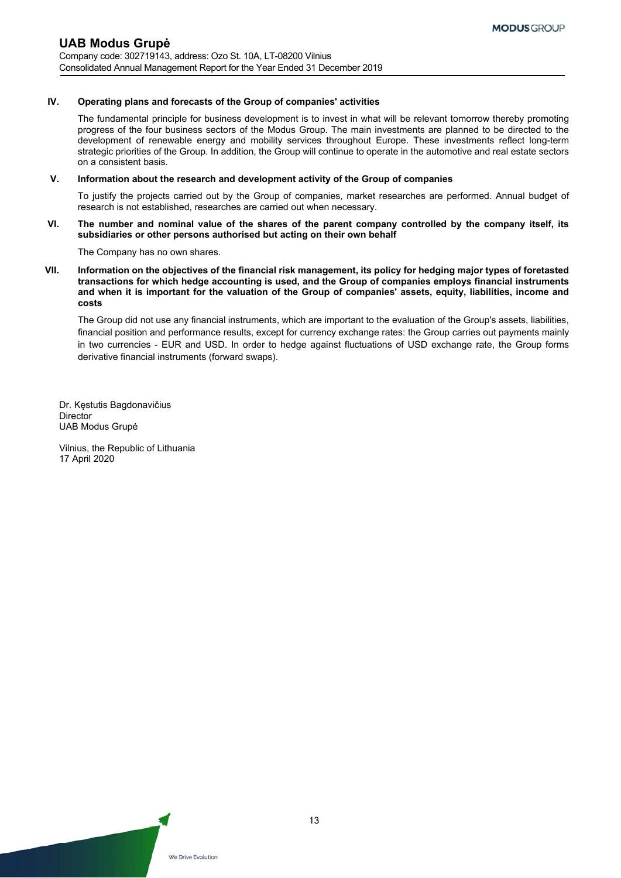## IV. Operating plans and forecasts of the Group of companies' activities

The fundamental principle for business development is to invest in what will be relevant tomorrow thereby promoting progress of the four business sectors of the Modus Group. The main investments are planned to be directed to the development of renewable energy and mobility services throughout Europe. These investments reflect long-term strategic priorities of the Group. In addition, the Group will continue to operate in the automotive and real estate sectors on a consistent basis.

## V. Information about the research and development activity of the Group of companies

To justify the projects carried out by the Group of companies, market researches are performed. Annual budget of research is not established, researches are carried out when necessary.

## VI. The number and nominal value of the shares of the parent company controlled by the company itself, its subsidiaries or other persons authorised but acting on their own behalf

The Company has no own shares.

## VII. Information on the objectives of the financial risk management, its policy for hedging major types of foretasted transactions for which hedge accounting is used, and the Group of companies employs financial instruments and when it is important for the valuation of the Group of companies' assets, equity, liabilities, income and costs

The Group did not use any financial instruments, which are important to the evaluation of the Group's assets, liabilities, financial position and performance results, except for currency exchange rates: the Group carries out payments mainly in two currencies - EUR and USD. In order to hedge against fluctuations of USD exchange rate, the Group forms derivative financial instruments (forward swaps).

Dr. Kęstutis Bagdonavičius
Director
UAB Modus Grupė

Vilnius, the Republic of Lithuania
17 April 2020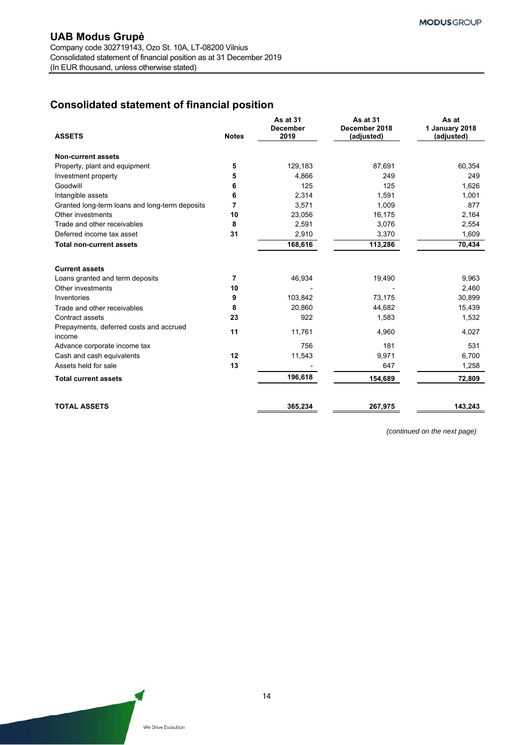**UAB Modus Grupė**

Company code 302719143, Ozo St. 10A, LT-08200 Vilnius
Consolidated statement of financial position as at 31 December 2019
(In EUR thousand, unless otherwise stated)

## Consolidated statement of financial position

| ASSETS | Notes | As at 31 December 2019 | As at 31 December 2018 (adjusted) | As at 1 January 2018 (adjusted) |
|---|---|---|---|---|
| **Non-current assets** | | | | |
| Property, plant and equipment | 5 | 129,183 | 87,691 | 60,354 |
| Investment property | 5 | 4,866 | 249 | 249 |
| Goodwill | 6 | 125 | 125 | 1,626 |
| Intangible assets | 6 | 2,314 | 1,591 | 1,001 |
| Granted long-term loans and long-term deposits | 7 | 3,571 | 1,009 | 877 |
| Other investments | 10 | 23,056 | 16,175 | 2,164 |
| Trade and other receivables | 8 | 2,591 | 3,076 | 2,554 |
| Deferred income tax asset | 31 | 2,910 | 3,370 | 1,609 |
| **Total non-current assets** | | **168,616** | **113,286** | **70,434** |
| **Current assets** | | | | |
| Loans granted and term deposits | 7 | 46,934 | 19,490 | 9,963 |
| Other investments | 10 | - | - | 2,460 |
| Inventories | 9 | 103,842 | 73,175 | 30,899 |
| Trade and other receivables | 8 | 20,860 | 44,682 | 15,439 |
| Contract assets | 23 | 922 | 1,583 | 1,532 |
| Prepayments, deferred costs and accrued income | 11 | 11,761 | 4,960 | 4,027 |
| Advance corporate income tax | | 756 | 181 | 531 |
| Cash and cash equivalents | 12 | 11,543 | 9,971 | 6,700 |
| Assets held for sale | 13 | - | 647 | 1,258 |
| **Total current assets** | | **196,618** | **154,689** | **72,809** |
| **TOTAL ASSETS** | | **365,234** | **267,975** | **143,243** |

*(continued on the next page)*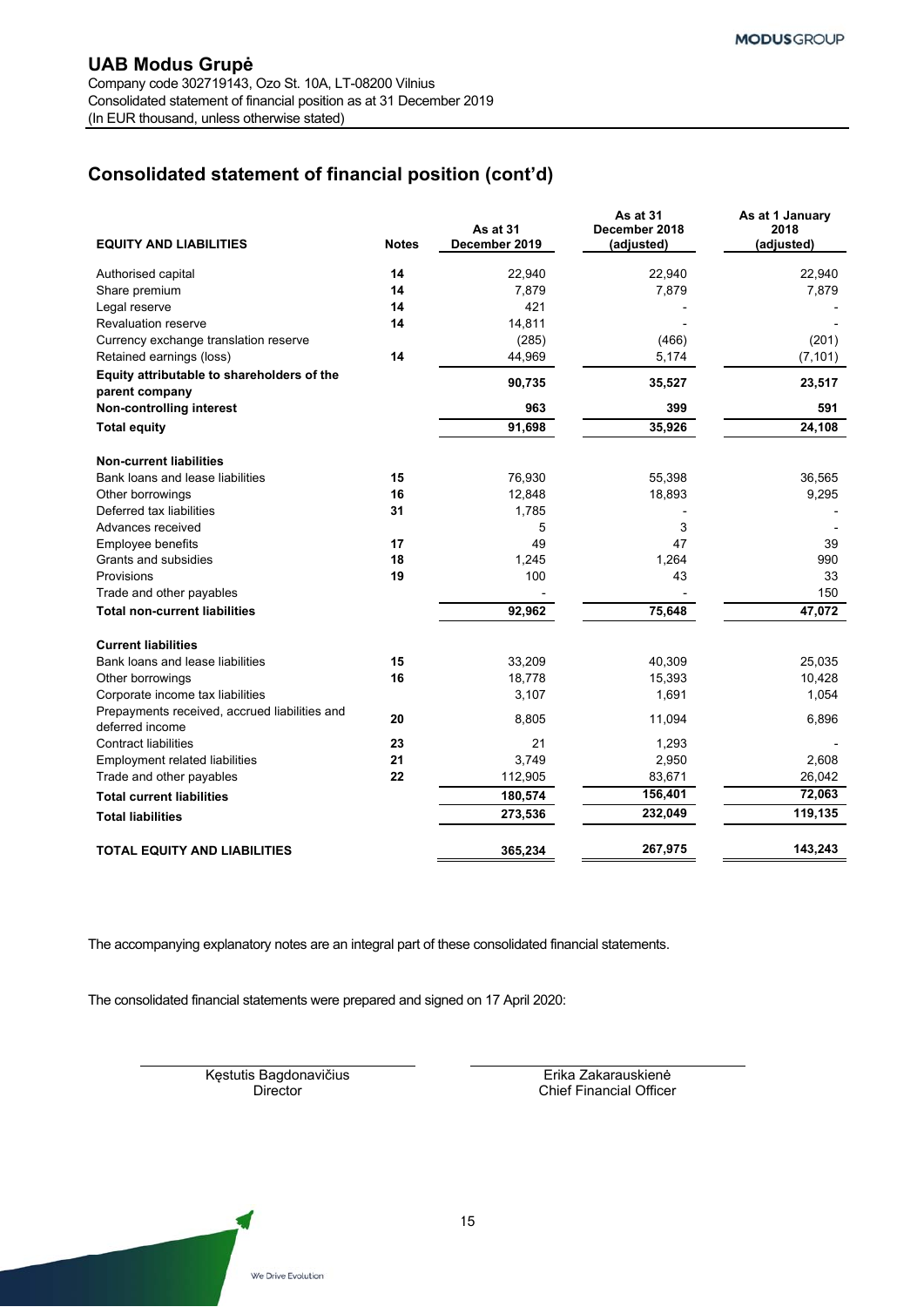## UAB Modus Grupė

Company code 302719143, Ozo St. 10A, LT-08200 Vilnius
Consolidated statement of financial position as at 31 December 2019
(In EUR thousand, unless otherwise stated)

# Consolidated statement of financial position (cont'd)

| EQUITY AND LIABILITIES | Notes | As at 31 December 2019 | As at 31 December 2018 (adjusted) | As at 1 January 2018 (adjusted) |
|---|---|---|---|---|
| Authorised capital | 14 | 22,940 | 22,940 | 22,940 |
| Share premium | 14 | 7,879 | 7,879 | 7,879 |
| Legal reserve | 14 | 421 | - | - |
| Revaluation reserve | 14 | 14,811 | - | - |
| Currency exchange translation reserve | | (285) | (466) | (201) |
| Retained earnings (loss) | 14 | 44,969 | 5,174 | (7,101) |
| **Equity attributable to shareholders of the parent company** | | **90,735** | **35,527** | **23,517** |
| **Non-controlling interest** | | **963** | **399** | **591** |
| **Total equity** | | **91,698** | **35,926** | **24,108** |
| | | | | |
| **Non-current liabilities** | | | | |
| Bank loans and lease liabilities | 15 | 76,930 | 55,398 | 36,565 |
| Other borrowings | 16 | 12,848 | 18,893 | 9,295 |
| Deferred tax liabilities | 31 | 1,785 | - | - |
| Advances received | | 5 | 3 | - |
| Employee benefits | 17 | 49 | 47 | 39 |
| Grants and subsidies | 18 | 1,245 | 1,264 | 990 |
| Provisions | 19 | 100 | 43 | 33 |
| Trade and other payables | | - | - | 150 |
| **Total non-current liabilities** | | **92,962** | **75,648** | **47,072** |
| | | | | |
| **Current liabilities** | | | | |
| Bank loans and lease liabilities | 15 | 33,209 | 40,309 | 25,035 |
| Other borrowings | 16 | 18,778 | 15,393 | 10,428 |
| Corporate income tax liabilities | | 3,107 | 1,691 | 1,054 |
| Prepayments received, accrued liabilities and deferred income | 20 | 8,805 | 11,094 | 6,896 |
| Contract liabilities | 23 | 21 | 1,293 | - |
| Employment related liabilities | 21 | 3,749 | 2,950 | 2,608 |
| Trade and other payables | 22 | 112,905 | 83,671 | 26,042 |
| **Total current liabilities** | | **180,574** | **156,401** | **72,063** |
| **Total liabilities** | | **273,536** | **232,049** | **119,135** |
| | | | | |
| **TOTAL EQUITY AND LIABILITIES** | | **365,234** | **267,975** | **143,243** |

The accompanying explanatory notes are an integral part of these consolidated financial statements.

The consolidated financial statements were prepared and signed on 17 April 2020:

Kęstutis Bagdonavičius
Director

Erika Zakarauskienė
Chief Financial Officer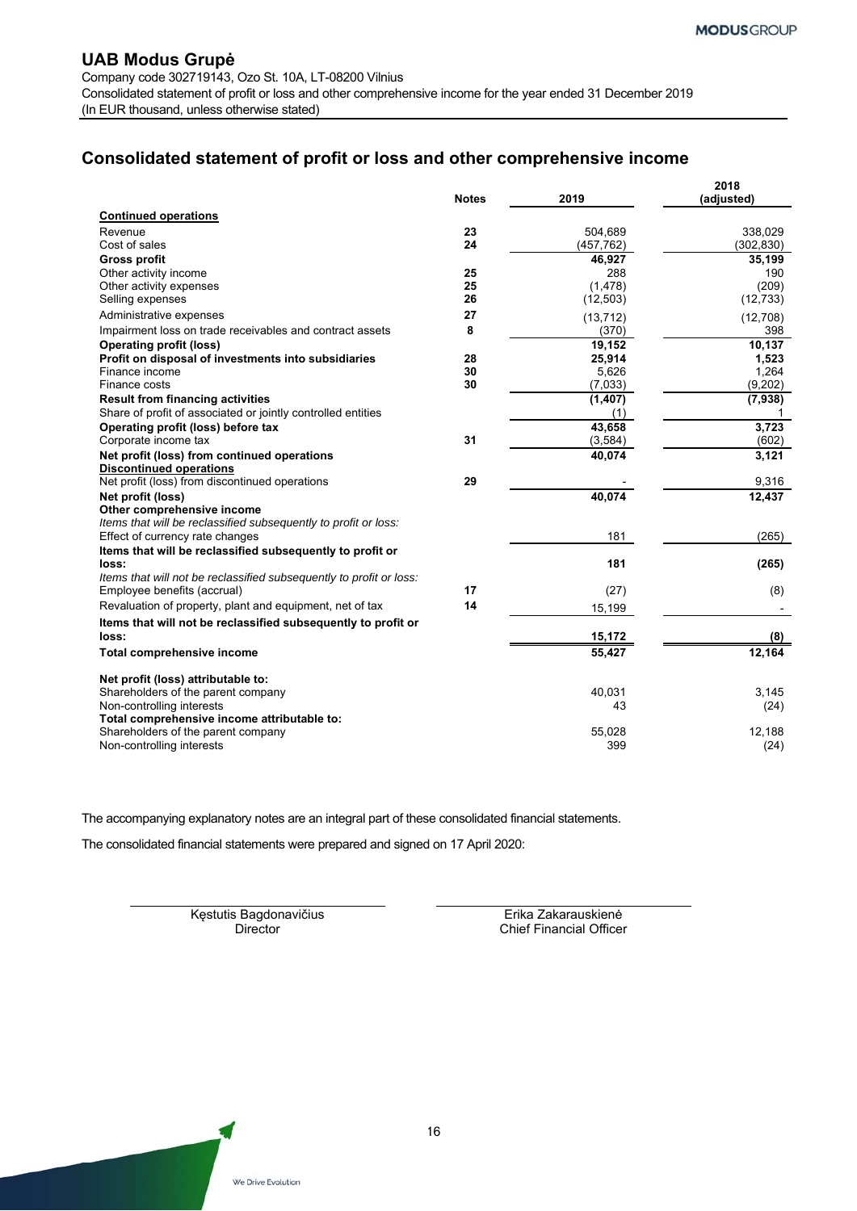# UAB Modus Grupė

Company code 302719143, Ozo St. 10A, LT-08200 Vilnius
Consolidated statement of profit or loss and other comprehensive income for the year ended 31 December 2019
(In EUR thousand, unless otherwise stated)

## Consolidated statement of profit or loss and other comprehensive income

| | Notes | 2019 | 2018 (adjusted) |
|---|---|---|---|
| **Continued operations** | | | |
| Revenue | 23 | 504,689 | 338,029 |
| Cost of sales | 24 | (457,762) | (302,830) |
| **Gross profit** | | **46,927** | **35,199** |
| Other activity income | 25 | 288 | 190 |
| Other activity expenses | 25 | (1,478) | (209) |
| Selling expenses | 26 | (12,503) | (12,733) |
| Administrative expenses | 27 | (13,712) | (12,708) |
| Impairment loss on trade receivables and contract assets | 8 | (370) | 398 |
| **Operating profit (loss)** | | **19,152** | **10,137** |
| **Profit on disposal of investments into subsidiaries** | 28 | **25,914** | **1,523** |
| Finance income | 30 | 5,626 | 1,264 |
| Finance costs | 30 | (7,033) | (9,202) |
| **Result from financing activities** | | **(1,407)** | **(7,938)** |
| Share of profit of associated or jointly controlled entities | | (1) | 1 |
| **Operating profit (loss) before tax** | | **43,658** | **3,723** |
| Corporate income tax | 31 | (3,584) | (602) |
| **Net profit (loss) from continued operations** | | **40,074** | **3,121** |
| **Discontinued operations** | | | |
| Net profit (loss) from discontinued operations | 29 | - | 9,316 |
| **Net profit (loss)** | | **40,074** | **12,437** |
| **Other comprehensive income** | | | |
| *Items that will be reclassified subsequently to profit or loss:* | | | |
| Effect of currency rate changes | | 181 | (265) |
| **Items that will be reclassified subsequently to profit or loss:** | | **181** | **(265)** |
| *Items that will not be reclassified subsequently to profit or loss:* | | | |
| Employee benefits (accrual) | 17 | (27) | (8) |
| Revaluation of property, plant and equipment, net of tax | 14 | 15,199 | - |
| **Items that will not be reclassified subsequently to profit or loss:** | | **15,172** | **(8)** |
| **Total comprehensive income** | | **55,427** | **12,164** |
| | | | |
| **Net profit (loss) attributable to:** | | | |
| Shareholders of the parent company | | 40,031 | 3,145 |
| Non-controlling interests | | 43 | (24) |
| **Total comprehensive income attributable to:** | | | |
| Shareholders of the parent company | | 55,028 | 12,188 |
| Non-controlling interests | | 399 | (24) |

The accompanying explanatory notes are an integral part of these consolidated financial statements.

The consolidated financial statements were prepared and signed on 17 April 2020:

Kęstutis Bagdonavičius
Director

Erika Zakarauskienė
Chief Financial Officer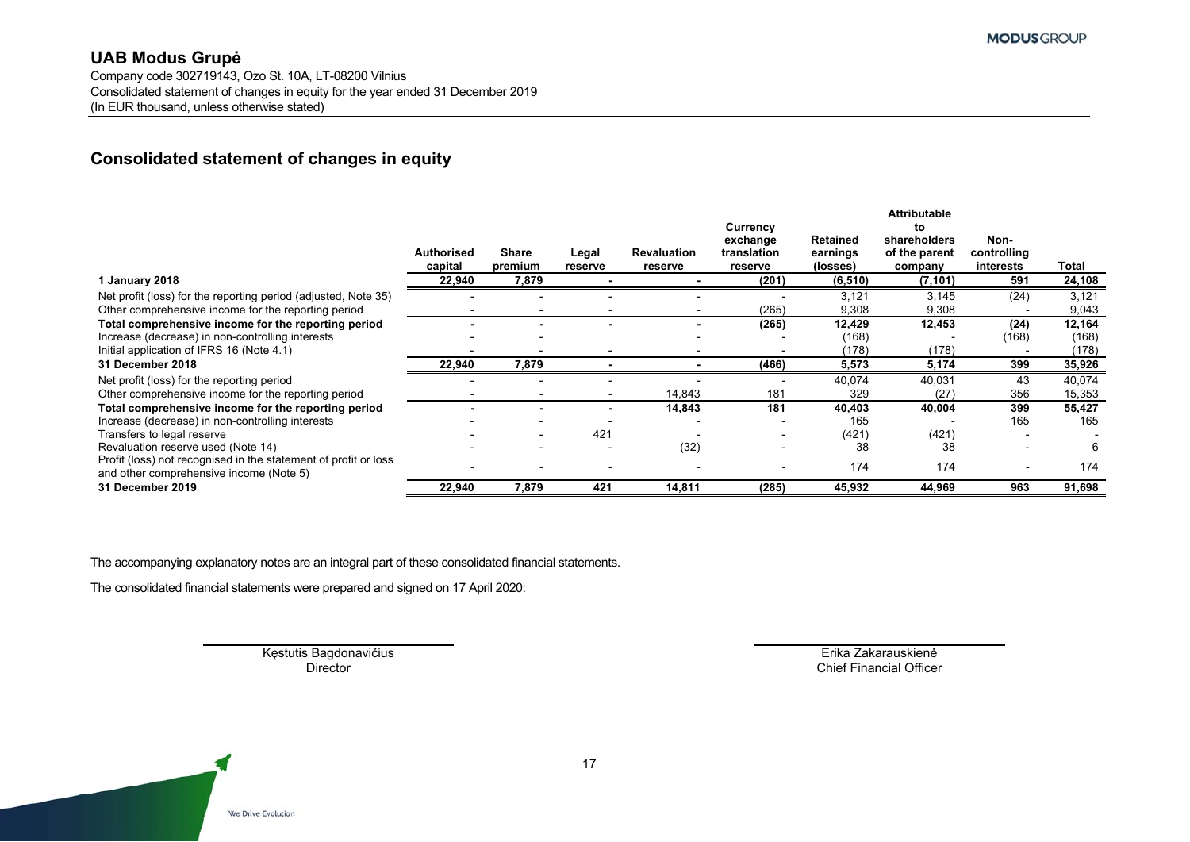## UAB Modus Grupė

Company code 302719143, Ozo St. 10A, LT-08200 Vilnius
Consolidated statement of changes in equity for the year ended 31 December 2019
(In EUR thousand, unless otherwise stated)

# Consolidated statement of changes in equity

| | Authorised capital | Share premium | Legal reserve | Revaluation reserve | Currency exchange translation reserve | Retained earnings (losses) | Attributable to shareholders of the parent company | Non-controlling interests | Total |
|---|---|---|---|---|---|---|---|---|---|
| **1 January 2018** | **22,940** | **7,879** | **-** | **-** | **(201)** | **(6,510)** | **(7,101)** | **591** | **24,108** |
| Net profit (loss) for the reporting period (adjusted, Note 35) | - | - | - | - | - | 3,121 | 3,145 | (24) | 3,121 |
| Other comprehensive income for the reporting period | - | - | - | - | (265) | 9,308 | 9,308 | - | 9,043 |
| **Total comprehensive income for the reporting period** | **-** | **-** | **-** | **-** | **(265)** | **12,429** | **12,453** | **(24)** | **12,164** |
| Increase (decrease) in non-controlling interests | - | - | | - | - | (168) | - | (168) | (168) |
| Initial application of IFRS 16 (Note 4.1) | - | - | - | - | - | (178) | (178) | - | (178) |
| **31 December 2018** | **22,940** | **7,879** | **-** | **-** | **(466)** | **5,573** | **5,174** | **399** | **35,926** |
| Net profit (loss) for the reporting period | - | - | - | - | - | 40,074 | 40,031 | 43 | 40,074 |
| Other comprehensive income for the reporting period | - | - | - | 14,843 | 181 | 329 | (27) | 356 | 15,353 |
| **Total comprehensive income for the reporting period** | **-** | **-** | **-** | **14,843** | **181** | **40,403** | **40,004** | **399** | **55,427** |
| Increase (decrease) in non-controlling interests | - | - | - | - | - | 165 | - | 165 | 165 |
| Transfers to legal reserve | - | - | 421 | - | - | (421) | (421) | - | - |
| Revaluation reserve used (Note 14) | - | - | - | (32) | - | 38 | 38 | - | 6 |
| Profit (loss) not recognised in the statement of profit or loss and other comprehensive income (Note 5) | - | - | - | - | - | 174 | 174 | - | 174 |
| **31 December 2019** | **22,940** | **7,879** | **421** | **14,811** | **(285)** | **45,932** | **44,969** | **963** | **91,698** |

The accompanying explanatory notes are an integral part of these consolidated financial statements.

The consolidated financial statements were prepared and signed on 17 April 2020:

Kęstutis Bagdonavičius
Director

Erika Zakarauskienė
Chief Financial Officer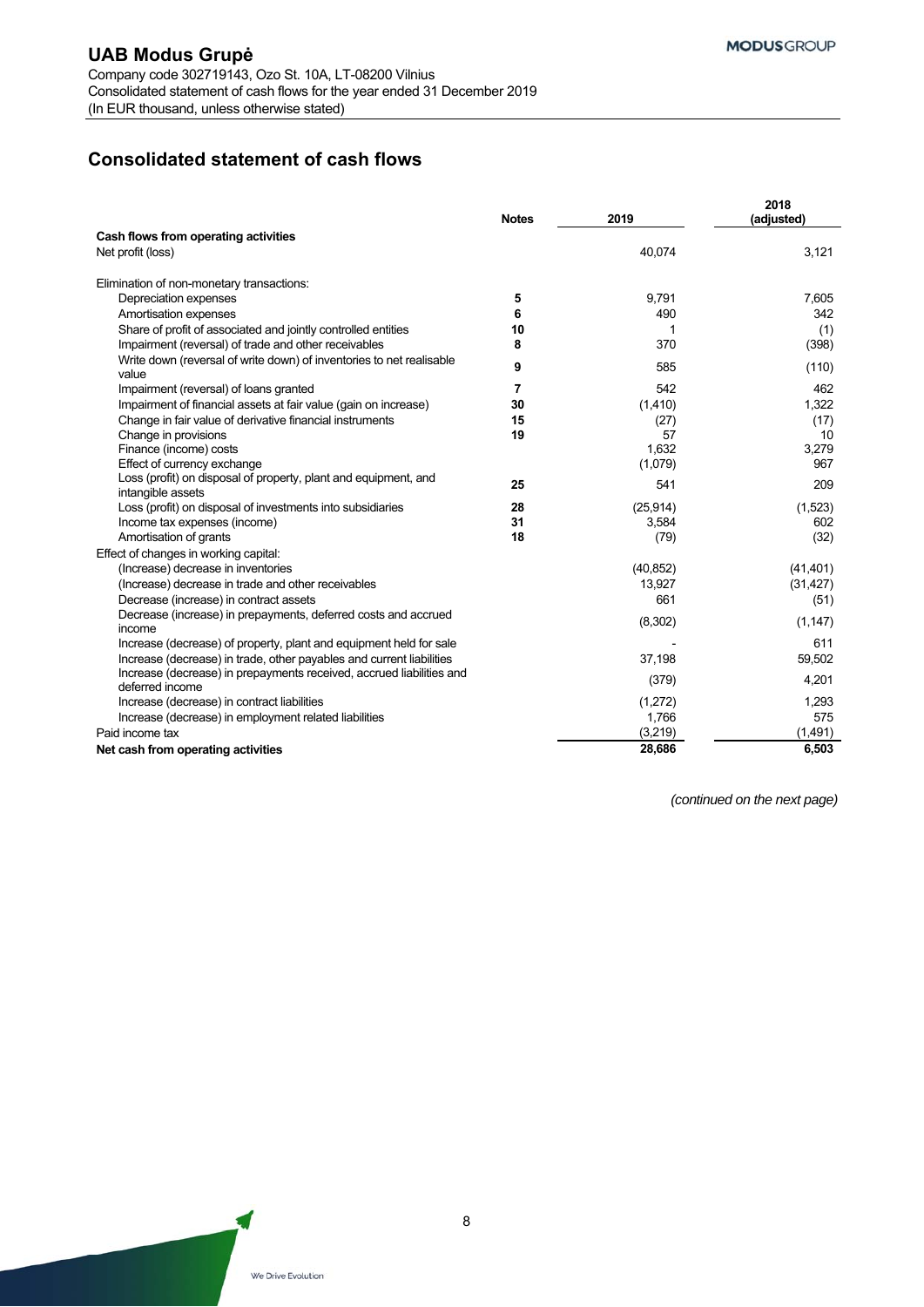# UAB Modus Grupė

Company code 302719143, Ozo St. 10A, LT-08200 Vilnius
Consolidated statement of cash flows for the year ended 31 December 2019
(In EUR thousand, unless otherwise stated)

## Consolidated statement of cash flows

| | Notes | 2019 | 2018 (adjusted) |
|---|---|---|---|
| **Cash flows from operating activities** | | | |
| Net profit (loss) | | 40,074 | 3,121 |
| | | | |
| Elimination of non-monetary transactions: | | | |
| Depreciation expenses | 5 | 9,791 | 7,605 |
| Amortisation expenses | 6 | 490 | 342 |
| Share of profit of associated and jointly controlled entities | 10 | 1 | (1) |
| Impairment (reversal) of trade and other receivables | 8 | 370 | (398) |
| Write down (reversal of write down) of inventories to net realisable value | 9 | 585 | (110) |
| Impairment (reversal) of loans granted | 7 | 542 | 462 |
| Impairment of financial assets at fair value (gain on increase) | 30 | (1,410) | 1,322 |
| Change in fair value of derivative financial instruments | 15 | (27) | (17) |
| Change in provisions | 19 | 57 | 10 |
| Finance (income) costs | | 1,632 | 3,279 |
| Effect of currency exchange | | (1,079) | 967 |
| Loss (profit) on disposal of property, plant and equipment, and intangible assets | 25 | 541 | 209 |
| Loss (profit) on disposal of investments into subsidiaries | 28 | (25,914) | (1,523) |
| Income tax expenses (income) | 31 | 3,584 | 602 |
| Amortisation of grants | 18 | (79) | (32) |
| Effect of changes in working capital: | | | |
| (Increase) decrease in inventories | | (40,852) | (41,401) |
| (Increase) decrease in trade and other receivables | | 13,927 | (31,427) |
| Decrease (increase) in contract assets | | 661 | (51) |
| Decrease (increase) in prepayments, deferred costs and accrued income | | (8,302) | (1,147) |
| Increase (decrease) of property, plant and equipment held for sale | | - | 611 |
| Increase (decrease) in trade, other payables and current liabilities | | 37,198 | 59,502 |
| Increase (decrease) in prepayments received, accrued liabilities and deferred income | | (379) | 4,201 |
| Increase (decrease) in contract liabilities | | (1,272) | 1,293 |
| Increase (decrease) in employment related liabilities | | 1,766 | 575 |
| Paid income tax | | (3,219) | (1,491) |
| **Net cash from operating activities** | | **28,686** | **6,503** |

*(continued on the next page)*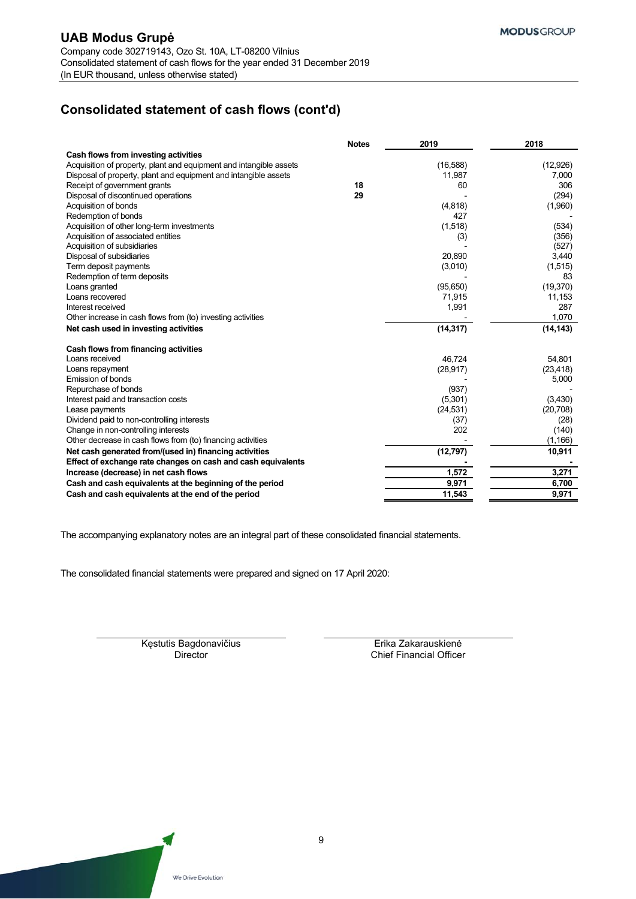# UAB Modus Grupė

Company code 302719143, Ozo St. 10A, LT-08200 Vilnius
Consolidated statement of cash flows for the year ended 31 December 2019
(In EUR thousand, unless otherwise stated)

## Consolidated statement of cash flows (cont'd)

| | Notes | 2019 | 2018 |
|---|---|---|---|
| **Cash flows from investing activities** | | | |
| Acquisition of property, plant and equipment and intangible assets | | (16,588) | (12,926) |
| Disposal of property, plant and equipment and intangible assets | | 11,987 | 7,000 |
| Receipt of government grants | **18** | 60 | 306 |
| Disposal of discontinued operations | **29** | - | (294) |
| Acquisition of bonds | | (4,818) | (1,960) |
| Redemption of bonds | | 427 | - |
| Acquisition of other long-term investments | | (1,518) | (534) |
| Acquisition of associated entities | | (3) | (356) |
| Acquisition of subsidiaries | | - | (527) |
| Disposal of subsidiaries | | 20,890 | 3,440 |
| Term deposit payments | | (3,010) | (1,515) |
| Redemption of term deposits | | - | 83 |
| Loans granted | | (95,650) | (19,370) |
| Loans recovered | | 71,915 | 11,153 |
| Interest received | | 1,991 | 287 |
| Other increase in cash flows from (to) investing activities | | - | 1,070 |
| **Net cash used in investing activities** | | **(14,317)** | **(14,143)** |
| **Cash flows from financing activities** | | | |
| Loans received | | 46,724 | 54,801 |
| Loans repayment | | (28,917) | (23,418) |
| Emission of bonds | | - | 5,000 |
| Repurchase of bonds | | (937) | - |
| Interest paid and transaction costs | | (5,301) | (3,430) |
| Lease payments | | (24,531) | (20,708) |
| Dividend paid to non-controlling interests | | (37) | (28) |
| Change in non-controlling interests | | 202 | (140) |
| Other decrease in cash flows from (to) financing activities | | - | (1,166) |
| **Net cash generated from/(used in) financing activities** | | **(12,797)** | **10,911** |
| **Effect of exchange rate changes on cash and cash equivalents** | | **-** | **-** |
| **Increase (decrease) in net cash flows** | | **1,572** | **3,271** |
| **Cash and cash equivalents at the beginning of the period** | | **9,971** | **6,700** |
| **Cash and cash equivalents at the end of the period** | | **11,543** | **9,971** |

The accompanying explanatory notes are an integral part of these consolidated financial statements.

The consolidated financial statements were prepared and signed on 17 April 2020:

Kęstutis Bagdonavičius
Director

Erika Zakarauskienė
Chief Financial Officer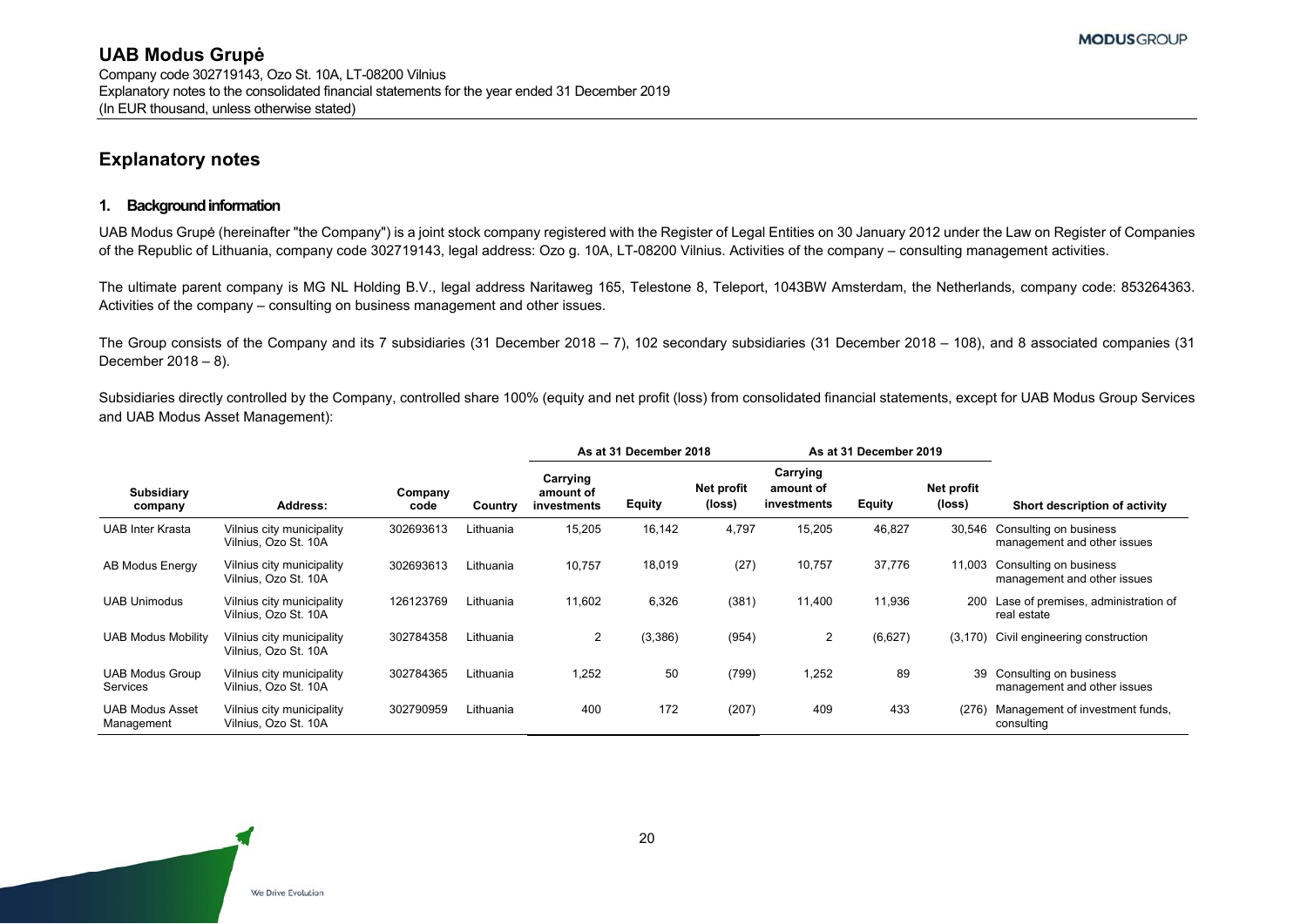## Explanatory notes

### 1. Background information

UAB Modus Grupė (hereinafter "the Company") is a joint stock company registered with the Register of Legal Entities on 30 January 2012 under the Law on Register of Companies of the Republic of Lithuania, company code 302719143, legal address: Ozo g. 10A, LT-08200 Vilnius. Activities of the company – consulting management activities.

The ultimate parent company is MG NL Holding B.V., legal address Naritaweg 165, Telestone 8, Teleport, 1043BW Amsterdam, the Netherlands, company code: 853264363. Activities of the company – consulting on business management and other issues.

The Group consists of the Company and its 7 subsidiaries (31 December 2018 – 7), 102 secondary subsidiaries (31 December 2018 – 108), and 8 associated companies (31 December 2018 – 8).

Subsidiaries directly controlled by the Company, controlled share 100% (equity and net profit (loss) from consolidated financial statements, except for UAB Modus Group Services and UAB Modus Asset Management):

| | | | | As at 31 December 2018 | | | As at 31 December 2019 | | | |
|---|---|---|---|---|---|---|---|---|---|---|
| Subsidiary company | Address: | Company code | Country | Carrying amount of investments | Equity | Net profit (loss) | Carrying amount of investments | Equity | Net profit (loss) | Short description of activity |
| UAB Inter Krasta | Vilnius city municipality Vilnius, Ozo St. 10A | 302693613 | Lithuania | 15,205 | 16,142 | 4,797 | 15,205 | 46,827 | 30,546 | Consulting on business management and other issues |
| AB Modus Energy | Vilnius city municipality Vilnius, Ozo St. 10A | 302693613 | Lithuania | 10,757 | 18,019 | (27) | 10,757 | 37,776 | 11,003 | Consulting on business management and other issues |
| UAB Unimodus | Vilnius city municipality Vilnius, Ozo St. 10A | 126123769 | Lithuania | 11,602 | 6,326 | (381) | 11,400 | 11,936 | 200 | Lase of premises, administration of real estate |
| UAB Modus Mobility | Vilnius city municipality Vilnius, Ozo St. 10A | 302784358 | Lithuania | 2 | (3,386) | (954) | 2 | (6,627) | (3,170) | Civil engineering construction |
| UAB Modus Group Services | Vilnius city municipality Vilnius, Ozo St. 10A | 302784365 | Lithuania | 1,252 | 50 | (799) | 1,252 | 89 | 39 | Consulting on business management and other issues |
| UAB Modus Asset Management | Vilnius city municipality Vilnius, Ozo St. 10A | 302790959 | Lithuania | 400 | 172 | (207) | 409 | 433 | (276) | Management of investment funds, consulting |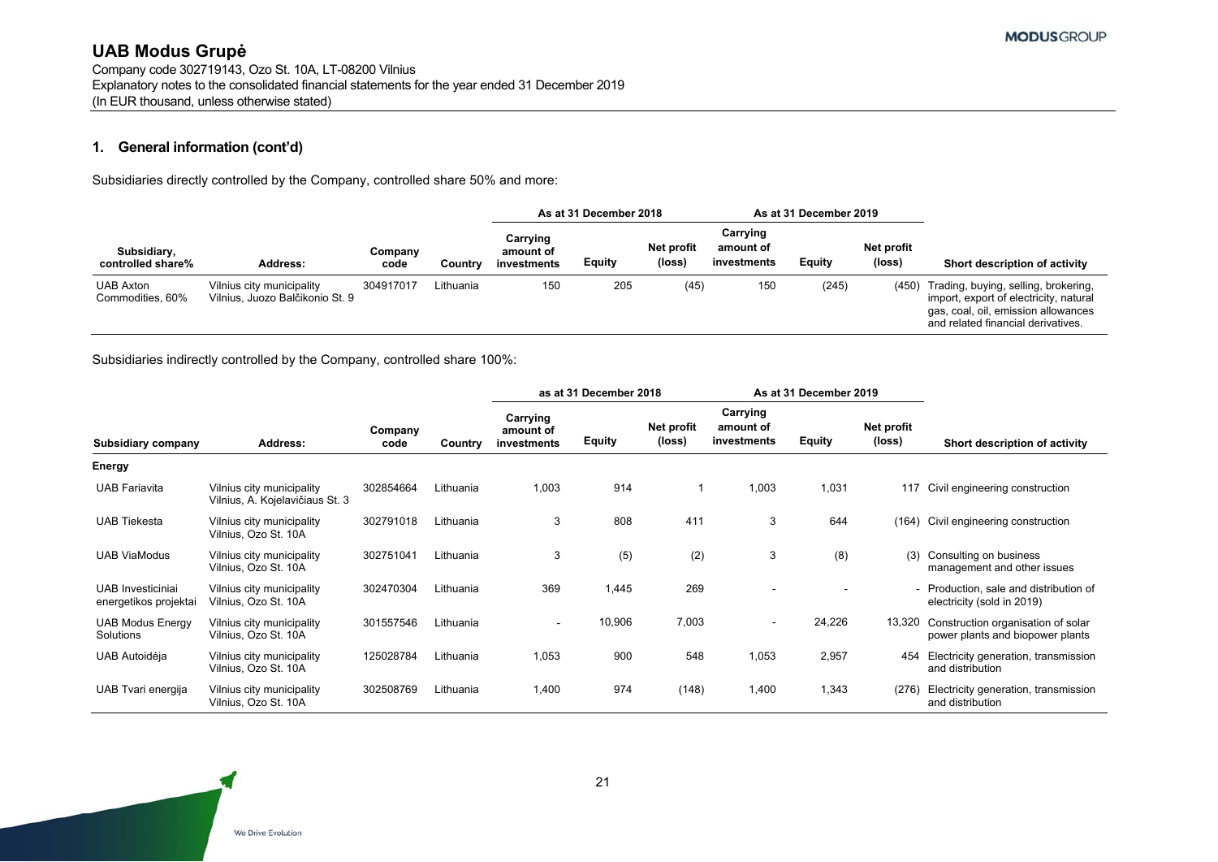## 1. General information (cont'd)

Subsidiaries directly controlled by the Company, controlled share 50% and more:

| Subsidiary, controlled share% | Address: | Company code | Country | As at 31 December 2018 | | | As at 31 December 2019 | | | Short description of activity |
|---|---|---|---|---|---|---|---|---|---|---|
| | | | | Carrying amount of investments | Equity | Net profit (loss) | Carrying amount of investments | Equity | Net profit (loss) | |
| UAB Axton Commodities, 60% | Vilnius city municipality Vilnius, Juozo Balčikonio St. 9 | 304917017 | Lithuania | 150 | 205 | (45) | 150 | (245) | (450) | Trading, buying, selling, brokering, import, export of electricity, natural gas, coal, oil, emission allowances and related financial derivatives. |

Subsidiaries indirectly controlled by the Company, controlled share 100%:

| Subsidiary company | Address: | Company code | Country | as at 31 December 2018 | | | As at 31 December 2019 | | | Short description of activity |
|---|---|---|---|---|---|---|---|---|---|---|
| | | | | Carrying amount of investments | Equity | Net profit (loss) | Carrying amount of investments | Equity | Net profit (loss) | |
| **Energy** | | | | | | | | | | |
| UAB Fariavita | Vilnius city municipality Vilnius, A. Kojelavičiaus St. 3 | 302854664 | Lithuania | 1,003 | 914 | 1 | 1,003 | 1,031 | 117 | Civil engineering construction |
| UAB Tiekesta | Vilnius city municipality Vilnius, Ozo St. 10A | 302791018 | Lithuania | 3 | 808 | 411 | 3 | 644 | (164) | Civil engineering construction |
| UAB ViaModus | Vilnius city municipality Vilnius, Ozo St. 10A | 302751041 | Lithuania | 3 | (5) | (2) | 3 | (8) | (3) | Consulting on business management and other issues |
| UAB Investiciniai energetikos projektai | Vilnius city municipality Vilnius, Ozo St. 10A | 302470304 | Lithuania | 369 | 1,445 | 269 | - | - | - | Production, sale and distribution of electricity (sold in 2019) |
| UAB Modus Energy Solutions | Vilnius city municipality Vilnius, Ozo St. 10A | 301557546 | Lithuania | - | 10,906 | 7,003 | - | 24,226 | 13,320 | Construction organisation of solar power plants and biopower plants |
| UAB Autoidėja | Vilnius city municipality Vilnius, Ozo St. 10A | 125028784 | Lithuania | 1,053 | 900 | 548 | 1,053 | 2,957 | 454 | Electricity generation, transmission and distribution |
| UAB Tvari energija | Vilnius city municipality Vilnius, Ozo St. 10A | 302508769 | Lithuania | 1,400 | 974 | (148) | 1,400 | 1,343 | (276) | Electricity generation, transmission and distribution |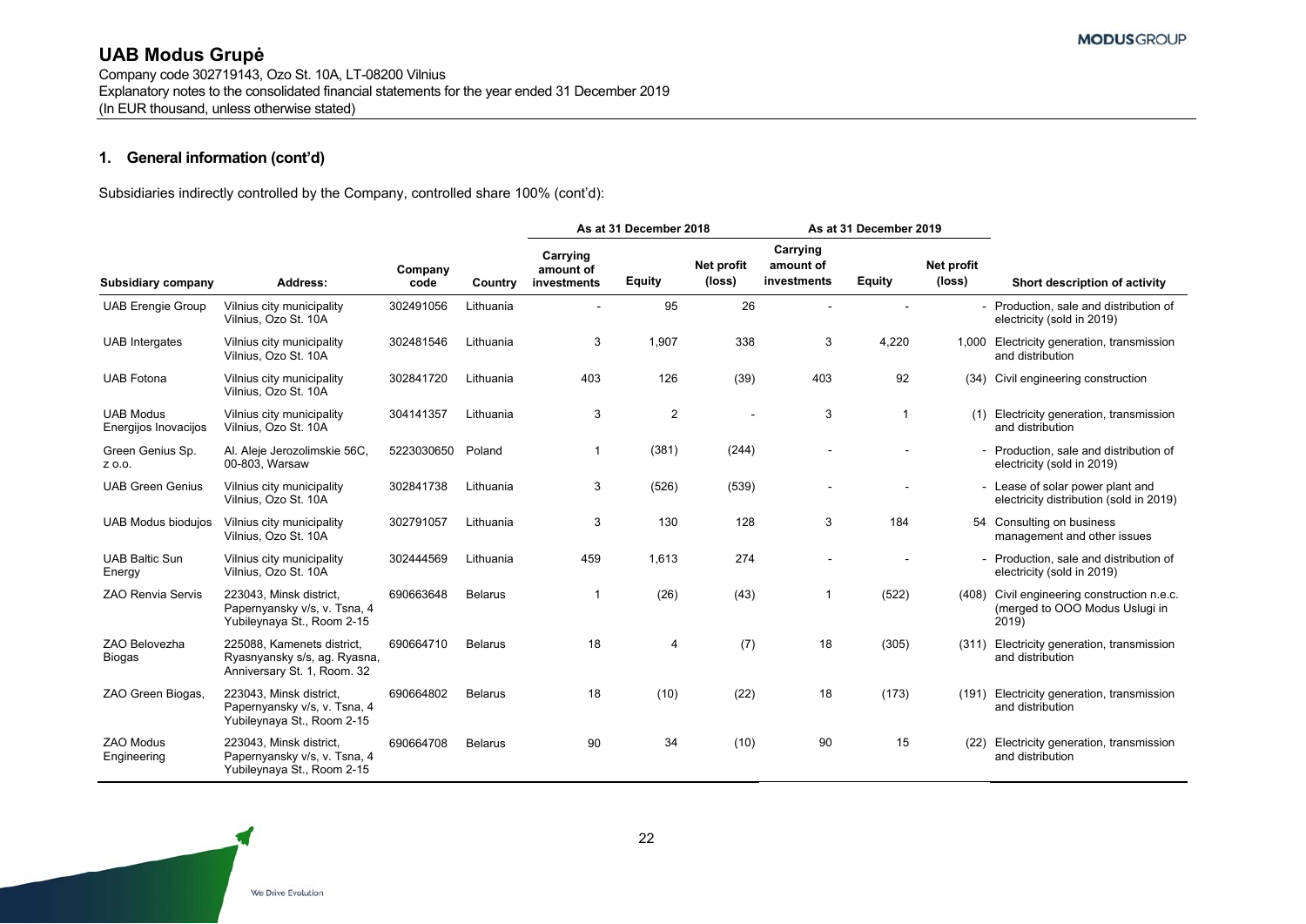## 1. General information (cont'd)

Subsidiaries indirectly controlled by the Company, controlled share 100% (cont'd):

| | | | | As at 31 December 2018 | | | As at 31 December 2019 | | | |
|---|---|---|---|---|---|---|---|---|---|---|
| **Subsidiary company** | **Address:** | **Company code** | **Country** | **Carrying amount of investments** | **Equity** | **Net profit (loss)** | **Carrying amount of investments** | **Equity** | **Net profit (loss)** | **Short description of activity** |
| UAB Erengie Group | Vilnius city municipality Vilnius, Ozo St. 10A | 302491056 | Lithuania | - | 95 | 26 | - | - | - | Production, sale and distribution of electricity (sold in 2019) |
| UAB Intergates | Vilnius city municipality Vilnius, Ozo St. 10A | 302481546 | Lithuania | 3 | 1,907 | 338 | 3 | 4,220 | 1,000 | Electricity generation, transmission and distribution |
| UAB Fotona | Vilnius city municipality Vilnius, Ozo St. 10A | 302841720 | Lithuania | 403 | 126 | (39) | 403 | 92 | (34) | Civil engineering construction |
| UAB Modus Energijos Inovacijos | Vilnius city municipality Vilnius, Ozo St. 10A | 304141357 | Lithuania | 3 | 2 | - | 3 | 1 | (1) | Electricity generation, transmission and distribution |
| Green Genius Sp. z o.o. | Al. Aleje Jerozolimskie 56C, 00-803, Warsaw | 5223030650 | Poland | 1 | (381) | (244) | - | - | - | Production, sale and distribution of electricity (sold in 2019) |
| UAB Green Genius | Vilnius city municipality Vilnius, Ozo St. 10A | 302841738 | Lithuania | 3 | (526) | (539) | - | - | - | Lease of solar power plant and electricity distribution (sold in 2019) |
| UAB Modus biodujos | Vilnius city municipality Vilnius, Ozo St. 10A | 302791057 | Lithuania | 3 | 130 | 128 | 3 | 184 | 54 | Consulting on business management and other issues |
| UAB Baltic Sun Energy | Vilnius city municipality Vilnius, Ozo St. 10A | 302444569 | Lithuania | 459 | 1,613 | 274 | - | - | - | Production, sale and distribution of electricity (sold in 2019) |
| ZAO Renvia Servis | 223043, Minsk district, Papernyansky v/s, v. Tsna, 4 Yubileynaya St., Room 2-15 | 690663648 | Belarus | 1 | (26) | (43) | 1 | (522) | (408) | Civil engineering construction n.e.c. (merged to OOO Modus Uslugi in 2019) |
| ZAO Belovezha Biogas | 225088, Kamenets district, Ryasnyansky s/s, ag. Ryasna, Anniversary St. 1, Room. 32 | 690664710 | Belarus | 18 | 4 | (7) | 18 | (305) | (311) | Electricity generation, transmission and distribution |
| ZAO Green Biogas, | 223043, Minsk district, Papernyansky v/s, v. Tsna, 4 Yubileynaya St., Room 2-15 | 690664802 | Belarus | 18 | (10) | (22) | 18 | (173) | (191) | Electricity generation, transmission and distribution |
| ZAO Modus Engineering | 223043, Minsk district, Papernyansky v/s, v. Tsna, 4 Yubileynaya St., Room 2-15 | 690664708 | Belarus | 90 | 34 | (10) | 90 | 15 | (22) | Electricity generation, transmission and distribution |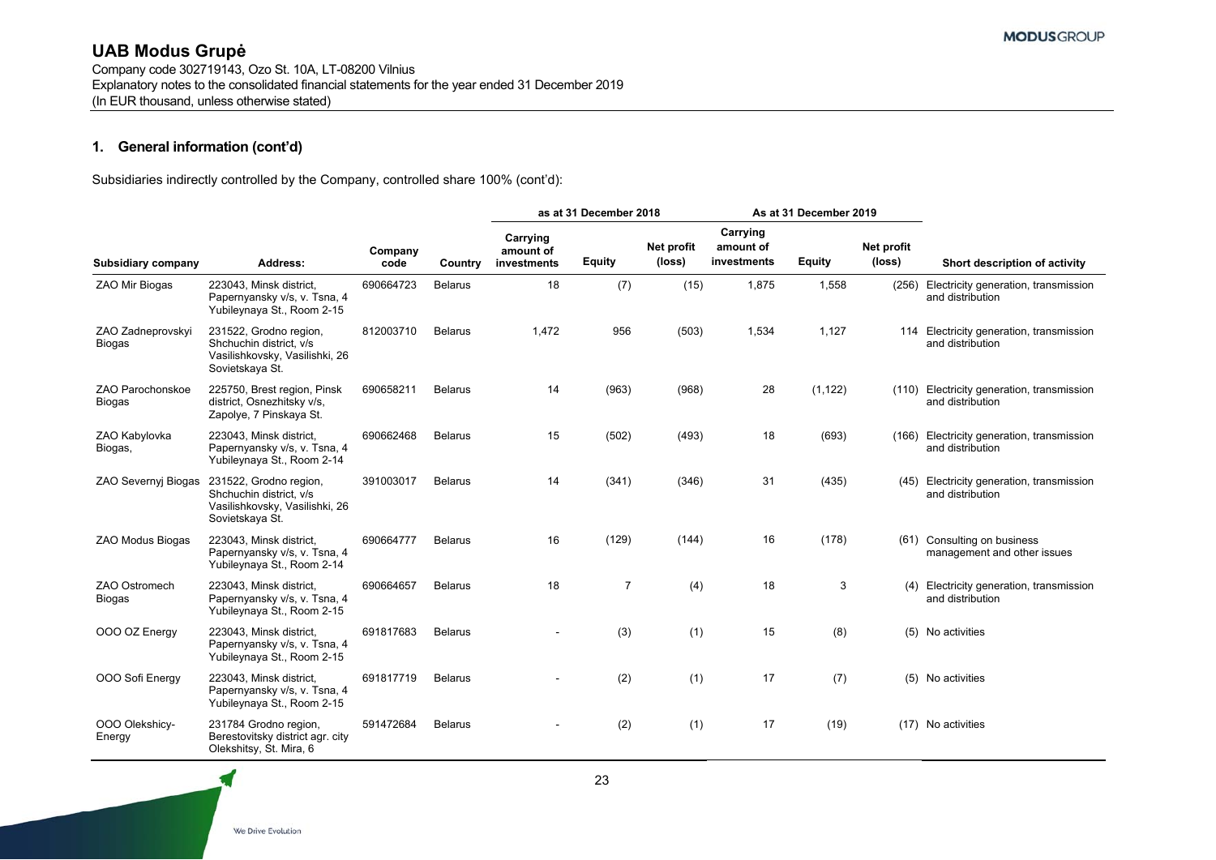## 1. General information (cont'd)

Subsidiaries indirectly controlled by the Company, controlled share 100% (cont'd):

| | | | | as at 31 December 2018 | | | As at 31 December 2019 | | | |
|---|---|---|---|---|---|---|---|---|---|---|
| Subsidiary company | Address: | Company code | Country | Carrying amount of investments | Equity | Net profit (loss) | Carrying amount of investments | Equity | Net profit (loss) | Short description of activity |
| ZAO Mir Biogas | 223043, Minsk district, Papernyansky v/s, v. Tsna, 4 Yubileynaya St., Room 2-15 | 690664723 | Belarus | 18 | (7) | (15) | 1,875 | 1,558 | (256) | Electricity generation, transmission and distribution |
| ZAO Zadneprovskyi Biogas | 231522, Grodno region, Shchuchin district, v/s Vasilishkovsky, Vasilishki, 26 Sovietskaya St. | 812003710 | Belarus | 1,472 | 956 | (503) | 1,534 | 1,127 | 114 | Electricity generation, transmission and distribution |
| ZAO Parochonskoe Biogas | 225750, Brest region, Pinsk district, Osnezhitsky v/s, Zapolye, 7 Pinskaya St. | 690658211 | Belarus | 14 | (963) | (968) | 28 | (1,122) | (110) | Electricity generation, transmission and distribution |
| ZAO Kabylovka Biogas, | 223043, Minsk district, Papernyansky v/s, v. Tsna, 4 Yubileynaya St., Room 2-14 | 690662468 | Belarus | 15 | (502) | (493) | 18 | (693) | (166) | Electricity generation, transmission and distribution |
| ZAO Severnyj Biogas | 231522, Grodno region, Shchuchin district, v/s Vasilishkovsky, Vasilishki, 26 Sovietskaya St. | 391003017 | Belarus | 14 | (341) | (346) | 31 | (435) | (45) | Electricity generation, transmission and distribution |
| ZAO Modus Biogas | 223043, Minsk district, Papernyansky v/s, v. Tsna, 4 Yubileynaya St., Room 2-14 | 690664777 | Belarus | 16 | (129) | (144) | 16 | (178) | (61) | Consulting on business management and other issues |
| ZAO Ostromech Biogas | 223043, Minsk district, Papernyansky v/s, v. Tsna, 4 Yubileynaya St., Room 2-15 | 690664657 | Belarus | 18 | 7 | (4) | 18 | 3 | (4) | Electricity generation, transmission and distribution |
| OOO OZ Energy | 223043, Minsk district, Papernyansky v/s, v. Tsna, 4 Yubileynaya St., Room 2-15 | 691817683 | Belarus | - | (3) | (1) | 15 | (8) | (5) | No activities |
| OOO Sofi Energy | 223043, Minsk district, Papernyansky v/s, v. Tsna, 4 Yubileynaya St., Room 2-15 | 691817719 | Belarus | - | (2) | (1) | 17 | (7) | (5) | No activities |
| OOO Olekshicy-Energy | 231784 Grodno region, Berestovitsky district agr. city Olekshitsy, St. Mira, 6 | 591472684 | Belarus | - | (2) | (1) | 17 | (19) | (17) | No activities |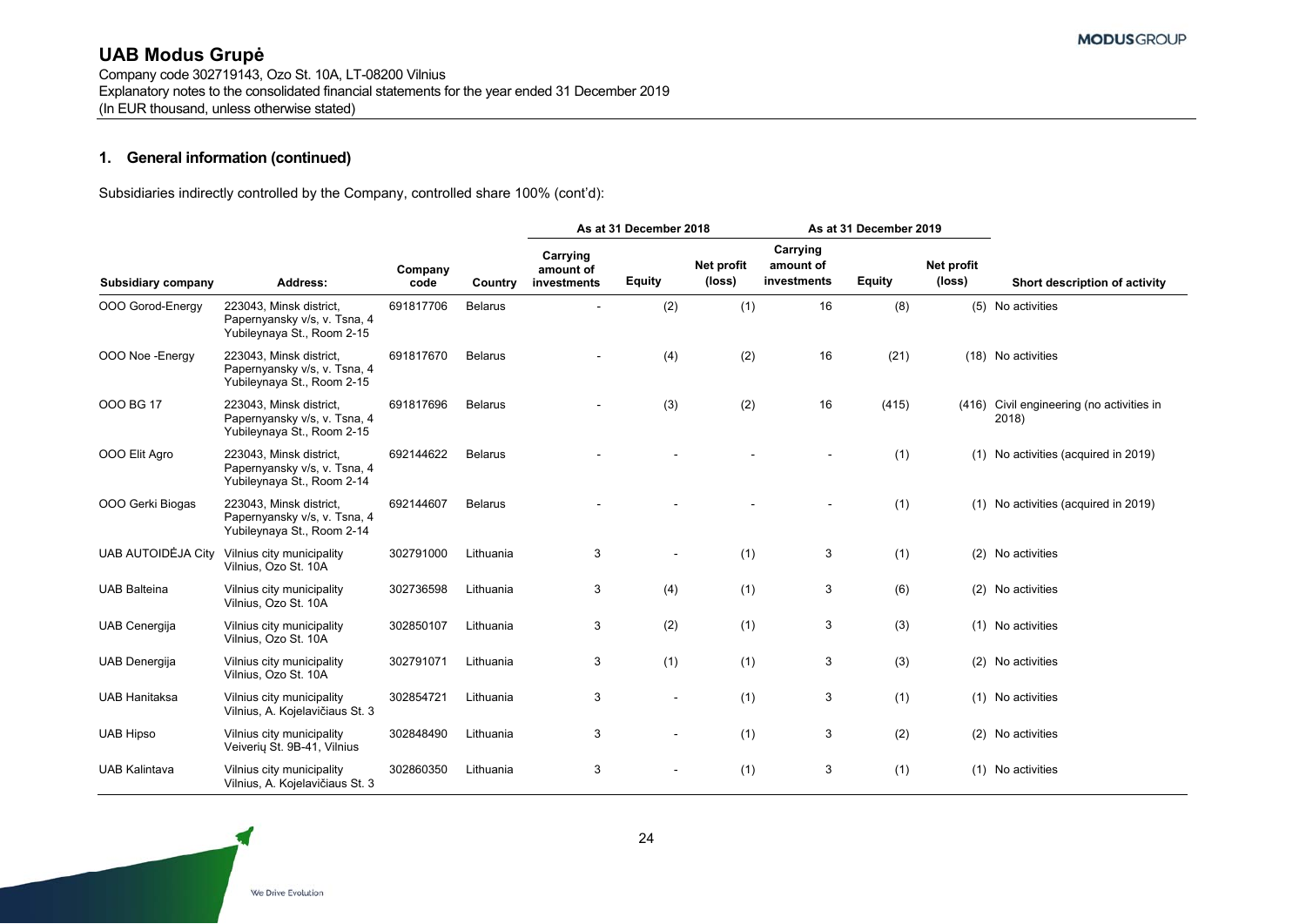## 1. General information (continued)

Subsidiaries indirectly controlled by the Company, controlled share 100% (cont'd):

| | | | | As at 31 December 2018 | | | As at 31 December 2019 | | | |
|---|---|---|---|---|---|---|---|---|---|---|
| Subsidiary company | Address: | Company code | Country | Carrying amount of investments | Equity | Net profit (loss) | Carrying amount of investments | Equity | Net profit (loss) | Short description of activity |
| OOO Gorod-Energy | 223043, Minsk district, Papernyansky v/s, v. Tsna, 4 Yubileynaya St., Room 2-15 | 691817706 | Belarus | - | (2) | (1) | 16 | (8) | (5) | No activities |
| OOO Noe -Energy | 223043, Minsk district, Papernyansky v/s, v. Tsna, 4 Yubileynaya St., Room 2-15 | 691817670 | Belarus | - | (4) | (2) | 16 | (21) | (18) | No activities |
| OOO BG 17 | 223043, Minsk district, Papernyansky v/s, v. Tsna, 4 Yubileynaya St., Room 2-15 | 691817696 | Belarus | - | (3) | (2) | 16 | (415) | (416) | Civil engineering (no activities in 2018) |
| OOO Elit Agro | 223043, Minsk district, Papernyansky v/s, v. Tsna, 4 Yubileynaya St., Room 2-14 | 692144622 | Belarus | - | - | - | - | (1) | (1) | No activities (acquired in 2019) |
| OOO Gerki Biogas | 223043, Minsk district, Papernyansky v/s, v. Tsna, 4 Yubileynaya St., Room 2-14 | 692144607 | Belarus | - | - | - | - | (1) | (1) | No activities (acquired in 2019) |
| UAB AUTOIDĖJA City | Vilnius city municipality Vilnius, Ozo St. 10A | 302791000 | Lithuania | 3 | - | (1) | 3 | (1) | (2) | No activities |
| UAB Balteina | Vilnius city municipality Vilnius, Ozo St. 10A | 302736598 | Lithuania | 3 | (4) | (1) | 3 | (6) | (2) | No activities |
| UAB Cenergija | Vilnius city municipality Vilnius, Ozo St. 10A | 302850107 | Lithuania | 3 | (2) | (1) | 3 | (3) | (1) | No activities |
| UAB Denergija | Vilnius city municipality Vilnius, Ozo St. 10A | 302791071 | Lithuania | 3 | (1) | (1) | 3 | (3) | (2) | No activities |
| UAB Hanitaksa | Vilnius city municipality Vilnius, A. Kojelavičiaus St. 3 | 302854721 | Lithuania | 3 | - | (1) | 3 | (1) | (1) | No activities |
| UAB Hipso | Vilnius city municipality Veiverių St. 9B-41, Vilnius | 302848490 | Lithuania | 3 | - | (1) | 3 | (2) | (2) | No activities |
| UAB Kalintava | Vilnius city municipality Vilnius, A. Kojelavičiaus St. 3 | 302860350 | Lithuania | 3 | - | (1) | 3 | (1) | (1) | No activities |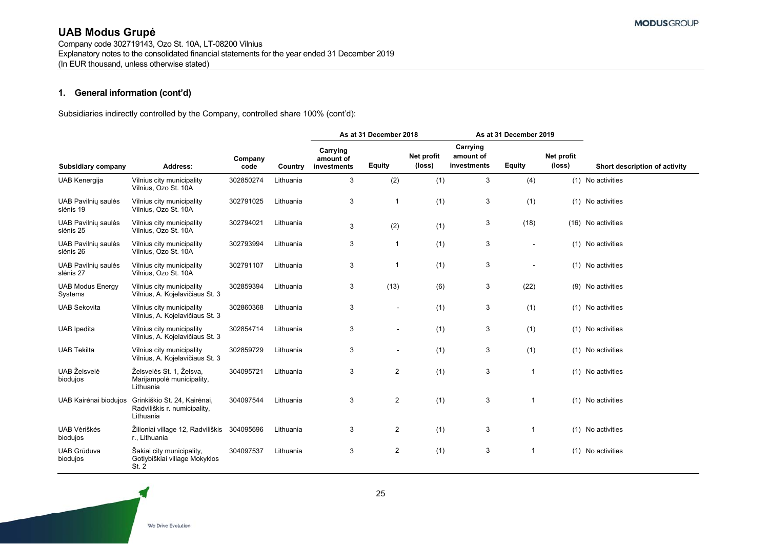## 1. General information (cont'd)

Subsidiaries indirectly controlled by the Company, controlled share 100% (cont'd):

| Subsidiary company | Address: | Company code | Country | As at 31 December 2018 | | | As at 31 December 2019 | | | Short description of activity |
|---|---|---|---|---|---|---|---|---|---|---|
| | | | | Carrying amount of investments | Equity | Net profit (loss) | Carrying amount of investments | Equity | Net profit (loss) | |
| UAB Kenergija | Vilnius city municipality Vilnius, Ozo St. 10A | 302850274 | Lithuania | 3 | (2) | (1) | 3 | (4) | (1) | No activities |
| UAB Pavilnių saulės slėnis 19 | Vilnius city municipality Vilnius, Ozo St. 10A | 302791025 | Lithuania | 3 | 1 | (1) | 3 | (1) | (1) | No activities |
| UAB Pavilnių saulės slėnis 25 | Vilnius city municipality Vilnius, Ozo St. 10A | 302794021 | Lithuania | 3 | (2) | (1) | 3 | (18) | (16) | No activities |
| UAB Pavilnių saulės slėnis 26 | Vilnius city municipality Vilnius, Ozo St. 10A | 302793994 | Lithuania | 3 | 1 | (1) | 3 | - | (1) | No activities |
| UAB Pavilnių saulės slėnis 27 | Vilnius city municipality Vilnius, Ozo St. 10A | 302791107 | Lithuania | 3 | 1 | (1) | 3 | - | (1) | No activities |
| UAB Modus Energy Systems | Vilnius city municipality Vilnius, A. Kojelavičiaus St. 3 | 302859394 | Lithuania | 3 | (13) | (6) | 3 | (22) | (9) | No activities |
| UAB Sekovita | Vilnius city municipality Vilnius, A. Kojelavičiaus St. 3 | 302860368 | Lithuania | 3 | - | (1) | 3 | (1) | (1) | No activities |
| UAB Ipedita | Vilnius city municipality Vilnius, A. Kojelavičiaus St. 3 | 302854714 | Lithuania | 3 | - | (1) | 3 | (1) | (1) | No activities |
| UAB Tekilta | Vilnius city municipality Vilnius, A. Kojelavičiaus St. 3 | 302859729 | Lithuania | 3 | - | (1) | 3 | (1) | (1) | No activities |
| UAB Želsvelė biodujos | Želsvelės St. 1, Želsva, Marijampolė municipality, Lithuania | 304095721 | Lithuania | 3 | 2 | (1) | 3 | 1 | (1) | No activities |
| UAB Kairėnai biodujos | Grinkiškio St. 24, Kairėnai, Radviliškis r. numicipality, Lithuania | 304097544 | Lithuania | 3 | 2 | (1) | 3 | 1 | (1) | No activities |
| UAB Vėriškės biodujos | Žilioniai village 12, Radviliškis r., Lithuania | 304095696 | Lithuania | 3 | 2 | (1) | 3 | 1 | (1) | No activities |
| UAB Grūduva biodujos | Šakiai city municipality, Gotlybiškiai village Mokyklos St. 2 | 304097537 | Lithuania | 3 | 2 | (1) | 3 | 1 | (1) | No activities |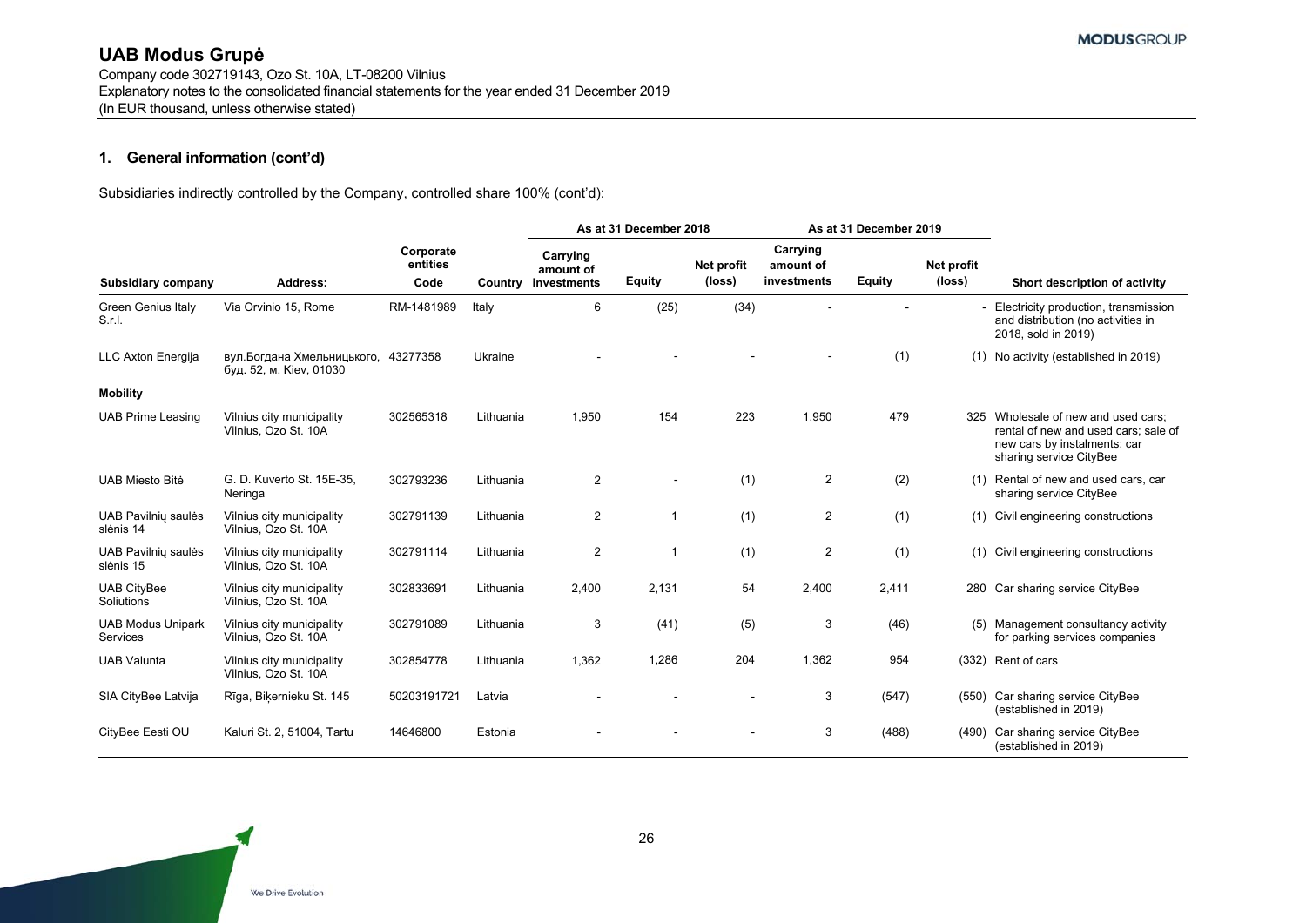## 1. General information (cont'd)

Subsidiaries indirectly controlled by the Company, controlled share 100% (cont'd):

| | | | | As at 31 December 2018 | | | As at 31 December 2019 | | | |
|---|---|---|---|---|---|---|---|---|---|---|
| Subsidiary company | Address: | Corporate entities Code | Country | Carrying amount of investments | Equity | Net profit (loss) | Carrying amount of investments | Equity | Net profit (loss) | Short description of activity |
| Green Genius Italy S.r.l. | Via Orvinio 15, Rome | RM-1481989 | Italy | 6 | (25) | (34) | - | - | - | Electricity production, transmission and distribution (no activities in 2018, sold in 2019) |
| LLC Axton Energija | вул.Богдана Хмельницького, буд. 52, м. Kiev, 01030 | 43277358 | Ukraine | - | - | - | - | (1) | (1) | No activity (established in 2019) |
| **Mobility** | | | | | | | | | | |
| UAB Prime Leasing | Vilnius city municipality Vilnius, Ozo St. 10A | 302565318 | Lithuania | 1,950 | 154 | 223 | 1,950 | 479 | 325 | Wholesale of new and used cars; rental of new and used cars; sale of new cars by instalments; car sharing service CityBee |
| UAB Miesto Bitė | G. D. Kuverto St. 15E-35, Neringa | 302793236 | Lithuania | 2 | - | (1) | 2 | (2) | (1) | Rental of new and used cars, car sharing service CityBee |
| UAB Pavilnių saulės slėnis 14 | Vilnius city municipality Vilnius, Ozo St. 10A | 302791139 | Lithuania | 2 | 1 | (1) | 2 | (1) | (1) | Civil engineering constructions |
| UAB Pavilnių saulės slėnis 15 | Vilnius city municipality Vilnius, Ozo St. 10A | 302791114 | Lithuania | 2 | 1 | (1) | 2 | (1) | (1) | Civil engineering constructions |
| UAB CityBee Soliutions | Vilnius city municipality Vilnius, Ozo St. 10A | 302833691 | Lithuania | 2,400 | 2,131 | 54 | 2,400 | 2,411 | 280 | Car sharing service CityBee |
| UAB Modus Unipark Services | Vilnius city municipality Vilnius, Ozo St. 10A | 302791089 | Lithuania | 3 | (41) | (5) | 3 | (46) | (5) | Management consultancy activity for parking services companies |
| UAB Valunta | Vilnius city municipality Vilnius, Ozo St. 10A | 302854778 | Lithuania | 1,362 | 1,286 | 204 | 1,362 | 954 | (332) | Rent of cars |
| SIA CityBee Latvija | Rīga, Biķernieku St. 145 | 50203191721 | Latvia | - | - | - | 3 | (547) | (550) | Car sharing service CityBee (established in 2019) |
| CityBee Eesti OU | Kaluri St. 2, 51004, Tartu | 14646800 | Estonia | - | - | - | 3 | (488) | (490) | Car sharing service CityBee (established in 2019) |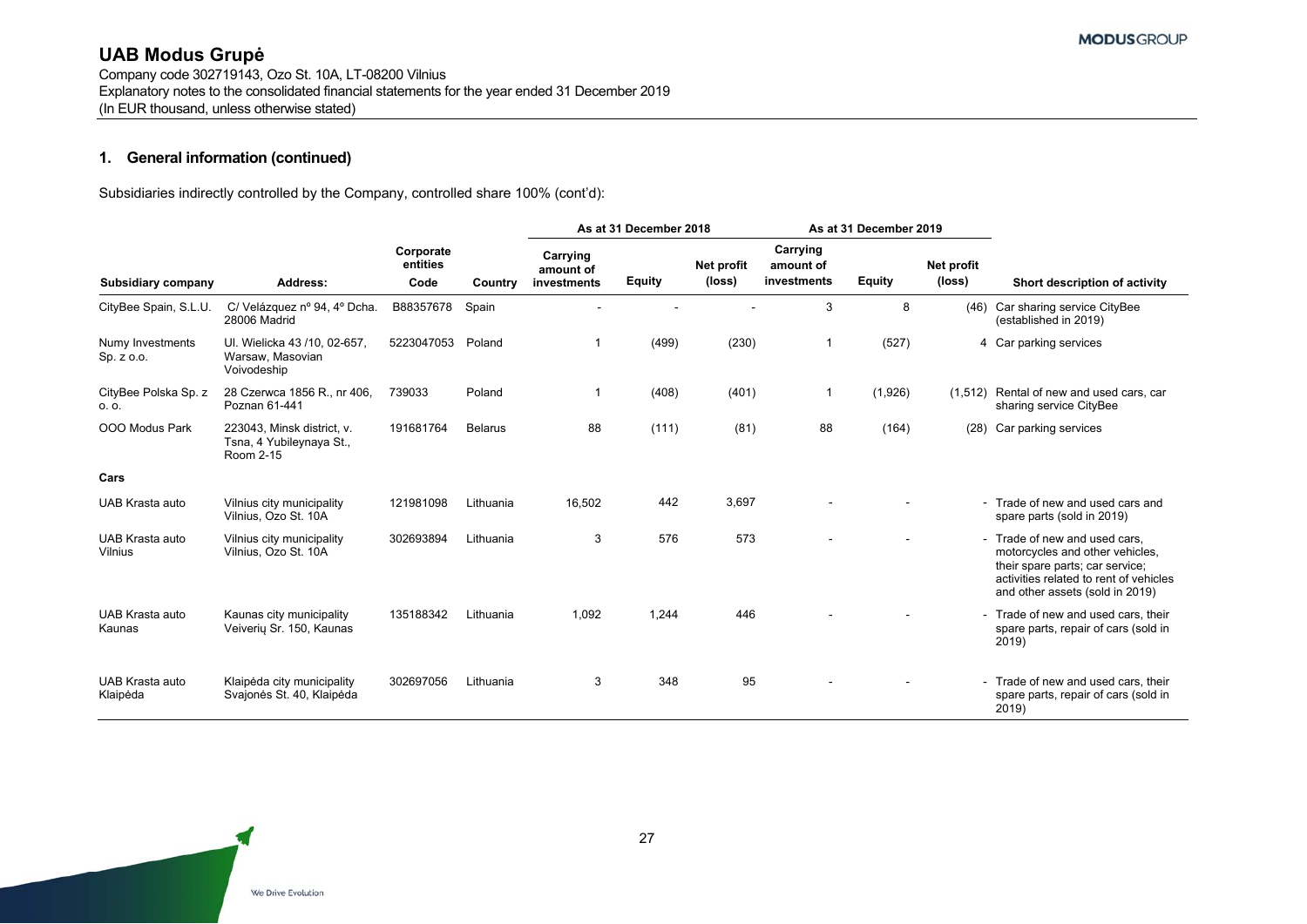## 1. General information (continued)

Subsidiaries indirectly controlled by the Company, controlled share 100% (cont'd):

| | | | | As at 31 December 2018 | | | As at 31 December 2019 | | | |
|---|---|---|---|---|---|---|---|---|---|---|
| Subsidiary company | Address: | Corporate entities Code | Country | Carrying amount of investments | Equity | Net profit (loss) | Carrying amount of investments | Equity | Net profit (loss) | Short description of activity |
| CityBee Spain, S.L.U. | C/ Velázquez nº 94, 4º Dcha. 28006 Madrid | B88357678 | Spain | - | - | - | 3 | 8 | (46) | Car sharing service CityBee (established in 2019) |
| Numy Investments Sp. z o.o. | Ul. Wielicka 43 /10, 02-657, Warsaw, Masovian Voivodeship | 5223047053 | Poland | 1 | (499) | (230) | 1 | (527) | 4 | Car parking services |
| CityBee Polska Sp. z o. o. | 28 Czerwca 1856 R., nr 406, Poznan 61-441 | 739033 | Poland | 1 | (408) | (401) | 1 | (1,926) | (1,512) | Rental of new and used cars, car sharing service CityBee |
| OOO Modus Park | 223043, Minsk district, v. Tsna, 4 Yubileynaya St., Room 2-15 | 191681764 | Belarus | 88 | (111) | (81) | 88 | (164) | (28) | Car parking services |
| **Cars** | | | | | | | | | | |
| UAB Krasta auto | Vilnius city municipality Vilnius, Ozo St. 10A | 121981098 | Lithuania | 16,502 | 442 | 3,697 | - | - | - | Trade of new and used cars and spare parts (sold in 2019) |
| UAB Krasta auto Vilnius | Vilnius city municipality Vilnius, Ozo St. 10A | 302693894 | Lithuania | 3 | 576 | 573 | - | - | - | Trade of new and used cars, motorcycles and other vehicles, their spare parts; car service; activities related to rent of vehicles and other assets (sold in 2019) |
| UAB Krasta auto Kaunas | Kaunas city municipality Veiverių Sr. 150, Kaunas | 135188342 | Lithuania | 1,092 | 1,244 | 446 | - | - | - | Trade of new and used cars, their spare parts, repair of cars (sold in 2019) |
| UAB Krasta auto Klaipėda | Klaipėda city municipality Svajonės St. 40, Klaipėda | 302697056 | Lithuania | 3 | 348 | 95 | - | - | - | Trade of new and used cars, their spare parts, repair of cars (sold in 2019) |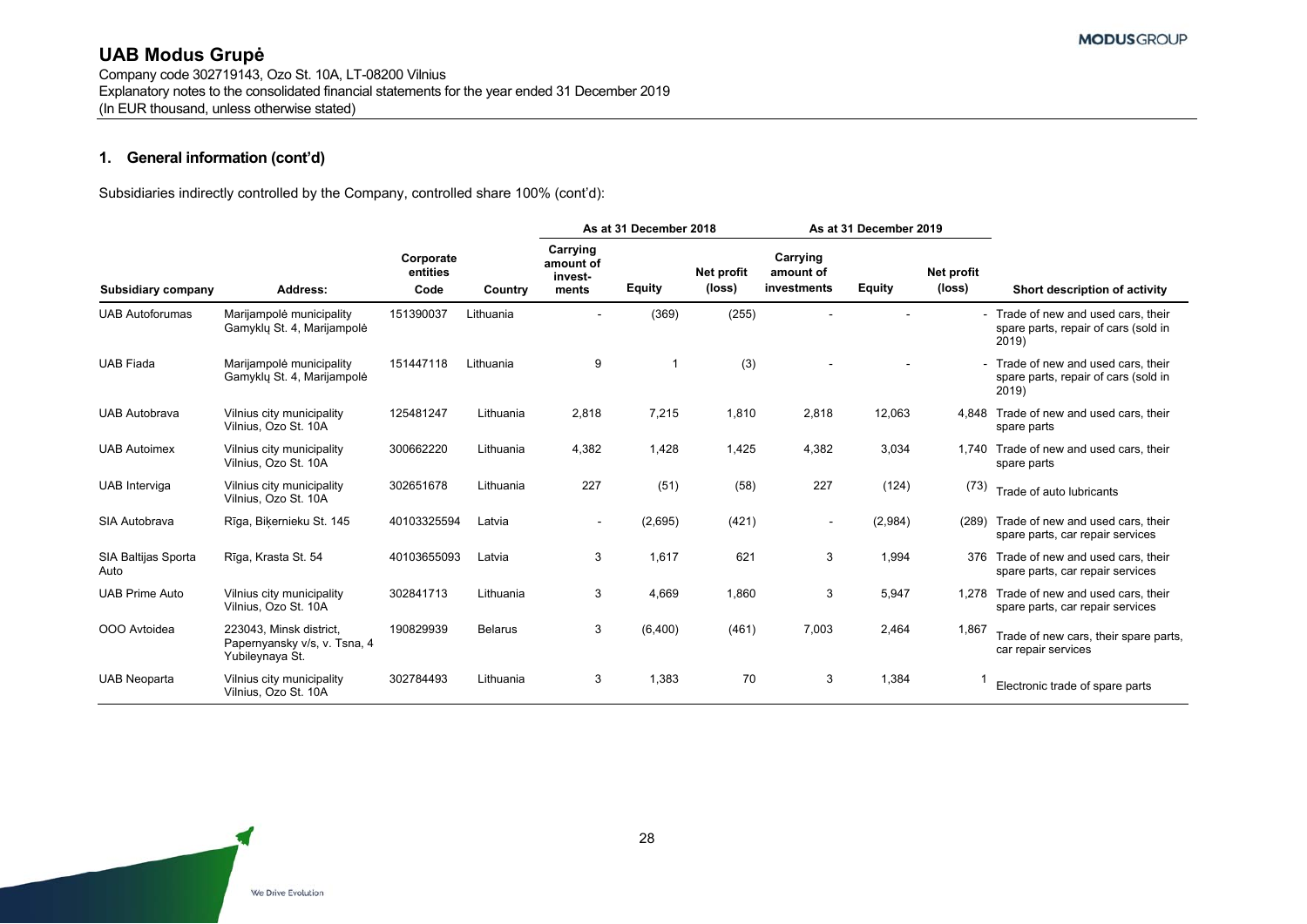# UAB Modus Grupė

Company code 302719143, Ozo St. 10A, LT-08200 Vilnius
Explanatory notes to the consolidated financial statements for the year ended 31 December 2019
(In EUR thousand, unless otherwise stated)

## 1. General information (cont'd)

Subsidiaries indirectly controlled by the Company, controlled share 100% (cont'd):

| | | | | As at 31 December 2018 | | | As at 31 December 2019 | | | |
|---|---|---|---|---|---|---|---|---|---|---|
| **Subsidiary company** | **Address:** | **Corporate entities Code** | **Country** | **Carrying amount of invest-ments** | **Equity** | **Net profit (loss)** | **Carrying amount of investments** | **Equity** | **Net profit (loss)** | **Short description of activity** |
| UAB Autoforumas | Marijampolė municipality Gamyklų St. 4, Marijampolė | 151390037 | Lithuania | - | (369) | (255) | - | - | - | Trade of new and used cars, their spare parts, repair of cars (sold in 2019) |
| UAB Fiada | Marijampolė municipality Gamyklų St. 4, Marijampolė | 151447118 | Lithuania | 9 | 1 | (3) | - | - | - | Trade of new and used cars, their spare parts, repair of cars (sold in 2019) |
| UAB Autobrava | Vilnius city municipality Vilnius, Ozo St. 10A | 125481247 | Lithuania | 2,818 | 7,215 | 1,810 | 2,818 | 12,063 | 4,848 | Trade of new and used cars, their spare parts |
| UAB Autoimex | Vilnius city municipality Vilnius, Ozo St. 10A | 300662220 | Lithuania | 4,382 | 1,428 | 1,425 | 4,382 | 3,034 | 1,740 | Trade of new and used cars, their spare parts |
| UAB Interviga | Vilnius city municipality Vilnius, Ozo St. 10A | 302651678 | Lithuania | 227 | (51) | (58) | 227 | (124) | (73) | Trade of auto lubricants |
| SIA Autobrava | Rīga, Biķernieku St. 145 | 40103325594 | Latvia | - | (2,695) | (421) | - | (2,984) | (289) | Trade of new and used cars, their spare parts, car repair services |
| SIA Baltijas Sporta Auto | Rīga, Krasta St. 54 | 40103655093 | Latvia | 3 | 1,617 | 621 | 3 | 1,994 | 376 | Trade of new and used cars, their spare parts, car repair services |
| UAB Prime Auto | Vilnius city municipality Vilnius, Ozo St. 10A | 302841713 | Lithuania | 3 | 4,669 | 1,860 | 3 | 5,947 | 1,278 | Trade of new and used cars, their spare parts, car repair services |
| OOO Avtoidea | 223043, Minsk district, Papernyansky v/s, v. Tsna, 4 Yubileynaya St. | 190829939 | Belarus | 3 | (6,400) | (461) | 7,003 | 2,464 | 1,867 | Trade of new cars, their spare parts, car repair services |
| UAB Neoparta | Vilnius city municipality Vilnius, Ozo St. 10A | 302784493 | Lithuania | 3 | 1,383 | 70 | 3 | 1,384 | 1 | Electronic trade of spare parts |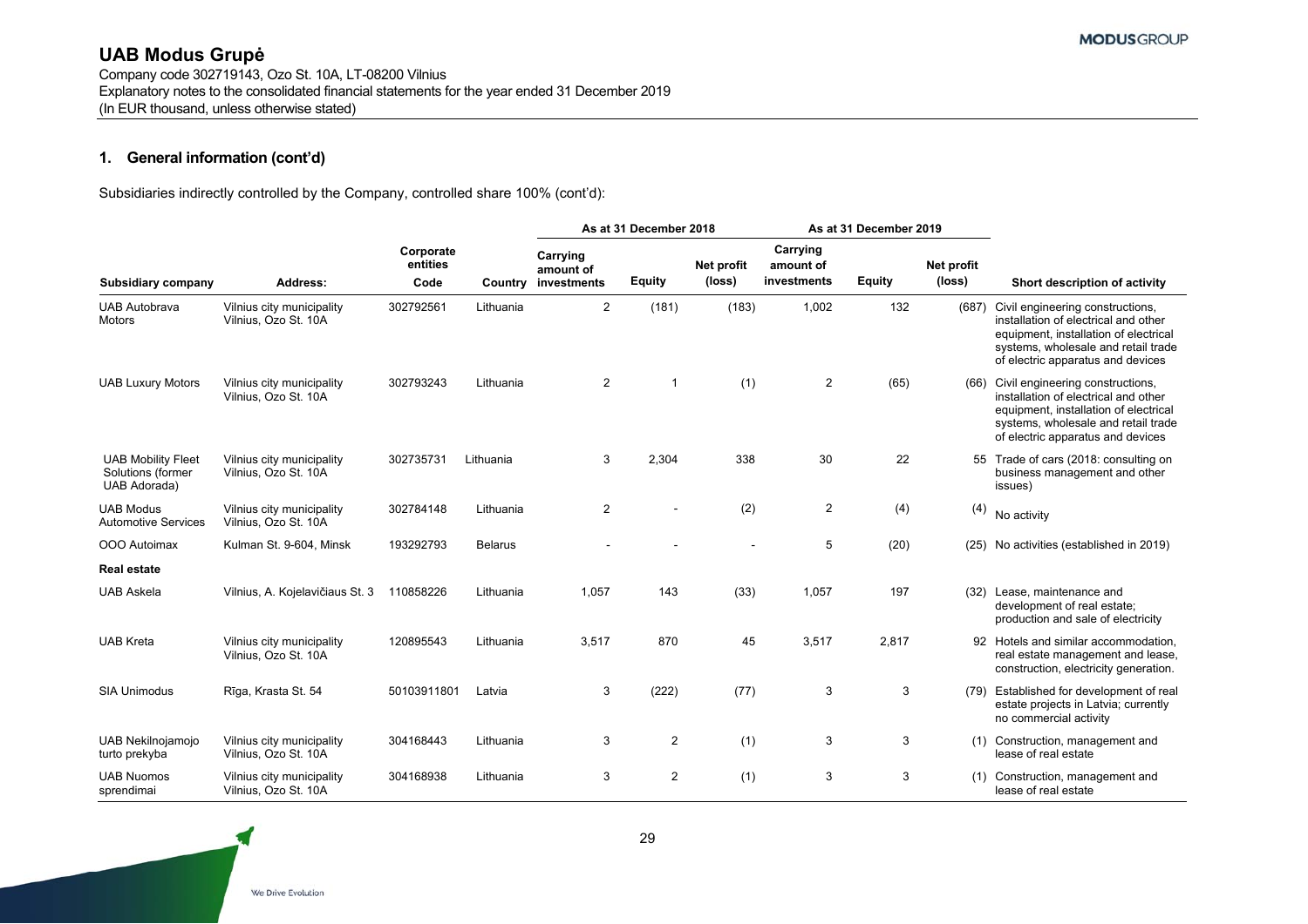## 1. General information (cont'd)

Subsidiaries indirectly controlled by the Company, controlled share 100% (cont'd):

| | | | | As at 31 December 2018 | | | As at 31 December 2019 | | | |
|---|---|---|---|---|---|---|---|---|---|---|
| Subsidiary company | Address: | Corporate entities Code | Country | Carrying amount of investments | Equity | Net profit (loss) | Carrying amount of investments | Equity | Net profit (loss) | Short description of activity |
| UAB Autobrava Motors | Vilnius city municipality Vilnius, Ozo St. 10A | 302792561 | Lithuania | 2 | (181) | (183) | 1,002 | 132 | (687) | Civil engineering constructions, installation of electrical and other equipment, installation of electrical systems, wholesale and retail trade of electric apparatus and devices |
| UAB Luxury Motors | Vilnius city municipality Vilnius, Ozo St. 10A | 302793243 | Lithuania | 2 | 1 | (1) | 2 | (65) | (66) | Civil engineering constructions, installation of electrical and other equipment, installation of electrical systems, wholesale and retail trade of electric apparatus and devices |
| UAB Mobility Fleet Solutions (former UAB Adorada) | Vilnius city municipality Vilnius, Ozo St. 10A | 302735731 | Lithuania | 3 | 2,304 | 338 | 30 | 22 | 55 | Trade of cars (2018: consulting on business management and other issues) |
| UAB Modus Automotive Services | Vilnius city municipality Vilnius, Ozo St. 10A | 302784148 | Lithuania | 2 | - | (2) | 2 | (4) | (4) | No activity |
| OOO Autoimax | Kulman St. 9-604, Minsk | 193292793 | Belarus | - | - | - | 5 | (20) | (25) | No activities (established in 2019) |
| **Real estate** | | | | | | | | | | |
| UAB Askela | Vilnius, A. Kojelavičiaus St. 3 | 110858226 | Lithuania | 1,057 | 143 | (33) | 1,057 | 197 | (32) | Lease, maintenance and development of real estate; production and sale of electricity |
| UAB Kreta | Vilnius city municipality Vilnius, Ozo St. 10A | 120895543 | Lithuania | 3,517 | 870 | 45 | 3,517 | 2,817 | 92 | Hotels and similar accommodation, real estate management and lease, construction, electricity generation. |
| SIA Unimodus | Rīga, Krasta St. 54 | 50103911801 | Latvia | 3 | (222) | (77) | 3 | 3 | (79) | Established for development of real estate projects in Latvia; currently no commercial activity |
| UAB Nekilnojamojo turto prekyba | Vilnius city municipality Vilnius, Ozo St. 10A | 304168443 | Lithuania | 3 | 2 | (1) | 3 | 3 | (1) | Construction, management and lease of real estate |
| UAB Nuomos sprendimai | Vilnius city municipality Vilnius, Ozo St. 10A | 304168938 | Lithuania | 3 | 2 | (1) | 3 | 3 | (1) | Construction, management and lease of real estate |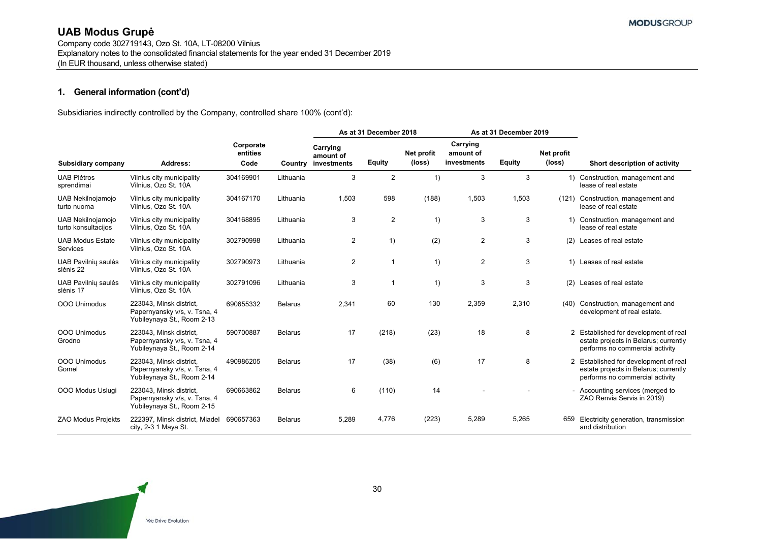## 1. General information (cont'd)

Subsidiaries indirectly controlled by the Company, controlled share 100% (cont'd):

| Subsidiary company | Address: | Corporate entities Code | Country | As at 31 December 2018 | | | As at 31 December 2019 | | | Short description of activity |
|---|---|---|---|---|---|---|---|---|---|---|
| | | | | Carrying amount of investments | Equity | Net profit (loss) | Carrying amount of investments | Equity | Net profit (loss) | |
| UAB Plėtros sprendimai | Vilnius city municipality Vilnius, Ozo St. 10A | 304169901 | Lithuania | 3 | 2 | 1) | 3 | 3 | 1) | Construction, management and lease of real estate |
| UAB Nekilnojamojo turto nuoma | Vilnius city municipality Vilnius, Ozo St. 10A | 304167170 | Lithuania | 1,503 | 598 | (188) | 1,503 | 1,503 | (121) | Construction, management and lease of real estate |
| UAB Nekilnojamojo turto konsultacijos | Vilnius city municipality Vilnius, Ozo St. 10A | 304168895 | Lithuania | 3 | 2 | 1) | 3 | 3 | 1) | Construction, management and lease of real estate |
| UAB Modus Estate Services | Vilnius city municipality Vilnius, Ozo St. 10A | 302790998 | Lithuania | 2 | 1) | (2) | 2 | 3 | (2) | Leases of real estate |
| UAB Pavilnių saulės slėnis 22 | Vilnius city municipality Vilnius, Ozo St. 10A | 302790973 | Lithuania | 2 | 1 | 1) | 2 | 3 | 1) | Leases of real estate |
| UAB Pavilnių saulės slėnis 17 | Vilnius city municipality Vilnius, Ozo St. 10A | 302791096 | Lithuania | 3 | 1 | 1) | 3 | 3 | (2) | Leases of real estate |
| OOO Unimodus | 223043, Minsk district, Papernyansky v/s, v. Tsna, 4 Yubileynaya St., Room 2-13 | 690655332 | Belarus | 2,341 | 60 | 130 | 2,359 | 2,310 | (40) | Construction, management and development of real estate. |
| OOO Unimodus Grodno | 223043, Minsk district, Papernyansky v/s, v. Tsna, 4 Yubileynaya St., Room 2-14 | 590700887 | Belarus | 17 | (218) | (23) | 18 | 8 | 2 | Established for development of real estate projects in Belarus; currently performs no commercial activity |
| OOO Unimodus Gomel | 223043, Minsk district, Papernyansky v/s, v. Tsna, 4 Yubileynaya St., Room 2-14 | 490986205 | Belarus | 17 | (38) | (6) | 17 | 8 | 2 | Established for development of real estate projects in Belarus; currently performs no commercial activity |
| OOO Modus Uslugi | 223043, Minsk district, Papernyansky v/s, v. Tsna, 4 Yubileynaya St., Room 2-15 | 690663862 | Belarus | 6 | (110) | 14 | - | - | - | Accounting services (merged to ZAO Renvia Servis in 2019) |
| ZAO Modus Projekts | 222397, Minsk district, Miadel city, 2-3 1 Maya St. | 690657363 | Belarus | 5,289 | 4,776 | (223) | 5,289 | 5,265 | 659 | Electricity generation, transmission and distribution |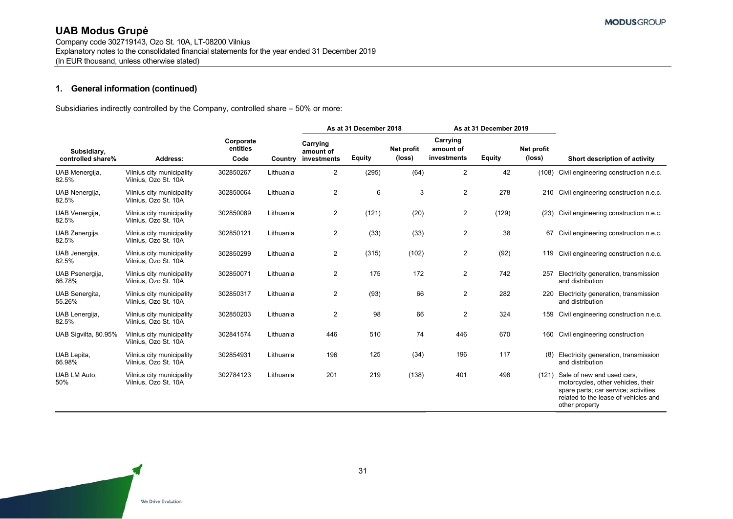## 1. General information (continued)

Subsidiaries indirectly controlled by the Company, controlled share – 50% or more:

| Subsidiary, controlled share% | Address: | Corporate entities Code | Country | As at 31 December 2018 | | | As at 31 December 2019 | | | Short description of activity |
|---|---|---|---|---|---|---|---|---|---|---|
| | | | | Carrying amount of investments | Equity | Net profit (loss) | Carrying amount of investments | Equity | Net profit (loss) | |
| UAB Menergija, 82.5% | Vilnius city municipality Vilnius, Ozo St. 10A | 302850267 | Lithuania | 2 | (295) | (64) | 2 | 42 | (108) | Civil engineering construction n.e.c. |
| UAB Nenergija, 82.5% | Vilnius city municipality Vilnius, Ozo St. 10A | 302850064 | Lithuania | 2 | 6 | 3 | 2 | 278 | 210 | Civil engineering construction n.e.c. |
| UAB Venergija, 82.5% | Vilnius city municipality Vilnius, Ozo St. 10A | 302850089 | Lithuania | 2 | (121) | (20) | 2 | (129) | (23) | Civil engineering construction n.e.c. |
| UAB Zenergija, 82.5% | Vilnius city municipality Vilnius, Ozo St. 10A | 302850121 | Lithuania | 2 | (33) | (33) | 2 | 38 | 67 | Civil engineering construction n.e.c. |
| UAB Jenergija, 82.5% | Vilnius city municipality Vilnius, Ozo St. 10A | 302850299 | Lithuania | 2 | (315) | (102) | 2 | (92) | 119 | Civil engineering construction n.e.c. |
| UAB Psenergija, 66.78% | Vilnius city municipality Vilnius, Ozo St. 10A | 302850071 | Lithuania | 2 | 175 | 172 | 2 | 742 | 257 | Electricity generation, transmission and distribution |
| UAB Senergita, 55.26% | Vilnius city municipality Vilnius, Ozo St. 10A | 302850317 | Lithuania | 2 | (93) | 66 | 2 | 282 | 220 | Electricity generation, transmission and distribution |
| UAB Lenergija, 82.5% | Vilnius city municipality Vilnius, Ozo St. 10A | 302850203 | Lithuania | 2 | 98 | 66 | 2 | 324 | 159 | Civil engineering construction n.e.c. |
| UAB Sigvilta, 80.95% | Vilnius city municipality Vilnius, Ozo St. 10A | 302841574 | Lithuania | 446 | 510 | 74 | 446 | 670 | 160 | Civil engineering construction |
| UAB Lepita, 66.98% | Vilnius city municipality Vilnius, Ozo St. 10A | 302854931 | Lithuania | 196 | 125 | (34) | 196 | 117 | (8) | Electricity generation, transmission and distribution |
| UAB LM Auto, 50% | Vilnius city municipality Vilnius, Ozo St. 10A | 302784123 | Lithuania | 201 | 219 | (138) | 401 | 498 | (121) | Sale of new and used cars, motorcycles, other vehicles, their spare parts; car service; activities related to the lease of vehicles and other property |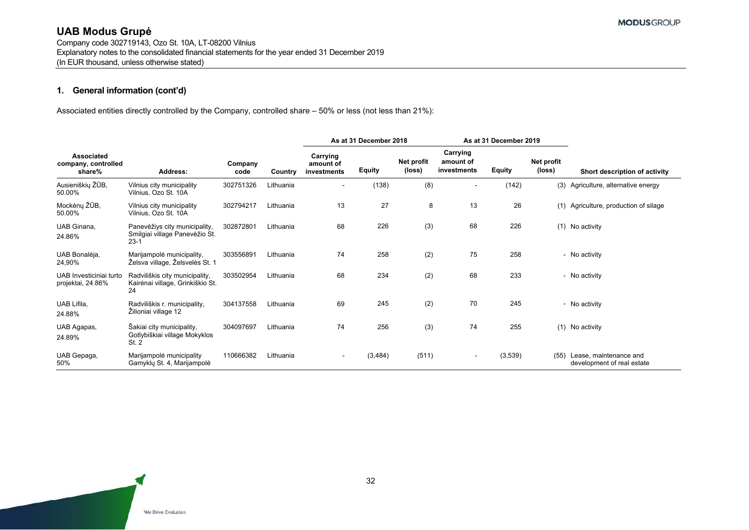# UAB Modus Grupė

Company code 302719143, Ozo St. 10A, LT-08200 Vilnius
Explanatory notes to the consolidated financial statements for the year ended 31 December 2019
(In EUR thousand, unless otherwise stated)

## 1. General information (cont'd)

Associated entities directly controlled by the Company, controlled share – 50% or less (not less than 21%):

| Associated company, controlled share% | Address: | Company code | Country | As at 31 December 2018 | | | As at 31 December 2019 | | | Short description of activity |
|---|---|---|---|---|---|---|---|---|---|---|
| | | | | Carrying amount of investments | Equity | Net profit (loss) | Carrying amount of investments | Equity | Net profit (loss) | |
| Ausieniškių ŽŪB, 50.00% | Vilnius city municipality Vilnius, Ozo St. 10A | 302751326 | Lithuania | - | (138) | (8) | - | (142) | (3) | Agriculture, alternative energy |
| Mockėnų ŽŪB, 50.00% | Vilnius city municipality Vilnius, Ozo St. 10A | 302794217 | Lithuania | 13 | 27 | 8 | 13 | 26 | (1) | Agriculture, production of silage |
| UAB Ginana, 24.86% | Panevėžiys city municipality, Smilgiai village Panevėžio St. 23-1 | 302872801 | Lithuania | 68 | 226 | (3) | 68 | 226 | (1) | No activity |
| UAB Bonalėja, 24,90% | Marijampolė municipality, Želsva village, Želsvelės St. 1 | 303556891 | Lithuania | 74 | 258 | (2) | 75 | 258 | - | No activity |
| UAB Investiciniai turto projektai, 24.86% | Radviliškis city municipality, Kairėnai village, Grinkiškio St. 24 | 303502954 | Lithuania | 68 | 234 | (2) | 68 | 233 | - | No activity |
| UAB Lifila, 24.88% | Radviliškis r. municipality, Žilioniai village 12 | 304137558 | Lithuania | 69 | 245 | (2) | 70 | 245 | - | No activity |
| UAB Agapas, 24.89% | Šakiai city municipality, Gotlybiškiai village Mokyklos St. 2 | 304097697 | Lithuania | 74 | 256 | (3) | 74 | 255 | (1) | No activity |
| UAB Gepaga, 50% | Marijampolė municipality Gamyklų St. 4, Marijampolė | 110666382 | Lithuania | - | (3,484) | (511) | - | (3,539) | (55) | Lease, maintenance and development of real estate |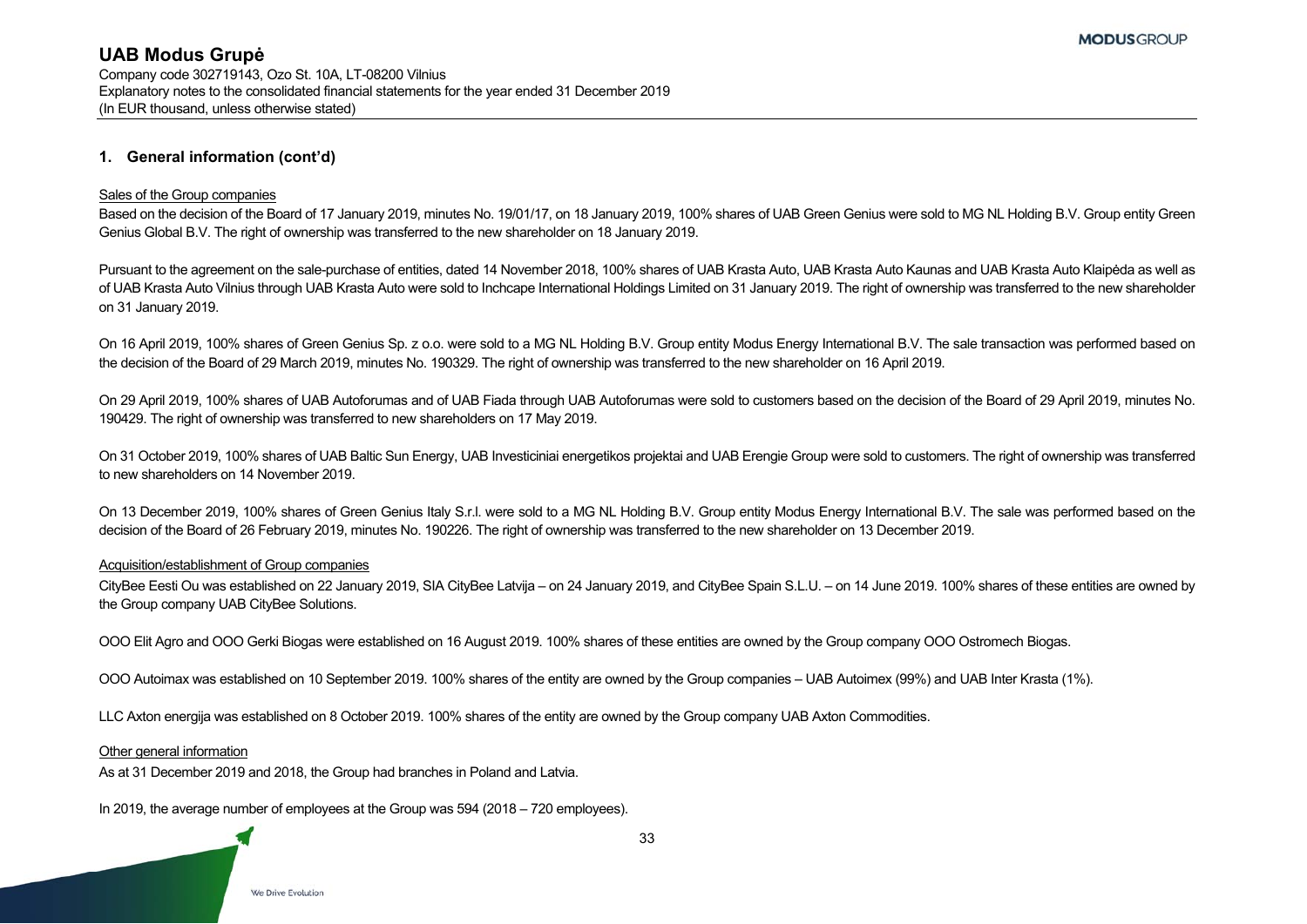## 1. General information (cont'd)

Sales of the Group companies

Based on the decision of the Board of 17 January 2019, minutes No. 19/01/17, on 18 January 2019, 100% shares of UAB Green Genius were sold to MG NL Holding B.V. Group entity Green Genius Global B.V. The right of ownership was transferred to the new shareholder on 18 January 2019.

Pursuant to the agreement on the sale-purchase of entities, dated 14 November 2018, 100% shares of UAB Krasta Auto, UAB Krasta Auto Kaunas and UAB Krasta Auto Klaipėda as well as of UAB Krasta Auto Vilnius through UAB Krasta Auto were sold to Inchcape International Holdings Limited on 31 January 2019. The right of ownership was transferred to the new shareholder on 31 January 2019.

On 16 April 2019, 100% shares of Green Genius Sp. z o.o. were sold to a MG NL Holding B.V. Group entity Modus Energy International B.V. The sale transaction was performed based on the decision of the Board of 29 March 2019, minutes No. 190329. The right of ownership was transferred to the new shareholder on 16 April 2019.

On 29 April 2019, 100% shares of UAB Autoforumas and of UAB Fiada through UAB Autoforumas were sold to customers based on the decision of the Board of 29 April 2019, minutes No. 190429. The right of ownership was transferred to new shareholders on 17 May 2019.

On 31 October 2019, 100% shares of UAB Baltic Sun Energy, UAB Investiciniai energetikos projektai and UAB Erengie Group were sold to customers. The right of ownership was transferred to new shareholders on 14 November 2019.

On 13 December 2019, 100% shares of Green Genius Italy S.r.l. were sold to a MG NL Holding B.V. Group entity Modus Energy International B.V. The sale was performed based on the decision of the Board of 26 February 2019, minutes No. 190226. The right of ownership was transferred to the new shareholder on 13 December 2019.

Acquisition/establishment of Group companies

CityBee Eesti Ou was established on 22 January 2019, SIA CityBee Latvija – on 24 January 2019, and CityBee Spain S.L.U. – on 14 June 2019. 100% shares of these entities are owned by the Group company UAB CityBee Solutions.

OOO Elit Agro and OOO Gerki Biogas were established on 16 August 2019. 100% shares of these entities are owned by the Group company OOO Ostromech Biogas.

OOO Autoimax was established on 10 September 2019. 100% shares of the entity are owned by the Group companies – UAB Autoimex (99%) and UAB Inter Krasta (1%).

LLC Axton energija was established on 8 October 2019. 100% shares of the entity are owned by the Group company UAB Axton Commodities.

Other general information

As at 31 December 2019 and 2018, the Group had branches in Poland and Latvia.

In 2019, the average number of employees at the Group was 594 (2018 – 720 employees).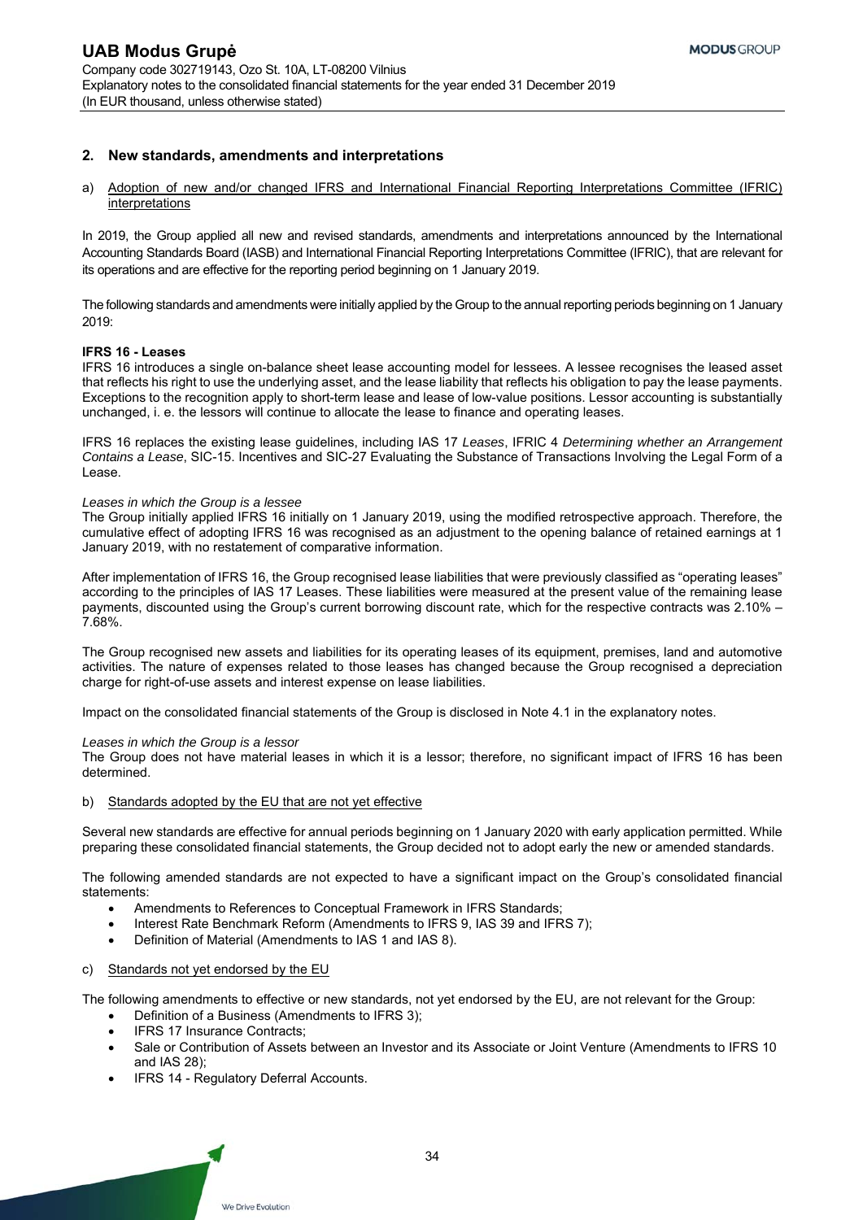## 2. New standards, amendments and interpretations

a) Adoption of new and/or changed IFRS and International Financial Reporting Interpretations Committee (IFRIC) interpretations

In 2019, the Group applied all new and revised standards, amendments and interpretations announced by the International Accounting Standards Board (IASB) and International Financial Reporting Interpretations Committee (IFRIC), that are relevant for its operations and are effective for the reporting period beginning on 1 January 2019.

The following standards and amendments were initially applied by the Group to the annual reporting periods beginning on 1 January 2019:

**IFRS 16 - Leases**

IFRS 16 introduces a single on-balance sheet lease accounting model for lessees. A lessee recognises the leased asset that reflects his right to use the underlying asset, and the lease liability that reflects his obligation to pay the lease payments. Exceptions to the recognition apply to short-term lease and lease of low-value positions. Lessor accounting is substantially unchanged, i. e. the lessors will continue to allocate the lease to finance and operating leases.

IFRS 16 replaces the existing lease guidelines, including IAS 17 *Leases*, IFRIC 4 *Determining whether an Arrangement Contains a Lease*, SIC-15. Incentives and SIC-27 Evaluating the Substance of Transactions Involving the Legal Form of a Lease.

*Leases in which the Group is a lessee*

The Group initially applied IFRS 16 initially on 1 January 2019, using the modified retrospective approach. Therefore, the cumulative effect of adopting IFRS 16 was recognised as an adjustment to the opening balance of retained earnings at 1 January 2019, with no restatement of comparative information.

After implementation of IFRS 16, the Group recognised lease liabilities that were previously classified as "operating leases" according to the principles of IAS 17 Leases. These liabilities were measured at the present value of the remaining lease payments, discounted using the Group's current borrowing discount rate, which for the respective contracts was 2.10% – 7.68%.

The Group recognised new assets and liabilities for its operating leases of its equipment, premises, land and automotive activities. The nature of expenses related to those leases has changed because the Group recognised a depreciation charge for right-of-use assets and interest expense on lease liabilities.

Impact on the consolidated financial statements of the Group is disclosed in Note 4.1 in the explanatory notes.

*Leases in which the Group is a lessor*

The Group does not have material leases in which it is a lessor; therefore, no significant impact of IFRS 16 has been determined.

b) Standards adopted by the EU that are not yet effective

Several new standards are effective for annual periods beginning on 1 January 2020 with early application permitted. While preparing these consolidated financial statements, the Group decided not to adopt early the new or amended standards.

The following amended standards are not expected to have a significant impact on the Group's consolidated financial statements:

- Amendments to References to Conceptual Framework in IFRS Standards;
- Interest Rate Benchmark Reform (Amendments to IFRS 9, IAS 39 and IFRS 7);
- Definition of Material (Amendments to IAS 1 and IAS 8).

c) Standards not yet endorsed by the EU

The following amendments to effective or new standards, not yet endorsed by the EU, are not relevant for the Group:

- Definition of a Business (Amendments to IFRS 3);
- IFRS 17 Insurance Contracts;
- Sale or Contribution of Assets between an Investor and its Associate or Joint Venture (Amendments to IFRS 10 and IAS 28);
- IFRS 14 - Regulatory Deferral Accounts.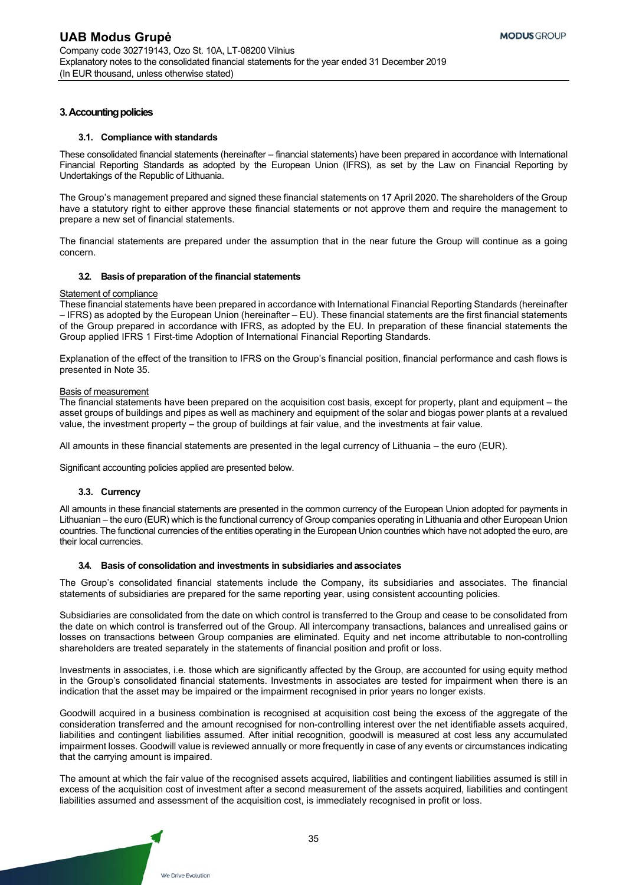## 3. Accounting policies

### 3.1. Compliance with standards

These consolidated financial statements (hereinafter – financial statements) have been prepared in accordance with International Financial Reporting Standards as adopted by the European Union (IFRS), as set by the Law on Financial Reporting by Undertakings of the Republic of Lithuania.

The Group's management prepared and signed these financial statements on 17 April 2020. The shareholders of the Group have a statutory right to either approve these financial statements or not approve them and require the management to prepare a new set of financial statements.

The financial statements are prepared under the assumption that in the near future the Group will continue as a going concern.

### 3.2. Basis of preparation of the financial statements

Statement of compliance

These financial statements have been prepared in accordance with International Financial Reporting Standards (hereinafter – IFRS) as adopted by the European Union (hereinafter – EU). These financial statements are the first financial statements of the Group prepared in accordance with IFRS, as adopted by the EU. In preparation of these financial statements the Group applied IFRS 1 First-time Adoption of International Financial Reporting Standards.

Explanation of the effect of the transition to IFRS on the Group's financial position, financial performance and cash flows is presented in Note 35.

Basis of measurement

The financial statements have been prepared on the acquisition cost basis, except for property, plant and equipment – the asset groups of buildings and pipes as well as machinery and equipment of the solar and biogas power plants at a revalued value, the investment property – the group of buildings at fair value, and the investments at fair value.

All amounts in these financial statements are presented in the legal currency of Lithuania – the euro (EUR).

Significant accounting policies applied are presented below.

### 3.3. Currency

All amounts in these financial statements are presented in the common currency of the European Union adopted for payments in Lithuanian – the euro (EUR) which is the functional currency of Group companies operating in Lithuania and other European Union countries. The functional currencies of the entities operating in the European Union countries which have not adopted the euro, are their local currencies.

### 3.4. Basis of consolidation and investments in subsidiaries and associates

The Group's consolidated financial statements include the Company, its subsidiaries and associates. The financial statements of subsidiaries are prepared for the same reporting year, using consistent accounting policies.

Subsidiaries are consolidated from the date on which control is transferred to the Group and cease to be consolidated from the date on which control is transferred out of the Group. All intercompany transactions, balances and unrealised gains or losses on transactions between Group companies are eliminated. Equity and net income attributable to non-controlling shareholders are treated separately in the statements of financial position and profit or loss.

Investments in associates, i.e. those which are significantly affected by the Group, are accounted for using equity method in the Group's consolidated financial statements. Investments in associates are tested for impairment when there is an indication that the asset may be impaired or the impairment recognised in prior years no longer exists.

Goodwill acquired in a business combination is recognised at acquisition cost being the excess of the aggregate of the consideration transferred and the amount recognised for non-controlling interest over the net identifiable assets acquired, liabilities and contingent liabilities assumed. After initial recognition, goodwill is measured at cost less any accumulated impairment losses. Goodwill value is reviewed annually or more frequently in case of any events or circumstances indicating that the carrying amount is impaired.

The amount at which the fair value of the recognised assets acquired, liabilities and contingent liabilities assumed is still in excess of the acquisition cost of investment after a second measurement of the assets acquired, liabilities and contingent liabilities assumed and assessment of the acquisition cost, is immediately recognised in profit or loss.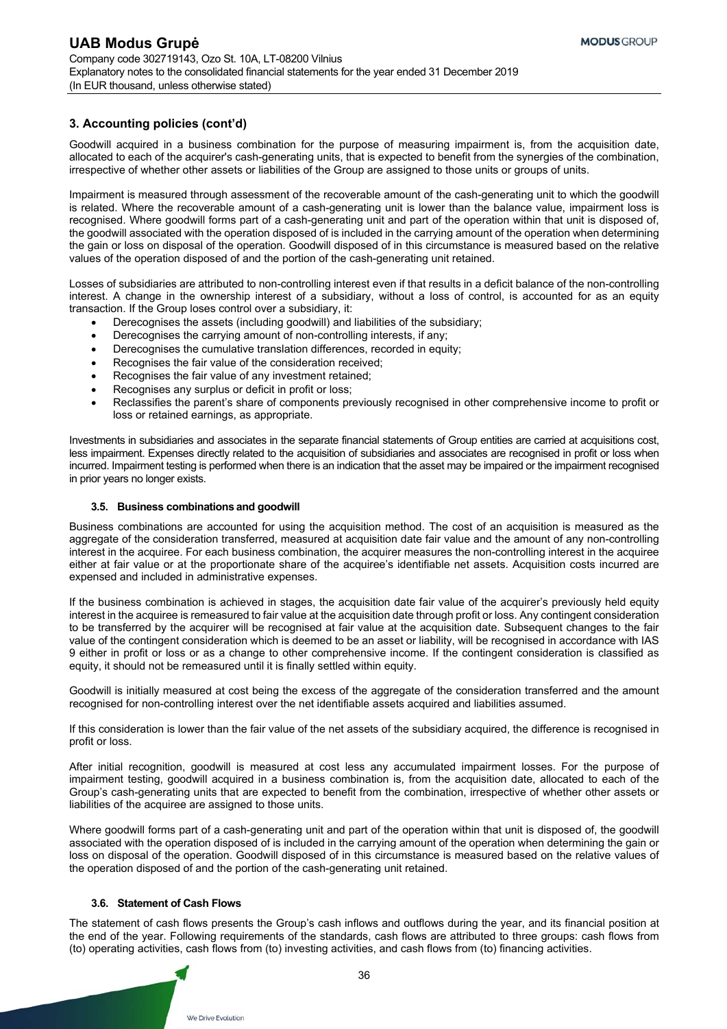## 3. Accounting policies (cont'd)

Goodwill acquired in a business combination for the purpose of measuring impairment is, from the acquisition date, allocated to each of the acquirer's cash-generating units, that is expected to benefit from the synergies of the combination, irrespective of whether other assets or liabilities of the Group are assigned to those units or groups of units.

Impairment is measured through assessment of the recoverable amount of the cash-generating unit to which the goodwill is related. Where the recoverable amount of a cash-generating unit is lower than the balance value, impairment loss is recognised. Where goodwill forms part of a cash-generating unit and part of the operation within that unit is disposed of, the goodwill associated with the operation disposed of is included in the carrying amount of the operation when determining the gain or loss on disposal of the operation. Goodwill disposed of in this circumstance is measured based on the relative values of the operation disposed of and the portion of the cash-generating unit retained.

Losses of subsidiaries are attributed to non-controlling interest even if that results in a deficit balance of the non-controlling interest. A change in the ownership interest of a subsidiary, without a loss of control, is accounted for as an equity transaction. If the Group loses control over a subsidiary, it:

- Derecognises the assets (including goodwill) and liabilities of the subsidiary;
- Derecognises the carrying amount of non-controlling interests, if any;
- Derecognises the cumulative translation differences, recorded in equity;
- Recognises the fair value of the consideration received;
- Recognises the fair value of any investment retained;
- Recognises any surplus or deficit in profit or loss;
- Reclassifies the parent's share of components previously recognised in other comprehensive income to profit or loss or retained earnings, as appropriate.

Investments in subsidiaries and associates in the separate financial statements of Group entities are carried at acquisitions cost, less impairment. Expenses directly related to the acquisition of subsidiaries and associates are recognised in profit or loss when incurred. Impairment testing is performed when there is an indication that the asset may be impaired or the impairment recognised in prior years no longer exists.

### 3.5. Business combinations and goodwill

Business combinations are accounted for using the acquisition method. The cost of an acquisition is measured as the aggregate of the consideration transferred, measured at acquisition date fair value and the amount of any non-controlling interest in the acquiree. For each business combination, the acquirer measures the non-controlling interest in the acquiree either at fair value or at the proportionate share of the acquiree's identifiable net assets. Acquisition costs incurred are expensed and included in administrative expenses.

If the business combination is achieved in stages, the acquisition date fair value of the acquirer's previously held equity interest in the acquiree is remeasured to fair value at the acquisition date through profit or loss. Any contingent consideration to be transferred by the acquirer will be recognised at fair value at the acquisition date. Subsequent changes to the fair value of the contingent consideration which is deemed to be an asset or liability, will be recognised in accordance with IAS 9 either in profit or loss or as a change to other comprehensive income. If the contingent consideration is classified as equity, it should not be remeasured until it is finally settled within equity.

Goodwill is initially measured at cost being the excess of the aggregate of the consideration transferred and the amount recognised for non-controlling interest over the net identifiable assets acquired and liabilities assumed.

If this consideration is lower than the fair value of the net assets of the subsidiary acquired, the difference is recognised in profit or loss.

After initial recognition, goodwill is measured at cost less any accumulated impairment losses. For the purpose of impairment testing, goodwill acquired in a business combination is, from the acquisition date, allocated to each of the Group's cash-generating units that are expected to benefit from the combination, irrespective of whether other assets or liabilities of the acquiree are assigned to those units.

Where goodwill forms part of a cash-generating unit and part of the operation within that unit is disposed of, the goodwill associated with the operation disposed of is included in the carrying amount of the operation when determining the gain or loss on disposal of the operation. Goodwill disposed of in this circumstance is measured based on the relative values of the operation disposed of and the portion of the cash-generating unit retained.

### 3.6. Statement of Cash Flows

The statement of cash flows presents the Group's cash inflows and outflows during the year, and its financial position at the end of the year. Following requirements of the standards, cash flows are attributed to three groups: cash flows from (to) operating activities, cash flows from (to) investing activities, and cash flows from (to) financing activities.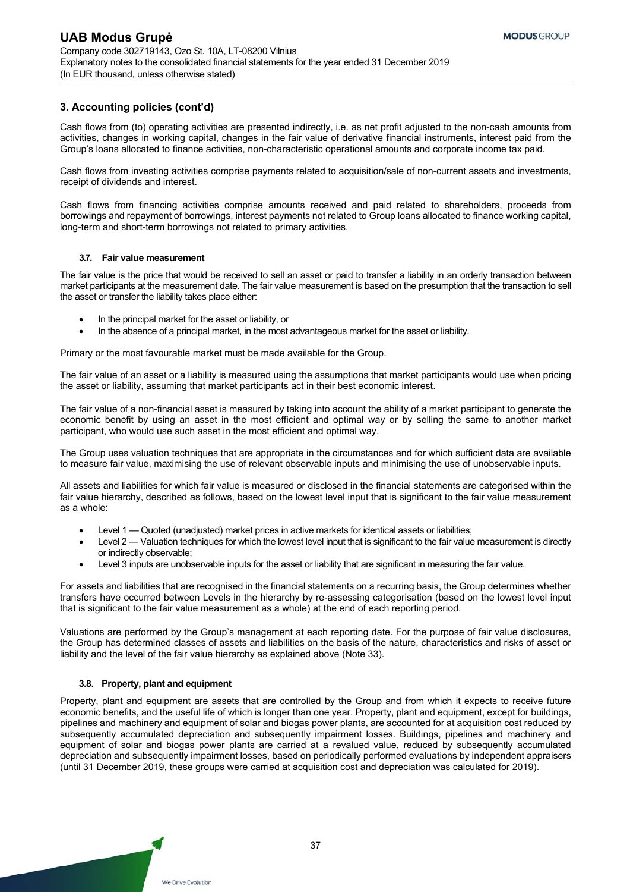## 3. Accounting policies (cont'd)

Cash flows from (to) operating activities are presented indirectly, i.e. as net profit adjusted to the non-cash amounts from activities, changes in working capital, changes in the fair value of derivative financial instruments, interest paid from the Group's loans allocated to finance activities, non-characteristic operational amounts and corporate income tax paid.

Cash flows from investing activities comprise payments related to acquisition/sale of non-current assets and investments, receipt of dividends and interest.

Cash flows from financing activities comprise amounts received and paid related to shareholders, proceeds from borrowings and repayment of borrowings, interest payments not related to Group loans allocated to finance working capital, long-term and short-term borrowings not related to primary activities.

### 3.7. Fair value measurement

The fair value is the price that would be received to sell an asset or paid to transfer a liability in an orderly transaction between market participants at the measurement date. The fair value measurement is based on the presumption that the transaction to sell the asset or transfer the liability takes place either:

- In the principal market for the asset or liability, or
- In the absence of a principal market, in the most advantageous market for the asset or liability.

Primary or the most favourable market must be made available for the Group.

The fair value of an asset or a liability is measured using the assumptions that market participants would use when pricing the asset or liability, assuming that market participants act in their best economic interest.

The fair value of a non-financial asset is measured by taking into account the ability of a market participant to generate the economic benefit by using an asset in the most efficient and optimal way or by selling the same to another market participant, who would use such asset in the most efficient and optimal way.

The Group uses valuation techniques that are appropriate in the circumstances and for which sufficient data are available to measure fair value, maximising the use of relevant observable inputs and minimising the use of unobservable inputs.

All assets and liabilities for which fair value is measured or disclosed in the financial statements are categorised within the fair value hierarchy, described as follows, based on the lowest level input that is significant to the fair value measurement as a whole:

- Level 1 — Quoted (unadjusted) market prices in active markets for identical assets or liabilities;
- Level 2 — Valuation techniques for which the lowest level input that is significant to the fair value measurement is directly or indirectly observable;
- Level 3 inputs are unobservable inputs for the asset or liability that are significant in measuring the fair value.

For assets and liabilities that are recognised in the financial statements on a recurring basis, the Group determines whether transfers have occurred between Levels in the hierarchy by re-assessing categorisation (based on the lowest level input that is significant to the fair value measurement as a whole) at the end of each reporting period.

Valuations are performed by the Group's management at each reporting date. For the purpose of fair value disclosures, the Group has determined classes of assets and liabilities on the basis of the nature, characteristics and risks of asset or liability and the level of the fair value hierarchy as explained above (Note 33).

### 3.8. Property, plant and equipment

Property, plant and equipment are assets that are controlled by the Group and from which it expects to receive future economic benefits, and the useful life of which is longer than one year. Property, plant and equipment, except for buildings, pipelines and machinery and equipment of solar and biogas power plants, are accounted for at acquisition cost reduced by subsequently accumulated depreciation and subsequently impairment losses. Buildings, pipelines and machinery and equipment of solar and biogas power plants are carried at a revalued value, reduced by subsequently accumulated depreciation and subsequently impairment losses, based on periodically performed evaluations by independent appraisers (until 31 December 2019, these groups were carried at acquisition cost and depreciation was calculated for 2019).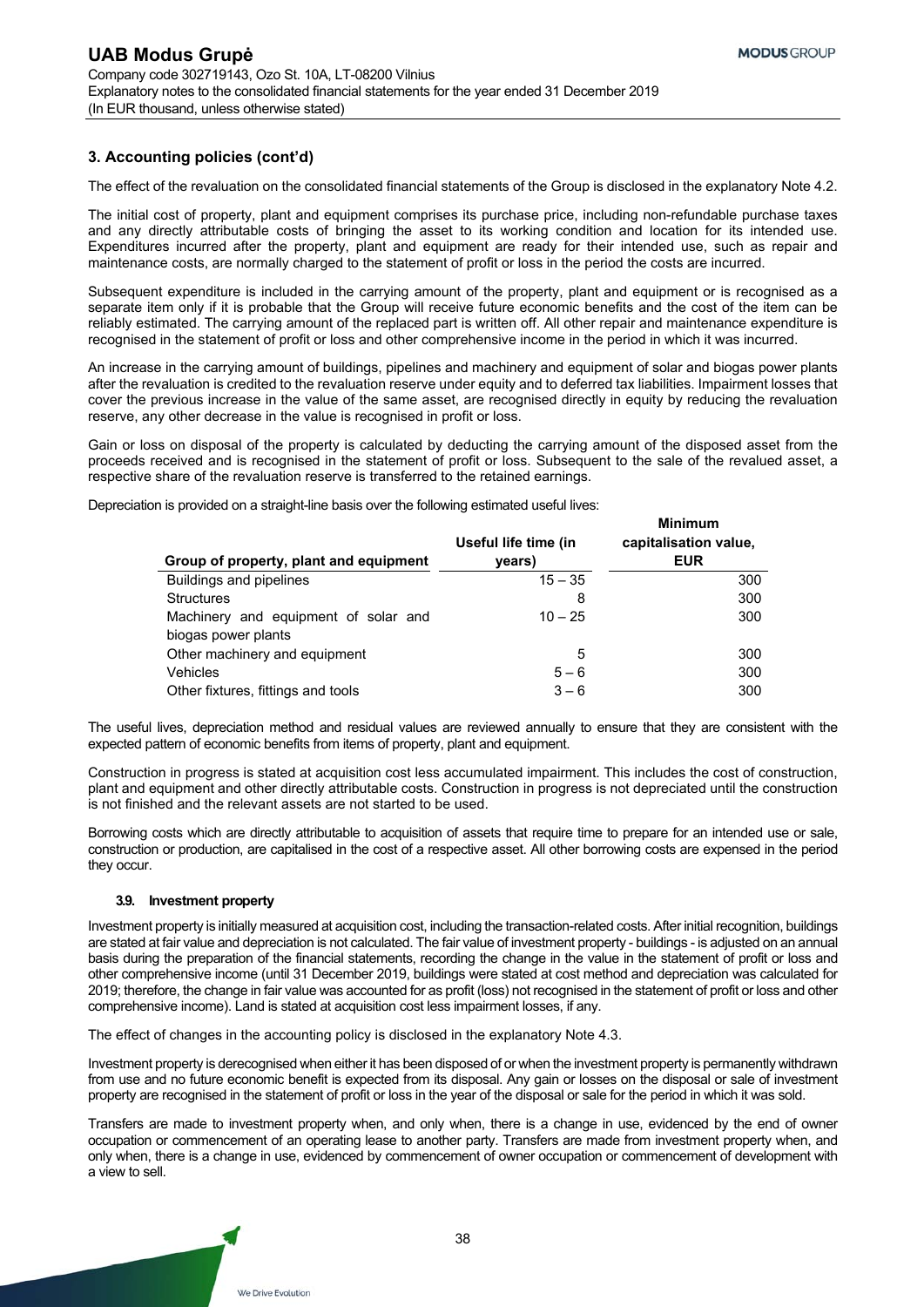## 3. Accounting policies (cont'd)

The effect of the revaluation on the consolidated financial statements of the Group is disclosed in the explanatory Note 4.2.

The initial cost of property, plant and equipment comprises its purchase price, including non-refundable purchase taxes and any directly attributable costs of bringing the asset to its working condition and location for its intended use. Expenditures incurred after the property, plant and equipment are ready for their intended use, such as repair and maintenance costs, are normally charged to the statement of profit or loss in the period the costs are incurred.

Subsequent expenditure is included in the carrying amount of the property, plant and equipment or is recognised as a separate item only if it is probable that the Group will receive future economic benefits and the cost of the item can be reliably estimated. The carrying amount of the replaced part is written off. All other repair and maintenance expenditure is recognised in the statement of profit or loss and other comprehensive income in the period in which it was incurred.

An increase in the carrying amount of buildings, pipelines and machinery and equipment of solar and biogas power plants after the revaluation is credited to the revaluation reserve under equity and to deferred tax liabilities. Impairment losses that cover the previous increase in the value of the same asset, are recognised directly in equity by reducing the revaluation reserve, any other decrease in the value is recognised in profit or loss.

Gain or loss on disposal of the property is calculated by deducting the carrying amount of the disposed asset from the proceeds received and is recognised in the statement of profit or loss. Subsequent to the sale of the revalued asset, a respective share of the revaluation reserve is transferred to the retained earnings.

Depreciation is provided on a straight-line basis over the following estimated useful lives:

| Group of property, plant and equipment | Useful life time (in years) | Minimum capitalisation value, EUR |
|---|---|---|
| Buildings and pipelines | 15 – 35 | 300 |
| Structures | 8 | 300 |
| Machinery and equipment of solar and biogas power plants | 10 – 25 | 300 |
| Other machinery and equipment | 5 | 300 |
| Vehicles | 5 – 6 | 300 |
| Other fixtures, fittings and tools | 3 – 6 | 300 |

The useful lives, depreciation method and residual values are reviewed annually to ensure that they are consistent with the expected pattern of economic benefits from items of property, plant and equipment.

Construction in progress is stated at acquisition cost less accumulated impairment. This includes the cost of construction, plant and equipment and other directly attributable costs. Construction in progress is not depreciated until the construction is not finished and the relevant assets are not started to be used.

Borrowing costs which are directly attributable to acquisition of assets that require time to prepare for an intended use or sale, construction or production, are capitalised in the cost of a respective asset. All other borrowing costs are expensed in the period they occur.

### 3.9. Investment property

Investment property is initially measured at acquisition cost, including the transaction-related costs. After initial recognition, buildings are stated at fair value and depreciation is not calculated. The fair value of investment property - buildings - is adjusted on an annual basis during the preparation of the financial statements, recording the change in the value in the statement of profit or loss and other comprehensive income (until 31 December 2019, buildings were stated at cost method and depreciation was calculated for 2019; therefore, the change in fair value was accounted for as profit (loss) not recognised in the statement of profit or loss and other comprehensive income). Land is stated at acquisition cost less impairment losses, if any.

The effect of changes in the accounting policy is disclosed in the explanatory Note 4.3.

Investment property is derecognised when either it has been disposed of or when the investment property is permanently withdrawn from use and no future economic benefit is expected from its disposal. Any gain or losses on the disposal or sale of investment property are recognised in the statement of profit or loss in the year of the disposal or sale for the period in which it was sold.

Transfers are made to investment property when, and only when, there is a change in use, evidenced by the end of owner occupation or commencement of an operating lease to another party. Transfers are made from investment property when, and only when, there is a change in use, evidenced by commencement of owner occupation or commencement of development with a view to sell.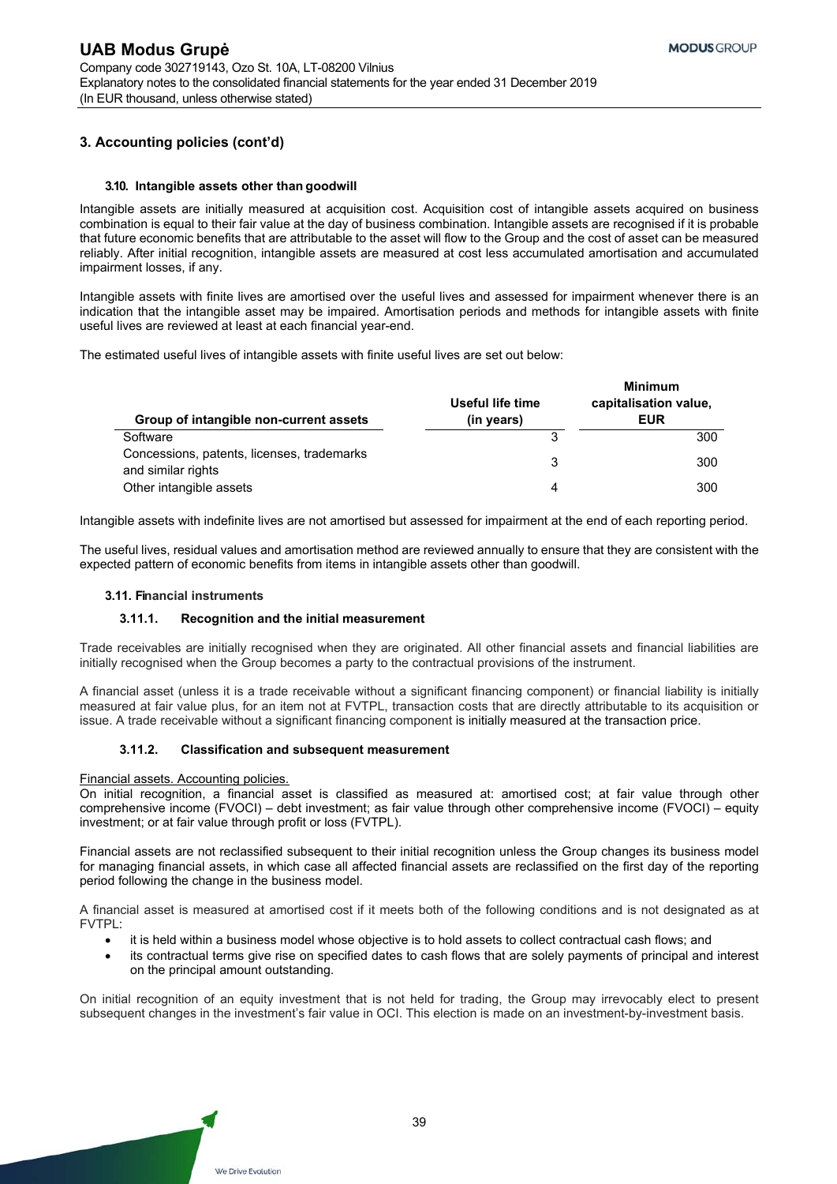## 3. Accounting policies (cont'd)

### 3.10. Intangible assets other than goodwill

Intangible assets are initially measured at acquisition cost. Acquisition cost of intangible assets acquired on business combination is equal to their fair value at the day of business combination. Intangible assets are recognised if it is probable that future economic benefits that are attributable to the asset will flow to the Group and the cost of asset can be measured reliably. After initial recognition, intangible assets are measured at cost less accumulated amortisation and accumulated impairment losses, if any.

Intangible assets with finite lives are amortised over the useful lives and assessed for impairment whenever there is an indication that the intangible asset may be impaired. Amortisation periods and methods for intangible assets with finite useful lives are reviewed at least at each financial year-end.

The estimated useful lives of intangible assets with finite useful lives are set out below:

| Group of intangible non-current assets | Useful life time (in years) | Minimum capitalisation value, EUR |
|---|---|---|
| Software | 3 | 300 |
| Concessions, patents, licenses, trademarks and similar rights | 3 | 300 |
| Other intangible assets | 4 | 300 |

Intangible assets with indefinite lives are not amortised but assessed for impairment at the end of each reporting period.

The useful lives, residual values and amortisation method are reviewed annually to ensure that they are consistent with the expected pattern of economic benefits from items in intangible assets other than goodwill.

### 3.11. Financial instruments

#### 3.11.1. Recognition and the initial measurement

Trade receivables are initially recognised when they are originated. All other financial assets and financial liabilities are initially recognised when the Group becomes a party to the contractual provisions of the instrument.

A financial asset (unless it is a trade receivable without a significant financing component) or financial liability is initially measured at fair value plus, for an item not at FVTPL, transaction costs that are directly attributable to its acquisition or issue. A trade receivable without a significant financing component is initially measured at the transaction price.

#### 3.11.2. Classification and subsequent measurement

Financial assets. Accounting policies.

On initial recognition, a financial asset is classified as measured at: amortised cost; at fair value through other comprehensive income (FVOCI) – debt investment; as fair value through other comprehensive income (FVOCI) – equity investment; or at fair value through profit or loss (FVTPL).

Financial assets are not reclassified subsequent to their initial recognition unless the Group changes its business model for managing financial assets, in which case all affected financial assets are reclassified on the first day of the reporting period following the change in the business model.

A financial asset is measured at amortised cost if it meets both of the following conditions and is not designated as at FVTPL:

- it is held within a business model whose objective is to hold assets to collect contractual cash flows; and
- its contractual terms give rise on specified dates to cash flows that are solely payments of principal and interest on the principal amount outstanding.

On initial recognition of an equity investment that is not held for trading, the Group may irrevocably elect to present subsequent changes in the investment's fair value in OCI. This election is made on an investment-by-investment basis.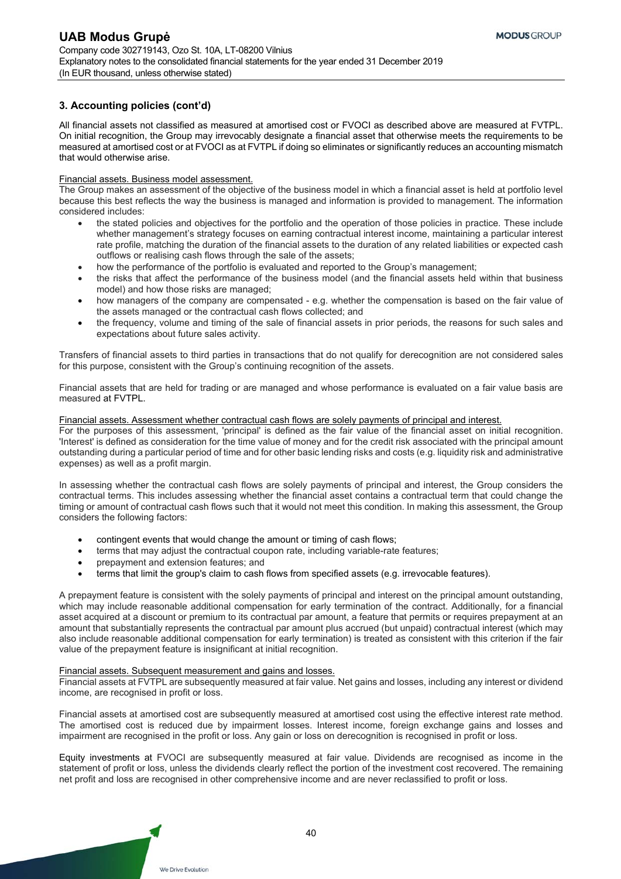## 3. Accounting policies (cont'd)

All financial assets not classified as measured at amortised cost or FVOCI as described above are measured at FVTPL. On initial recognition, the Group may irrevocably designate a financial asset that otherwise meets the requirements to be measured at amortised cost or at FVOCI as at FVTPL if doing so eliminates or significantly reduces an accounting mismatch that would otherwise arise.

Financial assets. Business model assessment.

The Group makes an assessment of the objective of the business model in which a financial asset is held at portfolio level because this best reflects the way the business is managed and information is provided to management. The information considered includes:

- the stated policies and objectives for the portfolio and the operation of those policies in practice. These include whether management's strategy focuses on earning contractual interest income, maintaining a particular interest rate profile, matching the duration of the financial assets to the duration of any related liabilities or expected cash outflows or realising cash flows through the sale of the assets;
- how the performance of the portfolio is evaluated and reported to the Group's management;
- the risks that affect the performance of the business model (and the financial assets held within that business model) and how those risks are managed;
- how managers of the company are compensated - e.g. whether the compensation is based on the fair value of the assets managed or the contractual cash flows collected; and
- the frequency, volume and timing of the sale of financial assets in prior periods, the reasons for such sales and expectations about future sales activity.

Transfers of financial assets to third parties in transactions that do not qualify for derecognition are not considered sales for this purpose, consistent with the Group's continuing recognition of the assets.

Financial assets that are held for trading or are managed and whose performance is evaluated on a fair value basis are measured at FVTPL.

Financial assets. Assessment whether contractual cash flows are solely payments of principal and interest.

For the purposes of this assessment, 'principal' is defined as the fair value of the financial asset on initial recognition. 'Interest' is defined as consideration for the time value of money and for the credit risk associated with the principal amount outstanding during a particular period of time and for other basic lending risks and costs (e.g. liquidity risk and administrative expenses) as well as a profit margin.

In assessing whether the contractual cash flows are solely payments of principal and interest, the Group considers the contractual terms. This includes assessing whether the financial asset contains a contractual term that could change the timing or amount of contractual cash flows such that it would not meet this condition. In making this assessment, the Group considers the following factors:

- contingent events that would change the amount or timing of cash flows;
- terms that may adjust the contractual coupon rate, including variable-rate features;
- prepayment and extension features; and
- terms that limit the group's claim to cash flows from specified assets (e.g. irrevocable features).

A prepayment feature is consistent with the solely payments of principal and interest on the principal amount outstanding, which may include reasonable additional compensation for early termination of the contract. Additionally, for a financial asset acquired at a discount or premium to its contractual par amount, a feature that permits or requires prepayment at an amount that substantially represents the contractual par amount plus accrued (but unpaid) contractual interest (which may also include reasonable additional compensation for early termination) is treated as consistent with this criterion if the fair value of the prepayment feature is insignificant at initial recognition.

Financial assets. Subsequent measurement and gains and losses.

Financial assets at FVTPL are subsequently measured at fair value. Net gains and losses, including any interest or dividend income, are recognised in profit or loss.

Financial assets at amortised cost are subsequently measured at amortised cost using the effective interest rate method. The amortised cost is reduced due by impairment losses. Interest income, foreign exchange gains and losses and impairment are recognised in the profit or loss. Any gain or loss on derecognition is recognised in profit or loss.

Equity investments at FVOCI are subsequently measured at fair value. Dividends are recognised as income in the statement of profit or loss, unless the dividends clearly reflect the portion of the investment cost recovered. The remaining net profit and loss are recognised in other comprehensive income and are never reclassified to profit or loss.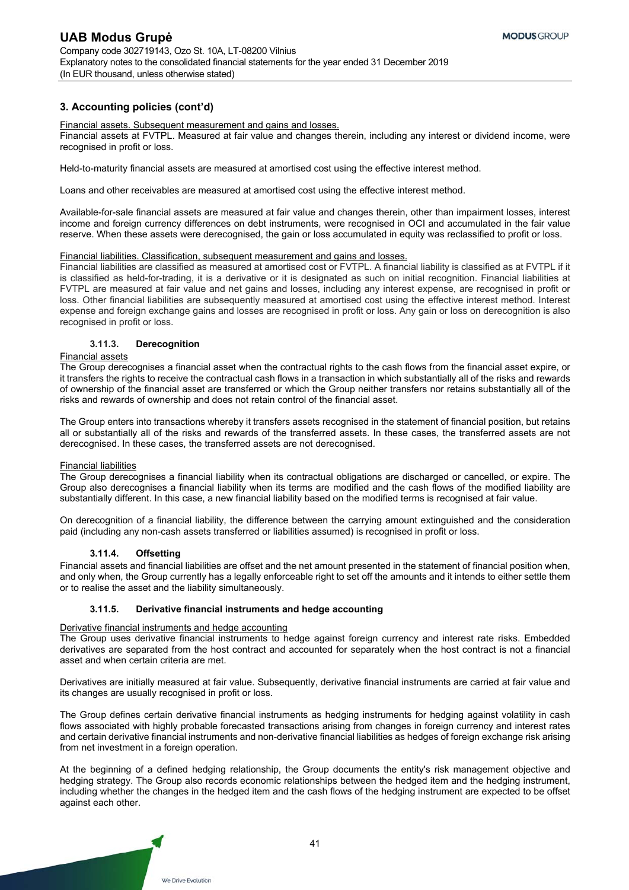## 3. Accounting policies (cont'd)

Financial assets. Subsequent measurement and gains and losses.

Financial assets at FVTPL. Measured at fair value and changes therein, including any interest or dividend income, were recognised in profit or loss.

Held-to-maturity financial assets are measured at amortised cost using the effective interest method.

Loans and other receivables are measured at amortised cost using the effective interest method.

Available-for-sale financial assets are measured at fair value and changes therein, other than impairment losses, interest income and foreign currency differences on debt instruments, were recognised in OCI and accumulated in the fair value reserve. When these assets were derecognised, the gain or loss accumulated in equity was reclassified to profit or loss.

Financial liabilities. Classification, subsequent measurement and gains and losses.

Financial liabilities are classified as measured at amortised cost or FVTPL. A financial liability is classified as at FVTPL if it is classified as held-for-trading, it is a derivative or it is designated as such on initial recognition. Financial liabilities at FVTPL are measured at fair value and net gains and losses, including any interest expense, are recognised in profit or loss. Other financial liabilities are subsequently measured at amortised cost using the effective interest method. Interest expense and foreign exchange gains and losses are recognised in profit or loss. Any gain or loss on derecognition is also recognised in profit or loss.

### 3.11.3. Derecognition

Financial assets

The Group derecognises a financial asset when the contractual rights to the cash flows from the financial asset expire, or it transfers the rights to receive the contractual cash flows in a transaction in which substantially all of the risks and rewards of ownership of the financial asset are transferred or which the Group neither transfers nor retains substantially all of the risks and rewards of ownership and does not retain control of the financial asset.

The Group enters into transactions whereby it transfers assets recognised in the statement of financial position, but retains all or substantially all of the risks and rewards of the transferred assets. In these cases, the transferred assets are not derecognised. In these cases, the transferred assets are not derecognised.

Financial liabilities

The Group derecognises a financial liability when its contractual obligations are discharged or cancelled, or expire. The Group also derecognises a financial liability when its terms are modified and the cash flows of the modified liability are substantially different. In this case, a new financial liability based on the modified terms is recognised at fair value.

On derecognition of a financial liability, the difference between the carrying amount extinguished and the consideration paid (including any non-cash assets transferred or liabilities assumed) is recognised in profit or loss.

### 3.11.4. Offsetting

Financial assets and financial liabilities are offset and the net amount presented in the statement of financial position when, and only when, the Group currently has a legally enforceable right to set off the amounts and it intends to either settle them or to realise the asset and the liability simultaneously.

### 3.11.5. Derivative financial instruments and hedge accounting

Derivative financial instruments and hedge accounting

The Group uses derivative financial instruments to hedge against foreign currency and interest rate risks. Embedded derivatives are separated from the host contract and accounted for separately when the host contract is not a financial asset and when certain criteria are met.

Derivatives are initially measured at fair value. Subsequently, derivative financial instruments are carried at fair value and its changes are usually recognised in profit or loss.

The Group defines certain derivative financial instruments as hedging instruments for hedging against volatility in cash flows associated with highly probable forecasted transactions arising from changes in foreign currency and interest rates and certain derivative financial instruments and non-derivative financial liabilities as hedges of foreign exchange risk arising from net investment in a foreign operation.

At the beginning of a defined hedging relationship, the Group documents the entity's risk management objective and hedging strategy. The Group also records economic relationships between the hedged item and the hedging instrument, including whether the changes in the hedged item and the cash flows of the hedging instrument are expected to be offset against each other.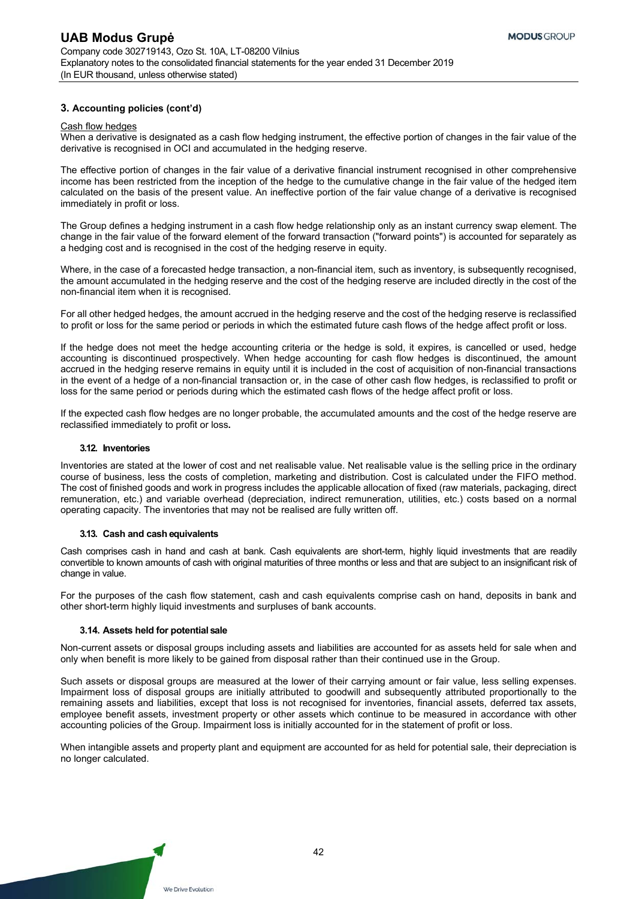### 3. Accounting policies (cont'd)

Cash flow hedges

When a derivative is designated as a cash flow hedging instrument, the effective portion of changes in the fair value of the derivative is recognised in OCI and accumulated in the hedging reserve.

The effective portion of changes in the fair value of a derivative financial instrument recognised in other comprehensive income has been restricted from the inception of the hedge to the cumulative change in the fair value of the hedged item calculated on the basis of the present value. An ineffective portion of the fair value change of a derivative is recognised immediately in profit or loss.

The Group defines a hedging instrument in a cash flow hedge relationship only as an instant currency swap element. The change in the fair value of the forward element of the forward transaction ("forward points") is accounted for separately as a hedging cost and is recognised in the cost of the hedging reserve in equity.

Where, in the case of a forecasted hedge transaction, a non-financial item, such as inventory, is subsequently recognised, the amount accumulated in the hedging reserve and the cost of the hedging reserve are included directly in the cost of the non-financial item when it is recognised.

For all other hedged hedges, the amount accrued in the hedging reserve and the cost of the hedging reserve is reclassified to profit or loss for the same period or periods in which the estimated future cash flows of the hedge affect profit or loss.

If the hedge does not meet the hedge accounting criteria or the hedge is sold, it expires, is cancelled or used, hedge accounting is discontinued prospectively. When hedge accounting for cash flow hedges is discontinued, the amount accrued in the hedging reserve remains in equity until it is included in the cost of acquisition of non-financial transactions in the event of a hedge of a non-financial transaction or, in the case of other cash flow hedges, is reclassified to profit or loss for the same period or periods during which the estimated cash flows of the hedge affect profit or loss.

If the expected cash flow hedges are no longer probable, the accumulated amounts and the cost of the hedge reserve are reclassified immediately to profit or loss.

#### 3.12. Inventories

Inventories are stated at the lower of cost and net realisable value. Net realisable value is the selling price in the ordinary course of business, less the costs of completion, marketing and distribution. Cost is calculated under the FIFO method. The cost of finished goods and work in progress includes the applicable allocation of fixed (raw materials, packaging, direct remuneration, etc.) and variable overhead (depreciation, indirect remuneration, utilities, etc.) costs based on a normal operating capacity. The inventories that may not be realised are fully written off.

#### 3.13. Cash and cash equivalents

Cash comprises cash in hand and cash at bank. Cash equivalents are short-term, highly liquid investments that are readily convertible to known amounts of cash with original maturities of three months or less and that are subject to an insignificant risk of change in value.

For the purposes of the cash flow statement, cash and cash equivalents comprise cash on hand, deposits in bank and other short-term highly liquid investments and surpluses of bank accounts.

#### 3.14. Assets held for potential sale

Non-current assets or disposal groups including assets and liabilities are accounted for as assets held for sale when and only when benefit is more likely to be gained from disposal rather than their continued use in the Group.

Such assets or disposal groups are measured at the lower of their carrying amount or fair value, less selling expenses. Impairment loss of disposal groups are initially attributed to goodwill and subsequently attributed proportionally to the remaining assets and liabilities, except that loss is not recognised for inventories, financial assets, deferred tax assets, employee benefit assets, investment property or other assets which continue to be measured in accordance with other accounting policies of the Group. Impairment loss is initially accounted for in the statement of profit or loss.

When intangible assets and property plant and equipment are accounted for as held for potential sale, their depreciation is no longer calculated.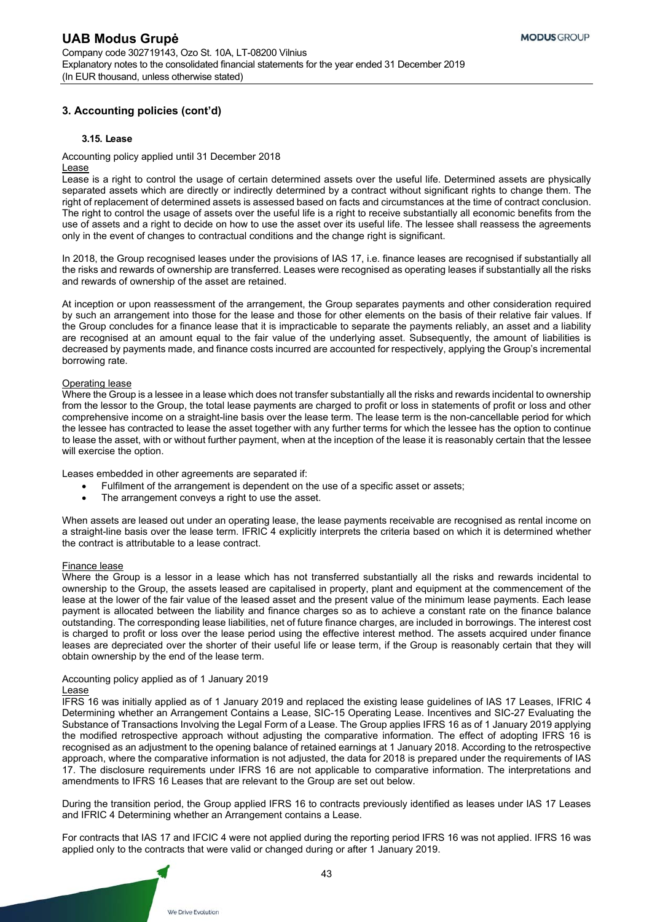## 3. Accounting policies (cont'd)

### 3.15. Lease

Accounting policy applied until 31 December 2018

Lease

Lease is a right to control the usage of certain determined assets over the useful life. Determined assets are physically separated assets which are directly or indirectly determined by a contract without significant rights to change them. The right of replacement of determined assets is assessed based on facts and circumstances at the time of contract conclusion. The right to control the usage of assets over the useful life is a right to receive substantially all economic benefits from the use of assets and a right to decide on how to use the asset over its useful life. The lessee shall reassess the agreements only in the event of changes to contractual conditions and the change right is significant.

In 2018, the Group recognised leases under the provisions of IAS 17, i.e. finance leases are recognised if substantially all the risks and rewards of ownership are transferred. Leases were recognised as operating leases if substantially all the risks and rewards of ownership of the asset are retained.

At inception or upon reassessment of the arrangement, the Group separates payments and other consideration required by such an arrangement into those for the lease and those for other elements on the basis of their relative fair values. If the Group concludes for a finance lease that it is impracticable to separate the payments reliably, an asset and a liability are recognised at an amount equal to the fair value of the underlying asset. Subsequently, the amount of liabilities is decreased by payments made, and finance costs incurred are accounted for respectively, applying the Group's incremental borrowing rate.

Operating lease

Where the Group is a lessee in a lease which does not transfer substantially all the risks and rewards incidental to ownership from the lessor to the Group, the total lease payments are charged to profit or loss in statements of profit or loss and other comprehensive income on a straight-line basis over the lease term. The lease term is the non-cancellable period for which the lessee has contracted to lease the asset together with any further terms for which the lessee has the option to continue to lease the asset, with or without further payment, when at the inception of the lease it is reasonably certain that the lessee will exercise the option.

Leases embedded in other agreements are separated if:

- Fulfilment of the arrangement is dependent on the use of a specific asset or assets;
- The arrangement conveys a right to use the asset.

When assets are leased out under an operating lease, the lease payments receivable are recognised as rental income on a straight-line basis over the lease term. IFRIC 4 explicitly interprets the criteria based on which it is determined whether the contract is attributable to a lease contract.

Finance lease

Where the Group is a lessor in a lease which has not transferred substantially all the risks and rewards incidental to ownership to the Group, the assets leased are capitalised in property, plant and equipment at the commencement of the lease at the lower of the fair value of the leased asset and the present value of the minimum lease payments. Each lease payment is allocated between the liability and finance charges so as to achieve a constant rate on the finance balance outstanding. The corresponding lease liabilities, net of future finance charges, are included in borrowings. The interest cost is charged to profit or loss over the lease period using the effective interest method. The assets acquired under finance leases are depreciated over the shorter of their useful life or lease term, if the Group is reasonably certain that they will obtain ownership by the end of the lease term.

Accounting policy applied as of 1 January 2019

Lease

IFRS 16 was initially applied as of 1 January 2019 and replaced the existing lease guidelines of IAS 17 Leases, IFRIC 4 Determining whether an Arrangement Contains a Lease, SIC-15 Operating Lease. Incentives and SIC-27 Evaluating the Substance of Transactions Involving the Legal Form of a Lease. The Group applies IFRS 16 as of 1 January 2019 applying the modified retrospective approach without adjusting the comparative information. The effect of adopting IFRS 16 is recognised as an adjustment to the opening balance of retained earnings at 1 January 2018. According to the retrospective approach, where the comparative information is not adjusted, the data for 2018 is prepared under the requirements of IAS 17. The disclosure requirements under IFRS 16 are not applicable to comparative information. The interpretations and amendments to IFRS 16 Leases that are relevant to the Group are set out below.

During the transition period, the Group applied IFRS 16 to contracts previously identified as leases under IAS 17 Leases and IFRIC 4 Determining whether an Arrangement contains a Lease.

For contracts that IAS 17 and IFCIC 4 were not applied during the reporting period IFRS 16 was not applied. IFRS 16 was applied only to the contracts that were valid or changed during or after 1 January 2019.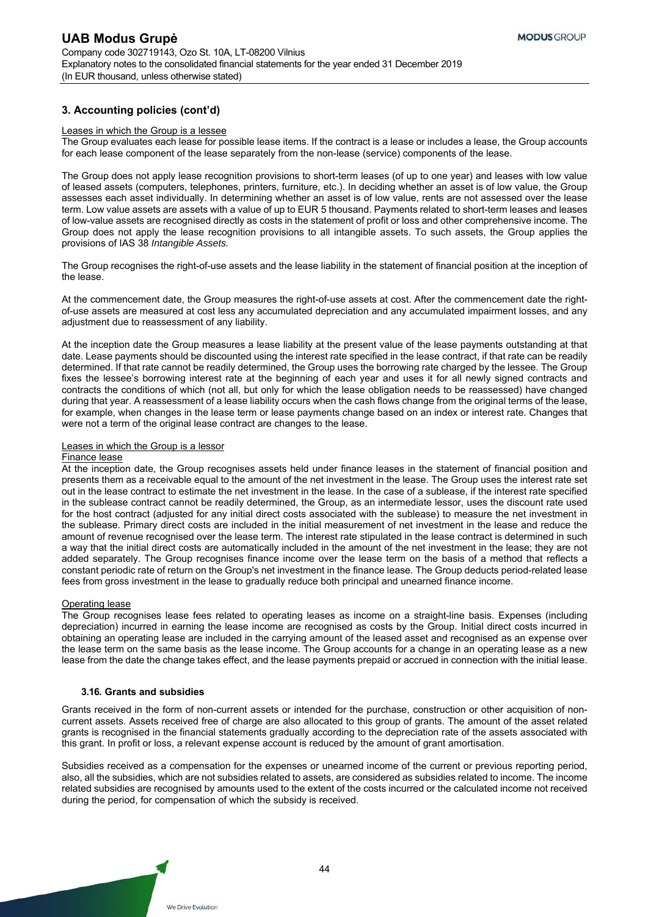## 3. Accounting policies (cont'd)

Leases in which the Group is a lessee

The Group evaluates each lease for possible lease items. If the contract is a lease or includes a lease, the Group accounts for each lease component of the lease separately from the non-lease (service) components of the lease.

The Group does not apply lease recognition provisions to short-term leases (of up to one year) and leases with low value of leased assets (computers, telephones, printers, furniture, etc.). In deciding whether an asset is of low value, the Group assesses each asset individually. In determining whether an asset is of low value, rents are not assessed over the lease term. Low value assets are assets with a value of up to EUR 5 thousand. Payments related to short-term leases and leases of low-value assets are recognised directly as costs in the statement of profit or loss and other comprehensive income. The Group does not apply the lease recognition provisions to all intangible assets. To such assets, the Group applies the provisions of IAS 38 *Intangible Assets.*

The Group recognises the right-of-use assets and the lease liability in the statement of financial position at the inception of the lease.

At the commencement date, the Group measures the right-of-use assets at cost. After the commencement date the right-of-use assets are measured at cost less any accumulated depreciation and any accumulated impairment losses, and any adjustment due to reassessment of any liability.

At the inception date the Group measures a lease liability at the present value of the lease payments outstanding at that date. Lease payments should be discounted using the interest rate specified in the lease contract, if that rate can be readily determined. If that rate cannot be readily determined, the Group uses the borrowing rate charged by the lessee. The Group fixes the lessee's borrowing interest rate at the beginning of each year and uses it for all newly signed contracts and contracts the conditions of which (not all, but only for which the lease obligation needs to be reassessed) have changed during that year. A reassessment of a lease liability occurs when the cash flows change from the original terms of the lease, for example, when changes in the lease term or lease payments change based on an index or interest rate. Changes that were not a term of the original lease contract are changes to the lease.

Leases in which the Group is a lessor

Finance lease

At the inception date, the Group recognises assets held under finance leases in the statement of financial position and presents them as a receivable equal to the amount of the net investment in the lease. The Group uses the interest rate set out in the lease contract to estimate the net investment in the lease. In the case of a sublease, if the interest rate specified in the sublease contract cannot be readily determined, the Group, as an intermediate lessor, uses the discount rate used for the host contract (adjusted for any initial direct costs associated with the sublease) to measure the net investment in the sublease. Primary direct costs are included in the initial measurement of net investment in the lease and reduce the amount of revenue recognised over the lease term. The interest rate stipulated in the lease contract is determined in such a way that the initial direct costs are automatically included in the amount of the net investment in the lease; they are not added separately. The Group recognises finance income over the lease term on the basis of a method that reflects a constant periodic rate of return on the Group's net investment in the finance lease. The Group deducts period-related lease fees from gross investment in the lease to gradually reduce both principal and unearned finance income.

Operating lease

The Group recognises lease fees related to operating leases as income on a straight-line basis. Expenses (including depreciation) incurred in earning the lease income are recognised as costs by the Group. Initial direct costs incurred in obtaining an operating lease are included in the carrying amount of the leased asset and recognised as an expense over the lease term on the same basis as the lease income. The Group accounts for a change in an operating lease as a new lease from the date the change takes effect, and the lease payments prepaid or accrued in connection with the initial lease.

### 3.16. Grants and subsidies

Grants received in the form of non-current assets or intended for the purchase, construction or other acquisition of non-current assets. Assets received free of charge are also allocated to this group of grants. The amount of the asset related grants is recognised in the financial statements gradually according to the depreciation rate of the assets associated with this grant. In profit or loss, a relevant expense account is reduced by the amount of grant amortisation.

Subsidies received as a compensation for the expenses or unearned income of the current or previous reporting period, also, all the subsidies, which are not subsidies related to assets, are considered as subsidies related to income. The income related subsidies are recognised by amounts used to the extent of the costs incurred or the calculated income not received during the period, for compensation of which the subsidy is received.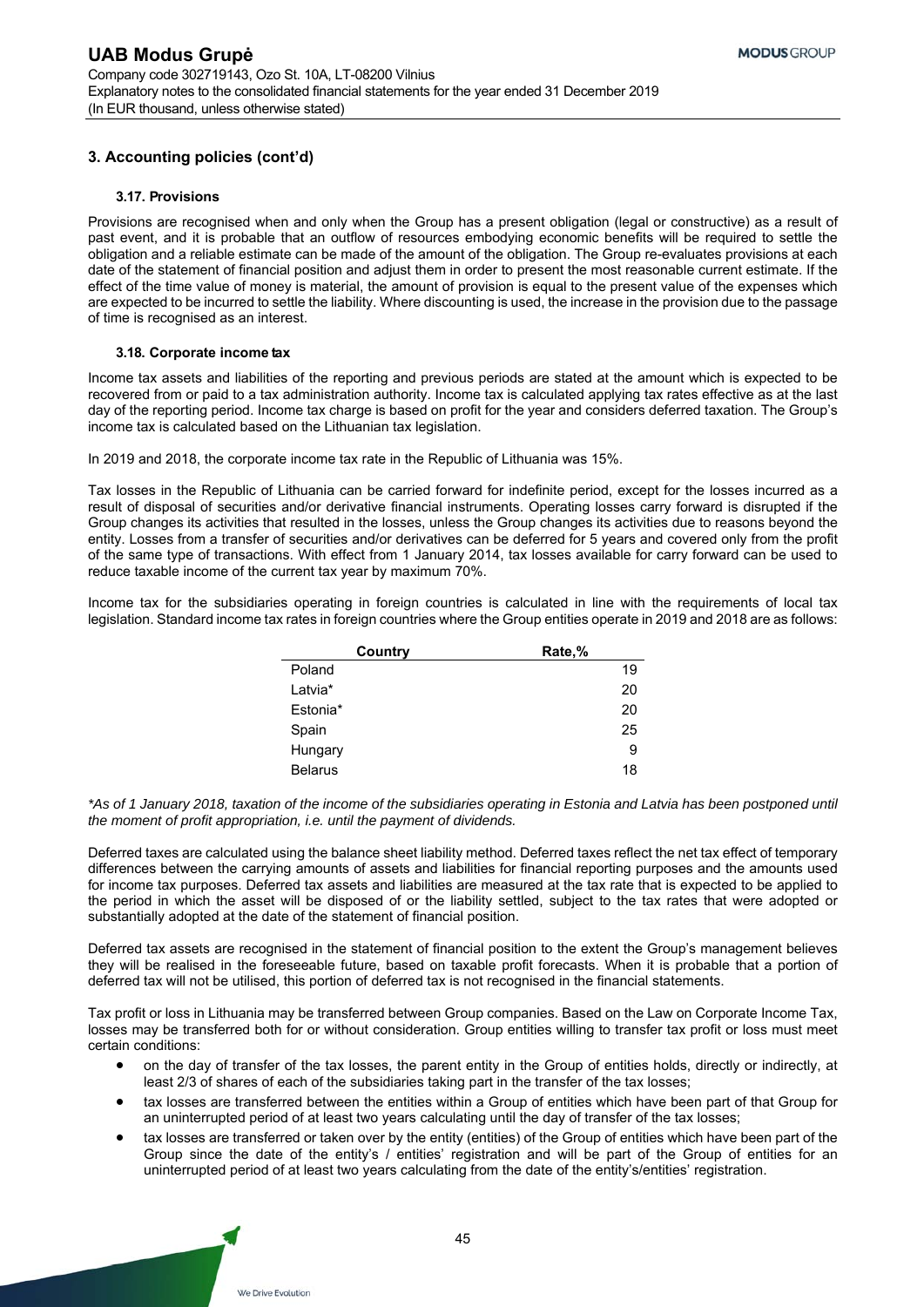## 3. Accounting policies (cont'd)

### 3.17. Provisions

Provisions are recognised when and only when the Group has a present obligation (legal or constructive) as a result of past event, and it is probable that an outflow of resources embodying economic benefits will be required to settle the obligation and a reliable estimate can be made of the amount of the obligation. The Group re-evaluates provisions at each date of the statement of financial position and adjust them in order to present the most reasonable current estimate. If the effect of the time value of money is material, the amount of provision is equal to the present value of the expenses which are expected to be incurred to settle the liability. Where discounting is used, the increase in the provision due to the passage of time is recognised as an interest.

### 3.18. Corporate income tax

Income tax assets and liabilities of the reporting and previous periods are stated at the amount which is expected to be recovered from or paid to a tax administration authority. Income tax is calculated applying tax rates effective as at the last day of the reporting period. Income tax charge is based on profit for the year and considers deferred taxation. The Group's income tax is calculated based on the Lithuanian tax legislation.

In 2019 and 2018, the corporate income tax rate in the Republic of Lithuania was 15%.

Tax losses in the Republic of Lithuania can be carried forward for indefinite period, except for the losses incurred as a result of disposal of securities and/or derivative financial instruments. Operating losses carry forward is disrupted if the Group changes its activities that resulted in the losses, unless the Group changes its activities due to reasons beyond the entity. Losses from a transfer of securities and/or derivatives can be deferred for 5 years and covered only from the profit of the same type of transactions. With effect from 1 January 2014, tax losses available for carry forward can be used to reduce taxable income of the current tax year by maximum 70%.

Income tax for the subsidiaries operating in foreign countries is calculated in line with the requirements of local tax legislation. Standard income tax rates in foreign countries where the Group entities operate in 2019 and 2018 are as follows:

| Country | Rate,% |
|---|---|
| Poland | 19 |
| Latvia* | 20 |
| Estonia* | 20 |
| Spain | 25 |
| Hungary | 9 |
| Belarus | 18 |

*\*As of 1 January 2018, taxation of the income of the subsidiaries operating in Estonia and Latvia has been postponed until the moment of profit appropriation, i.e. until the payment of dividends.*

Deferred taxes are calculated using the balance sheet liability method. Deferred taxes reflect the net tax effect of temporary differences between the carrying amounts of assets and liabilities for financial reporting purposes and the amounts used for income tax purposes. Deferred tax assets and liabilities are measured at the tax rate that is expected to be applied to the period in which the asset will be disposed of or the liability settled, subject to the tax rates that were adopted or substantially adopted at the date of the statement of financial position.

Deferred tax assets are recognised in the statement of financial position to the extent the Group's management believes they will be realised in the foreseeable future, based on taxable profit forecasts. When it is probable that a portion of deferred tax will not be utilised, this portion of deferred tax is not recognised in the financial statements.

Tax profit or loss in Lithuania may be transferred between Group companies. Based on the Law on Corporate Income Tax, losses may be transferred both for or without consideration. Group entities willing to transfer tax profit or loss must meet certain conditions:

- on the day of transfer of the tax losses, the parent entity in the Group of entities holds, directly or indirectly, at least 2/3 of shares of each of the subsidiaries taking part in the transfer of the tax losses;
- tax losses are transferred between the entities within a Group of entities which have been part of that Group for an uninterrupted period of at least two years calculating until the day of transfer of the tax losses;
- tax losses are transferred or taken over by the entity (entities) of the Group of entities which have been part of the Group since the date of the entity's / entities' registration and will be part of the Group of entities for an uninterrupted period of at least two years calculating from the date of the entity's/entities' registration.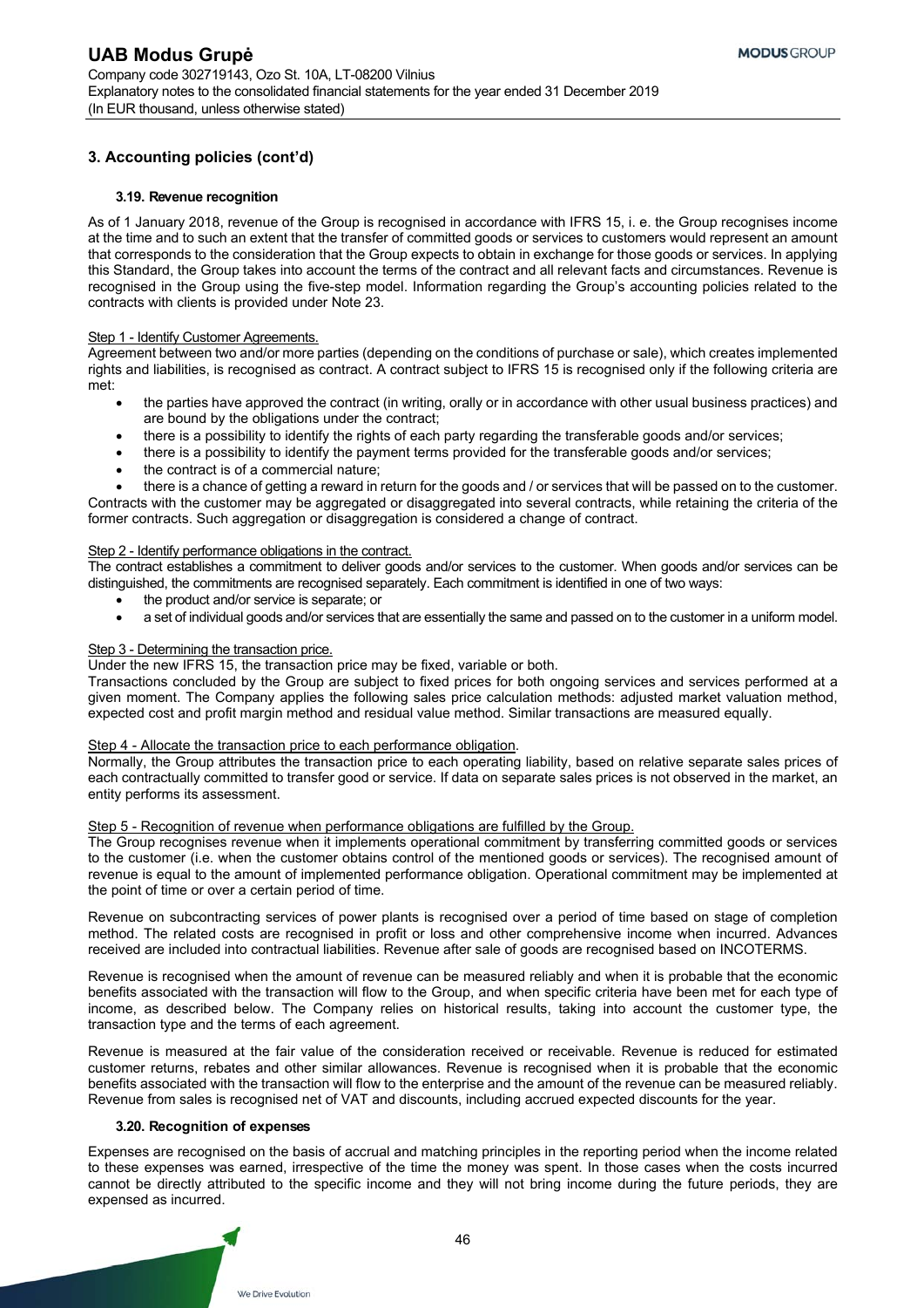## 3. Accounting policies (cont'd)

### 3.19. Revenue recognition

As of 1 January 2018, revenue of the Group is recognised in accordance with IFRS 15, i. e. the Group recognises income at the time and to such an extent that the transfer of committed goods or services to customers would represent an amount that corresponds to the consideration that the Group expects to obtain in exchange for those goods or services. In applying this Standard, the Group takes into account the terms of the contract and all relevant facts and circumstances. Revenue is recognised in the Group using the five-step model. Information regarding the Group's accounting policies related to the contracts with clients is provided under Note 23.

Step 1 - Identify Customer Agreements.
Agreement between two and/or more parties (depending on the conditions of purchase or sale), which creates implemented rights and liabilities, is recognised as contract. A contract subject to IFRS 15 is recognised only if the following criteria are met:

- the parties have approved the contract (in writing, orally or in accordance with other usual business practices) and are bound by the obligations under the contract;
- there is a possibility to identify the rights of each party regarding the transferable goods and/or services;
- there is a possibility to identify the payment terms provided for the transferable goods and/or services;
- the contract is of a commercial nature;
- there is a chance of getting a reward in return for the goods and / or services that will be passed on to the customer.

Contracts with the customer may be aggregated or disaggregated into several contracts, while retaining the criteria of the former contracts. Such aggregation or disaggregation is considered a change of contract.

Step 2 - Identify performance obligations in the contract.
The contract establishes a commitment to deliver goods and/or services to the customer. When goods and/or services can be distinguished, the commitments are recognised separately. Each commitment is identified in one of two ways:

- the product and/or service is separate; or
- a set of individual goods and/or services that are essentially the same and passed on to the customer in a uniform model.

Step 3 - Determining the transaction price.
Under the new IFRS 15, the transaction price may be fixed, variable or both.
Transactions concluded by the Group are subject to fixed prices for both ongoing services and services performed at a given moment. The Company applies the following sales price calculation methods: adjusted market valuation method, expected cost and profit margin method and residual value method. Similar transactions are measured equally.

Step 4 - Allocate the transaction price to each performance obligation.
Normally, the Group attributes the transaction price to each operating liability, based on relative separate sales prices of each contractually committed to transfer good or service. If data on separate sales prices is not observed in the market, an entity performs its assessment.

Step 5 - Recognition of revenue when performance obligations are fulfilled by the Group.
The Group recognises revenue when it implements operational commitment by transferring committed goods or services to the customer (i.e. when the customer obtains control of the mentioned goods or services). The recognised amount of revenue is equal to the amount of implemented performance obligation. Operational commitment may be implemented at the point of time or over a certain period of time.

Revenue on subcontracting services of power plants is recognised over a period of time based on stage of completion method. The related costs are recognised in profit or loss and other comprehensive income when incurred. Advances received are included into contractual liabilities. Revenue after sale of goods are recognised based on INCOTERMS.

Revenue is recognised when the amount of revenue can be measured reliably and when it is probable that the economic benefits associated with the transaction will flow to the Group, and when specific criteria have been met for each type of income, as described below. The Company relies on historical results, taking into account the customer type, the transaction type and the terms of each agreement.

Revenue is measured at the fair value of the consideration received or receivable. Revenue is reduced for estimated customer returns, rebates and other similar allowances. Revenue is recognised when it is probable that the economic benefits associated with the transaction will flow to the enterprise and the amount of the revenue can be measured reliably. Revenue from sales is recognised net of VAT and discounts, including accrued expected discounts for the year.

### 3.20. Recognition of expenses

Expenses are recognised on the basis of accrual and matching principles in the reporting period when the income related to these expenses was earned, irrespective of the time the money was spent. In those cases when the costs incurred cannot be directly attributed to the specific income and they will not bring income during the future periods, they are expensed as incurred.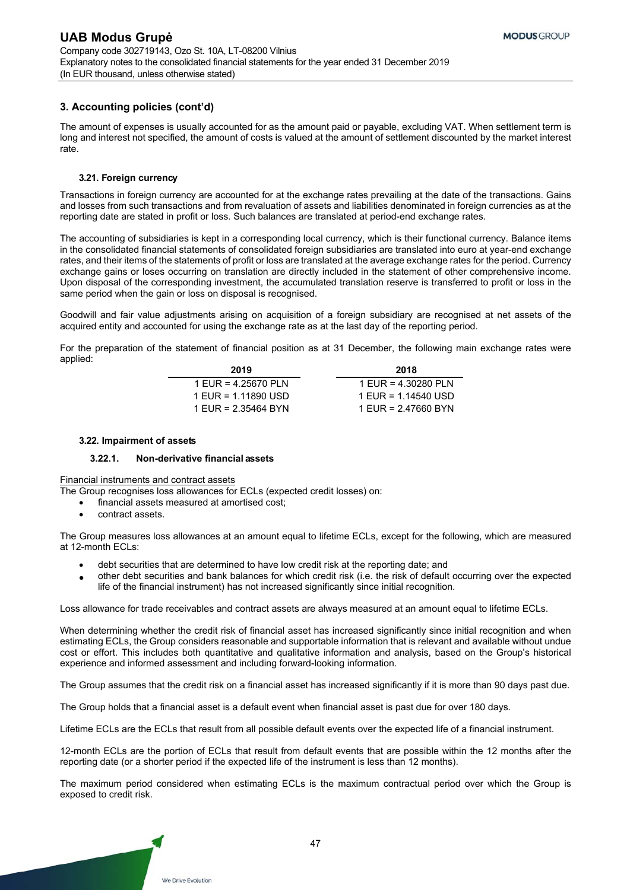## 3. Accounting policies (cont'd)

The amount of expenses is usually accounted for as the amount paid or payable, excluding VAT. When settlement term is long and interest not specified, the amount of costs is valued at the amount of settlement discounted by the market interest rate.

### 3.21. Foreign currency

Transactions in foreign currency are accounted for at the exchange rates prevailing at the date of the transactions. Gains and losses from such transactions and from revaluation of assets and liabilities denominated in foreign currencies as at the reporting date are stated in profit or loss. Such balances are translated at period-end exchange rates.

The accounting of subsidiaries is kept in a corresponding local currency, which is their functional currency. Balance items in the consolidated financial statements of consolidated foreign subsidiaries are translated into euro at year-end exchange rates, and their items of the statements of profit or loss are translated at the average exchange rates for the period. Currency exchange gains or loses occurring on translation are directly included in the statement of other comprehensive income. Upon disposal of the corresponding investment, the accumulated translation reserve is transferred to profit or loss in the same period when the gain or loss on disposal is recognised.

Goodwill and fair value adjustments arising on acquisition of a foreign subsidiary are recognised at net assets of the acquired entity and accounted for using the exchange rate as at the last day of the reporting period.

For the preparation of the statement of financial position as at 31 December, the following main exchange rates were applied:

| 2019 | 2018 |
|---|---|
| 1 EUR = 4.25670 PLN | 1 EUR = 4.30280 PLN |
| 1 EUR = 1.11890 USD | 1 EUR = 1.14540 USD |
| 1 EUR = 2.35464 BYN | 1 EUR = 2.47660 BYN |

### 3.22. Impairment of assets

#### 3.22.1. Non-derivative financial assets

Financial instruments and contract assets

The Group recognises loss allowances for ECLs (expected credit losses) on:

- financial assets measured at amortised cost;
- contract assets.

The Group measures loss allowances at an amount equal to lifetime ECLs, except for the following, which are measured at 12-month ECLs:

- debt securities that are determined to have low credit risk at the reporting date; and
- other debt securities and bank balances for which credit risk (i.e. the risk of default occurring over the expected life of the financial instrument) has not increased significantly since initial recognition.

Loss allowance for trade receivables and contract assets are always measured at an amount equal to lifetime ECLs.

When determining whether the credit risk of financial asset has increased significantly since initial recognition and when estimating ECLs, the Group considers reasonable and supportable information that is relevant and available without undue cost or effort. This includes both quantitative and qualitative information and analysis, based on the Group's historical experience and informed assessment and including forward-looking information.

The Group assumes that the credit risk on a financial asset has increased significantly if it is more than 90 days past due.

The Group holds that a financial asset is a default event when financial asset is past due for over 180 days.

Lifetime ECLs are the ECLs that result from all possible default events over the expected life of a financial instrument.

12-month ECLs are the portion of ECLs that result from default events that are possible within the 12 months after the reporting date (or a shorter period if the expected life of the instrument is less than 12 months).

The maximum period considered when estimating ECLs is the maximum contractual period over which the Group is exposed to credit risk.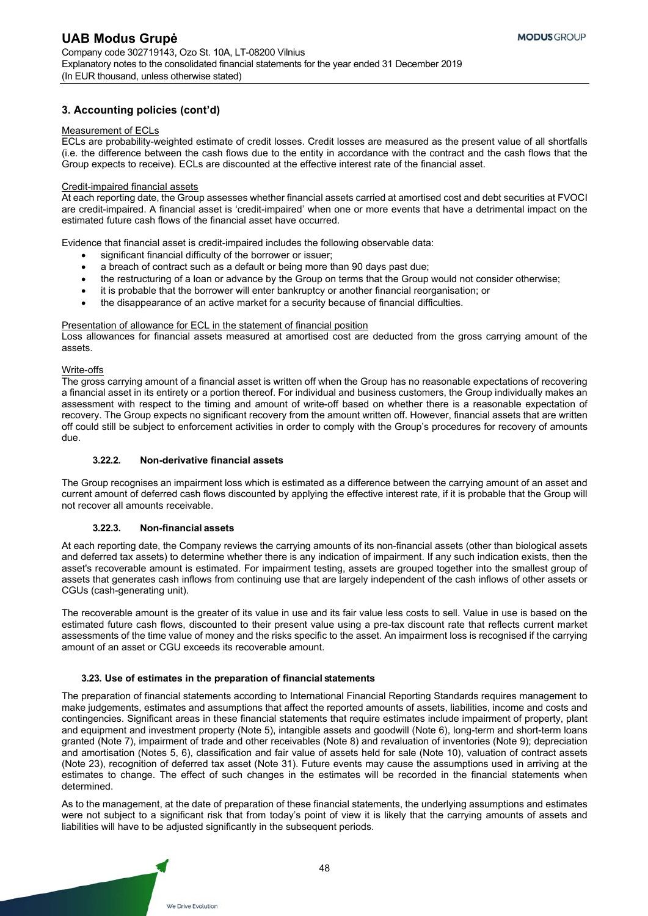## 3. Accounting policies (cont'd)

Measurement of ECLs

ECLs are probability-weighted estimate of credit losses. Credit losses are measured as the present value of all shortfalls (i.e. the difference between the cash flows due to the entity in accordance with the contract and the cash flows that the Group expects to receive). ECLs are discounted at the effective interest rate of the financial asset.

Credit-impaired financial assets

At each reporting date, the Group assesses whether financial assets carried at amortised cost and debt securities at FVOCI are credit-impaired. A financial asset is 'credit-impaired' when one or more events that have a detrimental impact on the estimated future cash flows of the financial asset have occurred.

Evidence that financial asset is credit-impaired includes the following observable data:

- significant financial difficulty of the borrower or issuer;
- a breach of contract such as a default or being more than 90 days past due;
- the restructuring of a loan or advance by the Group on terms that the Group would not consider otherwise;
- it is probable that the borrower will enter bankruptcy or another financial reorganisation; or
- the disappearance of an active market for a security because of financial difficulties.

Presentation of allowance for ECL in the statement of financial position

Loss allowances for financial assets measured at amortised cost are deducted from the gross carrying amount of the assets.

Write-offs

The gross carrying amount of a financial asset is written off when the Group has no reasonable expectations of recovering a financial asset in its entirety or a portion thereof. For individual and business customers, the Group individually makes an assessment with respect to the timing and amount of write-off based on whether there is a reasonable expectation of recovery. The Group expects no significant recovery from the amount written off. However, financial assets that are written off could still be subject to enforcement activities in order to comply with the Group's procedures for recovery of amounts due.

#### 3.22.2. Non-derivative financial assets

The Group recognises an impairment loss which is estimated as a difference between the carrying amount of an asset and current amount of deferred cash flows discounted by applying the effective interest rate, if it is probable that the Group will not recover all amounts receivable.

#### 3.22.3. Non-financial assets

At each reporting date, the Company reviews the carrying amounts of its non-financial assets (other than biological assets and deferred tax assets) to determine whether there is any indication of impairment. If any such indication exists, then the asset's recoverable amount is estimated. For impairment testing, assets are grouped together into the smallest group of assets that generates cash inflows from continuing use that are largely independent of the cash inflows of other assets or CGUs (cash-generating unit).

The recoverable amount is the greater of its value in use and its fair value less costs to sell. Value in use is based on the estimated future cash flows, discounted to their present value using a pre-tax discount rate that reflects current market assessments of the time value of money and the risks specific to the asset. An impairment loss is recognised if the carrying amount of an asset or CGU exceeds its recoverable amount.

### 3.23. Use of estimates in the preparation of financial statements

The preparation of financial statements according to International Financial Reporting Standards requires management to make judgements, estimates and assumptions that affect the reported amounts of assets, liabilities, income and costs and contingencies. Significant areas in these financial statements that require estimates include impairment of property, plant and equipment and investment property (Note 5), intangible assets and goodwill (Note 6), long-term and short-term loans granted (Note 7), impairment of trade and other receivables (Note 8) and revaluation of inventories (Note 9); depreciation and amortisation (Notes 5, 6), classification and fair value of assets held for sale (Note 10), valuation of contract assets (Note 23), recognition of deferred tax asset (Note 31). Future events may cause the assumptions used in arriving at the estimates to change. The effect of such changes in the estimates will be recorded in the financial statements when determined.

As to the management, at the date of preparation of these financial statements, the underlying assumptions and estimates were not subject to a significant risk that from today's point of view it is likely that the carrying amounts of assets and liabilities will have to be adjusted significantly in the subsequent periods.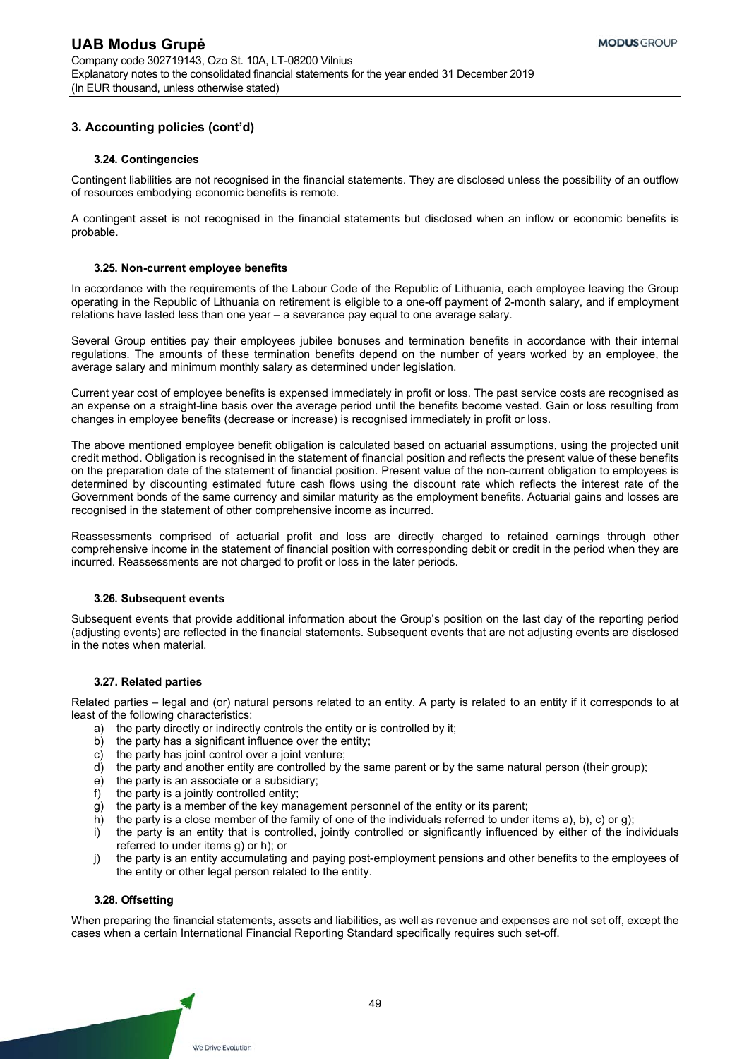## 3. Accounting policies (cont'd)

### 3.24. Contingencies

Contingent liabilities are not recognised in the financial statements. They are disclosed unless the possibility of an outflow of resources embodying economic benefits is remote.

A contingent asset is not recognised in the financial statements but disclosed when an inflow or economic benefits is probable.

### 3.25. Non-current employee benefits

In accordance with the requirements of the Labour Code of the Republic of Lithuania, each employee leaving the Group operating in the Republic of Lithuania on retirement is eligible to a one-off payment of 2-month salary, and if employment relations have lasted less than one year – a severance pay equal to one average salary.

Several Group entities pay their employees jubilee bonuses and termination benefits in accordance with their internal regulations. The amounts of these termination benefits depend on the number of years worked by an employee, the average salary and minimum monthly salary as determined under legislation.

Current year cost of employee benefits is expensed immediately in profit or loss. The past service costs are recognised as an expense on a straight-line basis over the average period until the benefits become vested. Gain or loss resulting from changes in employee benefits (decrease or increase) is recognised immediately in profit or loss.

The above mentioned employee benefit obligation is calculated based on actuarial assumptions, using the projected unit credit method. Obligation is recognised in the statement of financial position and reflects the present value of these benefits on the preparation date of the statement of financial position. Present value of the non-current obligation to employees is determined by discounting estimated future cash flows using the discount rate which reflects the interest rate of the Government bonds of the same currency and similar maturity as the employment benefits. Actuarial gains and losses are recognised in the statement of other comprehensive income as incurred.

Reassessments comprised of actuarial profit and loss are directly charged to retained earnings through other comprehensive income in the statement of financial position with corresponding debit or credit in the period when they are incurred. Reassessments are not charged to profit or loss in the later periods.

### 3.26. Subsequent events

Subsequent events that provide additional information about the Group's position on the last day of the reporting period (adjusting events) are reflected in the financial statements. Subsequent events that are not adjusting events are disclosed in the notes when material.

### 3.27. Related parties

Related parties – legal and (or) natural persons related to an entity. A party is related to an entity if it corresponds to at least of the following characteristics:

a) the party directly or indirectly controls the entity or is controlled by it;
b) the party has a significant influence over the entity;
c) the party has joint control over a joint venture;
d) the party and another entity are controlled by the same parent or by the same natural person (their group);
e) the party is an associate or a subsidiary;
f) the party is a jointly controlled entity;
g) the party is a member of the key management personnel of the entity or its parent;
h) the party is a close member of the family of one of the individuals referred to under items a), b), c) or g);
i) the party is an entity that is controlled, jointly controlled or significantly influenced by either of the individuals referred to under items g) or h); or
j) the party is an entity accumulating and paying post-employment pensions and other benefits to the employees of the entity or other legal person related to the entity.

### 3.28. Offsetting

When preparing the financial statements, assets and liabilities, as well as revenue and expenses are not set off, except the cases when a certain International Financial Reporting Standard specifically requires such set-off.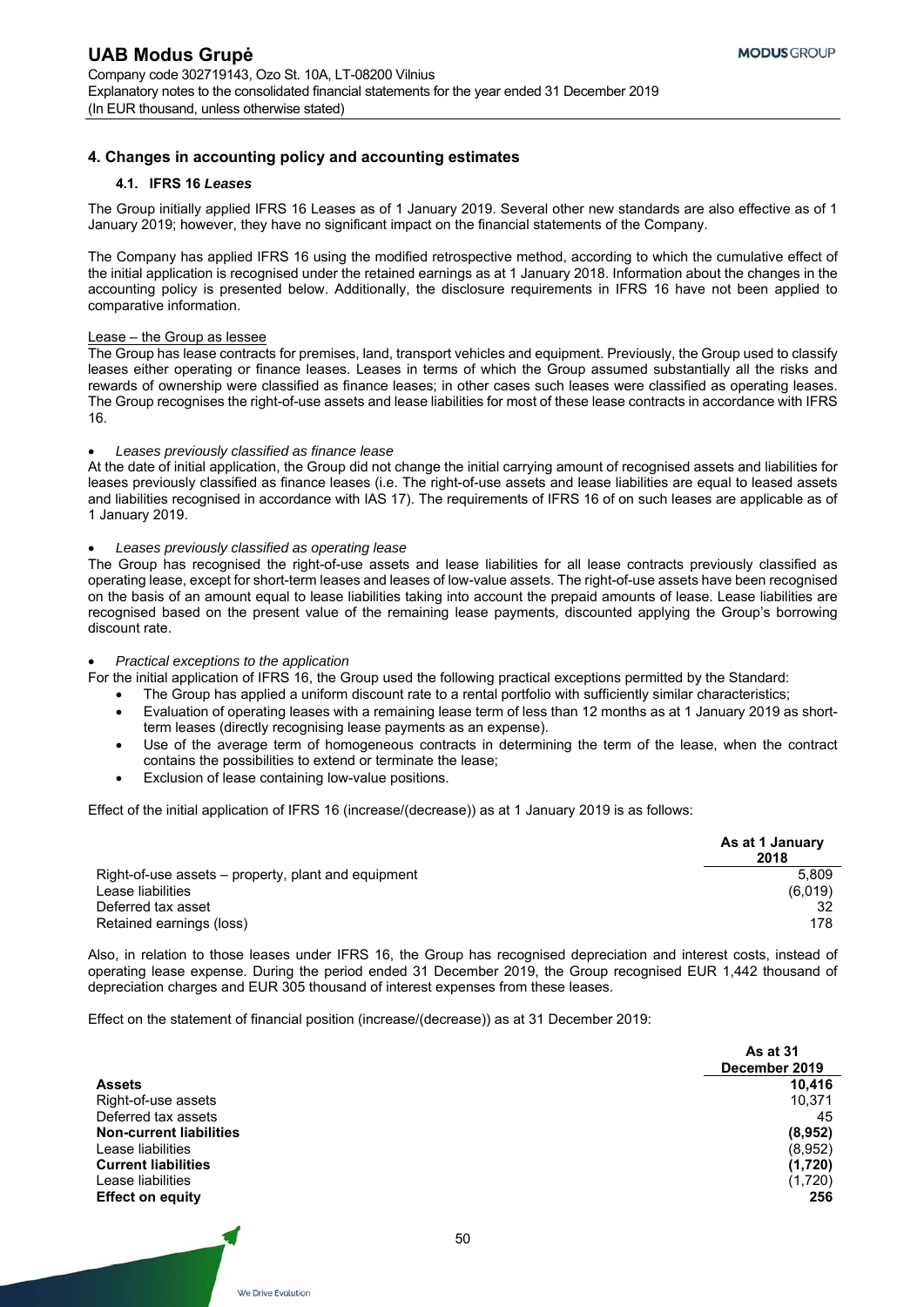## 4. Changes in accounting policy and accounting estimates

### 4.1. IFRS 16 *Leases*

The Group initially applied IFRS 16 Leases as of 1 January 2019. Several other new standards are also effective as of 1 January 2019; however, they have no significant impact on the financial statements of the Company.

The Company has applied IFRS 16 using the modified retrospective method, according to which the cumulative effect of the initial application is recognised under the retained earnings as at 1 January 2018. Information about the changes in the accounting policy is presented below. Additionally, the disclosure requirements in IFRS 16 have not been applied to comparative information.

Lease – the Group as lessee

The Group has lease contracts for premises, land, transport vehicles and equipment. Previously, the Group used to classify leases either operating or finance leases. Leases in terms of which the Group assumed substantially all the risks and rewards of ownership were classified as finance leases; in other cases such leases were classified as operating leases. The Group recognises the right-of-use assets and lease liabilities for most of these lease contracts in accordance with IFRS 16.

- *Leases previously classified as finance lease*

At the date of initial application, the Group did not change the initial carrying amount of recognised assets and liabilities for leases previously classified as finance leases (i.e. The right-of-use assets and lease liabilities are equal to leased assets and liabilities recognised in accordance with IAS 17). The requirements of IFRS 16 of on such leases are applicable as of 1 January 2019.

- *Leases previously classified as operating lease*

The Group has recognised the right-of-use assets and lease liabilities for all lease contracts previously classified as operating lease, except for short-term leases and leases of low-value assets. The right-of-use assets have been recognised on the basis of an amount equal to lease liabilities taking into account the prepaid amounts of lease. Lease liabilities are recognised based on the present value of the remaining lease payments, discounted applying the Group's borrowing discount rate.

- *Practical exceptions to the application*

For the initial application of IFRS 16, the Group used the following practical exceptions permitted by the Standard:

- The Group has applied a uniform discount rate to a rental portfolio with sufficiently similar characteristics;
- Evaluation of operating leases with a remaining lease term of less than 12 months as at 1 January 2019 as short-term leases (directly recognising lease payments as an expense).
- Use of the average term of homogeneous contracts in determining the term of the lease, when the contract contains the possibilities to extend or terminate the lease;
- Exclusion of lease containing low-value positions.

Effect of the initial application of IFRS 16 (increase/(decrease)) as at 1 January 2019 is as follows:

| | As at 1 January 2018 |
|---|---|
| Right-of-use assets – property, plant and equipment | 5,809 |
| Lease liabilities | (6,019) |
| Deferred tax asset | 32 |
| Retained earnings (loss) | 178 |

Also, in relation to those leases under IFRS 16, the Group has recognised depreciation and interest costs, instead of operating lease expense. During the period ended 31 December 2019, the Group recognised EUR 1,442 thousand of depreciation charges and EUR 305 thousand of interest expenses from these leases.

Effect on the statement of financial position (increase/(decrease)) as at 31 December 2019:

| | As at 31 December 2019 |
|---|---|
| **Assets** | **10,416** |
| Right-of-use assets | 10,371 |
| Deferred tax assets | 45 |
| **Non-current liabilities** | **(8,952)** |
| Lease liabilities | (8,952) |
| **Current liabilities** | **(1,720)** |
| Lease liabilities | (1,720) |
| **Effect on equity** | **256** |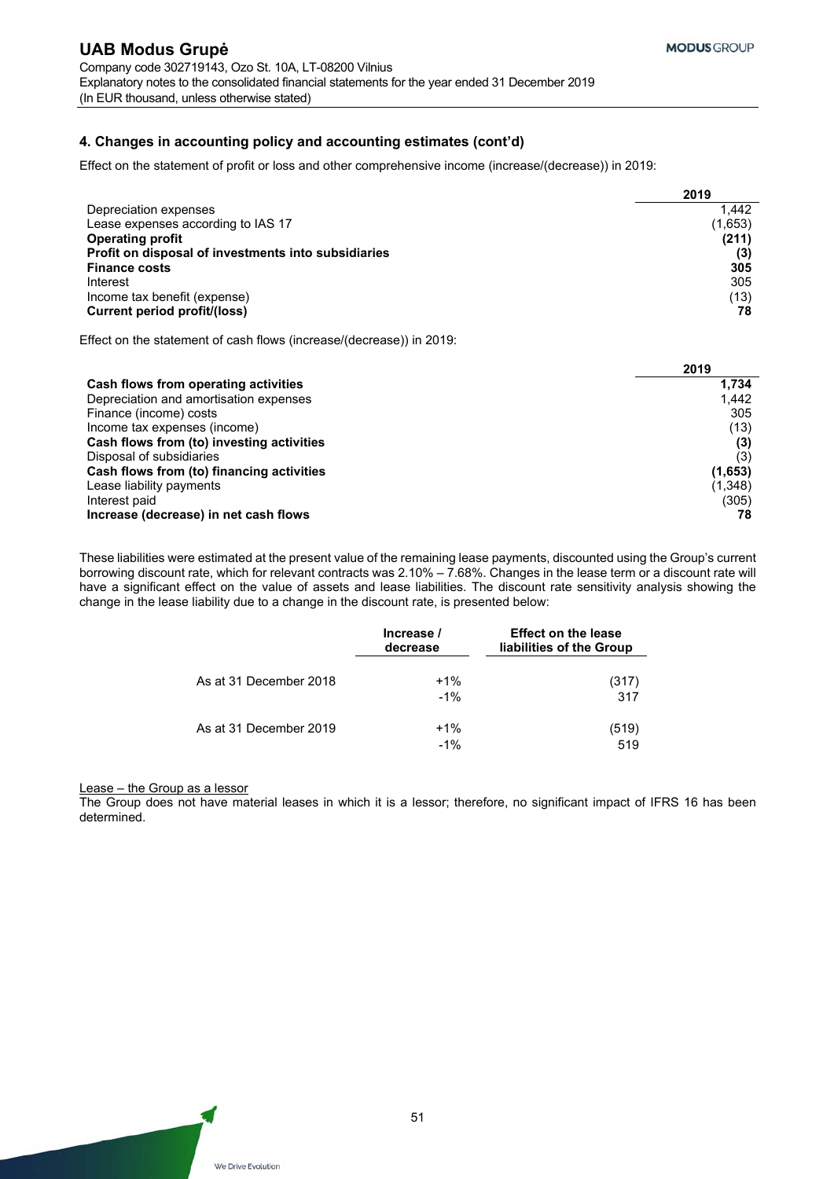#### 4. Changes in accounting policy and accounting estimates (cont'd)

Effect on the statement of profit or loss and other comprehensive income (increase/(decrease)) in 2019:

| | 2019 |
|---|---|
| Depreciation expenses | 1,442 |
| Lease expenses according to IAS 17 | (1,653) |
| **Operating profit** | **(211)** |
| **Profit on disposal of investments into subsidiaries** | **(3)** |
| **Finance costs** | **305** |
| Interest | 305 |
| Income tax benefit (expense) | (13) |
| **Current period profit/(loss)** | **78** |

Effect on the statement of cash flows (increase/(decrease)) in 2019:

| | 2019 |
|---|---|
| **Cash flows from operating activities** | **1,734** |
| Depreciation and amortisation expenses | 1,442 |
| Finance (income) costs | 305 |
| Income tax expenses (income) | (13) |
| **Cash flows from (to) investing activities** | **(3)** |
| Disposal of subsidiaries | (3) |
| **Cash flows from (to) financing activities** | **(1,653)** |
| Lease liability payments | (1,348) |
| Interest paid | (305) |
| **Increase (decrease) in net cash flows** | **78** |

These liabilities were estimated at the present value of the remaining lease payments, discounted using the Group's current borrowing discount rate, which for relevant contracts was 2.10% – 7.68%. Changes in the lease term or a discount rate will have a significant effect on the value of assets and lease liabilities. The discount rate sensitivity analysis showing the change in the lease liability due to a change in the discount rate, is presented below:

| | Increase / decrease | Effect on the lease liabilities of the Group |
|---|---|---|
| As at 31 December 2018 | +1% | (317) |
| | -1% | 317 |
| As at 31 December 2019 | +1% | (519) |
| | -1% | 519 |

Lease – the Group as a lessor

The Group does not have material leases in which it is a lessor; therefore, no significant impact of IFRS 16 has been determined.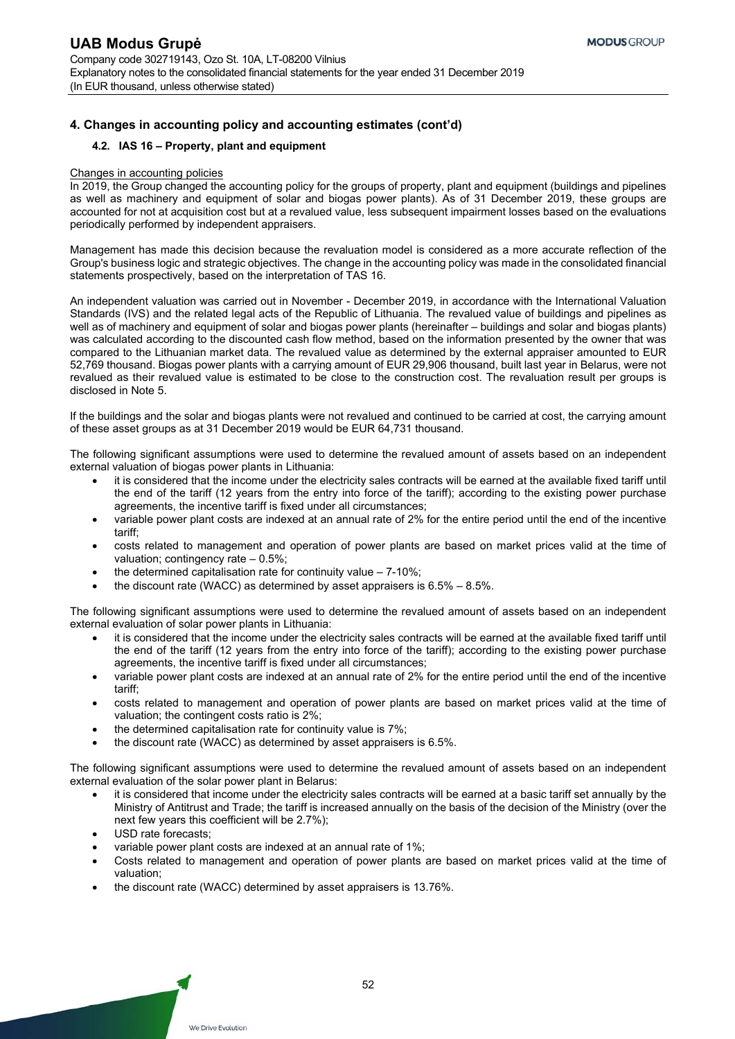## 4. Changes in accounting policy and accounting estimates (cont'd)

### 4.2. IAS 16 – Property, plant and equipment

Changes in accounting policies

In 2019, the Group changed the accounting policy for the groups of property, plant and equipment (buildings and pipelines as well as machinery and equipment of solar and biogas power plants). As of 31 December 2019, these groups are accounted for not at acquisition cost but at a revalued value, less subsequent impairment losses based on the evaluations periodically performed by independent appraisers.

Management has made this decision because the revaluation model is considered as a more accurate reflection of the Group's business logic and strategic objectives. The change in the accounting policy was made in the consolidated financial statements prospectively, based on the interpretation of TAS 16.

An independent valuation was carried out in November - December 2019, in accordance with the International Valuation Standards (IVS) and the related legal acts of the Republic of Lithuania. The revalued value of buildings and pipelines as well as of machinery and equipment of solar and biogas power plants (hereinafter – buildings and solar and biogas plants) was calculated according to the discounted cash flow method, based on the information presented by the owner that was compared to the Lithuanian market data. The revalued value as determined by the external appraiser amounted to EUR 52,769 thousand. Biogas power plants with a carrying amount of EUR 29,906 thousand, built last year in Belarus, were not revalued as their revalued value is estimated to be close to the construction cost. The revaluation result per groups is disclosed in Note 5.

If the buildings and the solar and biogas plants were not revalued and continued to be carried at cost, the carrying amount of these asset groups as at 31 December 2019 would be EUR 64,731 thousand.

The following significant assumptions were used to determine the revalued amount of assets based on an independent external valuation of biogas power plants in Lithuania:

- it is considered that the income under the electricity sales contracts will be earned at the available fixed tariff until the end of the tariff (12 years from the entry into force of the tariff); according to the existing power purchase agreements, the incentive tariff is fixed under all circumstances;
- variable power plant costs are indexed at an annual rate of 2% for the entire period until the end of the incentive tariff;
- costs related to management and operation of power plants are based on market prices valid at the time of valuation; contingency rate – 0.5%;
- the determined capitalisation rate for continuity value – 7-10%;
- the discount rate (WACC) as determined by asset appraisers is 6.5% – 8.5%.

The following significant assumptions were used to determine the revalued amount of assets based on an independent external evaluation of solar power plants in Lithuania:

- it is considered that the income under the electricity sales contracts will be earned at the available fixed tariff until the end of the tariff (12 years from the entry into force of the tariff); according to the existing power purchase agreements, the incentive tariff is fixed under all circumstances;
- variable power plant costs are indexed at an annual rate of 2% for the entire period until the end of the incentive tariff;
- costs related to management and operation of power plants are based on market prices valid at the time of valuation; the contingent costs ratio is 2%;
- the determined capitalisation rate for continuity value is 7%;
- the discount rate (WACC) as determined by asset appraisers is 6.5%.

The following significant assumptions were used to determine the revalued amount of assets based on an independent external evaluation of the solar power plant in Belarus:

- it is considered that income under the electricity sales contracts will be earned at a basic tariff set annually by the Ministry of Antitrust and Trade; the tariff is increased annually on the basis of the decision of the Ministry (over the next few years this coefficient will be 2.7%);
- USD rate forecasts;
- variable power plant costs are indexed at an annual rate of 1%;
- Costs related to management and operation of power plants are based on market prices valid at the time of valuation;
- the discount rate (WACC) determined by asset appraisers is 13.76%.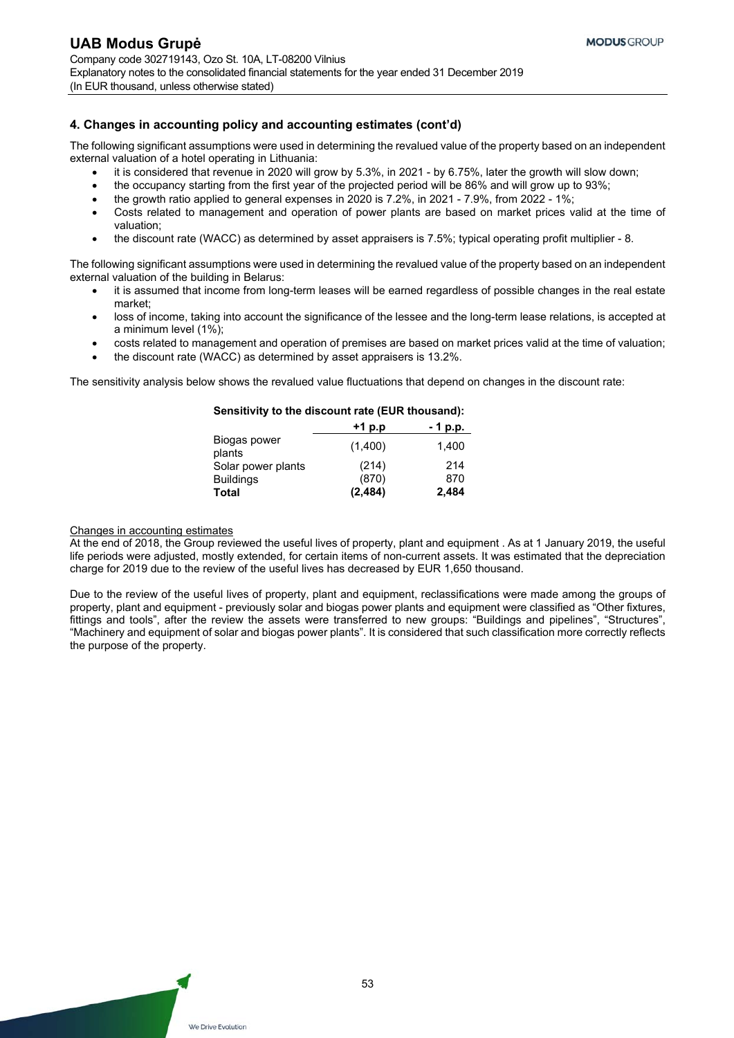## 4. Changes in accounting policy and accounting estimates (cont'd)

The following significant assumptions were used in determining the revalued value of the property based on an independent external valuation of a hotel operating in Lithuania:

- it is considered that revenue in 2020 will grow by 5.3%, in 2021 - by 6.75%, later the growth will slow down;
- the occupancy starting from the first year of the projected period will be 86% and will grow up to 93%;
- the growth ratio applied to general expenses in 2020 is 7.2%, in 2021 - 7.9%, from 2022 - 1%;
- Costs related to management and operation of power plants are based on market prices valid at the time of valuation;
- the discount rate (WACC) as determined by asset appraisers is 7.5%; typical operating profit multiplier - 8.

The following significant assumptions were used in determining the revalued value of the property based on an independent external valuation of the building in Belarus:

- it is assumed that income from long-term leases will be earned regardless of possible changes in the real estate market;
- loss of income, taking into account the significance of the lessee and the long-term lease relations, is accepted at a minimum level (1%);
- costs related to management and operation of premises are based on market prices valid at the time of valuation;
- the discount rate (WACC) as determined by asset appraisers is 13.2%.

The sensitivity analysis below shows the revalued value fluctuations that depend on changes in the discount rate:

**Sensitivity to the discount rate (EUR thousand):**

| | +1 p.p | - 1 p.p. |
|---|---|---|
| Biogas power plants | (1,400) | 1,400 |
| Solar power plants | (214) | 214 |
| Buildings | (870) | 870 |
| **Total** | **(2,484)** | **2,484** |

Changes in accounting estimates

At the end of 2018, the Group reviewed the useful lives of property, plant and equipment . As at 1 January 2019, the useful life periods were adjusted, mostly extended, for certain items of non-current assets. It was estimated that the depreciation charge for 2019 due to the review of the useful lives has decreased by EUR 1,650 thousand.

Due to the review of the useful lives of property, plant and equipment, reclassifications were made among the groups of property, plant and equipment - previously solar and biogas power plants and equipment were classified as "Other fixtures, fittings and tools", after the review the assets were transferred to new groups: "Buildings and pipelines", "Structures", "Machinery and equipment of solar and biogas power plants". It is considered that such classification more correctly reflects the purpose of the property.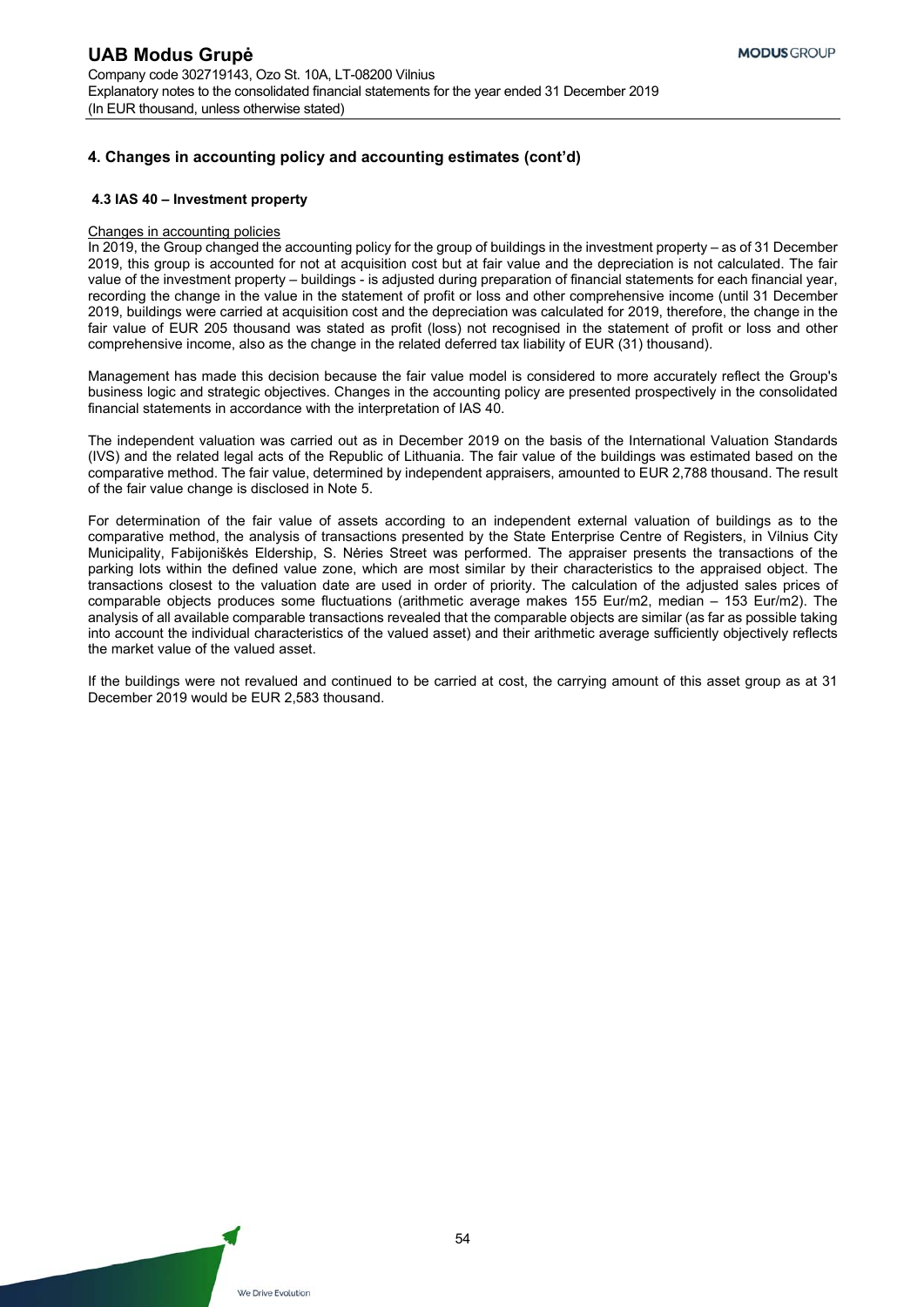## 4. Changes in accounting policy and accounting estimates (cont'd)

### 4.3 IAS 40 – Investment property

Changes in accounting policies

In 2019, the Group changed the accounting policy for the group of buildings in the investment property – as of 31 December 2019, this group is accounted for not at acquisition cost but at fair value and the depreciation is not calculated. The fair value of the investment property – buildings - is adjusted during preparation of financial statements for each financial year, recording the change in the value in the statement of profit or loss and other comprehensive income (until 31 December 2019, buildings were carried at acquisition cost and the depreciation was calculated for 2019, therefore, the change in the fair value of EUR 205 thousand was stated as profit (loss) not recognised in the statement of profit or loss and other comprehensive income, also as the change in the related deferred tax liability of EUR (31) thousand).

Management has made this decision because the fair value model is considered to more accurately reflect the Group's business logic and strategic objectives. Changes in the accounting policy are presented prospectively in the consolidated financial statements in accordance with the interpretation of IAS 40.

The independent valuation was carried out as in December 2019 on the basis of the International Valuation Standards (IVS) and the related legal acts of the Republic of Lithuania. The fair value of the buildings was estimated based on the comparative method. The fair value, determined by independent appraisers, amounted to EUR 2,788 thousand. The result of the fair value change is disclosed in Note 5.

For determination of the fair value of assets according to an independent external valuation of buildings as to the comparative method, the analysis of transactions presented by the State Enterprise Centre of Registers, in Vilnius City Municipality, Fabijoniškės Eldership, S. Nėries Street was performed. The appraiser presents the transactions of the parking lots within the defined value zone, which are most similar by their characteristics to the appraised object. The transactions closest to the valuation date are used in order of priority. The calculation of the adjusted sales prices of comparable objects produces some fluctuations (arithmetic average makes 155 Eur/m2, median – 153 Eur/m2). The analysis of all available comparable transactions revealed that the comparable objects are similar (as far as possible taking into account the individual characteristics of the valued asset) and their arithmetic average sufficiently objectively reflects the market value of the valued asset.

If the buildings were not revalued and continued to be carried at cost, the carrying amount of this asset group as at 31 December 2019 would be EUR 2,583 thousand.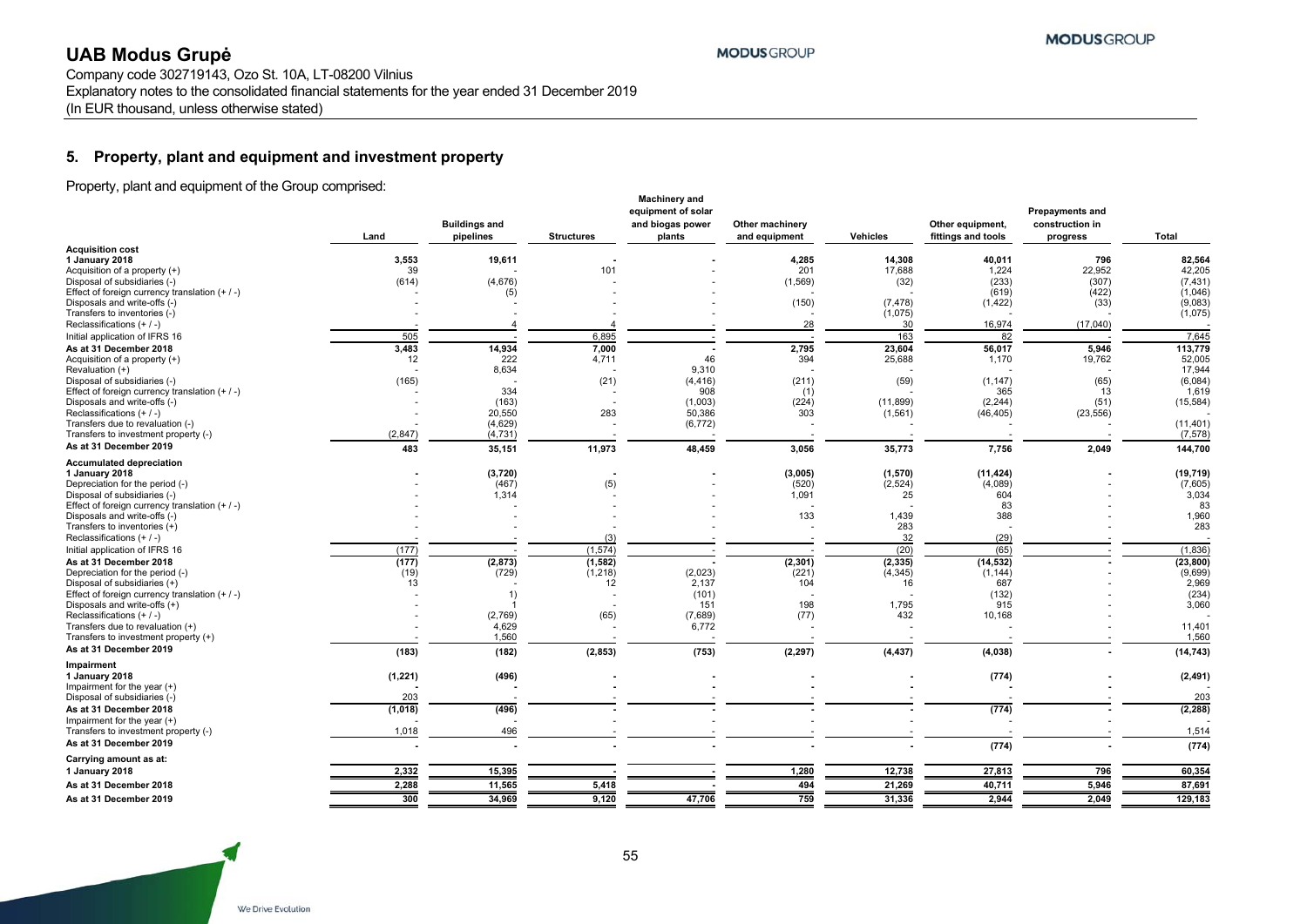## 5. Property, plant and equipment and investment property

Property, plant and equipment of the Group comprised:

| | Land | Buildings and pipelines | Structures | Machinery and equipment of solar and biogas power plants | Other machinery and equipment | Vehicles | Other equipment, fittings and tools | Prepayments and construction in progress | Total |
|---|---|---|---|---|---|---|---|---|---|
| **Acquisition cost** | | | | | | | | | |
| **1 January 2018** | **3,553** | **19,611** | **-** | **-** | **4,285** | **14,308** | **40,011** | **796** | **82,564** |
| Acquisition of a property (+) | 39 | - | 101 | - | 201 | 17,688 | 1,224 | 22,952 | 42,205 |
| Disposal of subsidiaries (-) | (614) | (4,676) | - | - | (1,569) | (32) | (233) | (307) | (7,431) |
| Effect of foreign currency translation (+ / -) | - | (5) | - | - | - | - | (619) | (422) | (1,046) |
| Disposals and write-offs (-) | - | - | - | - | (150) | (7,478) | (1,422) | (33) | (9,083) |
| Transfers to inventories (-) | - | - | - | - | - | (1,075) | - | - | (1,075) |
| Reclassifications (+ / -) | - | 4 | 4 | - | 28 | 30 | 16,974 | (17,040) | - |
| Initial application of IFRS 16 | 505 | - | 6,895 | - | - | 163 | 82 | - | 7,645 |
| **As at 31 December 2018** | **3,483** | **14,934** | **7,000** | **-** | **2,795** | **23,604** | **56,017** | **5,946** | **113,779** |
| Acquisition of a property (+) | 12 | 222 | 4,711 | 46 | 394 | 25,688 | 1,170 | 19,762 | 52,005 |
| Revaluation (+) | - | 8,634 | - | 9,310 | - | - | - | - | 17,944 |
| Disposal of subsidiaries (-) | (165) | - | (21) | (4,416) | (211) | (59) | (1,147) | (65) | (6,084) |
| Effect of foreign currency translation (+ / -) | - | 334 | - | 908 | (1) | - | 365 | 13 | 1,619 |
| Disposals and write-offs (-) | - | (163) | - | (1,003) | (224) | (11,899) | (2,244) | (51) | (15,584) |
| Reclassifications (+ / -) | - | 20,550 | 283 | 50,386 | 303 | (1,561) | (46,405) | (23,556) | - |
| Transfers due to revaluation (-) | - | (4,629) | - | (6,772) | - | - | - | - | (11,401) |
| Transfers to investment property (-) | (2,847) | (4,731) | - | - | - | - | - | - | (7,578) |
| **As at 31 December 2019** | **483** | **35,151** | **11,973** | **48,459** | **3,056** | **35,773** | **7,756** | **2,049** | **144,700** |
| **Accumulated depreciation** | | | | | | | | | |
| **1 January 2018** | **-** | **(3,720)** | **-** | **-** | **(3,005)** | **(1,570)** | **(11,424)** | **-** | **(19,719)** |
| Depreciation for the period (-) | - | (467) | (5) | - | (520) | (2,524) | (4,089) | - | (7,605) |
| Disposal of subsidiaries (-) | - | 1,314 | - | - | 1,091 | 25 | 604 | - | 3,034 |
| Effect of foreign currency translation (+ / -) | - | - | - | - | - | - | 83 | - | 83 |
| Disposals and write-offs (-) | - | - | - | - | 133 | 1,439 | 388 | - | 1,960 |
| Transfers to inventories (+) | - | - | - | - | - | 283 | - | - | 283 |
| Reclassifications (+ / -) | - | - | (3) | - | - | 32 | (29) | - | - |
| Initial application of IFRS 16 | (177) | - | (1,574) | - | - | (20) | (65) | - | (1,836) |
| **As at 31 December 2018** | **(177)** | **(2,873)** | **(1,582)** | **-** | **(2,301)** | **(2,335)** | **(14,532)** | **-** | **(23,800)** |
| Depreciation for the period (-) | (19) | (729) | (1,218) | (2,023) | (221) | (4,345) | (1,144) | - | (9,699) |
| Disposal of subsidiaries (+) | 13 | - | 12 | 2,137 | 104 | 16 | 687 | - | 2,969 |
| Effect of foreign currency translation (+ / -) | - | 1) | - | (101) | - | - | (132) | - | (234) |
| Disposals and write-offs (+) | - | 1 | - | 151 | 198 | 1,795 | 915 | - | 3,060 |
| Reclassifications (+ / -) | - | (2,769) | (65) | (7,689) | (77) | 432 | 10,168 | - | - |
| Transfers due to revaluation (+) | - | 4,629 | - | 6,772 | - | - | - | - | 11,401 |
| Transfers to investment property (+) | - | 1,560 | - | - | - | - | - | - | 1,560 |
| **As at 31 December 2019** | **(183)** | **(182)** | **(2,853)** | **(753)** | **(2,297)** | **(4,437)** | **(4,038)** | **-** | **(14,743)** |
| **Impairment** | | | | | | | | | |
| **1 January 2018** | **(1,221)** | **(496)** | **-** | **-** | **-** | **-** | **(774)** | **-** | **(2,491)** |
| Impairment for the year (+) | **-** | - | **-** | - | - | - | **-** | **-** | - |
| Disposal of subsidiaries (-) | 203 | - | - | - | - | - | - | - | 203 |
| **As at 31 December 2018** | **(1,018)** | **(496)** | **-** | **-** | **-** | **-** | **(774)** | **-** | **(2,288)** |
| Impairment for the year (+) | - | - | - | - | - | - | - | - | - |
| Transfers to investment property (-) | 1,018 | 496 | - | - | - | - | - | - | 1,514 |
| **As at 31 December 2019** | **-** | **-** | **-** | **-** | **-** | **-** | **(774)** | **-** | **(774)** |
| **Carrying amount as at:** | | | | | | | | | |
| **1 January 2018** | **2,332** | **15,395** | **-** | **-** | **1,280** | **12,738** | **27,813** | **796** | **60,354** |
| **As at 31 December 2018** | **2,288** | **11,565** | **5,418** | **-** | **494** | **21,269** | **40,711** | **5,946** | **87,691** |
| **As at 31 December 2019** | **300** | **34,969** | **9,120** | **47,706** | **759** | **31,336** | **2,944** | **2,049** | **129,183** |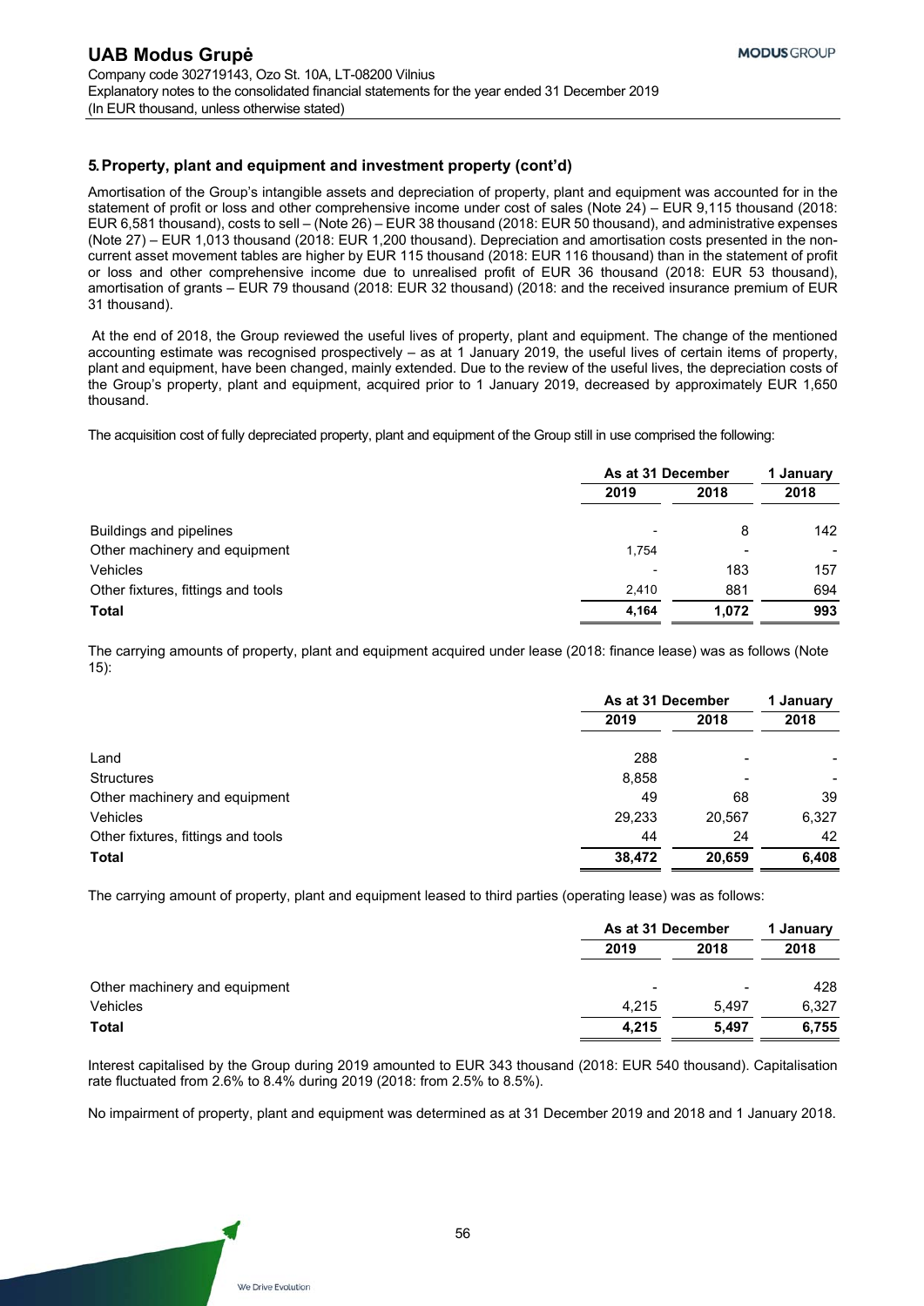## 5. Property, plant and equipment and investment property (cont'd)

Amortisation of the Group's intangible assets and depreciation of property, plant and equipment was accounted for in the statement of profit or loss and other comprehensive income under cost of sales (Note 24) – EUR 9,115 thousand (2018: EUR 6,581 thousand), costs to sell – (Note 26) – EUR 38 thousand (2018: EUR 50 thousand), and administrative expenses (Note 27) – EUR 1,013 thousand (2018: EUR 1,200 thousand). Depreciation and amortisation costs presented in the non-current asset movement tables are higher by EUR 115 thousand (2018: EUR 116 thousand) than in the statement of profit or loss and other comprehensive income due to unrealised profit of EUR 36 thousand (2018: EUR 53 thousand), amortisation of grants – EUR 79 thousand (2018: EUR 32 thousand) (2018: and the received insurance premium of EUR 31 thousand).

At the end of 2018, the Group reviewed the useful lives of property, plant and equipment. The change of the mentioned accounting estimate was recognised prospectively – as at 1 January 2019, the useful lives of certain items of property, plant and equipment, have been changed, mainly extended. Due to the review of the useful lives, the depreciation costs of the Group's property, plant and equipment, acquired prior to 1 January 2019, decreased by approximately EUR 1,650 thousand.

The acquisition cost of fully depreciated property, plant and equipment of the Group still in use comprised the following:

| | As at 31 December | | 1 January |
|---|---|---|---|
| | 2019 | 2018 | 2018 |
| Buildings and pipelines | - | 8 | 142 |
| Other machinery and equipment | 1,754 | - | - |
| Vehicles | - | 183 | 157 |
| Other fixtures, fittings and tools | 2,410 | 881 | 694 |
| **Total** | **4,164** | **1,072** | **993** |

The carrying amounts of property, plant and equipment acquired under lease (2018: finance lease) was as follows (Note 15):

| | As at 31 December | | 1 January |
|---|---|---|---|
| | 2019 | 2018 | 2018 |
| Land | 288 | - | - |
| Structures | 8,858 | - | - |
| Other machinery and equipment | 49 | 68 | 39 |
| Vehicles | 29,233 | 20,567 | 6,327 |
| Other fixtures, fittings and tools | 44 | 24 | 42 |
| **Total** | **38,472** | **20,659** | **6,408** |

The carrying amount of property, plant and equipment leased to third parties (operating lease) was as follows:

| | As at 31 December | | 1 January |
|---|---|---|---|
| | 2019 | 2018 | 2018 |
| Other machinery and equipment | - | - | 428 |
| Vehicles | 4,215 | 5,497 | 6,327 |
| **Total** | **4,215** | **5,497** | **6,755** |

Interest capitalised by the Group during 2019 amounted to EUR 343 thousand (2018: EUR 540 thousand). Capitalisation rate fluctuated from 2.6% to 8.4% during 2019 (2018: from 2.5% to 8.5%).

No impairment of property, plant and equipment was determined as at 31 December 2019 and 2018 and 1 January 2018.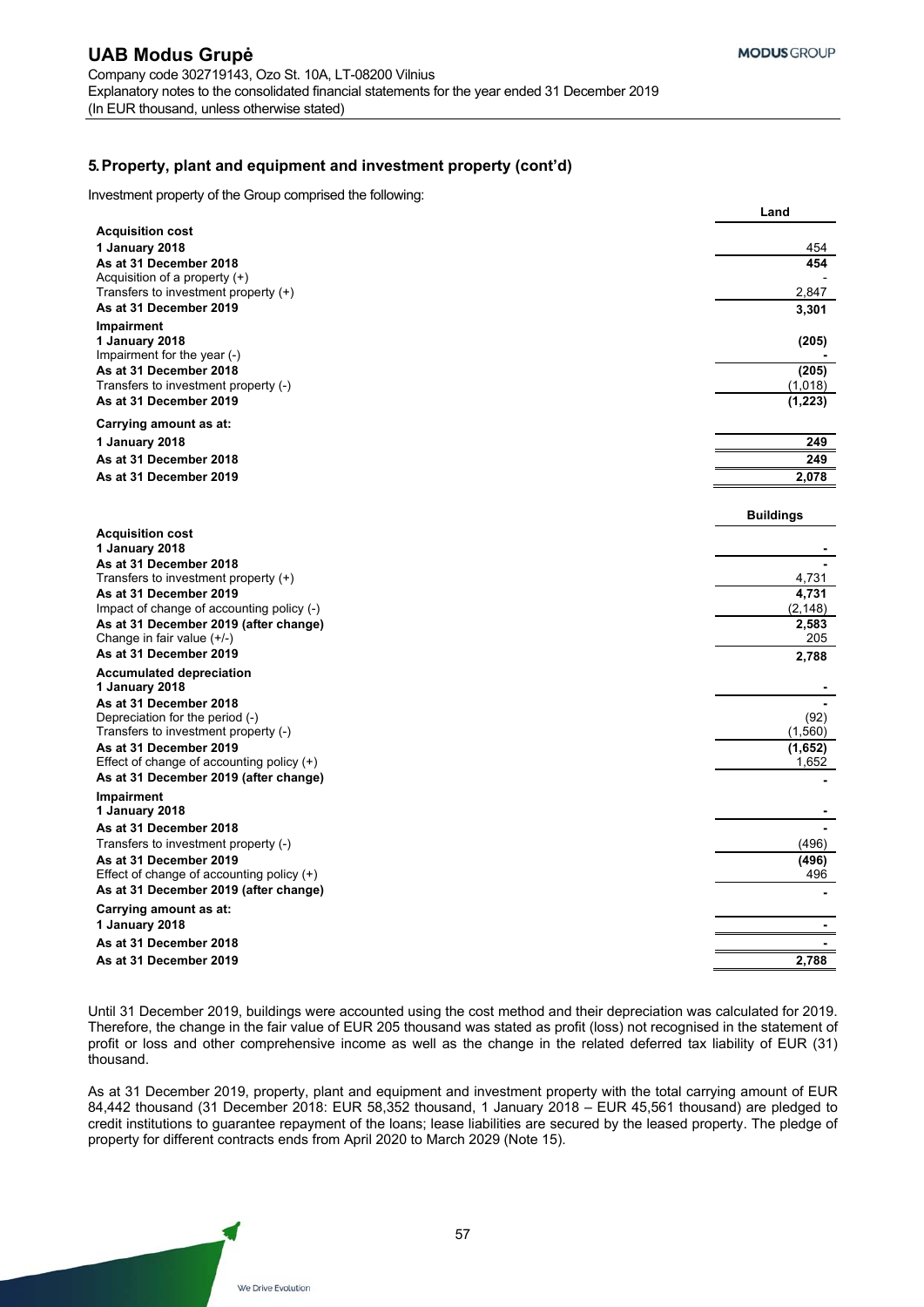## 5. Property, plant and equipment and investment property (cont'd)

Investment property of the Group comprised the following:

| | Land |
|---|---|
| **Acquisition cost** | |
| **1 January 2018** | 454 |
| **As at 31 December 2018** | **454** |
| Acquisition of a property (+) | - |
| Transfers to investment property (+) | 2,847 |
| **As at 31 December 2019** | **3,301** |
| **Impairment** | |
| **1 January 2018** | **(205)** |
| Impairment for the year (-) | - |
| **As at 31 December 2018** | **(205)** |
| Transfers to investment property (-) | (1,018) |
| **As at 31 December 2019** | **(1,223)** |
| **Carrying amount as at:** | |
| **1 January 2018** | **249** |
| **As at 31 December 2018** | **249** |
| **As at 31 December 2019** | **2,078** |

| | Buildings |
|---|---|
| **Acquisition cost** | |
| **1 January 2018** | - |
| **As at 31 December 2018** | - |
| Transfers to investment property (+) | 4,731 |
| **As at 31 December 2019** | **4,731** |
| Impact of change of accounting policy (-) | (2,148) |
| **As at 31 December 2019 (after change)** | **2,583** |
| Change in fair value (+/-) | 205 |
| **As at 31 December 2019** | **2,788** |
| **Accumulated depreciation** | |
| **1 January 2018** | - |
| **As at 31 December 2018** | - |
| Depreciation for the period (-) | (92) |
| Transfers to investment property (-) | (1,560) |
| **As at 31 December 2019** | **(1,652)** |
| Effect of change of accounting policy (+) | 1,652 |
| **As at 31 December 2019 (after change)** | - |
| **Impairment** | |
| **1 January 2018** | - |
| **As at 31 December 2018** | - |
| Transfers to investment property (-) | (496) |
| **As at 31 December 2019** | **(496)** |
| Effect of change of accounting policy (+) | 496 |
| **As at 31 December 2019 (after change)** | - |
| **Carrying amount as at:** | |
| **1 January 2018** | - |
| **As at 31 December 2018** | - |
| **As at 31 December 2019** | **2,788** |

Until 31 December 2019, buildings were accounted using the cost method and their depreciation was calculated for 2019. Therefore, the change in the fair value of EUR 205 thousand was stated as profit (loss) not recognised in the statement of profit or loss and other comprehensive income as well as the change in the related deferred tax liability of EUR (31) thousand.

As at 31 December 2019, property, plant and equipment and investment property with the total carrying amount of EUR 84,442 thousand (31 December 2018: EUR 58,352 thousand, 1 January 2018 – EUR 45,561 thousand) are pledged to credit institutions to guarantee repayment of the loans; lease liabilities are secured by the leased property. The pledge of property for different contracts ends from April 2020 to March 2029 (Note 15).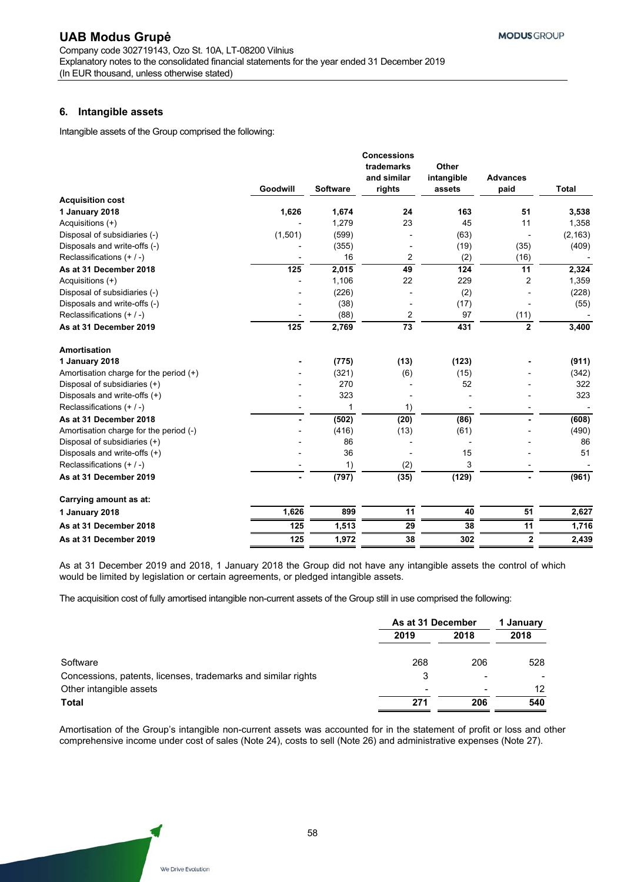## 6. Intangible assets

Intangible assets of the Group comprised the following:

| | Goodwill | Software | Concessions trademarks and similar rights | Other intangible assets | Advances paid | Total |
|---|---|---|---|---|---|---|
| **Acquisition cost** | | | | | | |
| **1 January 2018** | **1,626** | **1,674** | **24** | **163** | **51** | **3,538** |
| Acquisitions (+) | - | 1,279 | 23 | 45 | 11 | 1,358 |
| Disposal of subsidiaries (-) | (1,501) | (599) | - | (63) | - | (2,163) |
| Disposals and write-offs (-) | - | (355) | - | (19) | (35) | (409) |
| Reclassifications (+ / -) | - | 16 | 2 | (2) | (16) | - |
| **As at 31 December 2018** | **125** | **2,015** | **49** | **124** | **11** | **2,324** |
| Acquisitions (+) | - | 1,106 | 22 | 229 | 2 | 1,359 |
| Disposal of subsidiaries (-) | - | (226) | - | (2) | - | (228) |
| Disposals and write-offs (-) | - | (38) | - | (17) | - | (55) |
| Reclassifications (+ / -) | - | (88) | 2 | 97 | (11) | - |
| **As at 31 December 2019** | **125** | **2,769** | **73** | **431** | **2** | **3,400** |
| **Amortisation** | | | | | | |
| **1 January 2018** | **-** | **(775)** | **(13)** | **(123)** | **-** | **(911)** |
| Amortisation charge for the period (+) | - | (321) | (6) | (15) | - | (342) |
| Disposal of subsidiaries (+) | - | 270 | - | 52 | - | 322 |
| Disposals and write-offs (+) | - | 323 | - | - | - | 323 |
| Reclassifications (+ / -) | - | 1 | 1) | - | - | - |
| **As at 31 December 2018** | **-** | **(502)** | **(20)** | **(86)** | **-** | **(608)** |
| Amortisation charge for the period (-) | - | (416) | (13) | (61) | - | (490) |
| Disposal of subsidiaries (+) | - | 86 | - | - | - | 86 |
| Disposals and write-offs (+) | - | 36 | - | 15 | - | 51 |
| Reclassifications (+ / -) | - | 1) | (2) | 3 | - | - |
| **As at 31 December 2019** | **-** | **(797)** | **(35)** | **(129)** | **-** | **(961)** |
| **Carrying amount as at:** | | | | | | |
| **1 January 2018** | **1,626** | **899** | **11** | **40** | **51** | **2,627** |
| **As at 31 December 2018** | **125** | **1,513** | **29** | **38** | **11** | **1,716** |
| **As at 31 December 2019** | **125** | **1,972** | **38** | **302** | **2** | **2,439** |

As at 31 December 2019 and 2018, 1 January 2018 the Group did not have any intangible assets the control of which would be limited by legislation or certain agreements, or pledged intangible assets.

The acquisition cost of fully amortised intangible non-current assets of the Group still in use comprised the following:

| | As at 31 December | | 1 January |
|---|---|---|---|
| | 2019 | 2018 | 2018 |
| Software | 268 | 206 | 528 |
| Concessions, patents, licenses, trademarks and similar rights | 3 | - | - |
| Other intangible assets | - | - | 12 |
| **Total** | **271** | **206** | **540** |

Amortisation of the Group's intangible non-current assets was accounted for in the statement of profit or loss and other comprehensive income under cost of sales (Note 24), costs to sell (Note 26) and administrative expenses (Note 27).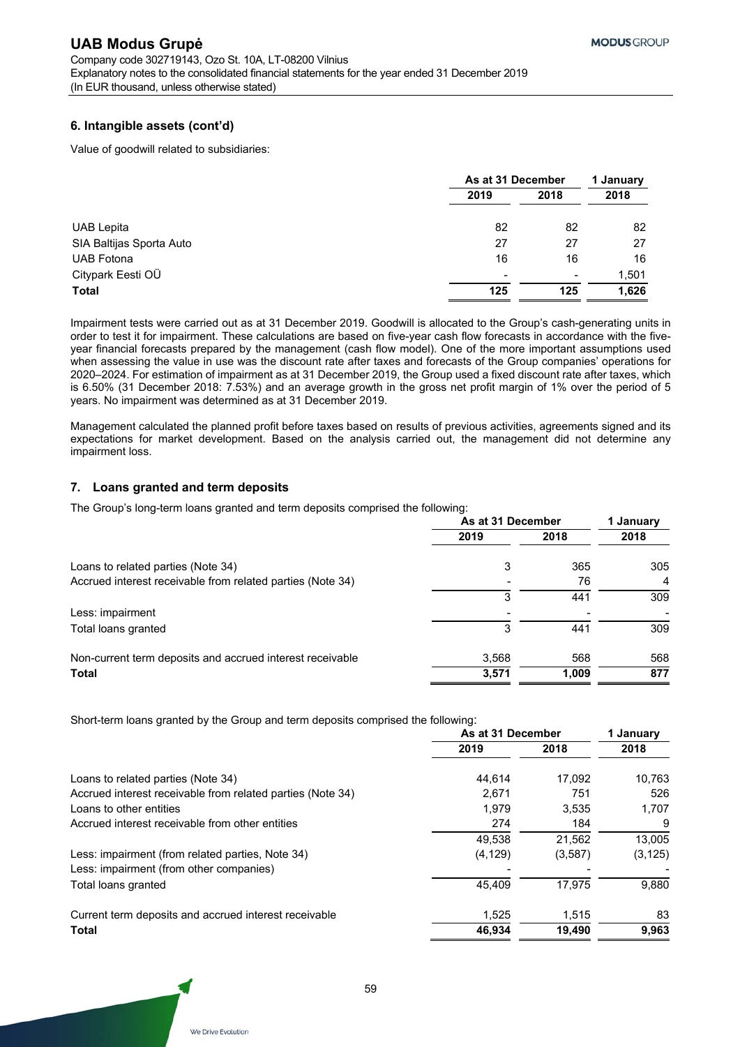## 6. Intangible assets (cont'd)

Value of goodwill related to subsidiaries:

| | As at 31 December | | 1 January |
|---|---|---|---|
| | 2019 | 2018 | 2018 |
| UAB Lepita | 82 | 82 | 82 |
| SIA Baltijas Sporta Auto | 27 | 27 | 27 |
| UAB Fotona | 16 | 16 | 16 |
| Citypark Eesti OÜ | - | - | 1,501 |
| **Total** | **125** | **125** | **1,626** |

Impairment tests were carried out as at 31 December 2019. Goodwill is allocated to the Group's cash-generating units in order to test it for impairment. These calculations are based on five-year cash flow forecasts in accordance with the five-year financial forecasts prepared by the management (cash flow model). One of the more important assumptions used when assessing the value in use was the discount rate after taxes and forecasts of the Group companies' operations for 2020–2024. For estimation of impairment as at 31 December 2019, the Group used a fixed discount rate after taxes, which is 6.50% (31 December 2018: 7.53%) and an average growth in the gross net profit margin of 1% over the period of 5 years. No impairment was determined as at 31 December 2019.

Management calculated the planned profit before taxes based on results of previous activities, agreements signed and its expectations for market development. Based on the analysis carried out, the management did not determine any impairment loss.

## 7. Loans granted and term deposits

The Group's long-term loans granted and term deposits comprised the following:

| | As at 31 December | | 1 January |
|---|---|---|---|
| | 2019 | 2018 | 2018 |
| Loans to related parties (Note 34) | 3 | 365 | 305 |
| Accrued interest receivable from related parties (Note 34) | - | 76 | 4 |
| | 3 | 441 | 309 |
| Less: impairment | - | - | - |
| Total loans granted | 3 | 441 | 309 |
| Non-current term deposits and accrued interest receivable | 3,568 | 568 | 568 |
| **Total** | **3,571** | **1,009** | **877** |

Short-term loans granted by the Group and term deposits comprised the following:

| | As at 31 December | | 1 January |
|---|---|---|---|
| | 2019 | 2018 | 2018 |
| Loans to related parties (Note 34) | 44,614 | 17,092 | 10,763 |
| Accrued interest receivable from related parties (Note 34) | 2,671 | 751 | 526 |
| Loans to other entities | 1,979 | 3,535 | 1,707 |
| Accrued interest receivable from other entities | 274 | 184 | 9 |
| | 49,538 | 21,562 | 13,005 |
| Less: impairment (from related parties, Note 34) | (4,129) | (3,587) | (3,125) |
| Less: impairment (from other companies) | - | - | - |
| Total loans granted | 45,409 | 17,975 | 9,880 |
| Current term deposits and accrued interest receivable | 1,525 | 1,515 | 83 |
| **Total** | **46,934** | **19,490** | **9,963** |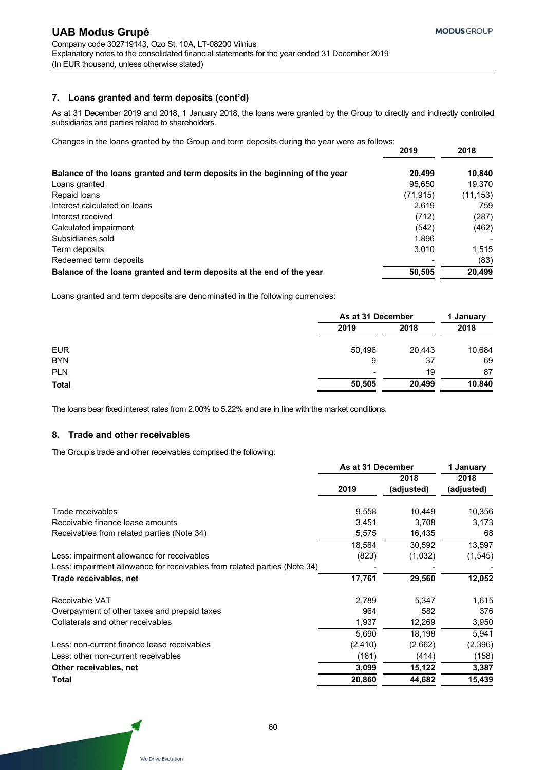## 7. Loans granted and term deposits (cont'd)

As at 31 December 2019 and 2018, 1 January 2018, the loans were granted by the Group to directly and indirectly controlled subsidiaries and parties related to shareholders.

Changes in the loans granted by the Group and term deposits during the year were as follows:

| | 2019 | 2018 |
|---|---|---|
| **Balance of the loans granted and term deposits in the beginning of the year** | **20,499** | **10,840** |
| Loans granted | 95,650 | 19,370 |
| Repaid loans | (71,915) | (11,153) |
| Interest calculated on loans | 2,619 | 759 |
| Interest received | (712) | (287) |
| Calculated impairment | (542) | (462) |
| Subsidiaries sold | 1,896 | - |
| Term deposits | 3,010 | 1,515 |
| Redeemed term deposits | - | (83) |
| **Balance of the loans granted and term deposits at the end of the year** | **50,505** | **20,499** |

Loans granted and term deposits are denominated in the following currencies:

| | As at 31 December | | 1 January |
|---|---|---|---|
| | 2019 | 2018 | 2018 |
| EUR | 50,496 | 20,443 | 10,684 |
| BYN | 9 | 37 | 69 |
| PLN | - | 19 | 87 |
| **Total** | **50,505** | **20,499** | **10,840** |

The loans bear fixed interest rates from 2.00% to 5.22% and are in line with the market conditions.

## 8. Trade and other receivables

The Group's trade and other receivables comprised the following:

| | As at 31 December | | 1 January |
|---|---|---|---|
| | 2019 | 2018 (adjusted) | 2018 (adjusted) |
| Trade receivables | 9,558 | 10,449 | 10,356 |
| Receivable finance lease amounts | 3,451 | 3,708 | 3,173 |
| Receivables from related parties (Note 34) | 5,575 | 16,435 | 68 |
| | 18,584 | 30,592 | 13,597 |
| Less: impairment allowance for receivables | (823) | (1,032) | (1,545) |
| Less: impairment allowance for receivables from related parties (Note 34) | - | - | - |
| **Trade receivables, net** | **17,761** | **29,560** | **12,052** |
| Receivable VAT | 2,789 | 5,347 | 1,615 |
| Overpayment of other taxes and prepaid taxes | 964 | 582 | 376 |
| Collaterals and other receivables | 1,937 | 12,269 | 3,950 |
| | 5,690 | 18,198 | 5,941 |
| Less: non-current finance lease receivables | (2,410) | (2,662) | (2,396) |
| Less: other non-current receivables | (181) | (414) | (158) |
| **Other receivables, net** | **3,099** | **15,122** | **3,387** |
| **Total** | **20,860** | **44,682** | **15,439** |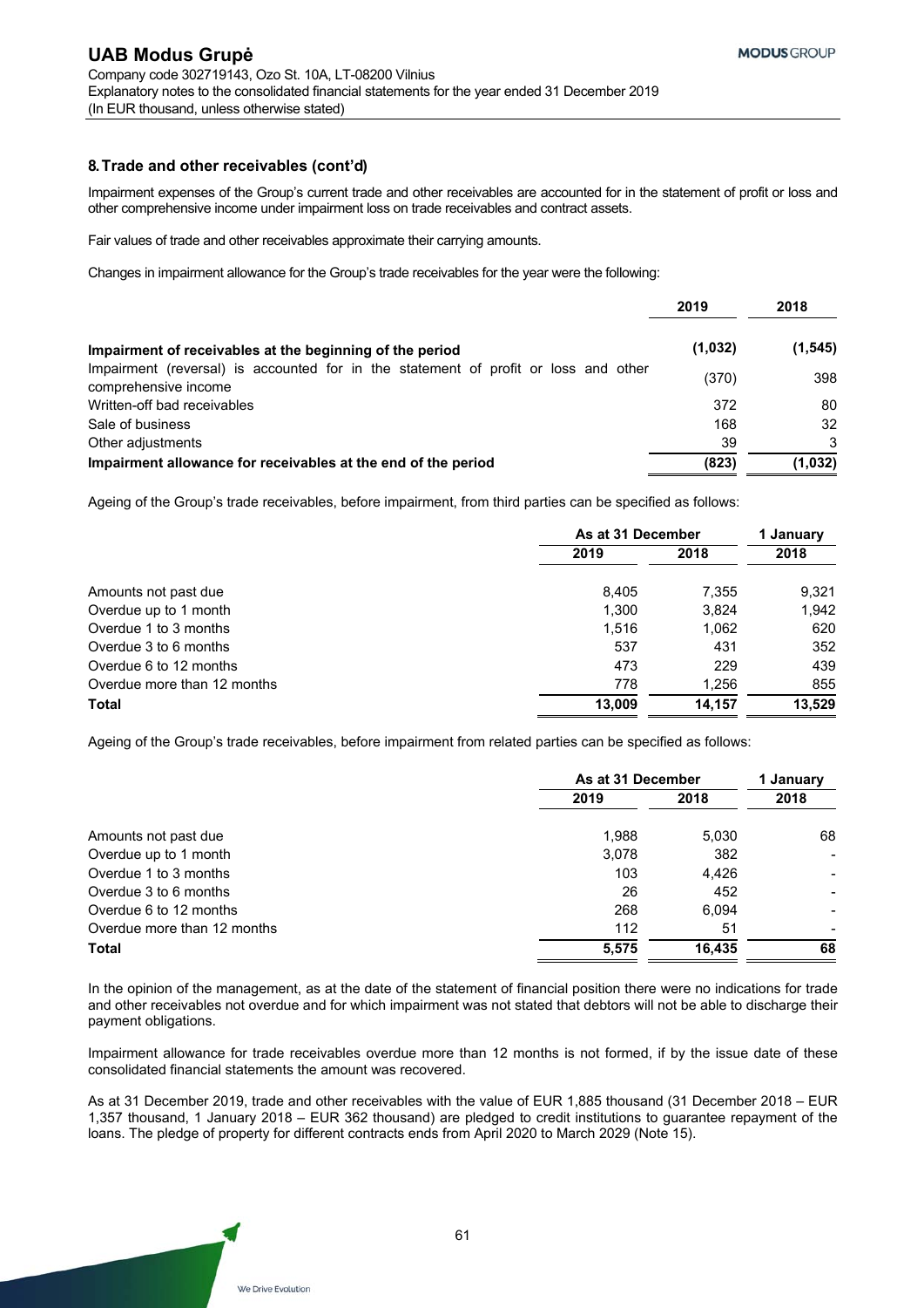## 8. Trade and other receivables (cont'd)

Impairment expenses of the Group's current trade and other receivables are accounted for in the statement of profit or loss and other comprehensive income under impairment loss on trade receivables and contract assets.

Fair values of trade and other receivables approximate their carrying amounts.

Changes in impairment allowance for the Group's trade receivables for the year were the following:

| | 2019 | 2018 |
|---|---|---|
| **Impairment of receivables at the beginning of the period** | **(1,032)** | **(1,545)** |
| Impairment (reversal) is accounted for in the statement of profit or loss and other comprehensive income | (370) | 398 |
| Written-off bad receivables | 372 | 80 |
| Sale of business | 168 | 32 |
| Other adjustments | 39 | 3 |
| **Impairment allowance for receivables at the end of the period** | **(823)** | **(1,032)** |

Ageing of the Group's trade receivables, before impairment, from third parties can be specified as follows:

| | As at 31 December | | 1 January |
|---|---|---|---|
| | 2019 | 2018 | 2018 |
| Amounts not past due | 8,405 | 7,355 | 9,321 |
| Overdue up to 1 month | 1,300 | 3,824 | 1,942 |
| Overdue 1 to 3 months | 1,516 | 1,062 | 620 |
| Overdue 3 to 6 months | 537 | 431 | 352 |
| Overdue 6 to 12 months | 473 | 229 | 439 |
| Overdue more than 12 months | 778 | 1,256 | 855 |
| **Total** | **13,009** | **14,157** | **13,529** |

Ageing of the Group's trade receivables, before impairment from related parties can be specified as follows:

| | As at 31 December | | 1 January |
|---|---|---|---|
| | 2019 | 2018 | 2018 |
| Amounts not past due | 1,988 | 5,030 | 68 |
| Overdue up to 1 month | 3,078 | 382 | - |
| Overdue 1 to 3 months | 103 | 4,426 | - |
| Overdue 3 to 6 months | 26 | 452 | - |
| Overdue 6 to 12 months | 268 | 6,094 | - |
| Overdue more than 12 months | 112 | 51 | - |
| **Total** | **5,575** | **16,435** | **68** |

In the opinion of the management, as at the date of the statement of financial position there were no indications for trade and other receivables not overdue and for which impairment was not stated that debtors will not be able to discharge their payment obligations.

Impairment allowance for trade receivables overdue more than 12 months is not formed, if by the issue date of these consolidated financial statements the amount was recovered.

As at 31 December 2019, trade and other receivables with the value of EUR 1,885 thousand (31 December 2018 – EUR 1,357 thousand, 1 January 2018 – EUR 362 thousand) are pledged to credit institutions to guarantee repayment of the loans. The pledge of property for different contracts ends from April 2020 to March 2029 (Note 15).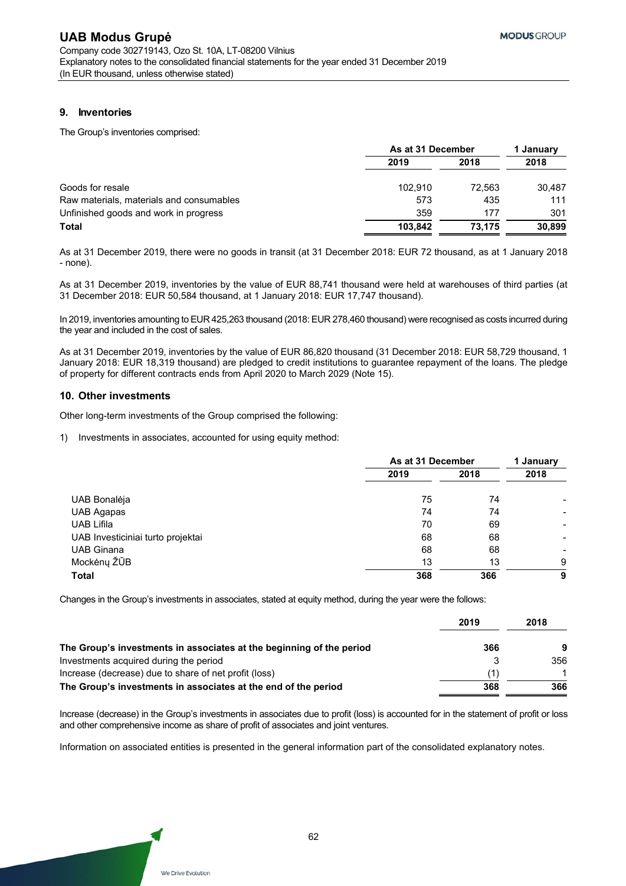## 9. Inventories

The Group's inventories comprised:

| | As at 31 December | | 1 January |
|---|---|---|---|
| | 2019 | 2018 | 2018 |
| Goods for resale | 102,910 | 72,563 | 30,487 |
| Raw materials, materials and consumables | 573 | 435 | 111 |
| Unfinished goods and work in progress | 359 | 177 | 301 |
| **Total** | **103,842** | **73,175** | **30,899** |

As at 31 December 2019, there were no goods in transit (at 31 December 2018: EUR 72 thousand, as at 1 January 2018 - none).

As at 31 December 2019, inventories by the value of EUR 88,741 thousand were held at warehouses of third parties (at 31 December 2018: EUR 50,584 thousand, at 1 January 2018: EUR 17,747 thousand).

In 2019, inventories amounting to EUR 425,263 thousand (2018: EUR 278,460 thousand) were recognised as costs incurred during the year and included in the cost of sales.

As at 31 December 2019, inventories by the value of EUR 86,820 thousand (31 December 2018: EUR 58,729 thousand, 1 January 2018: EUR 18,319 thousand) are pledged to credit institutions to guarantee repayment of the loans. The pledge of property for different contracts ends from April 2020 to March 2029 (Note 15).

## 10. Other investments

Other long-term investments of the Group comprised the following:

1) Investments in associates, accounted for using equity method:

| | As at 31 December | | 1 January |
|---|---|---|---|
| | 2019 | 2018 | 2018 |
| UAB Bonalėja | 75 | 74 | - |
| UAB Agapas | 74 | 74 | - |
| UAB Lifila | 70 | 69 | - |
| UAB Investiciniai turto projektai | 68 | 68 | - |
| UAB Ginana | 68 | 68 | - |
| Mockėnų ŽŪB | 13 | 13 | 9 |
| **Total** | **368** | **366** | **9** |

Changes in the Group's investments in associates, stated at equity method, during the year were the follows:

| | 2019 | 2018 |
|---|---|---|
| **The Group's investments in associates at the beginning of the period** | **366** | **9** |
| Investments acquired during the period | 3 | 356 |
| Increase (decrease) due to share of net profit (loss) | (1) | 1 |
| **The Group's investments in associates at the end of the period** | **368** | **366** |

Increase (decrease) in the Group's investments in associates due to profit (loss) is accounted for in the statement of profit or loss and other comprehensive income as share of profit of associates and joint ventures.

Information on associated entities is presented in the general information part of the consolidated explanatory notes.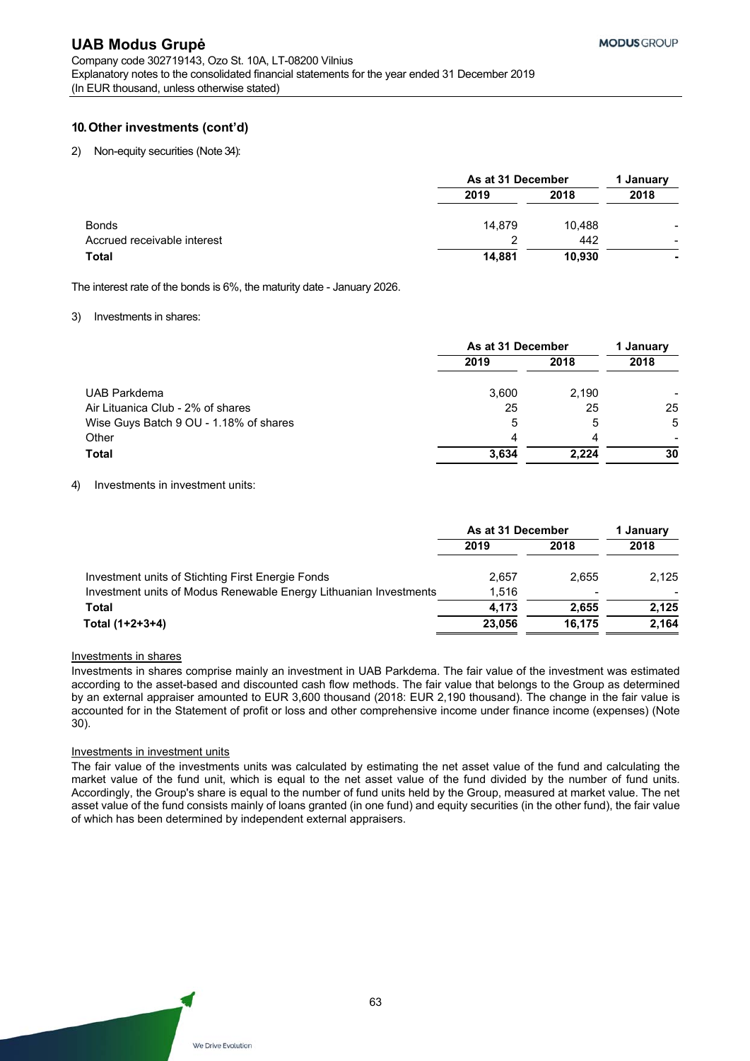## 10. Other investments (cont'd)

2) Non-equity securities (Note 34):

| | As at 31 December | | 1 January |
|---|---|---|---|
| | 2019 | 2018 | 2018 |
| Bonds | 14,879 | 10,488 | - |
| Accrued receivable interest | 2 | 442 | - |
| **Total** | **14,881** | **10,930** | **-** |

The interest rate of the bonds is 6%, the maturity date - January 2026.

3) Investments in shares:

| | As at 31 December | | 1 January |
|---|---|---|---|
| | 2019 | 2018 | 2018 |
| UAB Parkdema | 3,600 | 2,190 | - |
| Air Lituanica Club - 2% of shares | 25 | 25 | 25 |
| Wise Guys Batch 9 OU - 1.18% of shares | 5 | 5 | 5 |
| Other | 4 | 4 | - |
| **Total** | **3,634** | **2,224** | **30** |

4) Investments in investment units:

| | As at 31 December | | 1 January |
|---|---|---|---|
| | 2019 | 2018 | 2018 |
| Investment units of Stichting First Energie Fonds | 2,657 | 2,655 | 2,125 |
| Investment units of Modus Renewable Energy Lithuanian Investments | 1,516 | - | - |
| **Total** | **4,173** | **2,655** | **2,125** |
| **Total (1+2+3+4)** | **23,056** | **16,175** | **2,164** |

Investments in shares

Investments in shares comprise mainly an investment in UAB Parkdema. The fair value of the investment was estimated according to the asset-based and discounted cash flow methods. The fair value that belongs to the Group as determined by an external appraiser amounted to EUR 3,600 thousand (2018: EUR 2,190 thousand). The change in the fair value is accounted for in the Statement of profit or loss and other comprehensive income under finance income (expenses) (Note 30).

Investments in investment units

The fair value of the investments units was calculated by estimating the net asset value of the fund and calculating the market value of the fund unit, which is equal to the net asset value of the fund divided by the number of fund units. Accordingly, the Group's share is equal to the number of fund units held by the Group, measured at market value. The net asset value of the fund consists mainly of loans granted (in one fund) and equity securities (in the other fund), the fair value of which has been determined by independent external appraisers.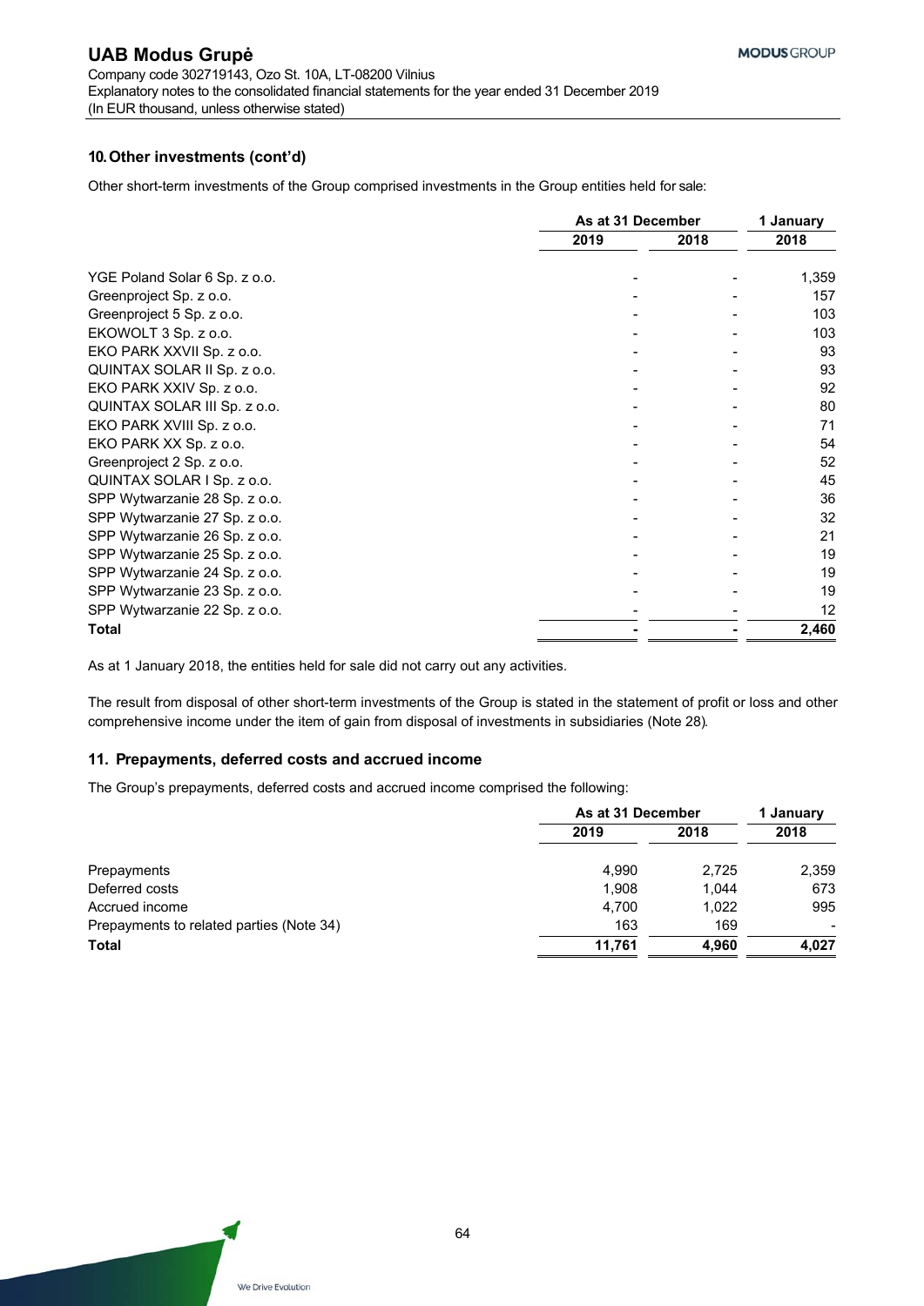## 10. Other investments (cont'd)

Other short-term investments of the Group comprised investments in the Group entities held for sale:

| | As at 31 December | | 1 January |
|---|---|---|---|
| | 2019 | 2018 | 2018 |
| YGE Poland Solar 6 Sp. z o.o. | - | - | 1,359 |
| Greenproject Sp. z o.o. | - | - | 157 |
| Greenproject 5 Sp. z o.o. | - | - | 103 |
| EKOWOLT 3 Sp. z o.o. | - | - | 103 |
| EKO PARK XXVII Sp. z o.o. | - | - | 93 |
| QUINTAX SOLAR II Sp. z o.o. | - | - | 93 |
| EKO PARK XXIV Sp. z o.o. | - | - | 92 |
| QUINTAX SOLAR III Sp. z o.o. | - | - | 80 |
| EKO PARK XVIII Sp. z o.o. | - | - | 71 |
| EKO PARK XX Sp. z o.o. | - | - | 54 |
| Greenproject 2 Sp. z o.o. | - | - | 52 |
| QUINTAX SOLAR I Sp. z o.o. | - | - | 45 |
| SPP Wytwarzanie 28 Sp. z o.o. | - | - | 36 |
| SPP Wytwarzanie 27 Sp. z o.o. | - | - | 32 |
| SPP Wytwarzanie 26 Sp. z o.o. | - | - | 21 |
| SPP Wytwarzanie 25 Sp. z o.o. | - | - | 19 |
| SPP Wytwarzanie 24 Sp. z o.o. | - | - | 19 |
| SPP Wytwarzanie 23 Sp. z o.o. | - | - | 19 |
| SPP Wytwarzanie 22 Sp. z o.o. | - | - | 12 |
| **Total** | **-** | **-** | **2,460** |

As at 1 January 2018, the entities held for sale did not carry out any activities.

The result from disposal of other short-term investments of the Group is stated in the statement of profit or loss and other comprehensive income under the item of gain from disposal of investments in subsidiaries (Note 28).

## 11. Prepayments, deferred costs and accrued income

The Group's prepayments, deferred costs and accrued income comprised the following:

| | As at 31 December | | 1 January |
|---|---|---|---|
| | 2019 | 2018 | 2018 |
| Prepayments | 4,990 | 2,725 | 2,359 |
| Deferred costs | 1,908 | 1,044 | 673 |
| Accrued income | 4,700 | 1,022 | 995 |
| Prepayments to related parties (Note 34) | 163 | 169 | - |
| **Total** | **11,761** | **4,960** | **4,027** |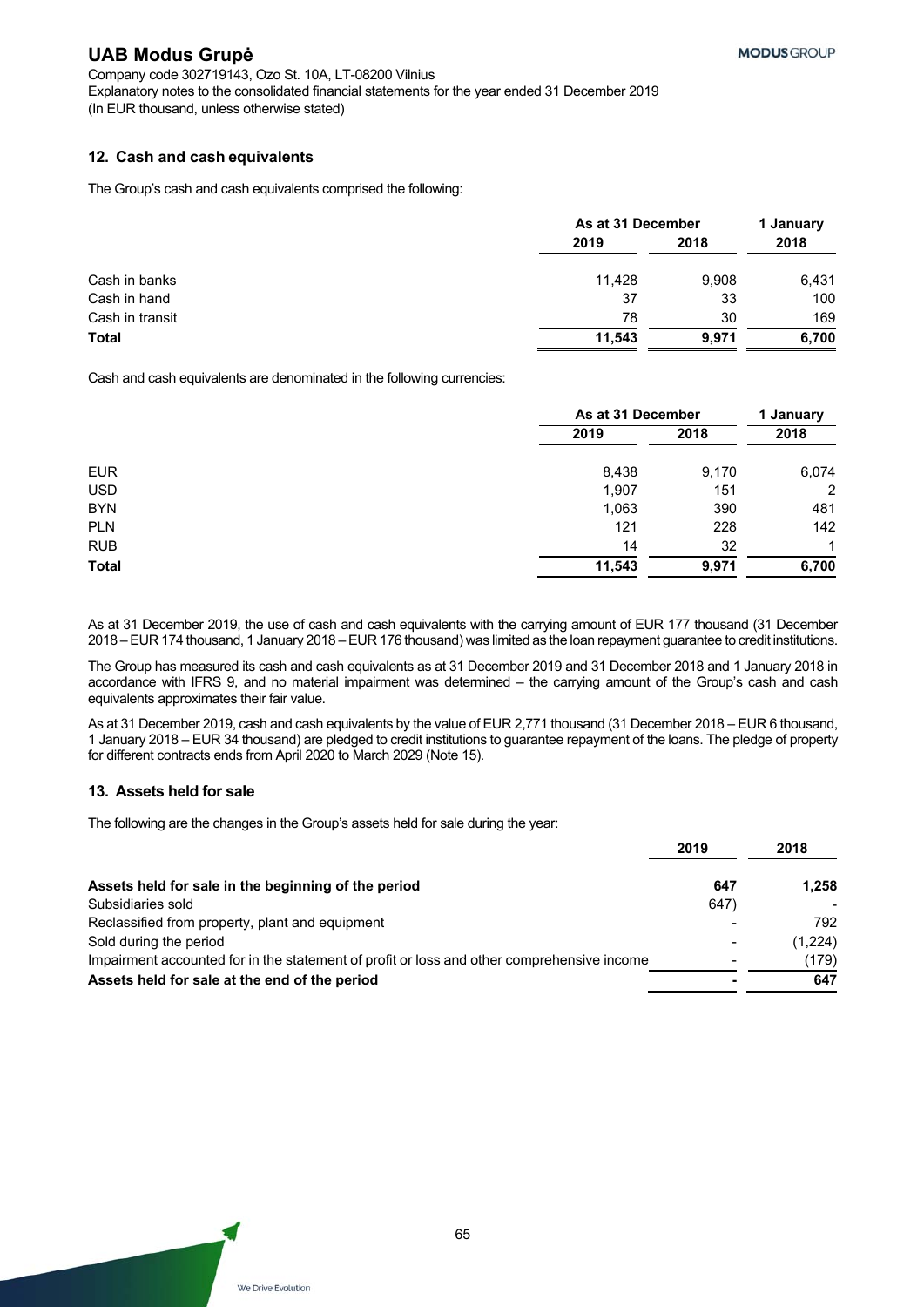## 12. Cash and cash equivalents

The Group's cash and cash equivalents comprised the following:

| | As at 31 December | | 1 January |
|---|---|---|---|
| | 2019 | 2018 | 2018 |
| Cash in banks | 11,428 | 9,908 | 6,431 |
| Cash in hand | 37 | 33 | 100 |
| Cash in transit | 78 | 30 | 169 |
| **Total** | **11,543** | **9,971** | **6,700** |

Cash and cash equivalents are denominated in the following currencies:

| | As at 31 December | | 1 January |
|---|---|---|---|
| | 2019 | 2018 | 2018 |
| EUR | 8,438 | 9,170 | 6,074 |
| USD | 1,907 | 151 | 2 |
| BYN | 1,063 | 390 | 481 |
| PLN | 121 | 228 | 142 |
| RUB | 14 | 32 | 1 |
| **Total** | **11,543** | **9,971** | **6,700** |

As at 31 December 2019, the use of cash and cash equivalents with the carrying amount of EUR 177 thousand (31 December 2018 – EUR 174 thousand, 1 January 2018 – EUR 176 thousand) was limited as the loan repayment guarantee to credit institutions.

The Group has measured its cash and cash equivalents as at 31 December 2019 and 31 December 2018 and 1 January 2018 in accordance with IFRS 9, and no material impairment was determined – the carrying amount of the Group's cash and cash equivalents approximates their fair value.

As at 31 December 2019, cash and cash equivalents by the value of EUR 2,771 thousand (31 December 2018 – EUR 6 thousand, 1 January 2018 – EUR 34 thousand) are pledged to credit institutions to guarantee repayment of the loans. The pledge of property for different contracts ends from April 2020 to March 2029 (Note 15).

## 13. Assets held for sale

The following are the changes in the Group's assets held for sale during the year:

| | 2019 | 2018 |
|---|---|---|
| **Assets held for sale in the beginning of the period** | **647** | **1,258** |
| Subsidiaries sold | 647) | - |
| Reclassified from property, plant and equipment | - | 792 |
| Sold during the period | - | (1,224) |
| Impairment accounted for in the statement of profit or loss and other comprehensive income | - | (179) |
| **Assets held for sale at the end of the period** | **-** | **647** |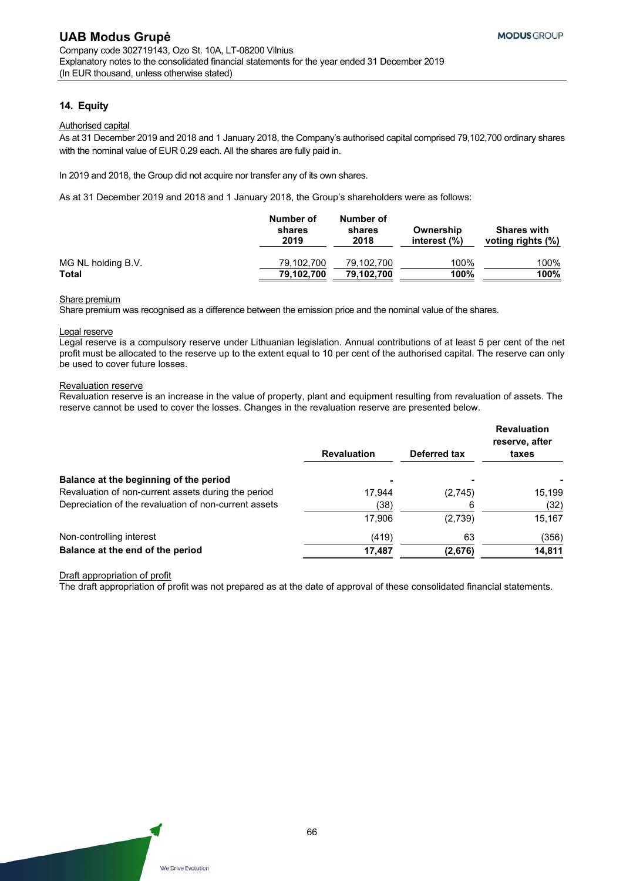## 14. Equity

Authorised capital

As at 31 December 2019 and 2018 and 1 January 2018, the Company's authorised capital comprised 79,102,700 ordinary shares with the nominal value of EUR 0.29 each. All the shares are fully paid in.

In 2019 and 2018, the Group did not acquire nor transfer any of its own shares.

As at 31 December 2019 and 2018 and 1 January 2018, the Group's shareholders were as follows:

| | Number of shares 2019 | Number of shares 2018 | Ownership interest (%) | Shares with voting rights (%) |
|---|---|---|---|---|
| MG NL holding B.V. | 79,102,700 | 79,102,700 | 100% | 100% |
| **Total** | **79,102,700** | **79,102,700** | **100%** | **100%** |

Share premium

Share premium was recognised as a difference between the emission price and the nominal value of the shares.

Legal reserve

Legal reserve is a compulsory reserve under Lithuanian legislation. Annual contributions of at least 5 per cent of the net profit must be allocated to the reserve up to the extent equal to 10 per cent of the authorised capital. The reserve can only be used to cover future losses.

Revaluation reserve

Revaluation reserve is an increase in the value of property, plant and equipment resulting from revaluation of assets. The reserve cannot be used to cover the losses. Changes in the revaluation reserve are presented below.

| | Revaluation | Deferred tax | Revaluation reserve, after taxes |
|---|---|---|---|
| **Balance at the beginning of the period** | - | - | - |
| Revaluation of non-current assets during the period | 17,944 | (2,745) | 15,199 |
| Depreciation of the revaluation of non-current assets | (38) | 6 | (32) |
| | 17,906 | (2,739) | 15,167 |
| Non-controlling interest | (419) | 63 | (356) |
| **Balance at the end of the period** | **17,487** | **(2,676)** | **14,811** |

Draft appropriation of profit

The draft appropriation of profit was not prepared as at the date of approval of these consolidated financial statements.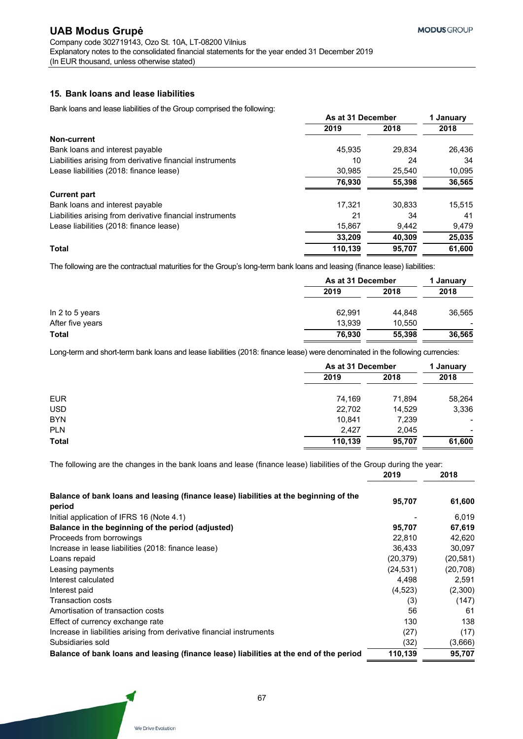## 15. Bank loans and lease liabilities

Bank loans and lease liabilities of the Group comprised the following:

| | As at 31 December | | 1 January |
|---|---|---|---|
| | 2019 | 2018 | 2018 |
| **Non-current** | | | |
| Bank loans and interest payable | 45,935 | 29,834 | 26,436 |
| Liabilities arising from derivative financial instruments | 10 | 24 | 34 |
| Lease liabilities (2018: finance lease) | 30,985 | 25,540 | 10,095 |
| | **76,930** | **55,398** | **36,565** |
| **Current part** | | | |
| Bank loans and interest payable | 17,321 | 30,833 | 15,515 |
| Liabilities arising from derivative financial instruments | 21 | 34 | 41 |
| Lease liabilities (2018: finance lease) | 15,867 | 9,442 | 9,479 |
| | **33,209** | **40,309** | **25,035** |
| **Total** | **110,139** | **95,707** | **61,600** |

The following are the contractual maturities for the Group's long-term bank loans and leasing (finance lease) liabilities:

| | As at 31 December | | 1 January |
|---|---|---|---|
| | 2019 | 2018 | 2018 |
| In 2 to 5 years | 62,991 | 44,848 | 36,565 |
| After five years | 13,939 | 10,550 | - |
| **Total** | **76,930** | **55,398** | **36,565** |

Long-term and short-term bank loans and lease liabilities (2018: finance lease) were denominated in the following currencies:

| | As at 31 December | | 1 January |
|---|---|---|---|
| | 2019 | 2018 | 2018 |
| EUR | 74,169 | 71,894 | 58,264 |
| USD | 22,702 | 14,529 | 3,336 |
| BYN | 10,841 | 7,239 | - |
| PLN | 2,427 | 2,045 | - |
| **Total** | **110,139** | **95,707** | **61,600** |

The following are the changes in the bank loans and lease (finance lease) liabilities of the Group during the year:

| | 2019 | 2018 |
|---|---|---|
| **Balance of bank loans and leasing (finance lease) liabilities at the beginning of the period** | **95,707** | **61,600** |
| Initial application of IFRS 16 (Note 4.1) | - | 6,019 |
| **Balance in the beginning of the period (adjusted)** | **95,707** | **67,619** |
| Proceeds from borrowings | 22,810 | 42,620 |
| Increase in lease liabilities (2018: finance lease) | 36,433 | 30,097 |
| Loans repaid | (20,379) | (20,581) |
| Leasing payments | (24,531) | (20,708) |
| Interest calculated | 4,498 | 2,591 |
| Interest paid | (4,523) | (2,300) |
| Transaction costs | (3) | (147) |
| Amortisation of transaction costs | 56 | 61 |
| Effect of currency exchange rate | 130 | 138 |
| Increase in liabilities arising from derivative financial instruments | (27) | (17) |
| Subsidiaries sold | (32) | (3,666) |
| **Balance of bank loans and leasing (finance lease) liabilities at the end of the period** | **110,139** | **95,707** |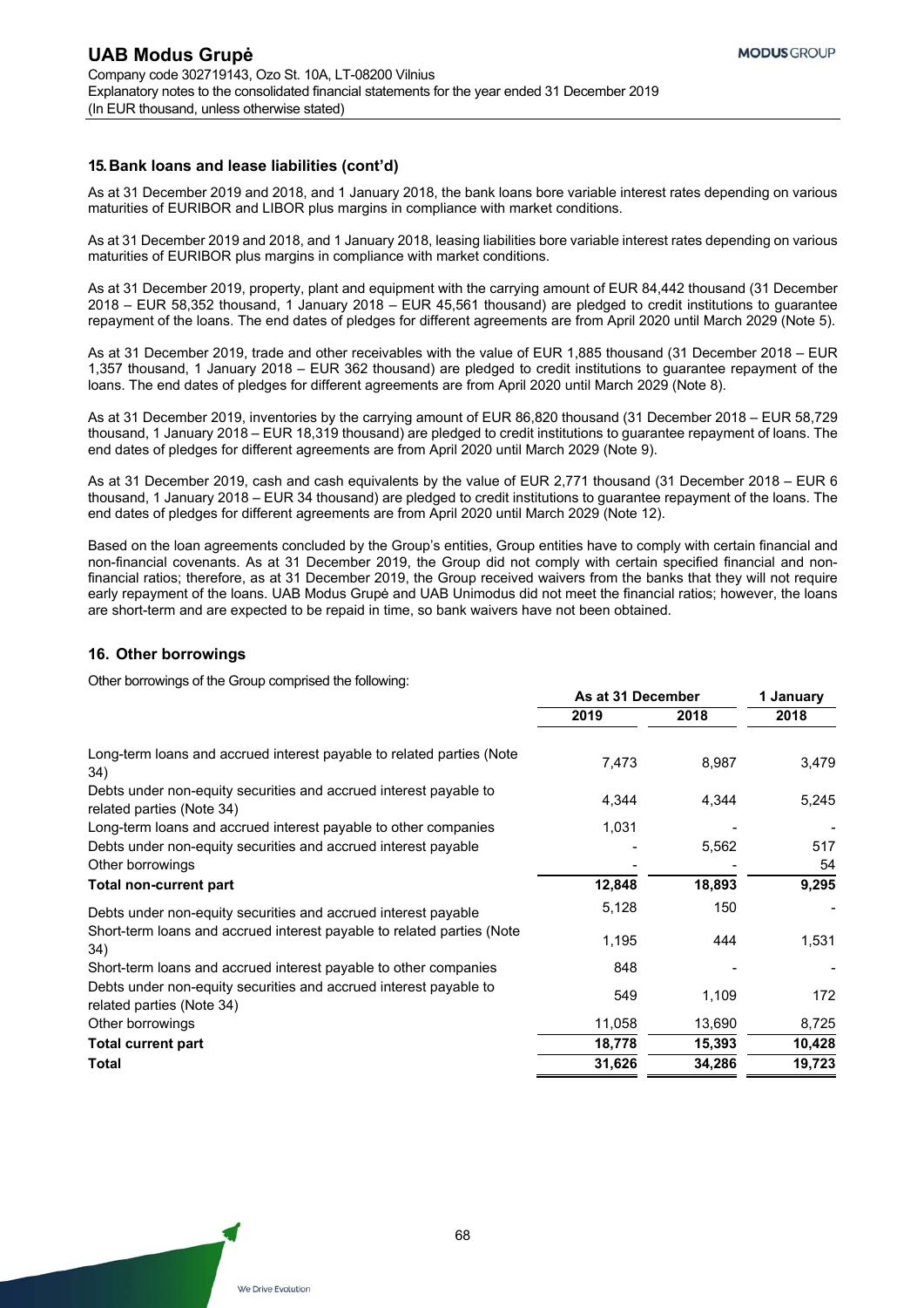## 15. Bank loans and lease liabilities (cont'd)

As at 31 December 2019 and 2018, and 1 January 2018, the bank loans bore variable interest rates depending on various maturities of EURIBOR and LIBOR plus margins in compliance with market conditions.

As at 31 December 2019 and 2018, and 1 January 2018, leasing liabilities bore variable interest rates depending on various maturities of EURIBOR plus margins in compliance with market conditions.

As at 31 December 2019, property, plant and equipment with the carrying amount of EUR 84,442 thousand (31 December 2018 – EUR 58,352 thousand, 1 January 2018 – EUR 45,561 thousand) are pledged to credit institutions to guarantee repayment of the loans. The end dates of pledges for different agreements are from April 2020 until March 2029 (Note 5).

As at 31 December 2019, trade and other receivables with the value of EUR 1,885 thousand (31 December 2018 – EUR 1,357 thousand, 1 January 2018 – EUR 362 thousand) are pledged to credit institutions to guarantee repayment of the loans. The end dates of pledges for different agreements are from April 2020 until March 2029 (Note 8).

As at 31 December 2019, inventories by the carrying amount of EUR 86,820 thousand (31 December 2018 – EUR 58,729 thousand, 1 January 2018 – EUR 18,319 thousand) are pledged to credit institutions to guarantee repayment of loans. The end dates of pledges for different agreements are from April 2020 until March 2029 (Note 9).

As at 31 December 2019, cash and cash equivalents by the value of EUR 2,771 thousand (31 December 2018 – EUR 6 thousand, 1 January 2018 – EUR 34 thousand) are pledged to credit institutions to guarantee repayment of the loans. The end dates of pledges for different agreements are from April 2020 until March 2029 (Note 12).

Based on the loan agreements concluded by the Group's entities, Group entities have to comply with certain financial and non-financial covenants. As at 31 December 2019, the Group did not comply with certain specified financial and non-financial ratios; therefore, as at 31 December 2019, the Group received waivers from the banks that they will not require early repayment of the loans. UAB Modus Grupė and UAB Unimodus did not meet the financial ratios; however, the loans are short-term and are expected to be repaid in time, so bank waivers have not been obtained.

## 16. Other borrowings

Other borrowings of the Group comprised the following:

| | As at 31 December | | 1 January |
|---|---|---|---|
| | 2019 | 2018 | 2018 |
| Long-term loans and accrued interest payable to related parties (Note 34) | 7,473 | 8,987 | 3,479 |
| Debts under non-equity securities and accrued interest payable to related parties (Note 34) | 4,344 | 4,344 | 5,245 |
| Long-term loans and accrued interest payable to other companies | 1,031 | - | - |
| Debts under non-equity securities and accrued interest payable | - | 5,562 | 517 |
| Other borrowings | - | - | 54 |
| **Total non-current part** | **12,848** | **18,893** | **9,295** |
| Debts under non-equity securities and accrued interest payable | 5,128 | 150 | - |
| Short-term loans and accrued interest payable to related parties (Note 34) | 1,195 | 444 | 1,531 |
| Short-term loans and accrued interest payable to other companies | 848 | - | - |
| Debts under non-equity securities and accrued interest payable to related parties (Note 34) | 549 | 1,109 | 172 |
| Other borrowings | 11,058 | 13,690 | 8,725 |
| **Total current part** | **18,778** | **15,393** | **10,428** |
| **Total** | **31,626** | **34,286** | **19,723** |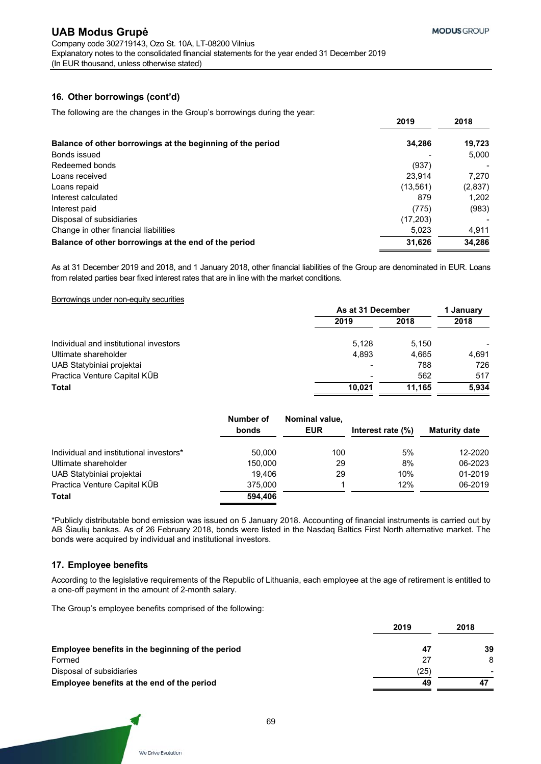## 16. Other borrowings (cont'd)

The following are the changes in the Group's borrowings during the year:

| | 2019 | 2018 |
|---|---|---|
| **Balance of other borrowings at the beginning of the period** | **34,286** | **19,723** |
| Bonds issued | - | 5,000 |
| Redeemed bonds | (937) | - |
| Loans received | 23,914 | 7,270 |
| Loans repaid | (13,561) | (2,837) |
| Interest calculated | 879 | 1,202 |
| Interest paid | (775) | (983) |
| Disposal of subsidiaries | (17,203) | - |
| Change in other financial liabilities | 5,023 | 4,911 |
| **Balance of other borrowings at the end of the period** | **31,626** | **34,286** |

As at 31 December 2019 and 2018, and 1 January 2018, other financial liabilities of the Group are denominated in EUR. Loans from related parties bear fixed interest rates that are in line with the market conditions.

Borrowings under non-equity securities

| | As at 31 December | | 1 January |
|---|---|---|---|
| | 2019 | 2018 | 2018 |
| Individual and institutional investors | 5,128 | 5,150 | - |
| Ultimate shareholder | 4,893 | 4,665 | 4,691 |
| UAB Statybiniai projektai | - | 788 | 726 |
| Practica Venture Capital KŪB | - | 562 | 517 |
| **Total** | **10,021** | **11,165** | **5,934** |

| | Number of bonds | Nominal value, EUR | Interest rate (%) | Maturity date |
|---|---|---|---|---|
| Individual and institutional investors* | 50,000 | 100 | 5% | 12-2020 |
| Ultimate shareholder | 150,000 | 29 | 8% | 06-2023 |
| UAB Statybiniai projektai | 19,406 | 29 | 10% | 01-2019 |
| Practica Venture Capital KŪB | 375,000 | 1 | 12% | 06-2019 |
| **Total** | **594,406** | | | |

*Publicly distributable bond emission was issued on 5 January 2018. Accounting of financial instruments is carried out by AB Šiaulių bankas. As of 26 February 2018, bonds were listed in the Nasdaq Baltics First North alternative market. The bonds were acquired by individual and institutional investors.

## 17. Employee benefits

According to the legislative requirements of the Republic of Lithuania, each employee at the age of retirement is entitled to a one-off payment in the amount of 2-month salary.

The Group's employee benefits comprised of the following:

| | 2019 | 2018 |
|---|---|---|
| **Employee benefits in the beginning of the period** | **47** | **39** |
| Formed | 27 | 8 |
| Disposal of subsidiaries | (25) | - |
| **Employee benefits at the end of the period** | **49** | **47** |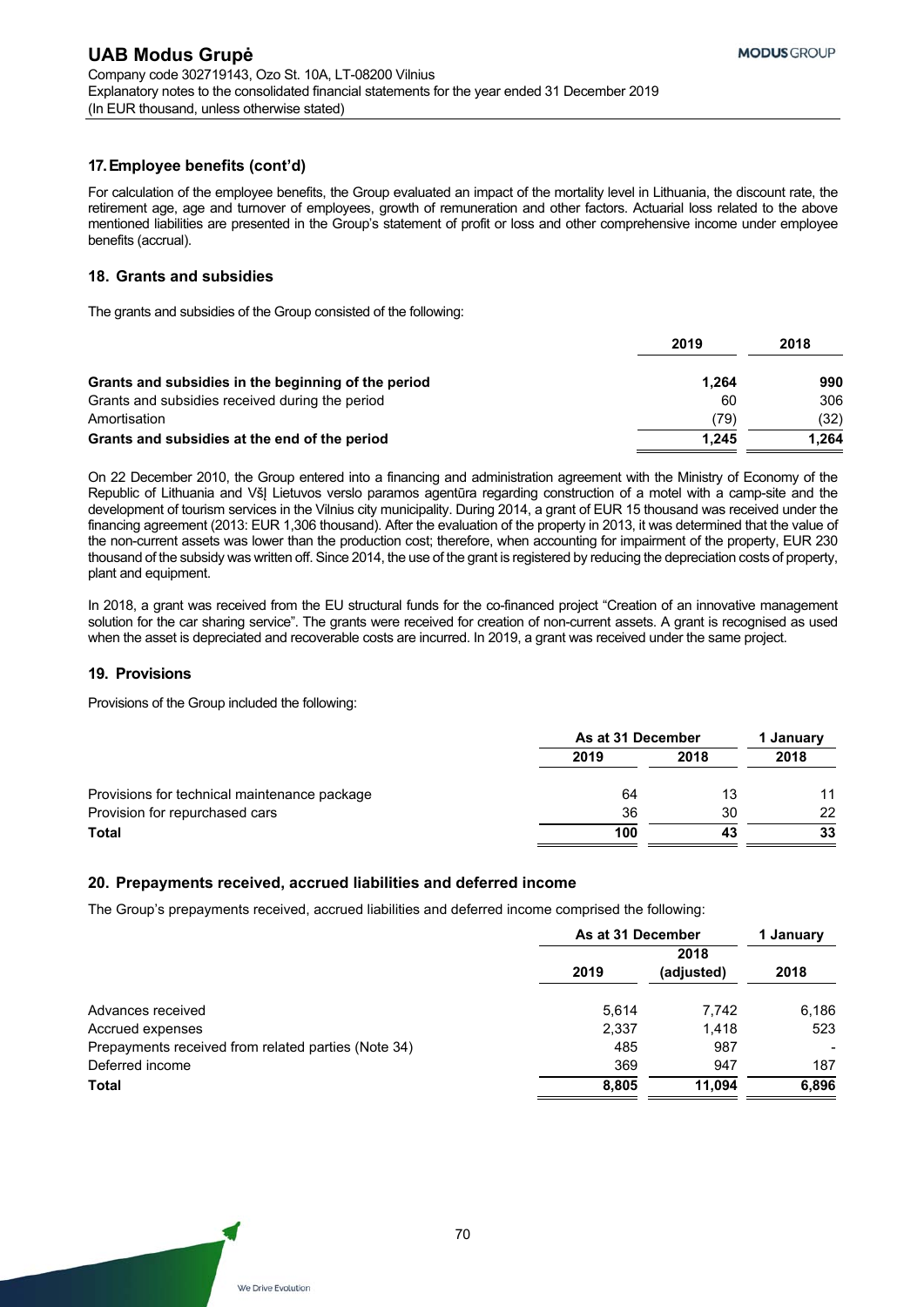## 17. Employee benefits (cont'd)

For calculation of the employee benefits, the Group evaluated an impact of the mortality level in Lithuania, the discount rate, the retirement age, age and turnover of employees, growth of remuneration and other factors. Actuarial loss related to the above mentioned liabilities are presented in the Group's statement of profit or loss and other comprehensive income under employee benefits (accrual).

## 18. Grants and subsidies

The grants and subsidies of the Group consisted of the following:

| | 2019 | 2018 |
|---|---|---|
| **Grants and subsidies in the beginning of the period** | **1,264** | **990** |
| Grants and subsidies received during the period | 60 | 306 |
| Amortisation | (79) | (32) |
| **Grants and subsidies at the end of the period** | **1,245** | **1,264** |

On 22 December 2010, the Group entered into a financing and administration agreement with the Ministry of Economy of the Republic of Lithuania and VšĮ Lietuvos verslo paramos agentūra regarding construction of a motel with a camp-site and the development of tourism services in the Vilnius city municipality. During 2014, a grant of EUR 15 thousand was received under the financing agreement (2013: EUR 1,306 thousand). After the evaluation of the property in 2013, it was determined that the value of the non-current assets was lower than the production cost; therefore, when accounting for impairment of the property, EUR 230 thousand of the subsidy was written off. Since 2014, the use of the grant is registered by reducing the depreciation costs of property, plant and equipment.

In 2018, a grant was received from the EU structural funds for the co-financed project "Creation of an innovative management solution for the car sharing service". The grants were received for creation of non-current assets. A grant is recognised as used when the asset is depreciated and recoverable costs are incurred. In 2019, a grant was received under the same project.

## 19. Provisions

Provisions of the Group included the following:

| | As at 31 December | | 1 January |
|---|---|---|---|
| | 2019 | 2018 | 2018 |
| Provisions for technical maintenance package | 64 | 13 | 11 |
| Provision for repurchased cars | 36 | 30 | 22 |
| **Total** | **100** | **43** | **33** |

## 20. Prepayments received, accrued liabilities and deferred income

The Group's prepayments received, accrued liabilities and deferred income comprised the following:

| | As at 31 December | | 1 January |
|---|---|---|---|
| | 2019 | 2018 (adjusted) | 2018 |
| Advances received | 5,614 | 7,742 | 6,186 |
| Accrued expenses | 2,337 | 1,418 | 523 |
| Prepayments received from related parties (Note 34) | 485 | 987 | - |
| Deferred income | 369 | 947 | 187 |
| **Total** | **8,805** | **11,094** | **6,896** |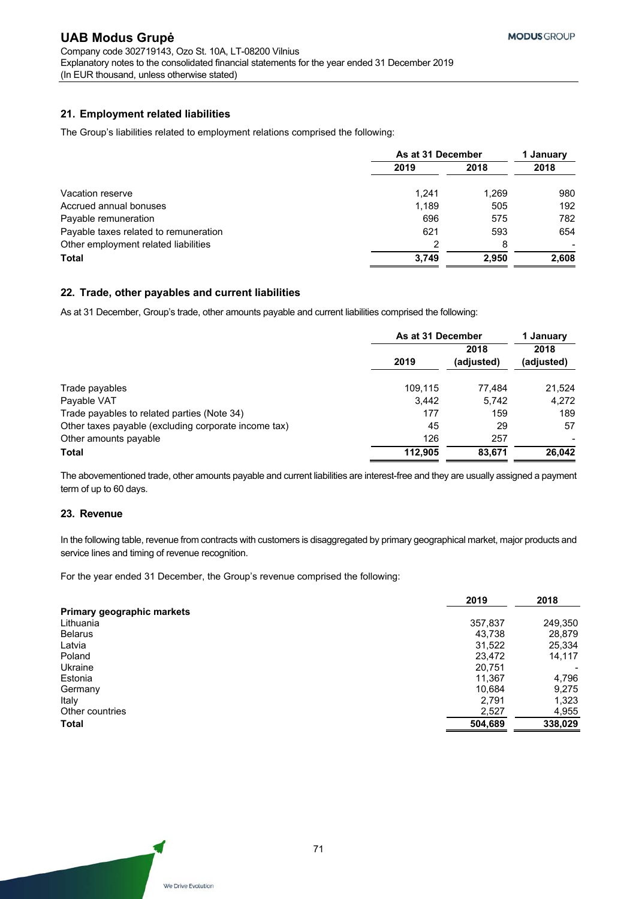## 21. Employment related liabilities

The Group's liabilities related to employment relations comprised the following:

| | As at 31 December | | 1 January |
|---|---|---|---|
| | 2019 | 2018 | 2018 |
| Vacation reserve | 1,241 | 1,269 | 980 |
| Accrued annual bonuses | 1,189 | 505 | 192 |
| Payable remuneration | 696 | 575 | 782 |
| Payable taxes related to remuneration | 621 | 593 | 654 |
| Other employment related liabilities | 2 | 8 | - |
| **Total** | **3,749** | **2,950** | **2,608** |

## 22. Trade, other payables and current liabilities

As at 31 December, Group's trade, other amounts payable and current liabilities comprised the following:

| | As at 31 December | | 1 January |
|---|---|---|---|
| | 2019 | 2018 (adjusted) | 2018 (adjusted) |
| Trade payables | 109,115 | 77,484 | 21,524 |
| Payable VAT | 3,442 | 5,742 | 4,272 |
| Trade payables to related parties (Note 34) | 177 | 159 | 189 |
| Other taxes payable (excluding corporate income tax) | 45 | 29 | 57 |
| Other amounts payable | 126 | 257 | - |
| **Total** | **112,905** | **83,671** | **26,042** |

The abovementioned trade, other amounts payable and current liabilities are interest-free and they are usually assigned a payment term of up to 60 days.

## 23. Revenue

In the following table, revenue from contracts with customers is disaggregated by primary geographical market, major products and service lines and timing of revenue recognition.

For the year ended 31 December, the Group's revenue comprised the following:

| | 2019 | 2018 |
|---|---|---|
| **Primary geographic markets** | | |
| Lithuania | 357,837 | 249,350 |
| Belarus | 43,738 | 28,879 |
| Latvia | 31,522 | 25,334 |
| Poland | 23,472 | 14,117 |
| Ukraine | 20,751 | - |
| Estonia | 11,367 | 4,796 |
| Germany | 10,684 | 9,275 |
| Italy | 2,791 | 1,323 |
| Other countries | 2,527 | 4,955 |
| **Total** | **504,689** | **338,029** |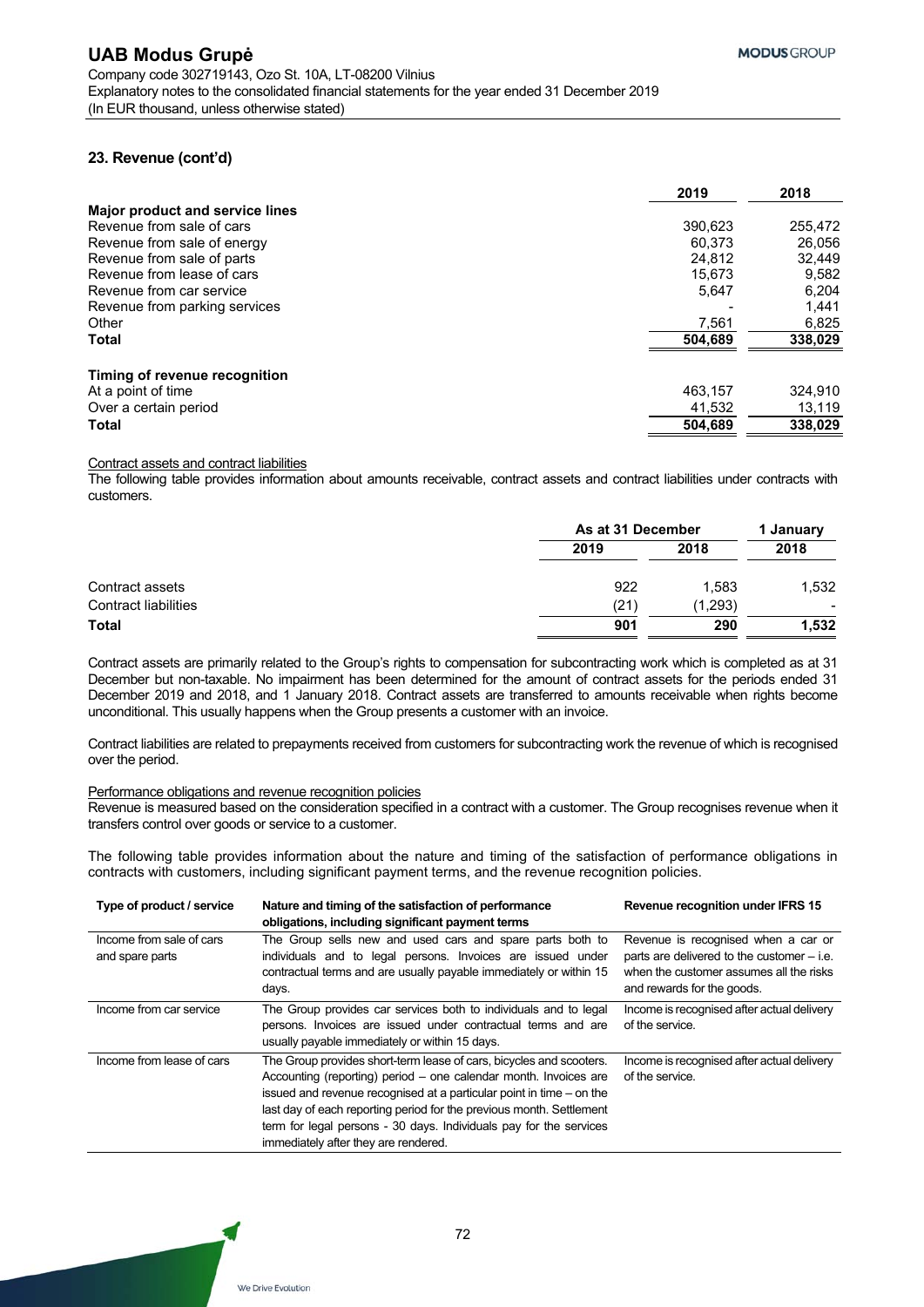## 23. Revenue (cont'd)

| | 2019 | 2018 |
|---|---|---|
| **Major product and service lines** | | |
| Revenue from sale of cars | 390,623 | 255,472 |
| Revenue from sale of energy | 60,373 | 26,056 |
| Revenue from sale of parts | 24,812 | 32,449 |
| Revenue from lease of cars | 15,673 | 9,582 |
| Revenue from car service | 5,647 | 6,204 |
| Revenue from parking services | - | 1,441 |
| Other | 7,561 | 6,825 |
| **Total** | **504,689** | **338,029** |
| | | |
| **Timing of revenue recognition** | | |
| At a point of time | 463,157 | 324,910 |
| Over a certain period | 41,532 | 13,119 |
| **Total** | **504,689** | **338,029** |

Contract assets and contract liabilities

The following table provides information about amounts receivable, contract assets and contract liabilities under contracts with customers.

| | As at 31 December | | 1 January |
|---|---|---|---|
| | 2019 | 2018 | 2018 |
| Contract assets | 922 | 1,583 | 1,532 |
| Contract liabilities | (21) | (1,293) | - |
| **Total** | **901** | **290** | **1,532** |

Contract assets are primarily related to the Group's rights to compensation for subcontracting work which is completed as at 31 December but non-taxable. No impairment has been determined for the amount of contract assets for the periods ended 31 December 2019 and 2018, and 1 January 2018. Contract assets are transferred to amounts receivable when rights become unconditional. This usually happens when the Group presents a customer with an invoice.

Contract liabilities are related to prepayments received from customers for subcontracting work the revenue of which is recognised over the period.

Performance obligations and revenue recognition policies

Revenue is measured based on the consideration specified in a contract with a customer. The Group recognises revenue when it transfers control over goods or service to a customer.

The following table provides information about the nature and timing of the satisfaction of performance obligations in contracts with customers, including significant payment terms, and the revenue recognition policies.

| Type of product / service | Nature and timing of the satisfaction of performance obligations, including significant payment terms | Revenue recognition under IFRS 15 |
|---|---|---|
| Income from sale of cars and spare parts | The Group sells new and used cars and spare parts both to individuals and to legal persons. Invoices are issued under contractual terms and are usually payable immediately or within 15 days. | Revenue is recognised when a car or parts are delivered to the customer – i.e. when the customer assumes all the risks and rewards for the goods. |
| Income from car service | The Group provides car services both to individuals and to legal persons. Invoices are issued under contractual terms and are usually payable immediately or within 15 days. | Income is recognised after actual delivery of the service. |
| Income from lease of cars | The Group provides short-term lease of cars, bicycles and scooters. Accounting (reporting) period – one calendar month. Invoices are issued and revenue recognised at a particular point in time – on the last day of each reporting period for the previous month. Settlement term for legal persons - 30 days. Individuals pay for the services immediately after they are rendered. | Income is recognised after actual delivery of the service. |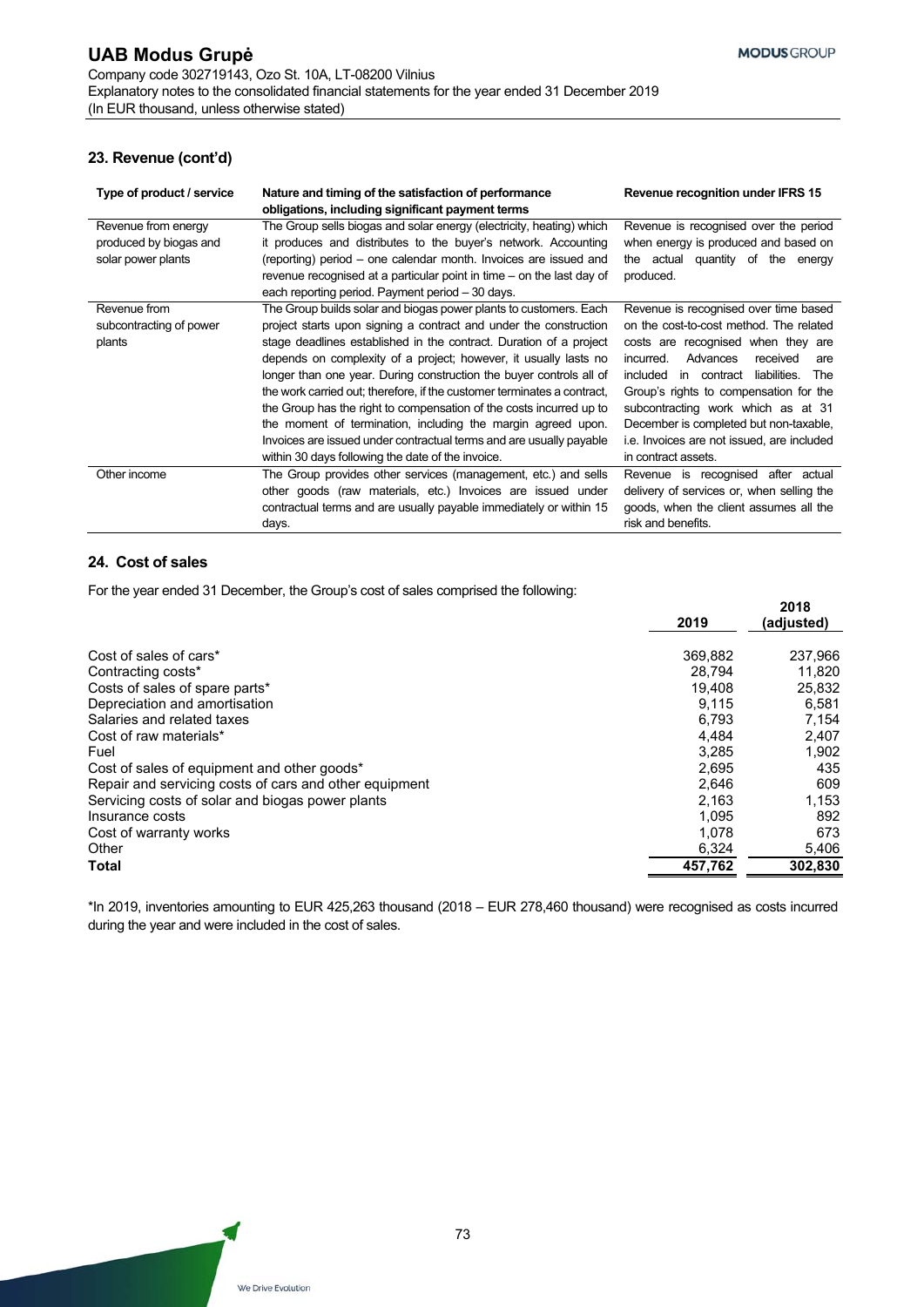## 23. Revenue (cont'd)

| Type of product / service | Nature and timing of the satisfaction of performance obligations, including significant payment terms | Revenue recognition under IFRS 15 |
|---|---|---|
| Revenue from energy produced by biogas and solar power plants | The Group sells biogas and solar energy (electricity, heating) which it produces and distributes to the buyer's network. Accounting (reporting) period – one calendar month. Invoices are issued and revenue recognised at a particular point in time – on the last day of each reporting period. Payment period – 30 days. | Revenue is recognised over the period when energy is produced and based on the actual quantity of the energy produced. |
| Revenue from subcontracting of power plants | The Group builds solar and biogas power plants to customers. Each project starts upon signing a contract and under the construction stage deadlines established in the contract. Duration of a project depends on complexity of a project; however, it usually lasts no longer than one year. During construction the buyer controls all of the work carried out; therefore, if the customer terminates a contract, the Group has the right to compensation of the costs incurred up to the moment of termination, including the margin agreed upon. Invoices are issued under contractual terms and are usually payable within 30 days following the date of the invoice. | Revenue is recognised over time based on the cost-to-cost method. The related costs are recognised when they are incurred. Advances received are included in contract liabilities. The Group's rights to compensation for the subcontracting work which as at 31 December is completed but non-taxable, i.e. Invoices are not issued, are included in contract assets. |
| Other income | The Group provides other services (management, etc.) and sells other goods (raw materials, etc.) Invoices are issued under contractual terms and are usually payable immediately or within 15 days. | Revenue is recognised after actual delivery of services or, when selling the goods, when the client assumes all the risk and benefits. |

## 24. Cost of sales

For the year ended 31 December, the Group's cost of sales comprised the following:

| | 2019 | 2018 (adjusted) |
|---|---|---|
| Cost of sales of cars* | 369,882 | 237,966 |
| Contracting costs* | 28,794 | 11,820 |
| Costs of sales of spare parts* | 19,408 | 25,832 |
| Depreciation and amortisation | 9,115 | 6,581 |
| Salaries and related taxes | 6,793 | 7,154 |
| Cost of raw materials* | 4,484 | 2,407 |
| Fuel | 3,285 | 1,902 |
| Cost of sales of equipment and other goods* | 2,695 | 435 |
| Repair and servicing costs of cars and other equipment | 2,646 | 609 |
| Servicing costs of solar and biogas power plants | 2,163 | 1,153 |
| Insurance costs | 1,095 | 892 |
| Cost of warranty works | 1,078 | 673 |
| Other | 6,324 | 5,406 |
| **Total** | **457,762** | **302,830** |

*In 2019, inventories amounting to EUR 425,263 thousand (2018 – EUR 278,460 thousand) were recognised as costs incurred during the year and were included in the cost of sales.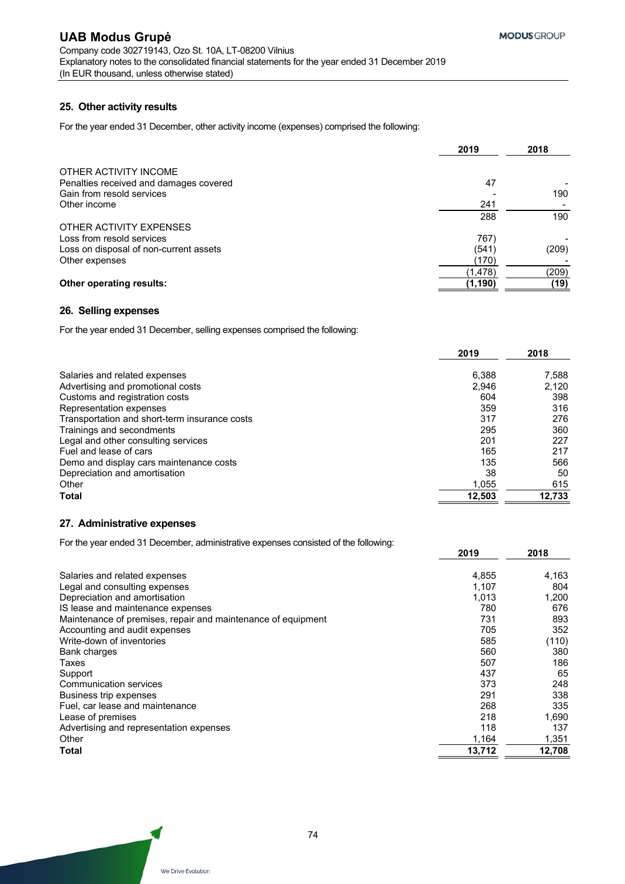## 25. Other activity results

For the year ended 31 December, other activity income (expenses) comprised the following:

| | 2019 | 2018 |
|---|---|---|
| OTHER ACTIVITY INCOME | | |
| Penalties received and damages covered | 47 | - |
| Gain from resold services | - | 190 |
| Other income | 241 | - |
| | 288 | 190 |
| OTHER ACTIVITY EXPENSES | | |
| Loss from resold services | 767) | - |
| Loss on disposal of non-current assets | (541) | (209) |
| Other expenses | (170) | - |
| | (1,478) | (209) |
| **Other operating results:** | **(1,190)** | **(19)** |

## 26. Selling expenses

For the year ended 31 December, selling expenses comprised the following:

| | 2019 | 2018 |
|---|---|---|
| Salaries and related expenses | 6,388 | 7,588 |
| Advertising and promotional costs | 2,946 | 2,120 |
| Customs and registration costs | 604 | 398 |
| Representation expenses | 359 | 316 |
| Transportation and short-term insurance costs | 317 | 276 |
| Trainings and secondments | 295 | 360 |
| Legal and other consulting services | 201 | 227 |
| Fuel and lease of cars | 165 | 217 |
| Demo and display cars maintenance costs | 135 | 566 |
| Depreciation and amortisation | 38 | 50 |
| Other | 1,055 | 615 |
| **Total** | **12,503** | **12,733** |

## 27. Administrative expenses

For the year ended 31 December, administrative expenses consisted of the following:

| | 2019 | 2018 |
|---|---|---|
| Salaries and related expenses | 4,855 | 4,163 |
| Legal and consulting expenses | 1,107 | 804 |
| Depreciation and amortisation | 1,013 | 1,200 |
| IS lease and maintenance expenses | 780 | 676 |
| Maintenance of premises, repair and maintenance of equipment | 731 | 893 |
| Accounting and audit expenses | 705 | 352 |
| Write-down of inventories | 585 | (110) |
| Bank charges | 560 | 380 |
| Taxes | 507 | 186 |
| Support | 437 | 65 |
| Communication services | 373 | 248 |
| Business trip expenses | 291 | 338 |
| Fuel, car lease and maintenance | 268 | 335 |
| Lease of premises | 218 | 1,690 |
| Advertising and representation expenses | 118 | 137 |
| Other | 1,164 | 1,351 |
| **Total** | **13,712** | **12,708** |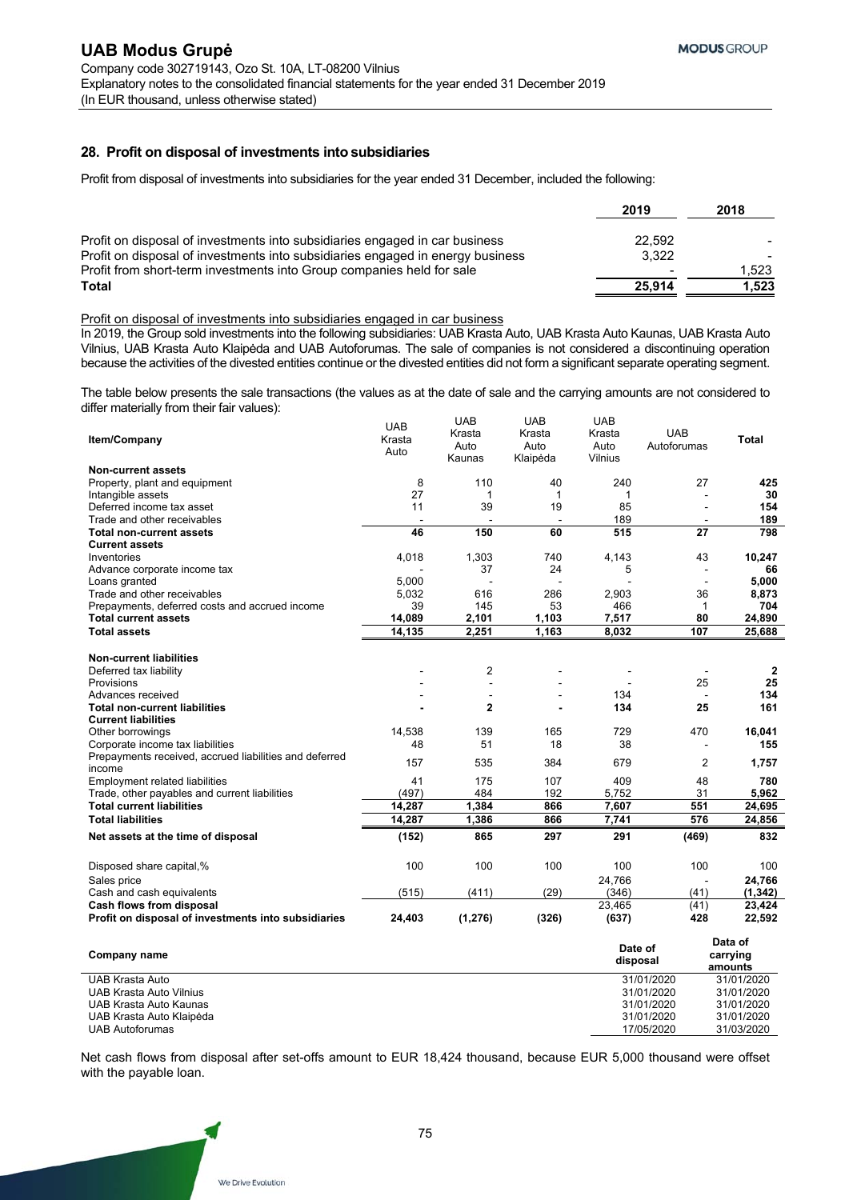## 28. Profit on disposal of investments into subsidiaries

Profit from disposal of investments into subsidiaries for the year ended 31 December, included the following:

| | 2019 | 2018 |
|---|---|---|
| Profit on disposal of investments into subsidiaries engaged in car business | 22,592 | - |
| Profit on disposal of investments into subsidiaries engaged in energy business | 3,322 | - |
| Profit from short-term investments into Group companies held for sale | - | 1,523 |
| **Total** | **25,914** | **1,523** |

Profit on disposal of investments into subsidiaries engaged in car business

In 2019, the Group sold investments into the following subsidiaries: UAB Krasta Auto, UAB Krasta Auto Kaunas, UAB Krasta Auto Vilnius, UAB Krasta Auto Klaipėda and UAB Autoforumas. The sale of companies is not considered a discontinuing operation because the activities of the divested entities continue or the divested entities did not form a significant separate operating segment.

The table below presents the sale transactions (the values as at the date of sale and the carrying amounts are not considered to differ materially from their fair values):

| Item/Company | UAB Krasta Auto | UAB Krasta Auto Kaunas | UAB Krasta Auto Klaipėda | UAB Krasta Auto Vilnius | UAB Autoforumas | Total |
|---|---|---|---|---|---|---|
| **Non-current assets** | | | | | | |
| Property, plant and equipment | 8 | 110 | 40 | 240 | 27 | **425** |
| Intangible assets | 27 | 1 | 1 | 1 | - | **30** |
| Deferred income tax asset | 11 | 39 | 19 | 85 | - | **154** |
| Trade and other receivables | - | - | - | 189 | - | **189** |
| **Total non-current assets** | **46** | **150** | **60** | **515** | **27** | **798** |
| **Current assets** | | | | | | |
| Inventories | 4,018 | 1,303 | 740 | 4,143 | 43 | **10,247** |
| Advance corporate income tax | - | 37 | 24 | 5 | - | **66** |
| Loans granted | 5,000 | - | - | - | - | **5,000** |
| Trade and other receivables | 5,032 | 616 | 286 | 2,903 | 36 | **8,873** |
| Prepayments, deferred costs and accrued income | 39 | 145 | 53 | 466 | 1 | **704** |
| **Total current assets** | **14,089** | **2,101** | **1,103** | **7,517** | **80** | **24,890** |
| **Total assets** | **14,135** | **2,251** | **1,163** | **8,032** | **107** | **25,688** |
| **Non-current liabilities** | | | | | | |
| Deferred tax liability | - | 2 | - | - | - | **2** |
| Provisions | - | - | - | - | 25 | **25** |
| Advances received | - | - | - | 134 | - | **134** |
| **Total non-current liabilities** | **-** | **2** | **-** | **134** | **25** | **161** |
| **Current liabilities** | | | | | | |
| Other borrowings | 14,538 | 139 | 165 | 729 | 470 | **16,041** |
| Corporate income tax liabilities | 48 | 51 | 18 | 38 | - | **155** |
| Prepayments received, accrued liabilities and deferred income | 157 | 535 | 384 | 679 | 2 | **1,757** |
| Employment related liabilities | 41 | 175 | 107 | 409 | 48 | **780** |
| Trade, other payables and current liabilities | (497) | 484 | 192 | 5,752 | 31 | **5,962** |
| **Total current liabilities** | **14,287** | **1,384** | **866** | **7,607** | **551** | **24,695** |
| **Total liabilities** | **14,287** | **1,386** | **866** | **7,741** | **576** | **24,856** |
| **Net assets at the time of disposal** | **(152)** | **865** | **297** | **291** | **(469)** | **832** |
| Disposed share capital,% | 100 | 100 | 100 | 100 | 100 | 100 |
| Sales price | | | | 24,766 | - | **24,766** |
| Cash and cash equivalents | (515) | (411) | (29) | (346) | (41) | **(1,342)** |
| **Cash flows from disposal** | | | | **23,465** | **(41)** | **23,424** |
| **Profit on disposal of investments into subsidiaries** | **24,403** | **(1,276)** | **(326)** | **(637)** | **428** | **22,592** |

| Company name | Date of disposal | Data of carrying amounts |
|---|---|---|
| UAB Krasta Auto | 31/01/2020 | 31/01/2020 |
| UAB Krasta Auto Vilnius | 31/01/2020 | 31/01/2020 |
| UAB Krasta Auto Kaunas | 31/01/2020 | 31/01/2020 |
| UAB Krasta Auto Klaipėda | 31/01/2020 | 31/01/2020 |
| UAB Autoforumas | 17/05/2020 | 31/03/2020 |

Net cash flows from disposal after set-offs amount to EUR 18,424 thousand, because EUR 5,000 thousand were offset with the payable loan.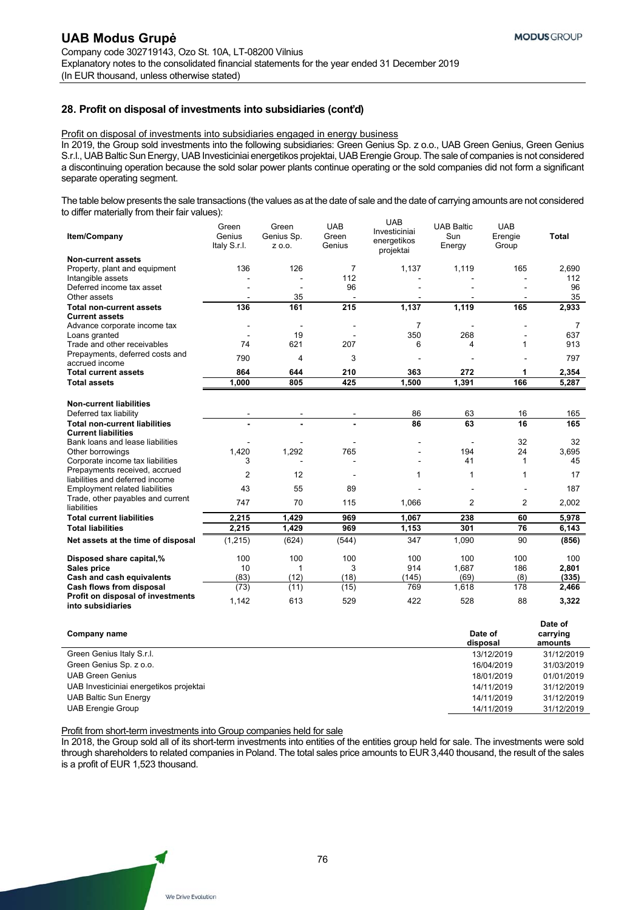## 28. Profit on disposal of investments into subsidiaries (cont'd)

Profit on disposal of investments into subsidiaries engaged in energy business

In 2019, the Group sold investments into the following subsidiaries: Green Genius Sp. z o.o., UAB Green Genius, Green Genius S.r.l., UAB Baltic Sun Energy, UAB Investiciniai energetikos projektai, UAB Erengie Group. The sale of companies is not considered a discontinuing operation because the sold solar power plants continue operating or the sold companies did not form a significant separate operating segment.

The table below presents the sale transactions (the values as at the date of sale and the date of carrying amounts are not considered to differ materially from their fair values):

| Item/Company | Green Genius Italy S.r.l. | Green Genius Sp. z o.o. | UAB Green Genius | UAB Investiciniai energetikos projektai | UAB Baltic Sun Energy | UAB Erengie Group | Total |
|---|---|---|---|---|---|---|---|
| **Non-current assets** | | | | | | | |
| Property, plant and equipment | 136 | 126 | 7 | 1,137 | 1,119 | 165 | 2,690 |
| Intangible assets | - | - | 112 | - | - | - | 112 |
| Deferred income tax asset | - | - | 96 | - | - | - | 96 |
| Other assets | - | 35 | - | - | - | - | 35 |
| **Total non-current assets** | **136** | **161** | **215** | **1,137** | **1,119** | **165** | **2,933** |
| **Current assets** | | | | | | | |
| Advance corporate income tax | - | - | - | 7 | - | - | 7 |
| Loans granted | - | 19 | - | 350 | 268 | - | 637 |
| Trade and other receivables | 74 | 621 | 207 | 6 | 4 | 1 | 913 |
| Prepayments, deferred costs and accrued income | 790 | 4 | 3 | - | - | - | 797 |
| **Total current assets** | **864** | **644** | **210** | **363** | **272** | **1** | **2,354** |
| **Total assets** | **1,000** | **805** | **425** | **1,500** | **1,391** | **166** | **5,287** |
| **Non-current liabilities** | | | | | | | |
| Deferred tax liability | - | - | - | 86 | 63 | 16 | 165 |
| **Total non-current liabilities** | **-** | **-** | **-** | **86** | **63** | **16** | **165** |
| **Current liabilities** | | | | | | | |
| Bank loans and lease liabilities | - | - | - | - | - | 32 | 32 |
| Other borrowings | 1,420 | 1,292 | 765 | - | 194 | 24 | 3,695 |
| Corporate income tax liabilities | 3 | - | - | - | 41 | 1 | 45 |
| Prepayments received, accrued liabilities and deferred income | 2 | 12 | - | 1 | 1 | 1 | 17 |
| Employment related liabilities | 43 | 55 | 89 | - | - | - | 187 |
| Trade, other payables and current liabilities | 747 | 70 | 115 | 1,066 | 2 | 2 | 2,002 |
| **Total current liabilities** | **2,215** | **1,429** | **969** | **1,067** | **238** | **60** | **5,978** |
| **Total liabilities** | **2,215** | **1,429** | **969** | **1,153** | **301** | **76** | **6,143** |
| **Net assets at the time of disposal** | (1,215) | (624) | (544) | 347 | 1,090 | 90 | **(856)** |
| **Disposed share capital,%** | 100 | 100 | 100 | 100 | 100 | 100 | 100 |
| **Sales price** | 10 | 1 | 3 | 914 | 1,687 | 186 | **2,801** |
| **Cash and cash equivalents** | (83) | (12) | (18) | (145) | (69) | (8) | **(335)** |
| **Cash flows from disposal** | (73) | (11) | (15) | 769 | 1,618 | 178 | **2,466** |
| **Profit on disposal of investments into subsidiaries** | 1,142 | 613 | 529 | 422 | 528 | 88 | **3,322** |

| Company name | Date of disposal | Date of carrying amounts |
|---|---|---|
| Green Genius Italy S.r.l. | 13/12/2019 | 31/12/2019 |
| Green Genius Sp. z o.o. | 16/04/2019 | 31/03/2019 |
| UAB Green Genius | 18/01/2019 | 01/01/2019 |
| UAB Investiciniai energetikos projektai | 14/11/2019 | 31/12/2019 |
| UAB Baltic Sun Energy | 14/11/2019 | 31/12/2019 |
| UAB Erengie Group | 14/11/2019 | 31/12/2019 |

Profit from short-term investments into Group companies held for sale

In 2018, the Group sold all of its short-term investments into entities of the entities group held for sale. The investments were sold through shareholders to related companies in Poland. The total sales price amounts to EUR 3,440 thousand, the result of the sales is a profit of EUR 1,523 thousand.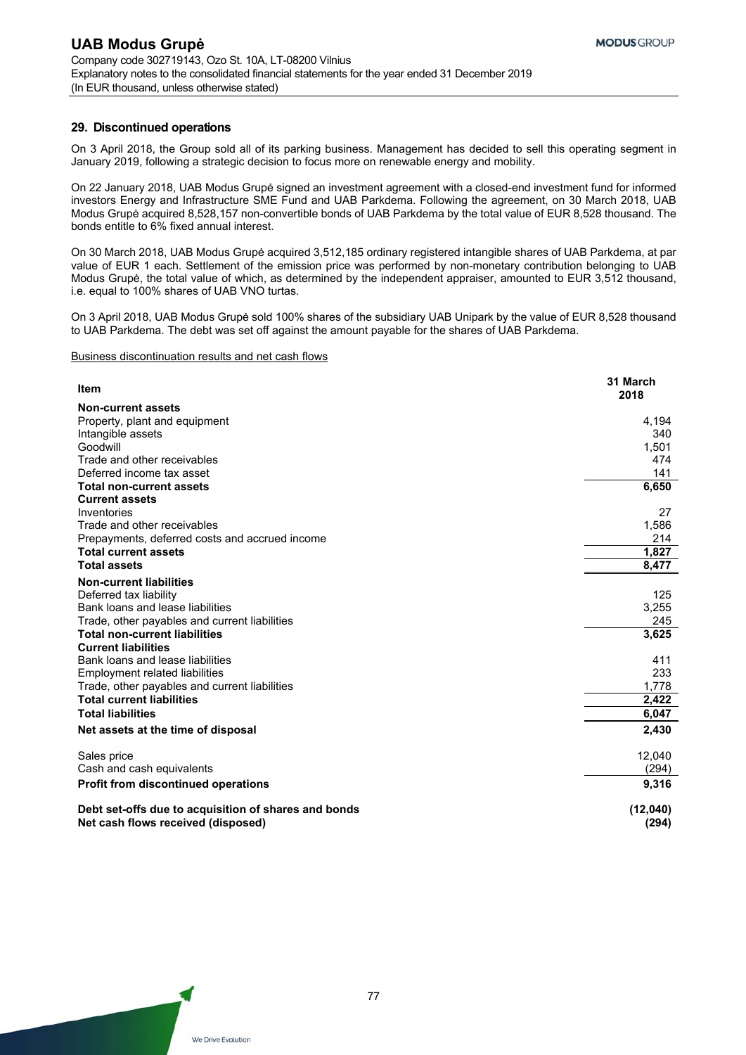## 29. Discontinued operations

On 3 April 2018, the Group sold all of its parking business. Management has decided to sell this operating segment in January 2019, following a strategic decision to focus more on renewable energy and mobility.

On 22 January 2018, UAB Modus Grupė signed an investment agreement with a closed-end investment fund for informed investors Energy and Infrastructure SME Fund and UAB Parkdema. Following the agreement, on 30 March 2018, UAB Modus Grupė acquired 8,528,157 non-convertible bonds of UAB Parkdema by the total value of EUR 8,528 thousand. The bonds entitle to 6% fixed annual interest.

On 30 March 2018, UAB Modus Grupė acquired 3,512,185 ordinary registered intangible shares of UAB Parkdema, at par value of EUR 1 each. Settlement of the emission price was performed by non-monetary contribution belonging to UAB Modus Grupė, the total value of which, as determined by the independent appraiser, amounted to EUR 3,512 thousand, i.e. equal to 100% shares of UAB VNO turtas.

On 3 April 2018, UAB Modus Grupė sold 100% shares of the subsidiary UAB Unipark by the value of EUR 8,528 thousand to UAB Parkdema. The debt was set off against the amount payable for the shares of UAB Parkdema.

Business discontinuation results and net cash flows

| Item | 31 March 2018 |
|---|---|
| **Non-current assets** | |
| Property, plant and equipment | 4,194 |
| Intangible assets | 340 |
| Goodwill | 1,501 |
| Trade and other receivables | 474 |
| Deferred income tax asset | 141 |
| **Total non-current assets** | **6,650** |
| **Current assets** | |
| Inventories | 27 |
| Trade and other receivables | 1,586 |
| Prepayments, deferred costs and accrued income | 214 |
| **Total current assets** | **1,827** |
| **Total assets** | **8,477** |
| **Non-current liabilities** | |
| Deferred tax liability | 125 |
| Bank loans and lease liabilities | 3,255 |
| Trade, other payables and current liabilities | 245 |
| **Total non-current liabilities** | **3,625** |
| **Current liabilities** | |
| Bank loans and lease liabilities | 411 |
| Employment related liabilities | 233 |
| Trade, other payables and current liabilities | 1,778 |
| **Total current liabilities** | **2,422** |
| **Total liabilities** | **6,047** |
| **Net assets at the time of disposal** | **2,430** |
| Sales price | 12,040 |
| Cash and cash equivalents | (294) |
| **Profit from discontinued operations** | **9,316** |
| **Debt set-offs due to acquisition of shares and bonds** | **(12,040)** |
| **Net cash flows received (disposed)** | **(294)** |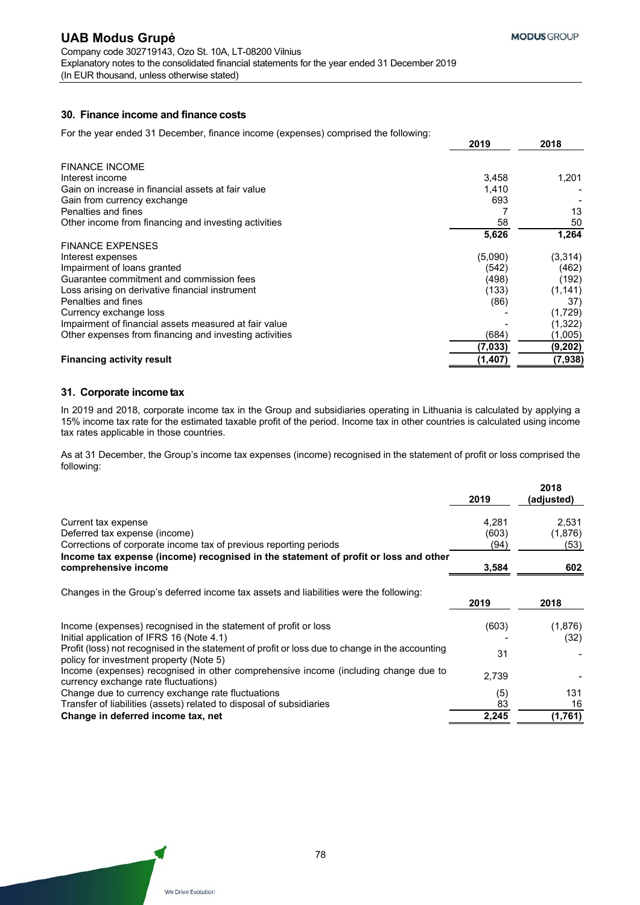## 30. Finance income and finance costs

For the year ended 31 December, finance income (expenses) comprised the following:

| | 2019 | 2018 |
|---|---|---|
| FINANCE INCOME | | |
| Interest income | 3,458 | 1,201 |
| Gain on increase in financial assets at fair value | 1,410 | - |
| Gain from currency exchange | 693 | - |
| Penalties and fines | 7 | 13 |
| Other income from financing and investing activities | 58 | 50 |
| | **5,626** | **1,264** |
| FINANCE EXPENSES | | |
| Interest expenses | (5,090) | (3,314) |
| Impairment of loans granted | (542) | (462) |
| Guarantee commitment and commission fees | (498) | (192) |
| Loss arising on derivative financial instrument | (133) | (1,141) |
| Penalties and fines | (86) | 37) |
| Currency exchange loss | - | (1,729) |
| Impairment of financial assets measured at fair value | - | (1,322) |
| Other expenses from financing and investing activities | (684) | (1,005) |
| | **(7,033)** | **(9,202)** |
| **Financing activity result** | **(1,407)** | **(7,938)** |

## 31. Corporate income tax

In 2019 and 2018, corporate income tax in the Group and subsidiaries operating in Lithuania is calculated by applying a 15% income tax rate for the estimated taxable profit of the period. Income tax in other countries is calculated using income tax rates applicable in those countries.

As at 31 December, the Group's income tax expenses (income) recognised in the statement of profit or loss comprised the following:

| | 2019 | 2018 (adjusted) |
|---|---|---|
| Current tax expense | 4,281 | 2,531 |
| Deferred tax expense (income) | (603) | (1,876) |
| Corrections of corporate income tax of previous reporting periods | (94) | (53) |
| **Income tax expense (income) recognised in the statement of profit or loss and other comprehensive income** | **3,584** | **602** |

Changes in the Group's deferred income tax assets and liabilities were the following:

| | 2019 | 2018 |
|---|---|---|
| Income (expenses) recognised in the statement of profit or loss | (603) | (1,876) |
| Initial application of IFRS 16 (Note 4.1) | - | (32) |
| Profit (loss) not recognised in the statement of profit or loss due to change in the accounting policy for investment property (Note 5) | 31 | - |
| Income (expenses) recognised in other comprehensive income (including change due to currency exchange rate fluctuations) | 2,739 | - |
| Change due to currency exchange rate fluctuations | (5) | 131 |
| Transfer of liabilities (assets) related to disposal of subsidiaries | 83 | 16 |
| **Change in deferred income tax, net** | **2,245** | **(1,761)** |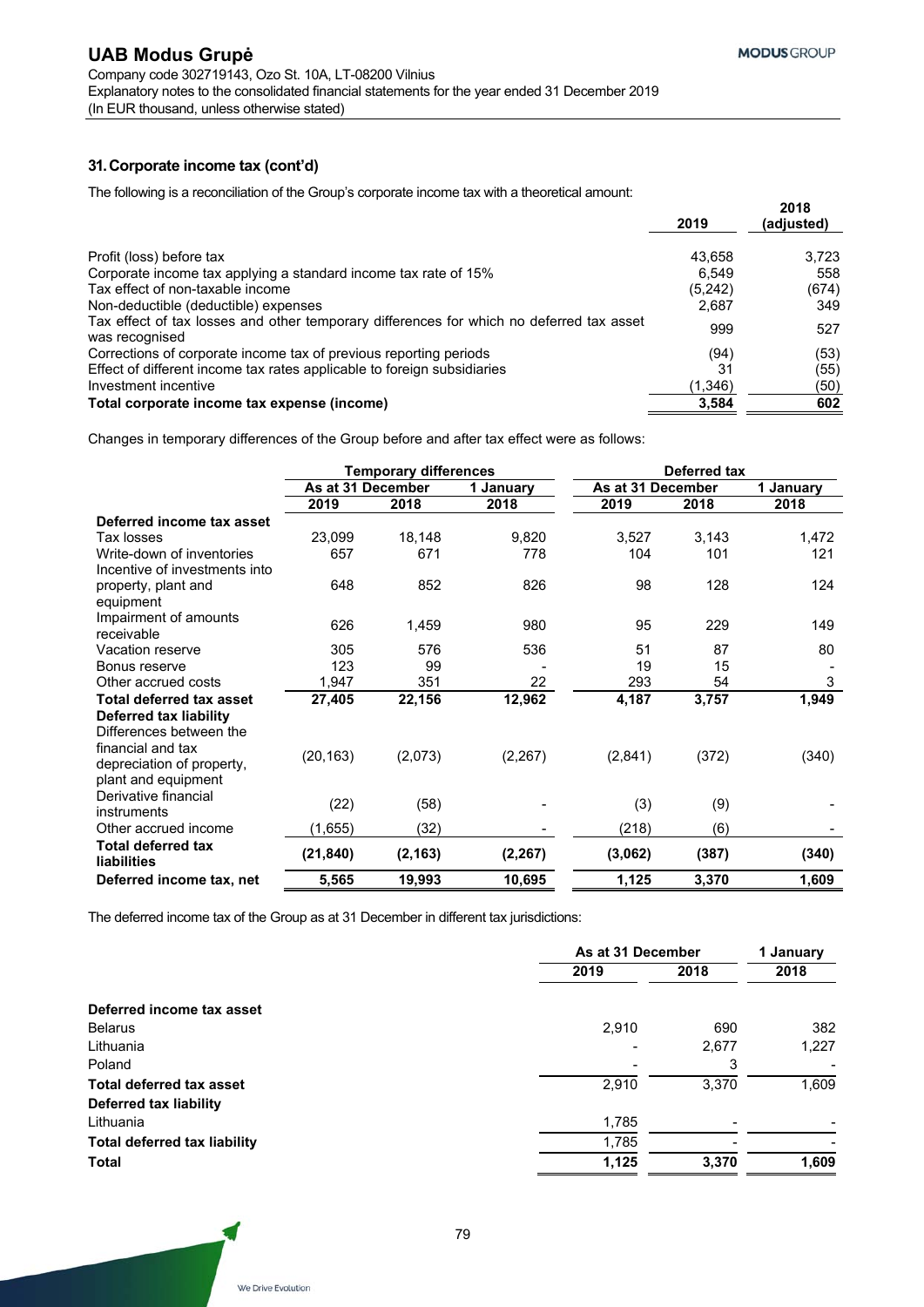## 31. Corporate income tax (cont'd)

The following is a reconciliation of the Group's corporate income tax with a theoretical amount:

| | 2019 | 2018 (adjusted) |
|---|---|---|
| Profit (loss) before tax | 43,658 | 3,723 |
| Corporate income tax applying a standard income tax rate of 15% | 6,549 | 558 |
| Tax effect of non-taxable income | (5,242) | (674) |
| Non-deductible (deductible) expenses | 2,687 | 349 |
| Tax effect of tax losses and other temporary differences for which no deferred tax asset was recognised | 999 | 527 |
| Corrections of corporate income tax of previous reporting periods | (94) | (53) |
| Effect of different income tax rates applicable to foreign subsidiaries | 31 | (55) |
| Investment incentive | (1,346) | (50) |
| **Total corporate income tax expense (income)** | **3,584** | **602** |

Changes in temporary differences of the Group before and after tax effect were as follows:

| | Temporary differences | | | Deferred tax | | |
|---|---|---|---|---|---|---|
| | As at 31 December | | 1 January | As at 31 December | | 1 January |
| | 2019 | 2018 | 2018 | 2019 | 2018 | 2018 |
| **Deferred income tax asset** | | | | | | |
| Tax losses | 23,099 | 18,148 | 9,820 | 3,527 | 3,143 | 1,472 |
| Write-down of inventories | 657 | 671 | 778 | 104 | 101 | 121 |
| Incentive of investments into property, plant and equipment | 648 | 852 | 826 | 98 | 128 | 124 |
| Impairment of amounts receivable | 626 | 1,459 | 980 | 95 | 229 | 149 |
| Vacation reserve | 305 | 576 | 536 | 51 | 87 | 80 |
| Bonus reserve | 123 | 99 | - | 19 | 15 | - |
| Other accrued costs | 1,947 | 351 | 22 | 293 | 54 | 3 |
| **Total deferred tax asset** | **27,405** | **22,156** | **12,962** | **4,187** | **3,757** | **1,949** |
| **Deferred tax liability** | | | | | | |
| Differences between the financial and tax depreciation of property, plant and equipment | (20,163) | (2,073) | (2,267) | (2,841) | (372) | (340) |
| Derivative financial instruments | (22) | (58) | - | (3) | (9) | - |
| Other accrued income | (1,655) | (32) | - | (218) | (6) | - |
| **Total deferred tax liabilities** | **(21,840)** | **(2,163)** | **(2,267)** | **(3,062)** | **(387)** | **(340)** |
| **Deferred income tax, net** | **5,565** | **19,993** | **10,695** | **1,125** | **3,370** | **1,609** |

The deferred income tax of the Group as at 31 December in different tax jurisdictions:

| | As at 31 December | | 1 January |
|---|---|---|---|
| | 2019 | 2018 | 2018 |
| **Deferred income tax asset** | | | |
| Belarus | 2,910 | 690 | 382 |
| Lithuania | - | 2,677 | 1,227 |
| Poland | - | 3 | - |
| **Total deferred tax asset** | 2,910 | 3,370 | 1,609 |
| **Deferred tax liability** | | | |
| Lithuania | 1,785 | - | - |
| **Total deferred tax liability** | 1,785 | - | - |
| **Total** | **1,125** | **3,370** | **1,609** |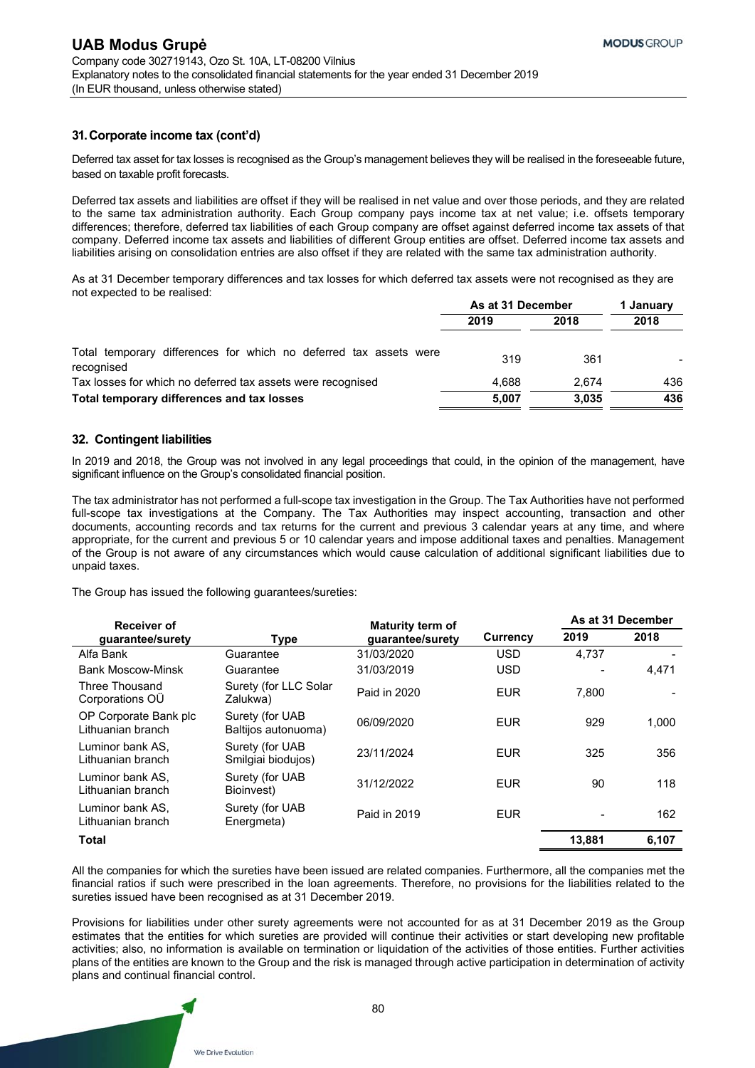## 31. Corporate income tax (cont'd)

Deferred tax asset for tax losses is recognised as the Group's management believes they will be realised in the foreseeable future, based on taxable profit forecasts.

Deferred tax assets and liabilities are offset if they will be realised in net value and over those periods, and they are related to the same tax administration authority. Each Group company pays income tax at net value; i.e. offsets temporary differences; therefore, deferred tax liabilities of each Group company are offset against deferred income tax assets of that company. Deferred income tax assets and liabilities of different Group entities are offset. Deferred income tax assets and liabilities arising on consolidation entries are also offset if they are related with the same tax administration authority.

As at 31 December temporary differences and tax losses for which deferred tax assets were not recognised as they are not expected to be realised:

| | As at 31 December | | 1 January |
|---|---|---|---|
| | 2019 | 2018 | 2018 |
| Total temporary differences for which no deferred tax assets were recognised | 319 | 361 | - |
| Tax losses for which no deferred tax assets were recognised | 4,688 | 2,674 | 436 |
| **Total temporary differences and tax losses** | **5,007** | **3,035** | **436** |

## 32. Contingent liabilities

In 2019 and 2018, the Group was not involved in any legal proceedings that could, in the opinion of the management, have significant influence on the Group's consolidated financial position.

The tax administrator has not performed a full-scope tax investigation in the Group. The Tax Authorities have not performed full-scope tax investigations at the Company. The Tax Authorities may inspect accounting, transaction and other documents, accounting records and tax returns for the current and previous 3 calendar years at any time, and where appropriate, for the current and previous 5 or 10 calendar years and impose additional taxes and penalties. Management of the Group is not aware of any circumstances which would cause calculation of additional significant liabilities due to unpaid taxes.

The Group has issued the following guarantees/sureties:

| Receiver of guarantee/surety | Type | Maturity term of guarantee/surety | Currency | As at 31 December 2019 | 2018 |
|---|---|---|---|---|---|
| Alfa Bank | Guarantee | 31/03/2020 | USD | 4,737 | - |
| Bank Moscow-Minsk | Guarantee | 31/03/2019 | USD | - | 4,471 |
| Three Thousand Corporations OÜ | Surety (for LLC Solar Zalukwa) | Paid in 2020 | EUR | 7,800 | - |
| OP Corporate Bank plc Lithuanian branch | Surety (for UAB Baltijos autonuoma) | 06/09/2020 | EUR | 929 | 1,000 |
| Luminor bank AS, Lithuanian branch | Surety (for UAB Smilgiai biodujos) | 23/11/2024 | EUR | 325 | 356 |
| Luminor bank AS, Lithuanian branch | Surety (for UAB Bioinvest) | 31/12/2022 | EUR | 90 | 118 |
| Luminor bank AS, Lithuanian branch | Surety (for UAB Energmeta) | Paid in 2019 | EUR | - | 162 |
| **Total** | | | | **13,881** | **6,107** |

All the companies for which the sureties have been issued are related companies. Furthermore, all the companies met the financial ratios if such were prescribed in the loan agreements. Therefore, no provisions for the liabilities related to the sureties issued have been recognised as at 31 December 2019.

Provisions for liabilities under other surety agreements were not accounted for as at 31 December 2019 as the Group estimates that the entities for which sureties are provided will continue their activities or start developing new profitable activities; also, no information is available on termination or liquidation of the activities of those entities. Further activities plans of the entities are known to the Group and the risk is managed through active participation in determination of activity plans and continual financial control.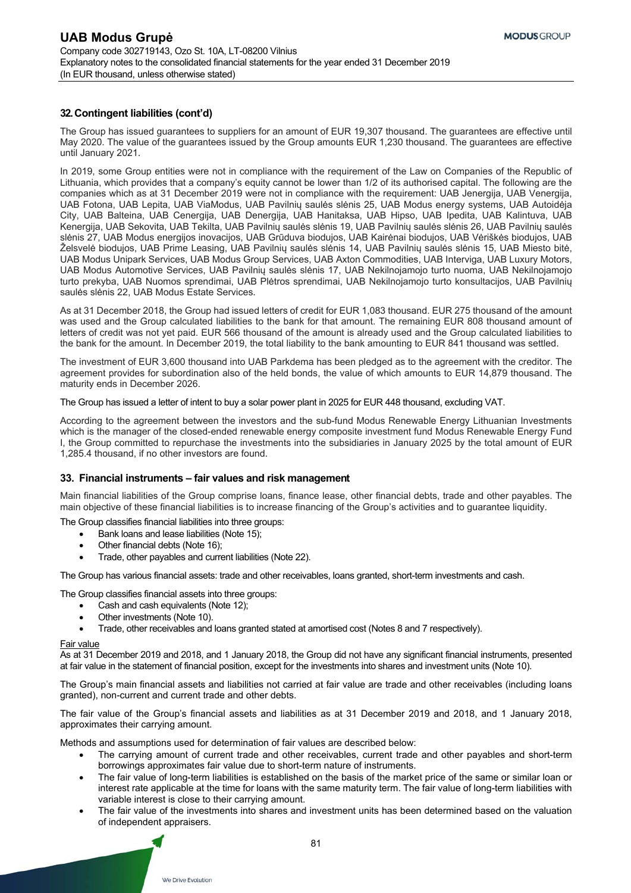## 32. Contingent liabilities (cont'd)

The Group has issued guarantees to suppliers for an amount of EUR 19,307 thousand. The guarantees are effective until May 2020. The value of the guarantees issued by the Group amounts EUR 1,230 thousand. The guarantees are effective until January 2021.

In 2019, some Group entities were not in compliance with the requirement of the Law on Companies of the Republic of Lithuania, which provides that a company's equity cannot be lower than 1/2 of its authorised capital. The following are the companies which as at 31 December 2019 were not in compliance with the requirement: UAB Jenergija, UAB Venergija, UAB Fotona, UAB Lepita, UAB ViaModus, UAB Pavilnių saulės slėnis 25, UAB Modus energy systems, UAB Autoidėja City, UAB Balteina, UAB Cenergija, UAB Denergija, UAB Hanitaksa, UAB Hipso, UAB Ipedita, UAB Kalintuva, UAB Kenergija, UAB Sekovita, UAB Tekilta, UAB Pavilnių saulės slėnis 19, UAB Pavilnių saulės slėnis 26, UAB Pavilnių saulės slėnis 27, UAB Modus energijos inovacijos, UAB Grūduva biodujos, UAB Kairėnai biodujos, UAB Vėriškės biodujos, UAB Želsvelė biodujos, UAB Prime Leasing, UAB Pavilnių saulės slėnis 14, UAB Pavilnių saulės slėnis 15, UAB Miesto bitė, UAB Modus Unipark Services, UAB Modus Group Services, UAB Axton Commodities, UAB Interviga, UAB Luxury Motors, UAB Modus Automotive Services, UAB Pavilnių saulės slėnis 17, UAB Nekilnojamojo turto nuoma, UAB Nekilnojamojo turto prekyba, UAB Nuomos sprendimai, UAB Plėtros sprendimai, UAB Nekilnojamojo turto konsultacijos, UAB Pavilnių saulės slėnis 22, UAB Modus Estate Services.

As at 31 December 2018, the Group had issued letters of credit for EUR 1,083 thousand. EUR 275 thousand of the amount was used and the Group calculated liabilities to the bank for that amount. The remaining EUR 808 thousand amount of letters of credit was not yet paid. EUR 566 thousand of the amount is already used and the Group calculated liabilities to the bank for the amount. In December 2019, the total liability to the bank amounting to EUR 841 thousand was settled.

The investment of EUR 3,600 thousand into UAB Parkdema has been pledged as to the agreement with the creditor. The agreement provides for subordination also of the held bonds, the value of which amounts to EUR 14,879 thousand. The maturity ends in December 2026.

The Group has issued a letter of intent to buy a solar power plant in 2025 for EUR 448 thousand, excluding VAT.

According to the agreement between the investors and the sub-fund Modus Renewable Energy Lithuanian Investments which is the manager of the closed-ended renewable energy composite investment fund Modus Renewable Energy Fund I, the Group committed to repurchase the investments into the subsidiaries in January 2025 by the total amount of EUR 1,285.4 thousand, if no other investors are found.

## 33. Financial instruments – fair values and risk management

Main financial liabilities of the Group comprise loans, finance lease, other financial debts, trade and other payables. The main objective of these financial liabilities is to increase financing of the Group's activities and to guarantee liquidity.

The Group classifies financial liabilities into three groups:

- Bank loans and lease liabilities (Note 15);
- Other financial debts (Note 16);
- Trade, other payables and current liabilities (Note 22).

The Group has various financial assets: trade and other receivables, loans granted, short-term investments and cash.

The Group classifies financial assets into three groups:

- Cash and cash equivalents (Note 12);
- Other investments (Note 10).
- Trade, other receivables and loans granted stated at amortised cost (Notes 8 and 7 respectively).

Fair value

As at 31 December 2019 and 2018, and 1 January 2018, the Group did not have any significant financial instruments, presented at fair value in the statement of financial position, except for the investments into shares and investment units (Note 10).

The Group's main financial assets and liabilities not carried at fair value are trade and other receivables (including loans granted), non-current and current trade and other debts.

The fair value of the Group's financial assets and liabilities as at 31 December 2019 and 2018, and 1 January 2018, approximates their carrying amount.

Methods and assumptions used for determination of fair values are described below:

- The carrying amount of current trade and other receivables, current trade and other payables and short-term borrowings approximates fair value due to short-term nature of instruments.
- The fair value of long-term liabilities is established on the basis of the market price of the same or similar loan or interest rate applicable at the time for loans with the same maturity term. The fair value of long-term liabilities with variable interest is close to their carrying amount.
- The fair value of the investments into shares and investment units has been determined based on the valuation of independent appraisers.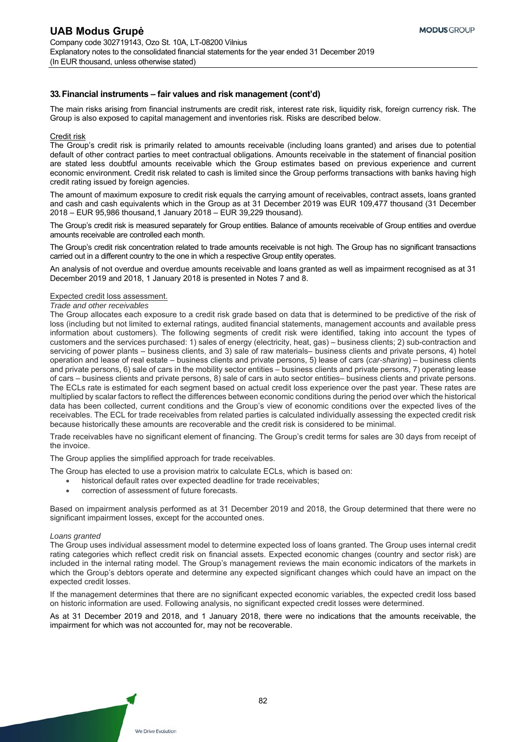## 33. Financial instruments – fair values and risk management (cont'd)

The main risks arising from financial instruments are credit risk, interest rate risk, liquidity risk, foreign currency risk. The Group is also exposed to capital management and inventories risk. Risks are described below.

Credit risk

The Group's credit risk is primarily related to amounts receivable (including loans granted) and arises due to potential default of other contract parties to meet contractual obligations. Amounts receivable in the statement of financial position are stated less doubtful amounts receivable which the Group estimates based on previous experience and current economic environment. Credit risk related to cash is limited since the Group performs transactions with banks having high credit rating issued by foreign agencies.

The amount of maximum exposure to credit risk equals the carrying amount of receivables, contract assets, loans granted and cash and cash equivalents which in the Group as at 31 December 2019 was EUR 109,477 thousand (31 December 2018 – EUR 95,986 thousand,1 January 2018 – EUR 39,229 thousand).

The Group's credit risk is measured separately for Group entities. Balance of amounts receivable of Group entities and overdue amounts receivable are controlled each month.

The Group's credit risk concentration related to trade amounts receivable is not high. The Group has no significant transactions carried out in a different country to the one in which a respective Group entity operates.

An analysis of not overdue and overdue amounts receivable and loans granted as well as impairment recognised as at 31 December 2019 and 2018, 1 January 2018 is presented in Notes 7 and 8.

Expected credit loss assessment.

*Trade and other receivables*

The Group allocates each exposure to a credit risk grade based on data that is determined to be predictive of the risk of loss (including but not limited to external ratings, audited financial statements, management accounts and available press information about customers). The following segments of credit risk were identified, taking into account the types of customers and the services purchased: 1) sales of energy (electricity, heat, gas) – business clients; 2) sub-contraction and servicing of power plants – business clients, and 3) sale of raw materials– business clients and private persons, 4) hotel operation and lease of real estate – business clients and private persons, 5) lease of cars (*car-sharing*) – business clients and private persons, 6) sale of cars in the mobility sector entities – business clients and private persons, 7) operating lease of cars – business clients and private persons, 8) sale of cars in auto sector entities– business clients and private persons. The ECLs rate is estimated for each segment based on actual credit loss experience over the past year. These rates are multiplied by scalar factors to reflect the differences between economic conditions during the period over which the historical data has been collected, current conditions and the Group's view of economic conditions over the expected lives of the receivables. The ECL for trade receivables from related parties is calculated individually assessing the expected credit risk because historically these amounts are recoverable and the credit risk is considered to be minimal.

Trade receivables have no significant element of financing. The Group's credit terms for sales are 30 days from receipt of the invoice.

The Group applies the simplified approach for trade receivables.

The Group has elected to use a provision matrix to calculate ECLs, which is based on:

- historical default rates over expected deadline for trade receivables;
- correction of assessment of future forecasts.

Based on impairment analysis performed as at 31 December 2019 and 2018, the Group determined that there were no significant impairment losses, except for the accounted ones.

*Loans granted*

The Group uses individual assessment model to determine expected loss of loans granted. The Group uses internal credit rating categories which reflect credit risk on financial assets. Expected economic changes (country and sector risk) are included in the internal rating model. The Group's management reviews the main economic indicators of the markets in which the Group's debtors operate and determine any expected significant changes which could have an impact on the expected credit losses.

If the management determines that there are no significant expected economic variables, the expected credit loss based on historic information are used. Following analysis, no significant expected credit losses were determined.

As at 31 December 2019 and 2018, and 1 January 2018, there were no indications that the amounts receivable, the impairment for which was not accounted for, may not be recoverable.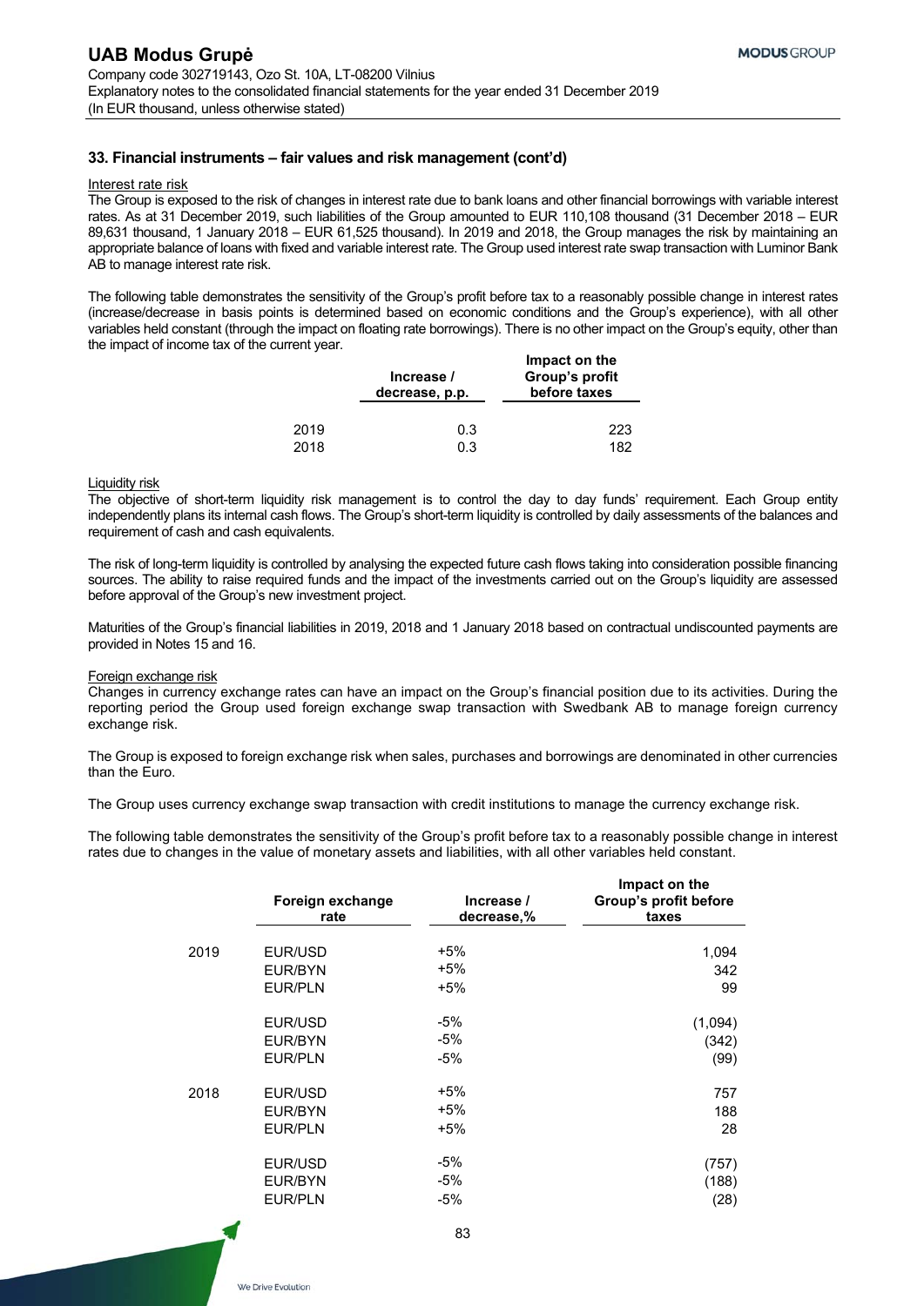## 33. Financial instruments – fair values and risk management (cont'd)

Interest rate risk

The Group is exposed to the risk of changes in interest rate due to bank loans and other financial borrowings with variable interest rates. As at 31 December 2019, such liabilities of the Group amounted to EUR 110,108 thousand (31 December 2018 – EUR 89,631 thousand, 1 January 2018 – EUR 61,525 thousand). In 2019 and 2018, the Group manages the risk by maintaining an appropriate balance of loans with fixed and variable interest rate. The Group used interest rate swap transaction with Luminor Bank AB to manage interest rate risk.

The following table demonstrates the sensitivity of the Group's profit before tax to a reasonably possible change in interest rates (increase/decrease in basis points is determined based on economic conditions and the Group's experience), with all other variables held constant (through the impact on floating rate borrowings). There is no other impact on the Group's equity, other than the impact of income tax of the current year.

| | Increase / decrease, p.p. | Impact on the Group's profit before taxes |
|---|---|---|
| 2019 | 0.3 | 223 |
| 2018 | 0.3 | 182 |

Liquidity risk

The objective of short-term liquidity risk management is to control the day to day funds' requirement. Each Group entity independently plans its internal cash flows. The Group's short-term liquidity is controlled by daily assessments of the balances and requirement of cash and cash equivalents.

The risk of long-term liquidity is controlled by analysing the expected future cash flows taking into consideration possible financing sources. The ability to raise required funds and the impact of the investments carried out on the Group's liquidity are assessed before approval of the Group's new investment project.

Maturities of the Group's financial liabilities in 2019, 2018 and 1 January 2018 based on contractual undiscounted payments are provided in Notes 15 and 16.

Foreign exchange risk

Changes in currency exchange rates can have an impact on the Group's financial position due to its activities. During the reporting period the Group used foreign exchange swap transaction with Swedbank AB to manage foreign currency exchange risk.

The Group is exposed to foreign exchange risk when sales, purchases and borrowings are denominated in other currencies than the Euro.

The Group uses currency exchange swap transaction with credit institutions to manage the currency exchange risk.

The following table demonstrates the sensitivity of the Group's profit before tax to a reasonably possible change in interest rates due to changes in the value of monetary assets and liabilities, with all other variables held constant.

| | Foreign exchange rate | Increase / decrease,% | Impact on the Group's profit before taxes |
|---|---|---|---|
| 2019 | EUR/USD | +5% | 1,094 |
| | EUR/BYN | +5% | 342 |
| | EUR/PLN | +5% | 99 |
| | EUR/USD | -5% | (1,094) |
| | EUR/BYN | -5% | (342) |
| | EUR/PLN | -5% | (99) |
| 2018 | EUR/USD | +5% | 757 |
| | EUR/BYN | +5% | 188 |
| | EUR/PLN | +5% | 28 |
| | EUR/USD | -5% | (757) |
| | EUR/BYN | -5% | (188) |
| | EUR/PLN | -5% | (28) |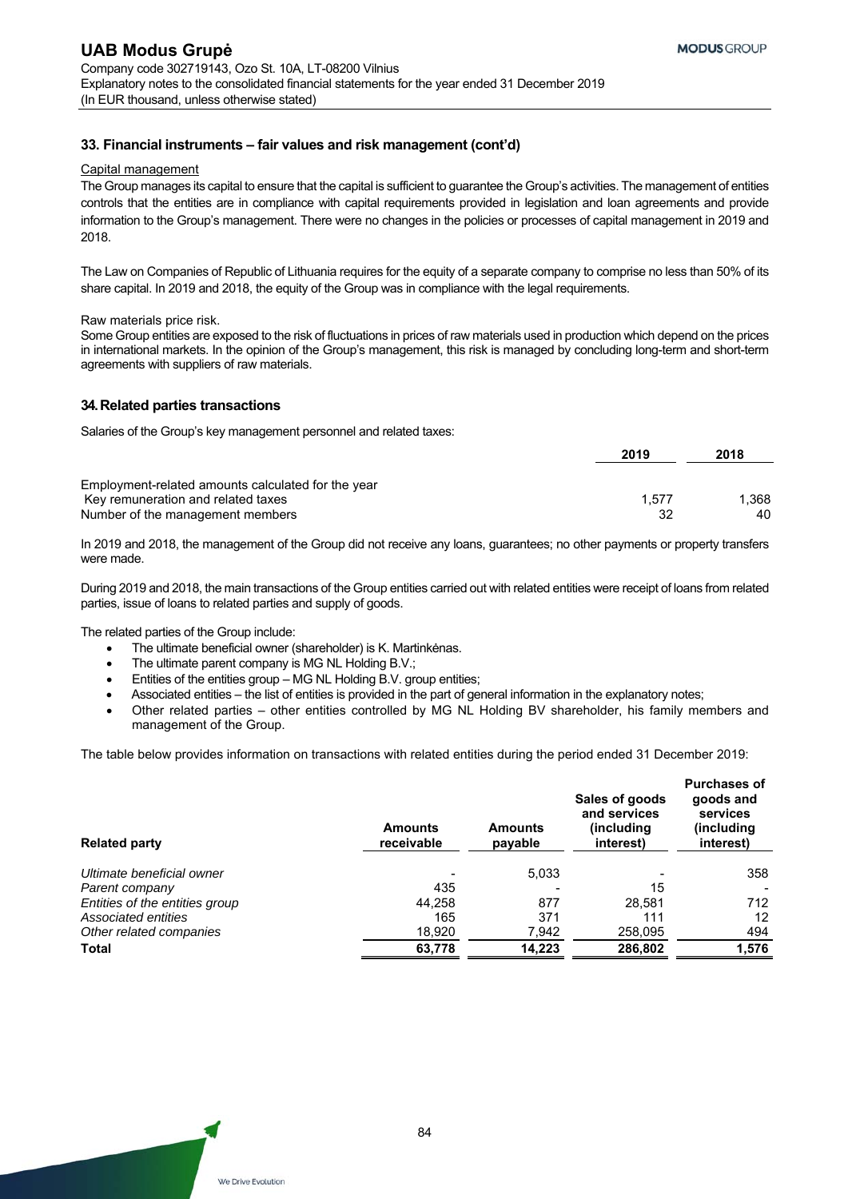## 33. Financial instruments – fair values and risk management (cont'd)

Capital management

The Group manages its capital to ensure that the capital is sufficient to guarantee the Group's activities. The management of entities controls that the entities are in compliance with capital requirements provided in legislation and loan agreements and provide information to the Group's management. There were no changes in the policies or processes of capital management in 2019 and 2018.

The Law on Companies of Republic of Lithuania requires for the equity of a separate company to comprise no less than 50% of its share capital. In 2019 and 2018, the equity of the Group was in compliance with the legal requirements.

Raw materials price risk.

Some Group entities are exposed to the risk of fluctuations in prices of raw materials used in production which depend on the prices in international markets. In the opinion of the Group's management, this risk is managed by concluding long-term and short-term agreements with suppliers of raw materials.

## 34. Related parties transactions

Salaries of the Group's key management personnel and related taxes:

| | 2019 | 2018 |
|---|---|---|
| Employment-related amounts calculated for the year | | |
| Key remuneration and related taxes | 1,577 | 1,368 |
| Number of the management members | 32 | 40 |

In 2019 and 2018, the management of the Group did not receive any loans, guarantees; no other payments or property transfers were made.

During 2019 and 2018, the main transactions of the Group entities carried out with related entities were receipt of loans from related parties, issue of loans to related parties and supply of goods.

The related parties of the Group include:

- The ultimate beneficial owner (shareholder) is K. Martinkėnas.
- The ultimate parent company is MG NL Holding B.V.;
- Entities of the entities group – MG NL Holding B.V. group entities;
- Associated entities – the list of entities is provided in the part of general information in the explanatory notes;
- Other related parties – other entities controlled by MG NL Holding BV shareholder, his family members and management of the Group.

The table below provides information on transactions with related entities during the period ended 31 December 2019:

| Related party | Amounts receivable | Amounts payable | Sales of goods and services (including interest) | Purchases of goods and services (including interest) |
|---|---|---|---|---|
| *Ultimate beneficial owner* | - | 5,033 | - | 358 |
| *Parent company* | 435 | - | 15 | - |
| *Entities of the entities group* | 44,258 | 877 | 28,581 | 712 |
| *Associated entities* | 165 | 371 | 111 | 12 |
| *Other related companies* | 18,920 | 7,942 | 258,095 | 494 |
| **Total** | **63,778** | **14,223** | **286,802** | **1,576** |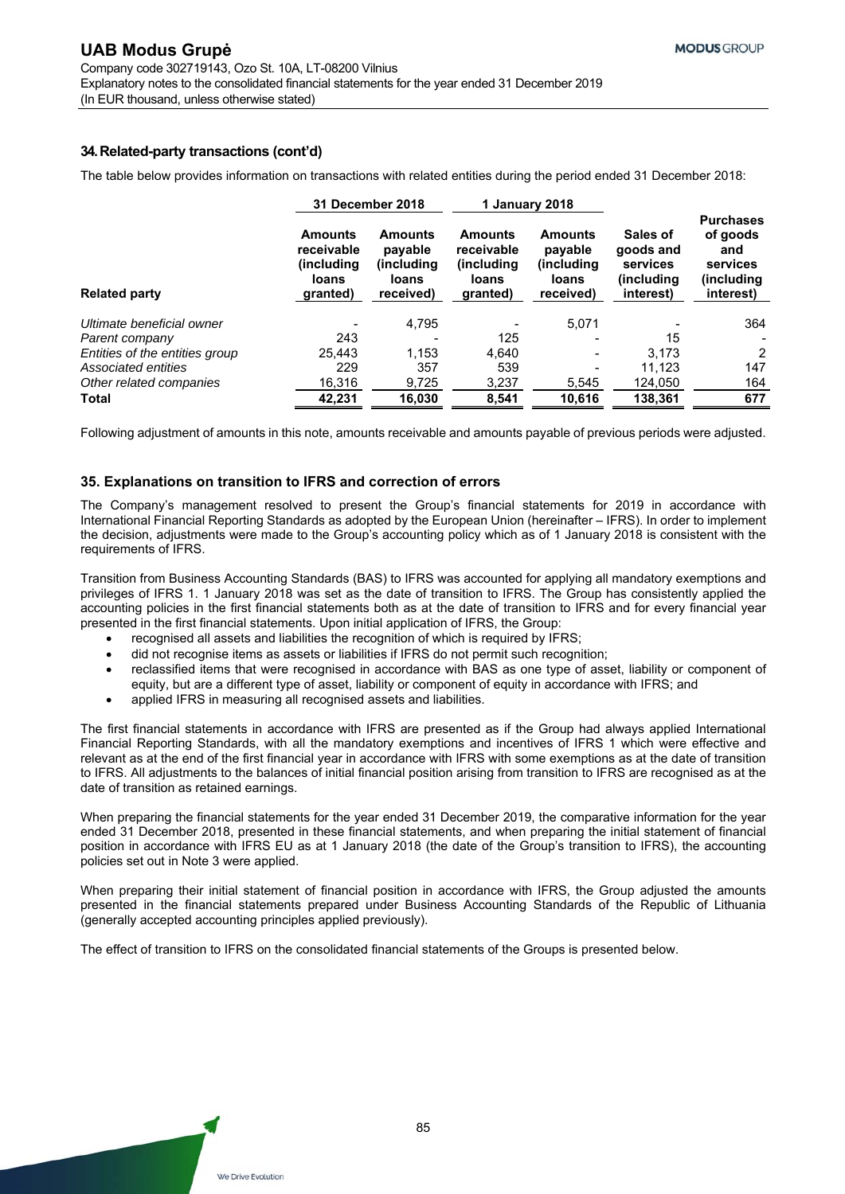### 34. Related-party transactions (cont'd)

The table below provides information on transactions with related entities during the period ended 31 December 2018:

| Related party | 31 December 2018 | | 1 January 2018 | | | |
|---|---|---|---|---|---|---|
| | Amounts receivable (including loans granted) | Amounts payable (including loans received) | Amounts receivable (including loans granted) | Amounts payable (including loans received) | Sales of goods and services (including interest) | Purchases of goods and services (including interest) |
| *Ultimate beneficial owner* | - | 4,795 | - | 5,071 | - | 364 |
| *Parent company* | 243 | - | 125 | - | 15 | - |
| *Entities of the entities group* | 25,443 | 1,153 | 4,640 | - | 3,173 | 2 |
| *Associated entities* | 229 | 357 | 539 | - | 11,123 | 147 |
| *Other related companies* | 16,316 | 9,725 | 3,237 | 5,545 | 124,050 | 164 |
| **Total** | **42,231** | **16,030** | **8,541** | **10,616** | **138,361** | **677** |

Following adjustment of amounts in this note, amounts receivable and amounts payable of previous periods were adjusted.

### 35. Explanations on transition to IFRS and correction of errors

The Company's management resolved to present the Group's financial statements for 2019 in accordance with International Financial Reporting Standards as adopted by the European Union (hereinafter – IFRS). In order to implement the decision, adjustments were made to the Group's accounting policy which as of 1 January 2018 is consistent with the requirements of IFRS.

Transition from Business Accounting Standards (BAS) to IFRS was accounted for applying all mandatory exemptions and privileges of IFRS 1. 1 January 2018 was set as the date of transition to IFRS. The Group has consistently applied the accounting policies in the first financial statements both as at the date of transition to IFRS and for every financial year presented in the first financial statements. Upon initial application of IFRS, the Group:

- recognised all assets and liabilities the recognition of which is required by IFRS;
- did not recognise items as assets or liabilities if IFRS do not permit such recognition;
- reclassified items that were recognised in accordance with BAS as one type of asset, liability or component of equity, but are a different type of asset, liability or component of equity in accordance with IFRS; and
- applied IFRS in measuring all recognised assets and liabilities.

The first financial statements in accordance with IFRS are presented as if the Group had always applied International Financial Reporting Standards, with all the mandatory exemptions and incentives of IFRS 1 which were effective and relevant as at the end of the first financial year in accordance with IFRS with some exemptions as at the date of transition to IFRS. All adjustments to the balances of initial financial position arising from transition to IFRS are recognised as at the date of transition as retained earnings.

When preparing the financial statements for the year ended 31 December 2019, the comparative information for the year ended 31 December 2018, presented in these financial statements, and when preparing the initial statement of financial position in accordance with IFRS EU as at 1 January 2018 (the date of the Group's transition to IFRS), the accounting policies set out in Note 3 were applied.

When preparing their initial statement of financial position in accordance with IFRS, the Group adjusted the amounts presented in the financial statements prepared under Business Accounting Standards of the Republic of Lithuania (generally accepted accounting principles applied previously).

The effect of transition to IFRS on the consolidated financial statements of the Groups is presented below.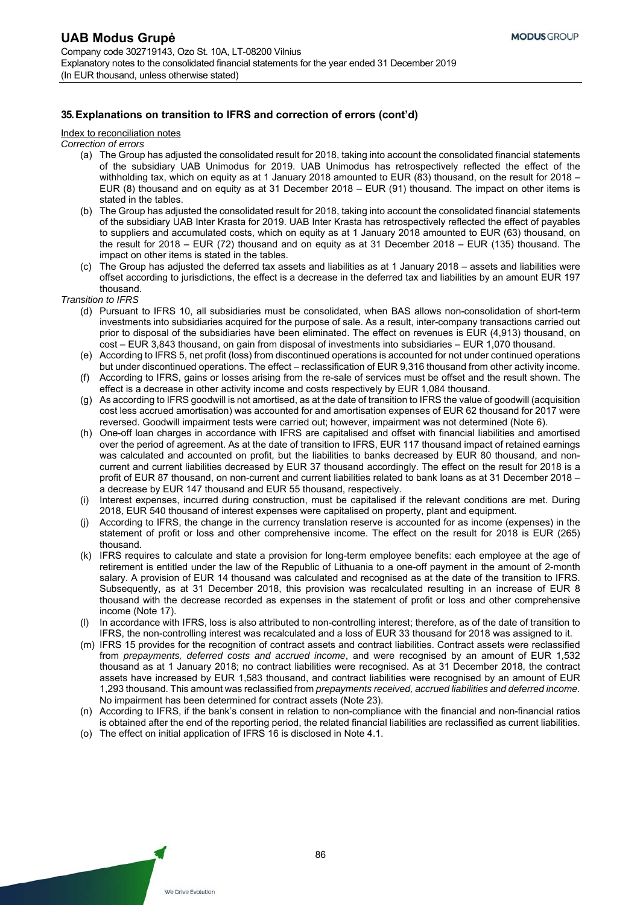## 35. Explanations on transition to IFRS and correction of errors (cont'd)

Index to reconciliation notes

*Correction of errors*

(a) The Group has adjusted the consolidated result for 2018, taking into account the consolidated financial statements of the subsidiary UAB Unimodus for 2019. UAB Unimodus has retrospectively reflected the effect of the withholding tax, which on equity as at 1 January 2018 amounted to EUR (83) thousand, on the result for 2018 – EUR (8) thousand and on equity as at 31 December 2018 – EUR (91) thousand. The impact on other items is stated in the tables.

(b) The Group has adjusted the consolidated result for 2018, taking into account the consolidated financial statements of the subsidiary UAB Inter Krasta for 2019. UAB Inter Krasta has retrospectively reflected the effect of payables to suppliers and accumulated costs, which on equity as at 1 January 2018 amounted to EUR (63) thousand, on the result for 2018 – EUR (72) thousand and on equity as at 31 December 2018 – EUR (135) thousand. The impact on other items is stated in the tables.

(c) The Group has adjusted the deferred tax assets and liabilities as at 1 January 2018 – assets and liabilities were offset according to jurisdictions, the effect is a decrease in the deferred tax and liabilities by an amount EUR 197 thousand.

*Transition to IFRS*

(d) Pursuant to IFRS 10, all subsidiaries must be consolidated, when BAS allows non-consolidation of short-term investments into subsidiaries acquired for the purpose of sale. As a result, inter-company transactions carried out prior to disposal of the subsidiaries have been eliminated. The effect on revenues is EUR (4,913) thousand, on cost – EUR 3,843 thousand, on gain from disposal of investments into subsidiaries – EUR 1,070 thousand.

(e) According to IFRS 5, net profit (loss) from discontinued operations is accounted for not under continued operations but under discontinued operations. The effect – reclassification of EUR 9,316 thousand from other activity income.

(f) According to IFRS, gains or losses arising from the re-sale of services must be offset and the result shown. The effect is a decrease in other activity income and costs respectively by EUR 1,084 thousand.

(g) As according to IFRS goodwill is not amortised, as at the date of transition to IFRS the value of goodwill (acquisition cost less accrued amortisation) was accounted for and amortisation expenses of EUR 62 thousand for 2017 were reversed. Goodwill impairment tests were carried out; however, impairment was not determined (Note 6).

(h) One-off loan charges in accordance with IFRS are capitalised and offset with financial liabilities and amortised over the period of agreement. As at the date of transition to IFRS, EUR 117 thousand impact of retained earnings was calculated and accounted on profit, but the liabilities to banks decreased by EUR 80 thousand, and non-current and current liabilities decreased by EUR 37 thousand accordingly. The effect on the result for 2018 is a profit of EUR 87 thousand, on non-current and current liabilities related to bank loans as at 31 December 2018 – a decrease by EUR 147 thousand and EUR 55 thousand, respectively.

(i) Interest expenses, incurred during construction, must be capitalised if the relevant conditions are met. During 2018, EUR 540 thousand of interest expenses were capitalised on property, plant and equipment.

(j) According to IFRS, the change in the currency translation reserve is accounted for as income (expenses) in the statement of profit or loss and other comprehensive income. The effect on the result for 2018 is EUR (265) thousand.

(k) IFRS requires to calculate and state a provision for long-term employee benefits: each employee at the age of retirement is entitled under the law of the Republic of Lithuania to a one-off payment in the amount of 2-month salary. A provision of EUR 14 thousand was calculated and recognised as at the date of the transition to IFRS. Subsequently, as at 31 December 2018, this provision was recalculated resulting in an increase of EUR 8 thousand with the decrease recorded as expenses in the statement of profit or loss and other comprehensive income (Note 17).

(l) In accordance with IFRS, loss is also attributed to non-controlling interest; therefore, as of the date of transition to IFRS, the non-controlling interest was recalculated and a loss of EUR 33 thousand for 2018 was assigned to it.

(m) IFRS 15 provides for the recognition of contract assets and contract liabilities. Contract assets were reclassified from *prepayments, deferred costs and accrued income*, and were recognised by an amount of EUR 1,532 thousand as at 1 January 2018; no contract liabilities were recognised. As at 31 December 2018, the contract assets have increased by EUR 1,583 thousand, and contract liabilities were recognised by an amount of EUR 1,293 thousand. This amount was reclassified from *prepayments received, accrued liabilities and deferred income.* No impairment has been determined for contract assets (Note 23).

(n) According to IFRS, if the bank's consent in relation to non-compliance with the financial and non-financial ratios is obtained after the end of the reporting period, the related financial liabilities are reclassified as current liabilities.

(o) The effect on initial application of IFRS 16 is disclosed in Note 4.1.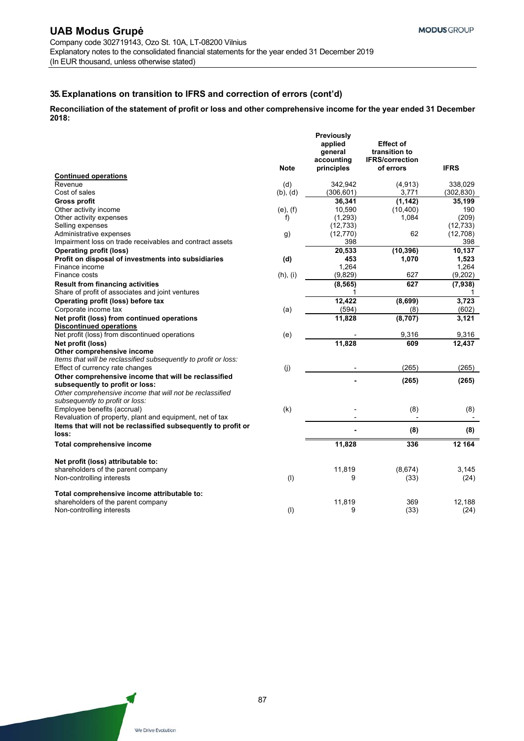## 35. Explanations on transition to IFRS and correction of errors (cont'd)

**Reconciliation of the statement of profit or loss and other comprehensive income for the year ended 31 December 2018:**

| | Note | Previously applied general accounting principles | Effect of transition to IFRS/correction of errors | IFRS |
|---|---|---|---|---|
| **Continued operations** | | | | |
| Revenue | (d) | 342,942 | (4,913) | 338,029 |
| Cost of sales | (b), (d) | (306,601) | 3,771 | (302,830) |
| **Gross profit** | | **36,341** | **(1,142)** | **35,199** |
| Other activity income | (e), (f) | 10,590 | (10,400) | 190 |
| Other activity expenses | f) | (1,293) | 1,084 | (209) |
| Selling expenses | | (12,733) | | (12,733) |
| Administrative expenses | g) | (12,770) | 62 | (12,708) |
| Impairment loss on trade receivables and contract assets | | 398 | | 398 |
| **Operating profit (loss)** | | **20,533** | **(10,396)** | **10,137** |
| **Profit on disposal of investments into subsidiaries** | **(d)** | **453** | **1,070** | **1,523** |
| Finance income | | 1,264 | | 1,264 |
| Finance costs | (h), (i) | (9,829) | 627 | (9,202) |
| **Result from financing activities** | | **(8,565)** | **627** | **(7,938)** |
| Share of profit of associates and joint ventures | | 1 | | 1 |
| **Operating profit (loss) before tax** | | **12,422** | **(8,699)** | **3,723** |
| Corporate income tax | (a) | (594) | (8) | (602) |
| **Net profit (loss) from continued operations** | | **11,828** | **(8,707)** | **3,121** |
| **Discontinued operations** | | | | |
| Net profit (loss) from discontinued operations | (e) | - | 9,316 | 9,316 |
| **Net profit (loss)** | | **11,828** | **609** | **12,437** |
| **Other comprehensive income** | | | | |
| *Items that will be reclassified subsequently to profit or loss:* | | | | |
| Effect of currency rate changes | (j) | - | (265) | (265) |
| **Other comprehensive income that will be reclassified subsequently to profit or loss:** | | **-** | **(265)** | **(265)** |
| *Other comprehensive income that will not be reclassified subsequently to profit or loss:* | | | | |
| Employee benefits (accrual) | (k) | - | (8) | (8) |
| Revaluation of property, plant and equipment, net of tax | | - | - | - |
| **Items that will not be reclassified subsequently to profit or loss:** | | **-** | **(8)** | **(8)** |
| **Total comprehensive income** | | **11,828** | **336** | **12 164** |
| | | | | |
| **Net profit (loss) attributable to:** | | | | |
| shareholders of the parent company | | 11,819 | (8,674) | 3,145 |
| Non-controlling interests | (l) | 9 | (33) | (24) |
| | | | | |
| **Total comprehensive income attributable to:** | | | | |
| shareholders of the parent company | | 11,819 | 369 | 12,188 |
| Non-controlling interests | (l) | 9 | (33) | (24) |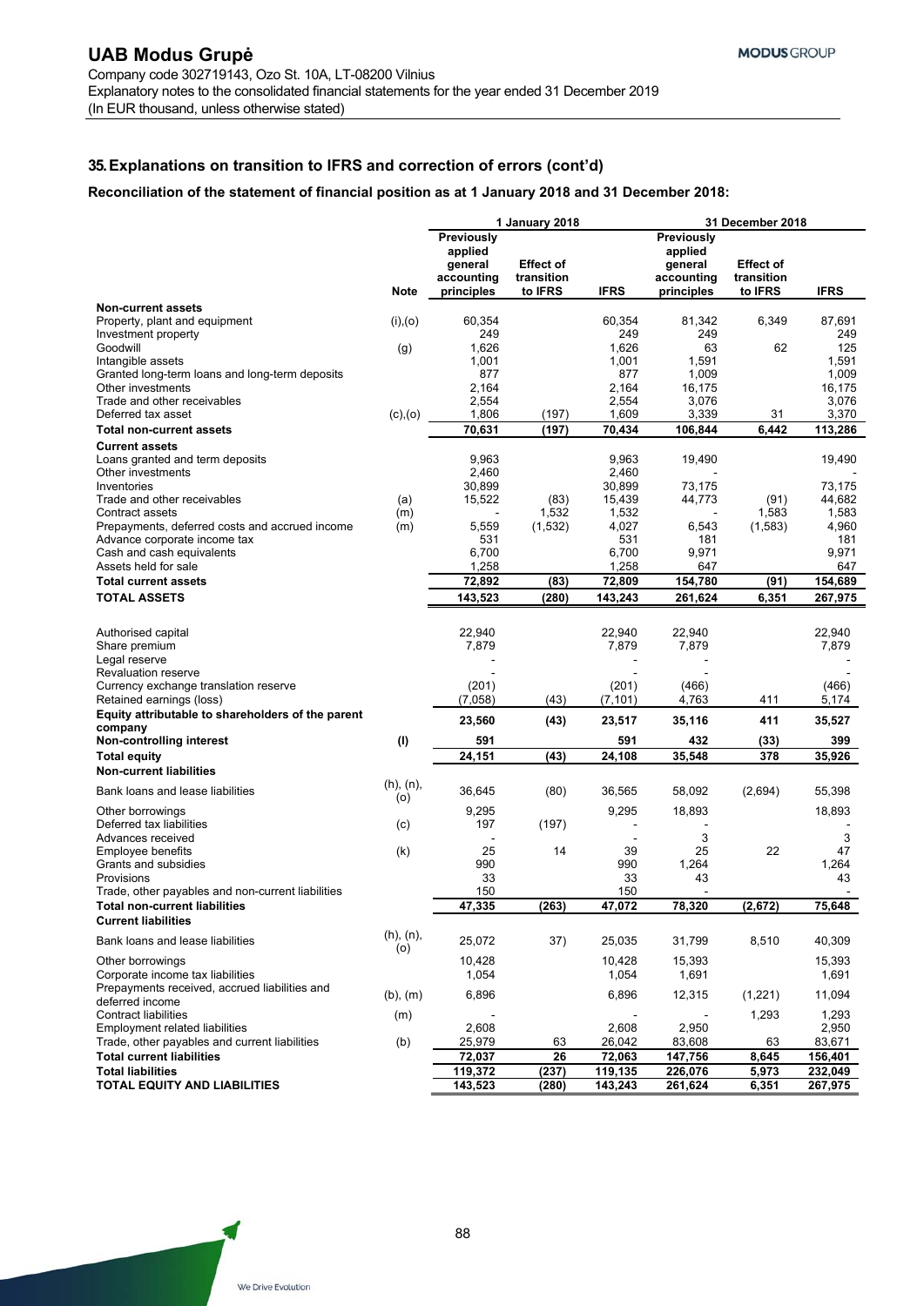## 35. Explanations on transition to IFRS and correction of errors (cont'd)

**Reconciliation of the statement of financial position as at 1 January 2018 and 31 December 2018:**

| | | 1 January 2018 | | | 31 December 2018 | | |
|---|---|---|---|---|---|---|---|
| | Note | Previously applied general accounting principles | Effect of transition to IFRS | IFRS | Previously applied general accounting principles | Effect of transition to IFRS | IFRS |
| **Non-current assets** | | | | | | | |
| Property, plant and equipment | (i),(o) | 60,354 | | 60,354 | 81,342 | 6,349 | 87,691 |
| Investment property | | 249 | | 249 | 249 | | 249 |
| Goodwill | (g) | 1,626 | | 1,626 | 63 | 62 | 125 |
| Intangible assets | | 1,001 | | 1,001 | 1,591 | | 1,591 |
| Granted long-term loans and long-term deposits | | 877 | | 877 | 1,009 | | 1,009 |
| Other investments | | 2,164 | | 2,164 | 16,175 | | 16,175 |
| Trade and other receivables | | 2,554 | | 2,554 | 3,076 | | 3,076 |
| Deferred tax asset | (c),(o) | 1,806 | (197) | 1,609 | 3,339 | 31 | 3,370 |
| **Total non-current assets** | | **70,631** | **(197)** | **70,434** | **106,844** | **6,442** | **113,286** |
| **Current assets** | | | | | | | |
| Loans granted and term deposits | | 9,963 | | 9,963 | 19,490 | | 19,490 |
| Other investments | | 2,460 | | 2,460 | - | | - |
| Inventories | | 30,899 | | 30,899 | 73,175 | | 73,175 |
| Trade and other receivables | (a) | 15,522 | (83) | 15,439 | 44,773 | (91) | 44,682 |
| Contract assets | (m) | - | 1,532 | 1,532 | - | 1,583 | 1,583 |
| Prepayments, deferred costs and accrued income | (m) | 5,559 | (1,532) | 4,027 | 6,543 | (1,583) | 4,960 |
| Advance corporate income tax | | 531 | | 531 | 181 | | 181 |
| Cash and cash equivalents | | 6,700 | | 6,700 | 9,971 | | 9,971 |
| Assets held for sale | | 1,258 | | 1,258 | 647 | | 647 |
| **Total current assets** | | **72,892** | **(83)** | **72,809** | **154,780** | **(91)** | **154,689** |
| **TOTAL ASSETS** | | **143,523** | **(280)** | **143,243** | **261,624** | **6,351** | **267,975** |
| | | | | | | | |
| Authorised capital | | 22,940 | | 22,940 | 22,940 | | 22,940 |
| Share premium | | 7,879 | | 7,879 | 7,879 | | 7,879 |
| Legal reserve | | - | | - | - | | - |
| Revaluation reserve | | - | | - | - | | - |
| Currency exchange translation reserve | | (201) | | (201) | (466) | | (466) |
| Retained earnings (loss) | | (7,058) | (43) | (7,101) | 4,763 | 411 | 5,174 |
| **Equity attributable to shareholders of the parent company** | | **23,560** | **(43)** | **23,517** | **35,116** | **411** | **35,527** |
| **Non-controlling interest** | (l) | **591** | | **591** | **432** | **(33)** | **399** |
| **Total equity** | | **24,151** | **(43)** | **24,108** | **35,548** | **378** | **35,926** |
| **Non-current liabilities** | | | | | | | |
| Bank loans and lease liabilities | (h), (n), (o) | 36,645 | (80) | 36,565 | 58,092 | (2,694) | 55,398 |
| Other borrowings | | 9,295 | | 9,295 | 18,893 | | 18,893 |
| Deferred tax liabilities | (c) | 197 | (197) | - | - | | - |
| Advances received | | - | | - | 3 | | 3 |
| Employee benefits | (k) | 25 | 14 | 39 | 25 | 22 | 47 |
| Grants and subsidies | | 990 | | 990 | 1,264 | | 1,264 |
| Provisions | | 33 | | 33 | 43 | | 43 |
| Trade, other payables and non-current liabilities | | 150 | | 150 | - | | - |
| **Total non-current liabilities** | | **47,335** | **(263)** | **47,072** | **78,320** | **(2,672)** | **75,648** |
| **Current liabilities** | | | | | | | |
| Bank loans and lease liabilities | (h), (n), (o) | 25,072 | 37) | 25,035 | 31,799 | 8,510 | 40,309 |
| Other borrowings | | 10,428 | | 10,428 | 15,393 | | 15,393 |
| Corporate income tax liabilities | | 1,054 | | 1,054 | 1,691 | | 1,691 |
| Prepayments received, accrued liabilities and deferred income | (b), (m) | 6,896 | | 6,896 | 12,315 | (1,221) | 11,094 |
| Contract liabilities | (m) | - | | - | - | 1,293 | 1,293 |
| Employment related liabilities | | 2,608 | | 2,608 | 2,950 | | 2,950 |
| Trade, other payables and current liabilities | (b) | 25,979 | 63 | 26,042 | 83,608 | 63 | 83,671 |
| **Total current liabilities** | | **72,037** | **26** | **72,063** | **147,756** | **8,645** | **156,401** |
| **Total liabilities** | | **119,372** | **(237)** | **119,135** | **226,076** | **5,973** | **232,049** |
| **TOTAL EQUITY AND LIABILITIES** | | **143,523** | **(280)** | **143,243** | **261,624** | **6,351** | **267,975** |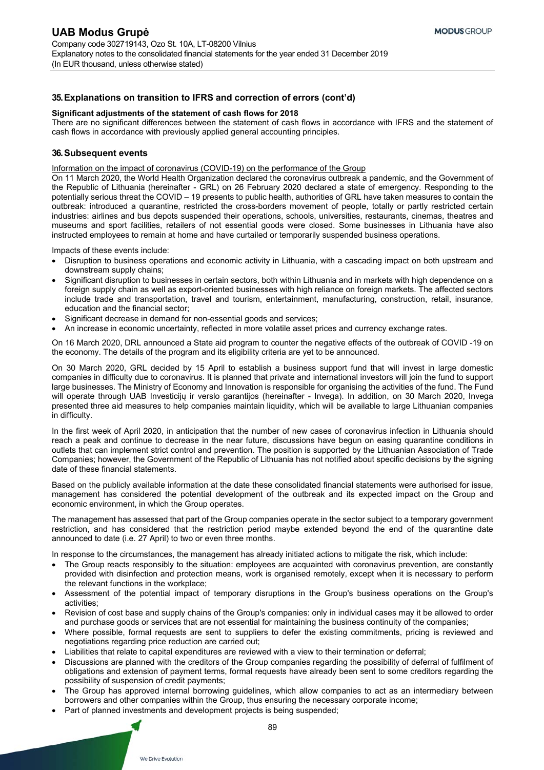## 35. Explanations on transition to IFRS and correction of errors (cont'd)

**Significant adjustments of the statement of cash flows for 2018**

There are no significant differences between the statement of cash flows in accordance with IFRS and the statement of cash flows in accordance with previously applied general accounting principles.

## 36. Subsequent events

Information on the impact of coronavirus (COVID-19) on the performance of the Group

On 11 March 2020, the World Health Organization declared the coronavirus outbreak a pandemic, and the Government of the Republic of Lithuania (hereinafter - GRL) on 26 February 2020 declared a state of emergency. Responding to the potentially serious threat the COVID – 19 presents to public health, authorities of GRL have taken measures to contain the outbreak: introduced a quarantine, restricted the cross-borders movement of people, totally or partly restricted certain industries: airlines and bus depots suspended their operations, schools, universities, restaurants, cinemas, theatres and museums and sport facilities, retailers of not essential goods were closed. Some businesses in Lithuania have also instructed employees to remain at home and have curtailed or temporarily suspended business operations.

Impacts of these events include:

- Disruption to business operations and economic activity in Lithuania, with a cascading impact on both upstream and downstream supply chains;
- Significant disruption to businesses in certain sectors, both within Lithuania and in markets with high dependence on a foreign supply chain as well as export-oriented businesses with high reliance on foreign markets. The affected sectors include trade and transportation, travel and tourism, entertainment, manufacturing, construction, retail, insurance, education and the financial sector;
- Significant decrease in demand for non-essential goods and services;
- An increase in economic uncertainty, reflected in more volatile asset prices and currency exchange rates.

On 16 March 2020, DRL announced a State aid program to counter the negative effects of the outbreak of COVID -19 on the economy. The details of the program and its eligibility criteria are yet to be announced.

On 30 March 2020, GRL decided by 15 April to establish a business support fund that will invest in large domestic companies in difficulty due to coronavirus. It is planned that private and international investors will join the fund to support large businesses. The Ministry of Economy and Innovation is responsible for organising the activities of the fund. The Fund will operate through UAB Investicijų ir verslo garantijos (hereinafter - Invega). In addition, on 30 March 2020, Invega presented three aid measures to help companies maintain liquidity, which will be available to large Lithuanian companies in difficulty.

In the first week of April 2020, in anticipation that the number of new cases of coronavirus infection in Lithuania should reach a peak and continue to decrease in the near future, discussions have begun on easing quarantine conditions in outlets that can implement strict control and prevention. The position is supported by the Lithuanian Association of Trade Companies; however, the Government of the Republic of Lithuania has not notified about specific decisions by the signing date of these financial statements.

Based on the publicly available information at the date these consolidated financial statements were authorised for issue, management has considered the potential development of the outbreak and its expected impact on the Group and economic environment, in which the Group operates.

The management has assessed that part of the Group companies operate in the sector subject to a temporary government restriction, and has considered that the restriction period maybe extended beyond the end of the quarantine date announced to date (i.e. 27 April) to two or even three months.

In response to the circumstances, the management has already initiated actions to mitigate the risk, which include:

- The Group reacts responsibly to the situation: employees are acquainted with coronavirus prevention, are constantly provided with disinfection and protection means, work is organised remotely, except when it is necessary to perform the relevant functions in the workplace;
- Assessment of the potential impact of temporary disruptions in the Group's business operations on the Group's activities;
- Revision of cost base and supply chains of the Group's companies: only in individual cases may it be allowed to order and purchase goods or services that are not essential for maintaining the business continuity of the companies;
- Where possible, formal requests are sent to suppliers to defer the existing commitments, pricing is reviewed and negotiations regarding price reduction are carried out;
- Liabilities that relate to capital expenditures are reviewed with a view to their termination or deferral;
- Discussions are planned with the creditors of the Group companies regarding the possibility of deferral of fulfilment of obligations and extension of payment terms, formal requests have already been sent to some creditors regarding the possibility of suspension of credit payments;
- The Group has approved internal borrowing guidelines, which allow companies to act as an intermediary between borrowers and other companies within the Group, thus ensuring the necessary corporate income;
- Part of planned investments and development projects is being suspended;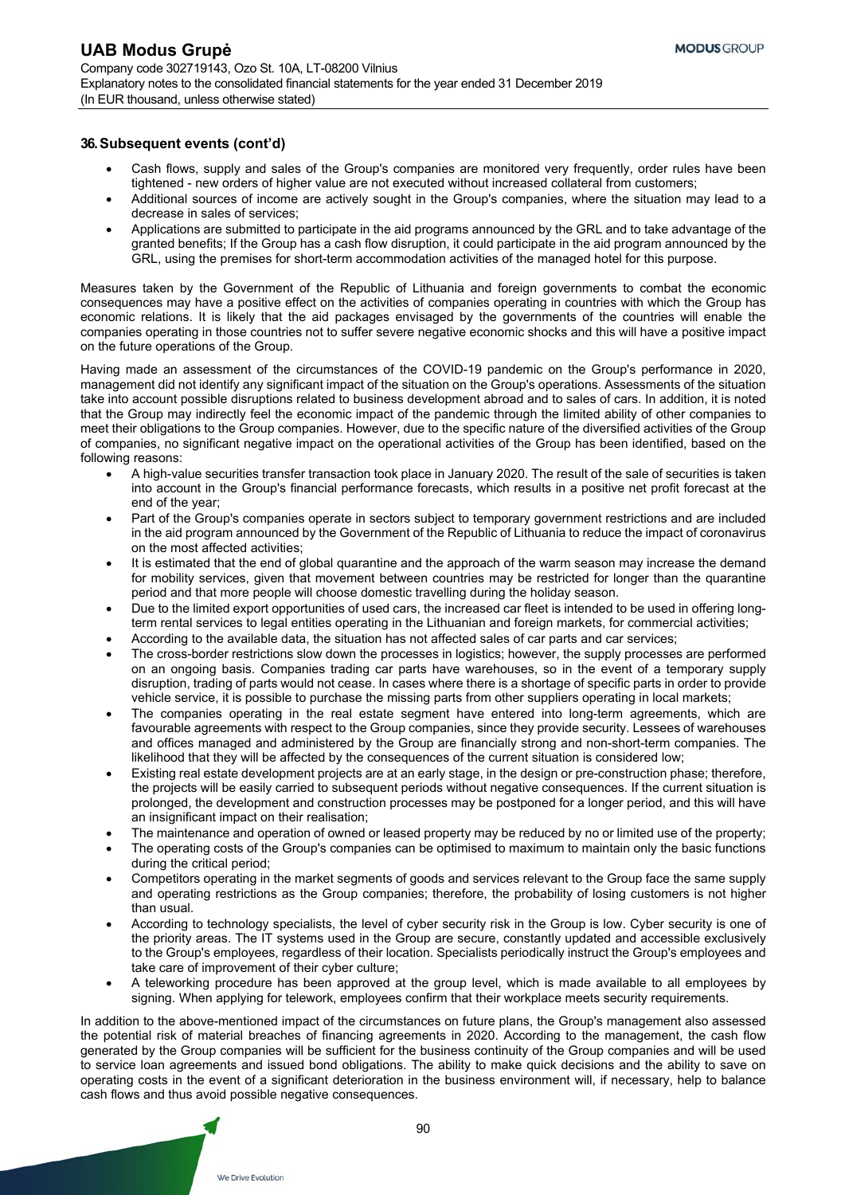## 36. Subsequent events (cont'd)

- Cash flows, supply and sales of the Group's companies are monitored very frequently, order rules have been tightened - new orders of higher value are not executed without increased collateral from customers;
- Additional sources of income are actively sought in the Group's companies, where the situation may lead to a decrease in sales of services;
- Applications are submitted to participate in the aid programs announced by the GRL and to take advantage of the granted benefits; If the Group has a cash flow disruption, it could participate in the aid program announced by the GRL, using the premises for short-term accommodation activities of the managed hotel for this purpose.

Measures taken by the Government of the Republic of Lithuania and foreign governments to combat the economic consequences may have a positive effect on the activities of companies operating in countries with which the Group has economic relations. It is likely that the aid packages envisaged by the governments of the countries will enable the companies operating in those countries not to suffer severe negative economic shocks and this will have a positive impact on the future operations of the Group.

Having made an assessment of the circumstances of the COVID-19 pandemic on the Group's performance in 2020, management did not identify any significant impact of the situation on the Group's operations. Assessments of the situation take into account possible disruptions related to business development abroad and to sales of cars. In addition, it is noted that the Group may indirectly feel the economic impact of the pandemic through the limited ability of other companies to meet their obligations to the Group companies. However, due to the specific nature of the diversified activities of the Group of companies, no significant negative impact on the operational activities of the Group has been identified, based on the following reasons:

- A high-value securities transfer transaction took place in January 2020. The result of the sale of securities is taken into account in the Group's financial performance forecasts, which results in a positive net profit forecast at the end of the year;
- Part of the Group's companies operate in sectors subject to temporary government restrictions and are included in the aid program announced by the Government of the Republic of Lithuania to reduce the impact of coronavirus on the most affected activities;
- It is estimated that the end of global quarantine and the approach of the warm season may increase the demand for mobility services, given that movement between countries may be restricted for longer than the quarantine period and that more people will choose domestic travelling during the holiday season.
- Due to the limited export opportunities of used cars, the increased car fleet is intended to be used in offering long-term rental services to legal entities operating in the Lithuanian and foreign markets, for commercial activities;
- According to the available data, the situation has not affected sales of car parts and car services;
- The cross-border restrictions slow down the processes in logistics; however, the supply processes are performed on an ongoing basis. Companies trading car parts have warehouses, so in the event of a temporary supply disruption, trading of parts would not cease. In cases where there is a shortage of specific parts in order to provide vehicle service, it is possible to purchase the missing parts from other suppliers operating in local markets;
- The companies operating in the real estate segment have entered into long-term agreements, which are favourable agreements with respect to the Group companies, since they provide security. Lessees of warehouses and offices managed and administered by the Group are financially strong and non-short-term companies. The likelihood that they will be affected by the consequences of the current situation is considered low;
- Existing real estate development projects are at an early stage, in the design or pre-construction phase; therefore, the projects will be easily carried to subsequent periods without negative consequences. If the current situation is prolonged, the development and construction processes may be postponed for a longer period, and this will have an insignificant impact on their realisation;
- The maintenance and operation of owned or leased property may be reduced by no or limited use of the property;
- The operating costs of the Group's companies can be optimised to maximum to maintain only the basic functions during the critical period;
- Competitors operating in the market segments of goods and services relevant to the Group face the same supply and operating restrictions as the Group companies; therefore, the probability of losing customers is not higher than usual.
- According to technology specialists, the level of cyber security risk in the Group is low. Cyber security is one of the priority areas. The IT systems used in the Group are secure, constantly updated and accessible exclusively to the Group's employees, regardless of their location. Specialists periodically instruct the Group's employees and take care of improvement of their cyber culture;
- A teleworking procedure has been approved at the group level, which is made available to all employees by signing. When applying for telework, employees confirm that their workplace meets security requirements.

In addition to the above-mentioned impact of the circumstances on future plans, the Group's management also assessed the potential risk of material breaches of financing agreements in 2020. According to the management, the cash flow generated by the Group companies will be sufficient for the business continuity of the Group companies and will be used to service loan agreements and issued bond obligations. The ability to make quick decisions and the ability to save on operating costs in the event of a significant deterioration in the business environment will, if necessary, help to balance cash flows and thus avoid possible negative consequences.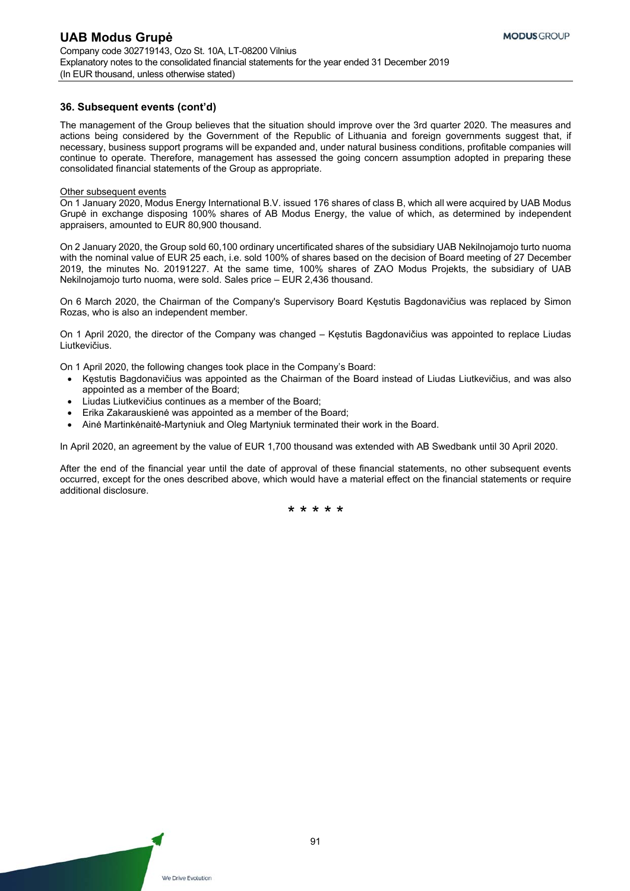### 36. Subsequent events (cont'd)

The management of the Group believes that the situation should improve over the 3rd quarter 2020. The measures and actions being considered by the Government of the Republic of Lithuania and foreign governments suggest that, if necessary, business support programs will be expanded and, under natural business conditions, profitable companies will continue to operate. Therefore, management has assessed the going concern assumption adopted in preparing these consolidated financial statements of the Group as appropriate.

Other subsequent events

On 1 January 2020, Modus Energy International B.V. issued 176 shares of class B, which all were acquired by UAB Modus Grupė in exchange disposing 100% shares of AB Modus Energy, the value of which, as determined by independent appraisers, amounted to EUR 80,900 thousand.

On 2 January 2020, the Group sold 60,100 ordinary uncertificated shares of the subsidiary UAB Nekilnojamojo turto nuoma with the nominal value of EUR 25 each, i.e. sold 100% of shares based on the decision of Board meeting of 27 December 2019, the minutes No. 20191227. At the same time, 100% shares of ZAO Modus Projekts, the subsidiary of UAB Nekilnojamojo turto nuoma, were sold. Sales price – EUR 2,436 thousand.

On 6 March 2020, the Chairman of the Company's Supervisory Board Kęstutis Bagdonavičius was replaced by Simon Rozas, who is also an independent member.

On 1 April 2020, the director of the Company was changed – Kęstutis Bagdonavičius was appointed to replace Liudas Liutkevičius.

On 1 April 2020, the following changes took place in the Company's Board:

- Kęstutis Bagdonavičius was appointed as the Chairman of the Board instead of Liudas Liutkevičius, and was also appointed as a member of the Board;
- Liudas Liutkevičius continues as a member of the Board;
- Erika Zakarauskienė was appointed as a member of the Board;
- Ainė Martinkėnaitė-Martyniuk and Oleg Martyniuk terminated their work in the Board.

In April 2020, an agreement by the value of EUR 1,700 thousand was extended with AB Swedbank until 30 April 2020.

After the end of the financial year until the date of approval of these financial statements, no other subsequent events occurred, except for the ones described above, which would have a material effect on the financial statements or require additional disclosure.

* * * * *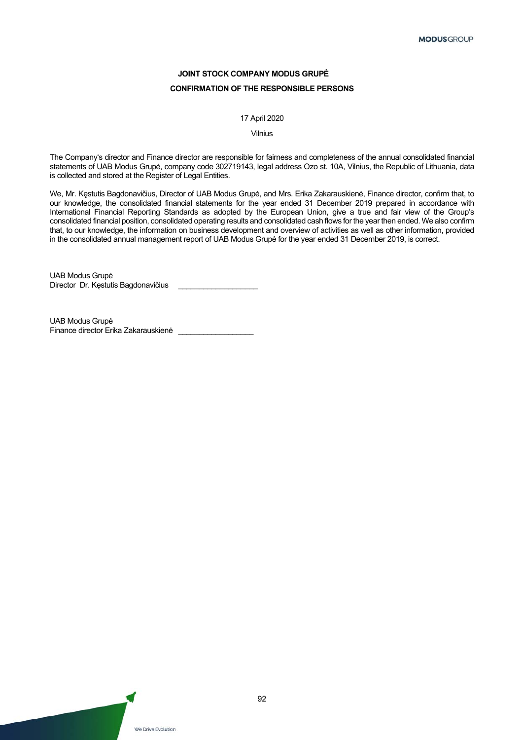# JOINT STOCK COMPANY MODUS GRUPĖ

## CONFIRMATION OF THE RESPONSIBLE PERSONS

17 April 2020

Vilnius

The Company's director and Finance director are responsible for fairness and completeness of the annual consolidated financial statements of UAB Modus Grupė, company code 302719143, legal address Ozo st. 10A, Vilnius, the Republic of Lithuania, data is collected and stored at the Register of Legal Entities.

We, Mr. Kęstutis Bagdonavičius, Director of UAB Modus Grupė, and Mrs. Erika Zakarauskienė, Finance director, confirm that, to our knowledge, the consolidated financial statements for the year ended 31 December 2019 prepared in accordance with International Financial Reporting Standards as adopted by the European Union, give a true and fair view of the Group's consolidated financial position, consolidated operating results and consolidated cash flows for the year then ended. We also confirm that, to our knowledge, the information on business development and overview of activities as well as other information, provided in the consolidated annual management report of UAB Modus Grupė for the year ended 31 December 2019, is correct.

UAB Modus Grupė
Director Dr. Kęstutis Bagdonavičius ___________________

UAB Modus Grupė
Finance director Erika Zakarauskienė __________________